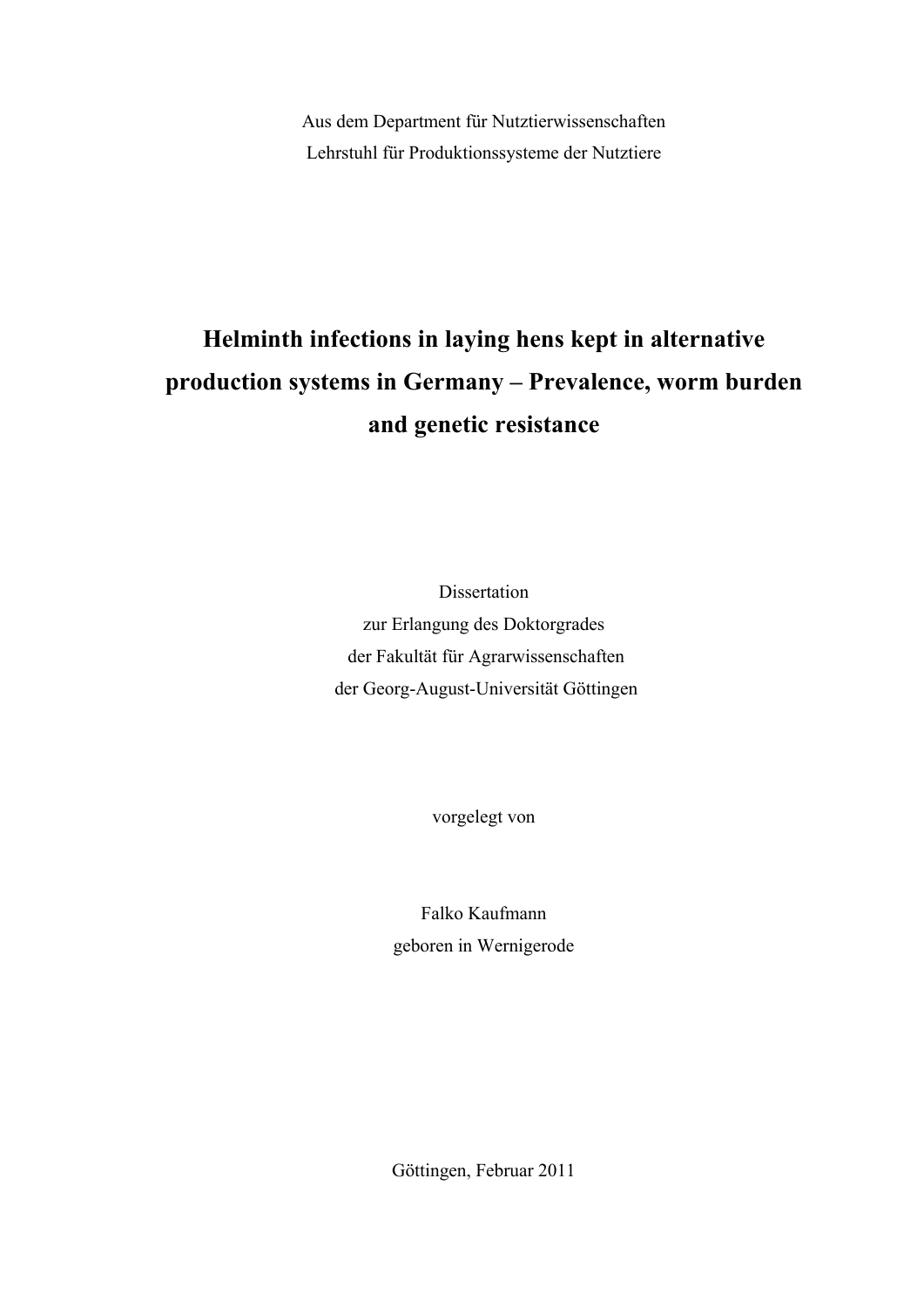Aus dem Department für Nutztierwissenschaften
Lehrstuhl für Produktionssysteme der Nutztiere

# Helminth infections in laying hens kept in alternative production systems in Germany – Prevalence, worm burden and genetic resistance

Dissertation
zur Erlangung des Doktorgrades
der Fakultät für Agrarwissenschaften
der Georg-August-Universität Göttingen

vorgelegt von

Falko Kaufmann
geboren in Wernigerode

Göttingen, Februar 2011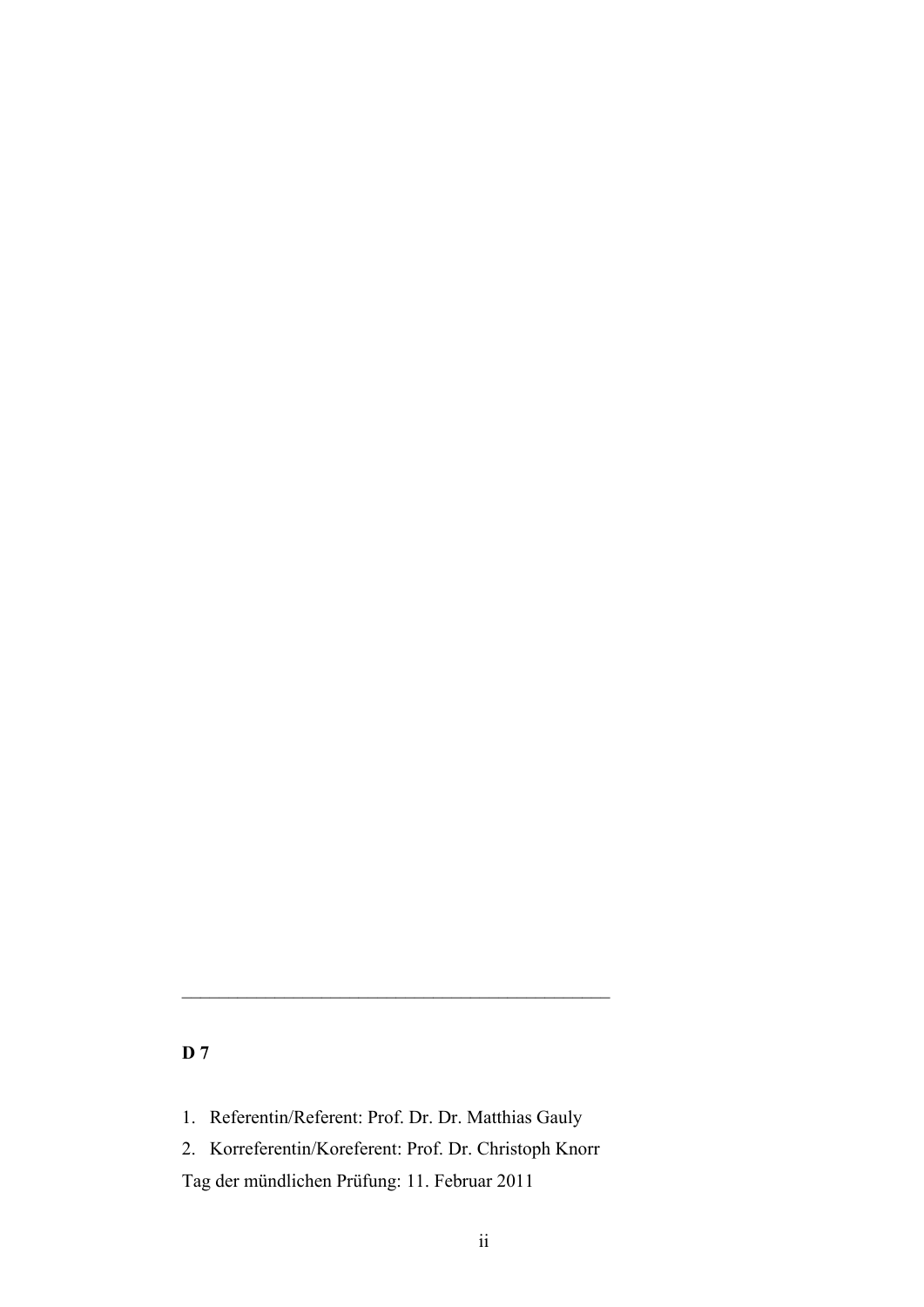---

**D 7**

1. Referentin/Referent: Prof. Dr. Dr. Matthias Gauly
2. Korreferentin/Koreferent: Prof. Dr. Christoph Knorr

Tag der mündlichen Prüfung: 11. Februar 2011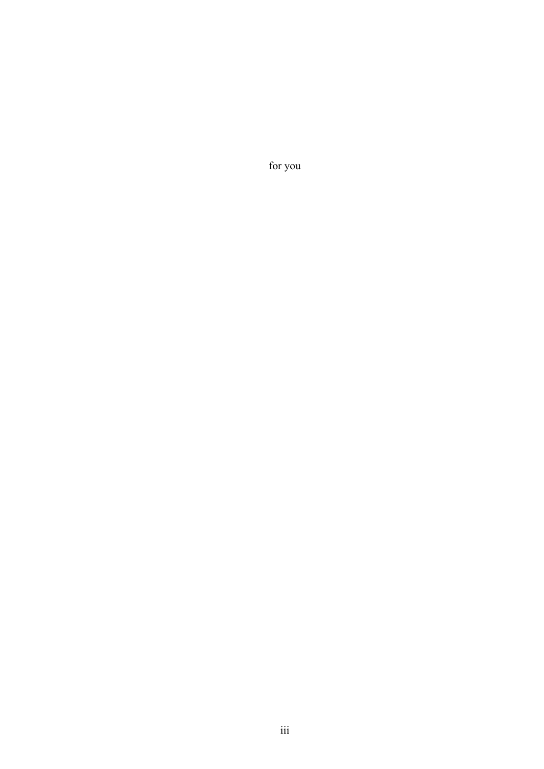for you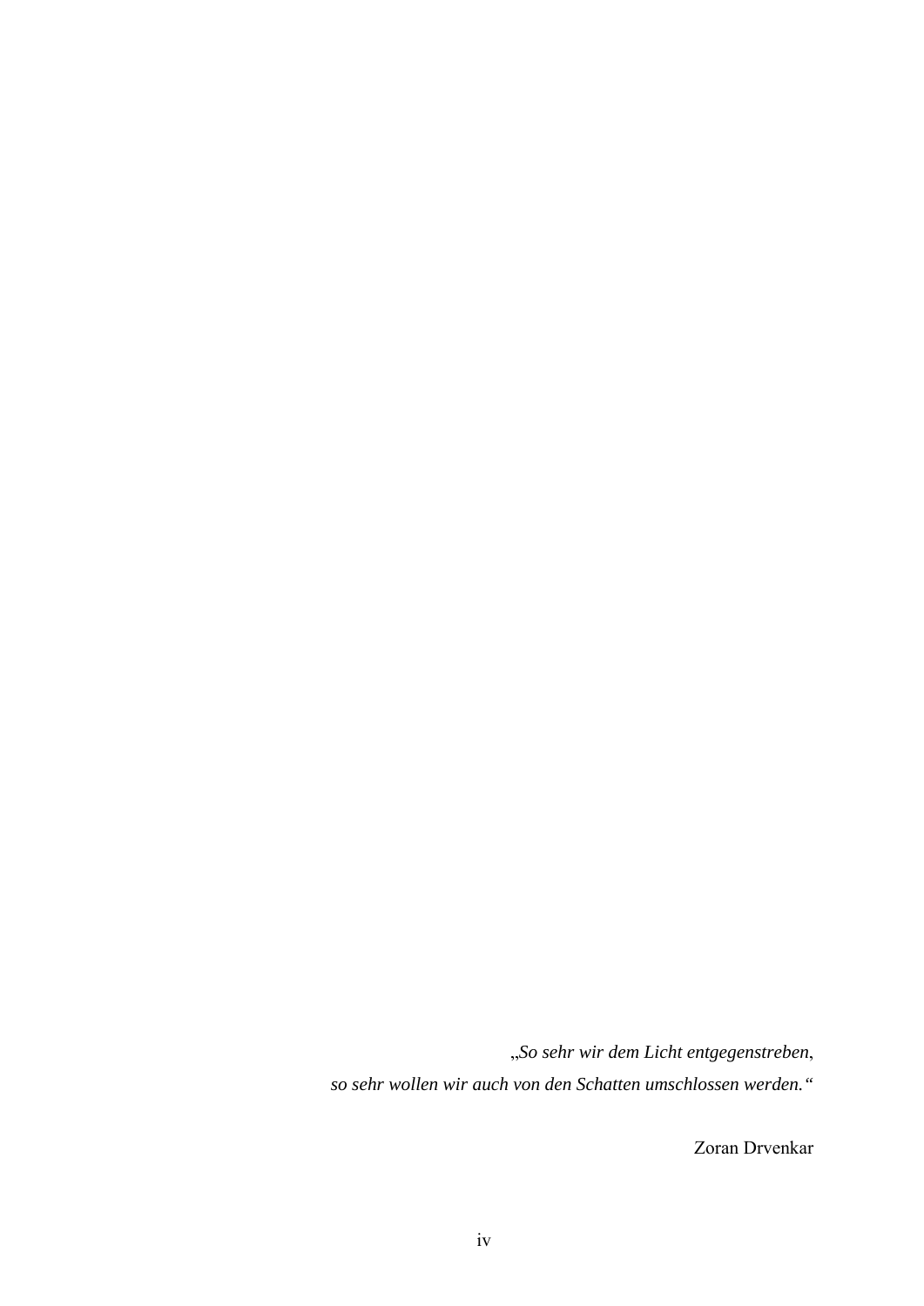„*So sehr wir dem Licht entgegenstreben*,
*so sehr wollen wir auch von den Schatten umschlossen werden.“*

Zoran Drvenkar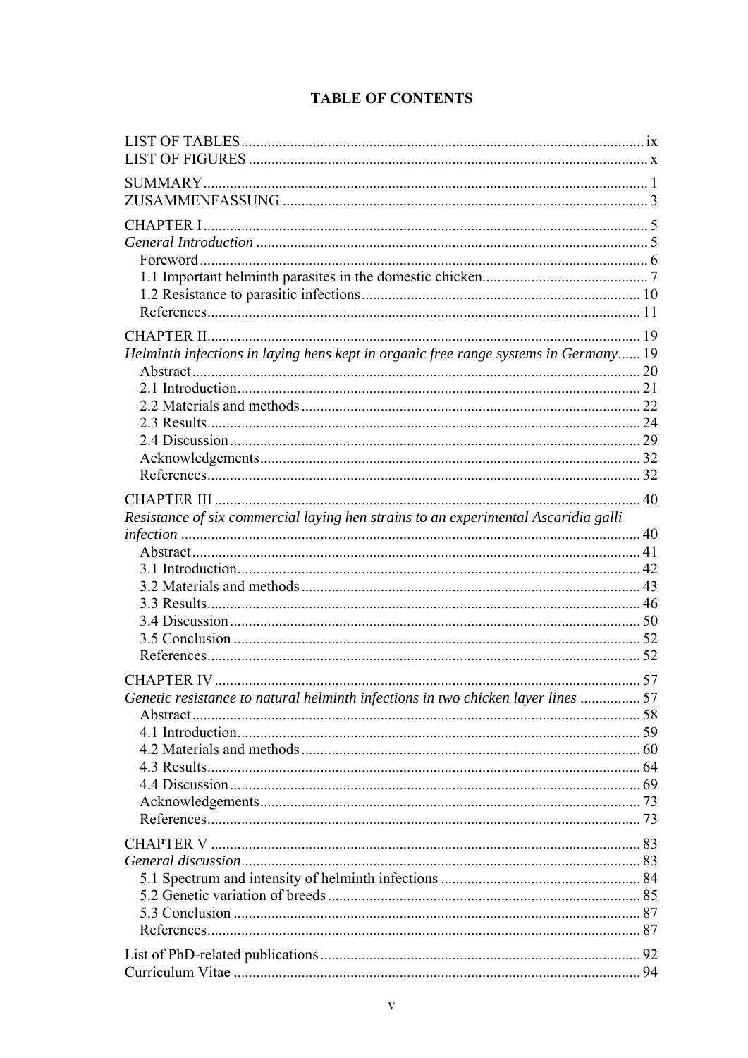# TABLE OF CONTENTS

LIST OF TABLES ..... ix
LIST OF FIGURES ..... x

SUMMARY ..... 1
ZUSAMMENFASSUNG ..... 3

CHAPTER I ..... 5
*General Introduction* ..... 5
- Foreword ..... 6
- 1.1 Important helminth parasites in the domestic chicken ..... 7
- 1.2 Resistance to parasitic infections ..... 10
- References ..... 11

CHAPTER II ..... 19
*Helminth infections in laying hens kept in organic free range systems in Germany* ..... 19
- Abstract ..... 20
- 2.1 Introduction ..... 21
- 2.2 Materials and methods ..... 22
- 2.3 Results ..... 24
- 2.4 Discussion ..... 29
- Acknowledgements ..... 32
- References ..... 32

CHAPTER III ..... 40
*Resistance of six commercial laying hen strains to an experimental Ascaridia galli infection* ..... 40
- Abstract ..... 41
- 3.1 Introduction ..... 42
- 3.2 Materials and methods ..... 43
- 3.3 Results ..... 46
- 3.4 Discussion ..... 50
- 3.5 Conclusion ..... 52
- References ..... 52

CHAPTER IV ..... 57
*Genetic resistance to natural helminth infections in two chicken layer lines* ..... 57
- Abstract ..... 58
- 4.1 Introduction ..... 59
- 4.2 Materials and methods ..... 60
- 4.3 Results ..... 64
- 4.4 Discussion ..... 69
- Acknowledgements ..... 73
- References ..... 73

CHAPTER V ..... 83
*General discussion* ..... 83
- 5.1 Spectrum and intensity of helminth infections ..... 84
- 5.2 Genetic variation of breeds ..... 85
- 5.3 Conclusion ..... 87
- References ..... 87

List of PhD-related publications ..... 92
Curriculum Vitae ..... 94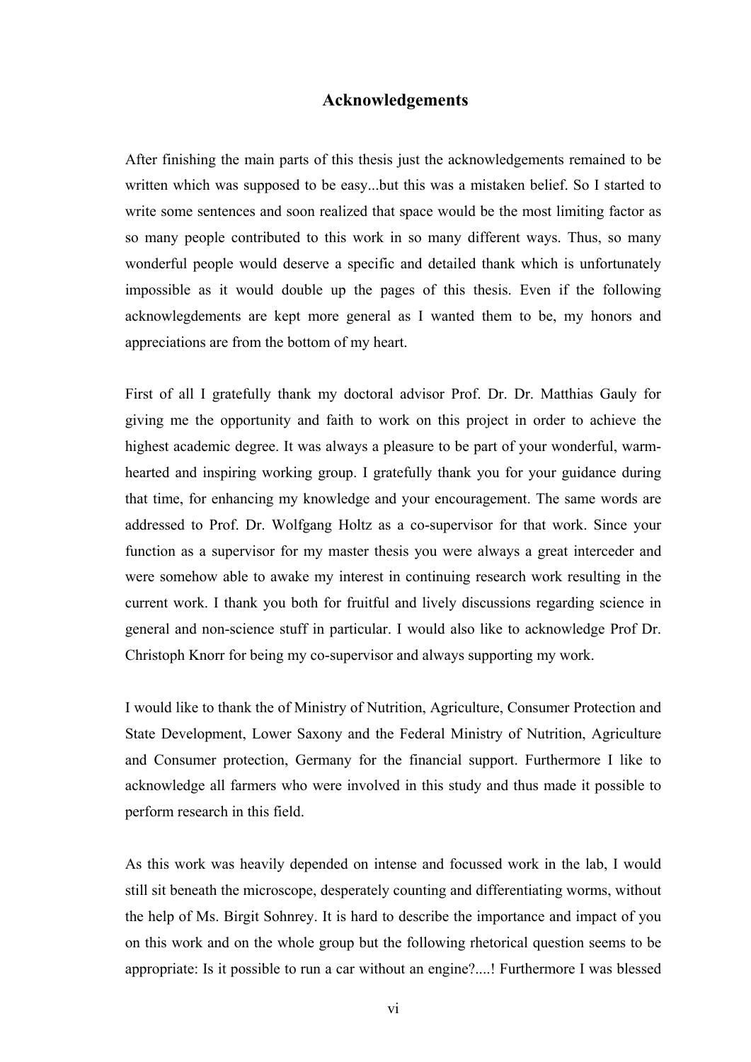## Acknowledgements

After finishing the main parts of this thesis just the acknowledgements remained to be written which was supposed to be easy...but this was a mistaken belief. So I started to write some sentences and soon realized that space would be the most limiting factor as so many people contributed to this work in so many different ways. Thus, so many wonderful people would deserve a specific and detailed thank which is unfortunately impossible as it would double up the pages of this thesis. Even if the following acknowlegdements are kept more general as I wanted them to be, my honors and appreciations are from the bottom of my heart.

First of all I gratefully thank my doctoral advisor Prof. Dr. Dr. Matthias Gauly for giving me the opportunity and faith to work on this project in order to achieve the highest academic degree. It was always a pleasure to be part of your wonderful, warm-hearted and inspiring working group. I gratefully thank you for your guidance during that time, for enhancing my knowledge and your encouragement. The same words are addressed to Prof. Dr. Wolfgang Holtz as a co-supervisor for that work. Since your function as a supervisor for my master thesis you were always a great interceder and were somehow able to awake my interest in continuing research work resulting in the current work. I thank you both for fruitful and lively discussions regarding science in general and non-science stuff in particular. I would also like to acknowledge Prof Dr. Christoph Knorr for being my co-supervisor and always supporting my work.

I would like to thank the of Ministry of Nutrition, Agriculture, Consumer Protection and State Development, Lower Saxony and the Federal Ministry of Nutrition, Agriculture and Consumer protection, Germany for the financial support. Furthermore I like to acknowledge all farmers who were involved in this study and thus made it possible to perform research in this field.

As this work was heavily depended on intense and focussed work in the lab, I would still sit beneath the microscope, desperately counting and differentiating worms, without the help of Ms. Birgit Sohnrey. It is hard to describe the importance and impact of you on this work and on the whole group but the following rhetorical question seems to be appropriate: Is it possible to run a car without an engine?....! Furthermore I was blessed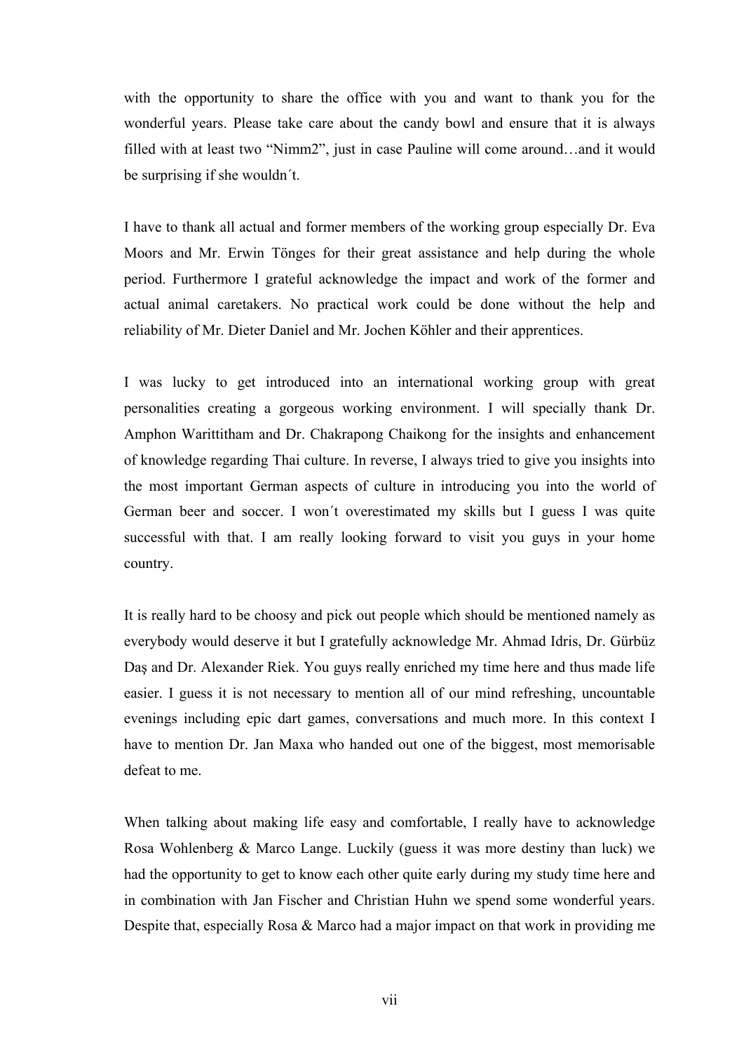with the opportunity to share the office with you and want to thank you for the wonderful years. Please take care about the candy bowl and ensure that it is always filled with at least two "Nimm2", just in case Pauline will come around…and it would be surprising if she wouldn´t.

I have to thank all actual and former members of the working group especially Dr. Eva Moors and Mr. Erwin Tönges for their great assistance and help during the whole period. Furthermore I grateful acknowledge the impact and work of the former and actual animal caretakers. No practical work could be done without the help and reliability of Mr. Dieter Daniel and Mr. Jochen Köhler and their apprentices.

I was lucky to get introduced into an international working group with great personalities creating a gorgeous working environment. I will specially thank Dr. Amphon Warittitham and Dr. Chakrapong Chaikong for the insights and enhancement of knowledge regarding Thai culture. In reverse, I always tried to give you insights into the most important German aspects of culture in introducing you into the world of German beer and soccer. I won´t overestimated my skills but I guess I was quite successful with that. I am really looking forward to visit you guys in your home country.

It is really hard to be choosy and pick out people which should be mentioned namely as everybody would deserve it but I gratefully acknowledge Mr. Ahmad Idris, Dr. Gürbüz Daş and Dr. Alexander Riek. You guys really enriched my time here and thus made life easier. I guess it is not necessary to mention all of our mind refreshing, uncountable evenings including epic dart games, conversations and much more. In this context I have to mention Dr. Jan Maxa who handed out one of the biggest, most memorisable defeat to me.

When talking about making life easy and comfortable, I really have to acknowledge Rosa Wohlenberg & Marco Lange. Luckily (guess it was more destiny than luck) we had the opportunity to get to know each other quite early during my study time here and in combination with Jan Fischer and Christian Huhn we spend some wonderful years. Despite that, especially Rosa & Marco had a major impact on that work in providing me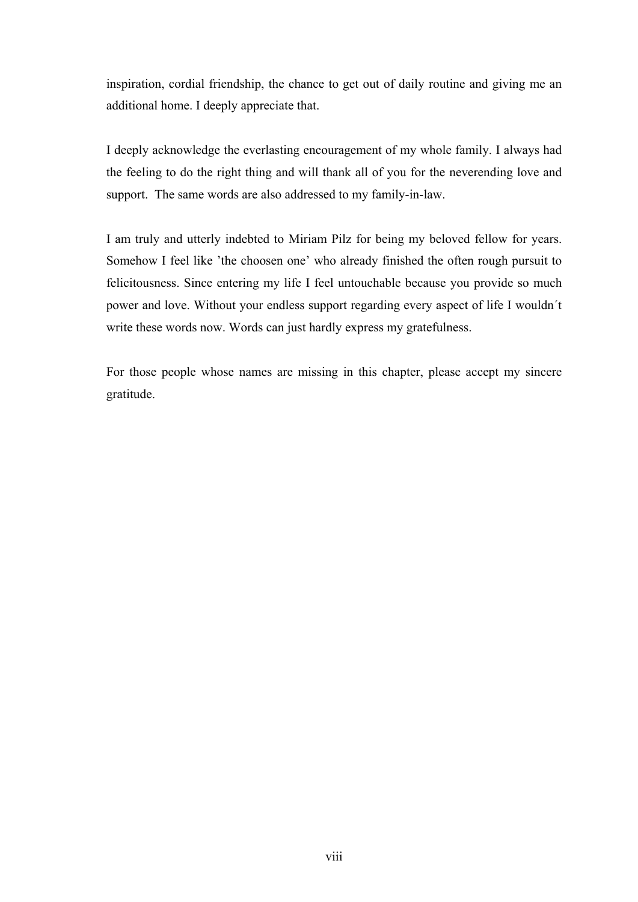inspiration, cordial friendship, the chance to get out of daily routine and giving me an additional home. I deeply appreciate that.

I deeply acknowledge the everlasting encouragement of my whole family. I always had the feeling to do the right thing and will thank all of you for the neverending love and support. The same words are also addressed to my family-in-law.

I am truly and utterly indebted to Miriam Pilz for being my beloved fellow for years. Somehow I feel like 'the choosen one' who already finished the often rough pursuit to felicitousness. Since entering my life I feel untouchable because you provide so much power and love. Without your endless support regarding every aspect of life I wouldn´t write these words now. Words can just hardly express my gratefulness.

For those people whose names are missing in this chapter, please accept my sincere gratitude.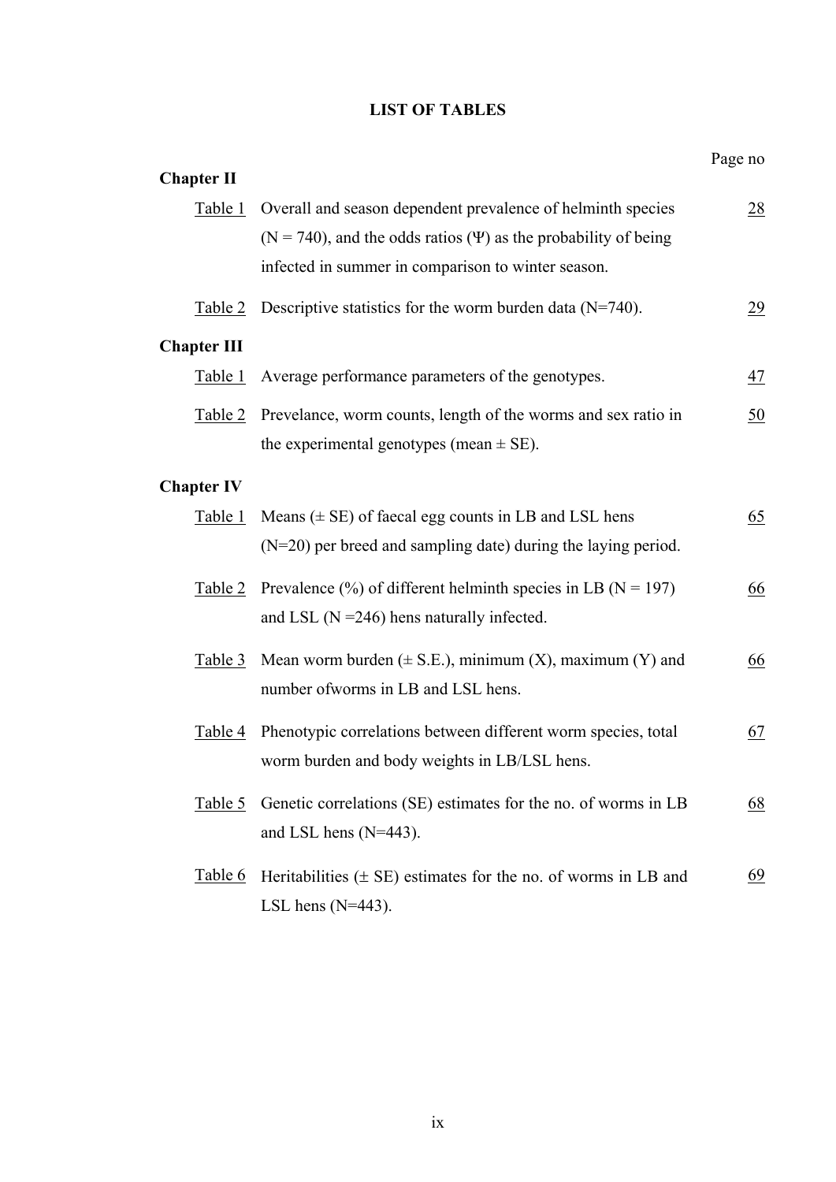# LIST OF TABLES

| | | Page no |
|---|---|---|
| **Chapter II** | | |
| Table 1 | Overall and season dependent prevalence of helminth species (N = 740), and the odds ratios (Ψ) as the probability of being infected in summer in comparison to winter season. | 28 |
| Table 2 | Descriptive statistics for the worm burden data (N=740). | 29 |
| **Chapter III** | | |
| Table 1 | Average performance parameters of the genotypes. | 47 |
| Table 2 | Prevelance, worm counts, length of the worms and sex ratio in the experimental genotypes (mean ± SE). | 50 |
| **Chapter IV** | | |
| Table 1 | Means (± SE) of faecal egg counts in LB and LSL hens (N=20) per breed and sampling date) during the laying period. | 65 |
| Table 2 | Prevalence (%) of different helminth species in LB (N = 197) and LSL (N =246) hens naturally infected. | 66 |
| Table 3 | Mean worm burden (± S.E.), minimum (X), maximum (Y) and number ofworms in LB and LSL hens. | 66 |
| Table 4 | Phenotypic correlations between different worm species, total worm burden and body weights in LB/LSL hens. | 67 |
| Table 5 | Genetic correlations (SE) estimates for the no. of worms in LB and LSL hens (N=443). | 68 |
| Table 6 | Heritabilities (± SE) estimates for the no. of worms in LB and LSL hens (N=443). | 69 |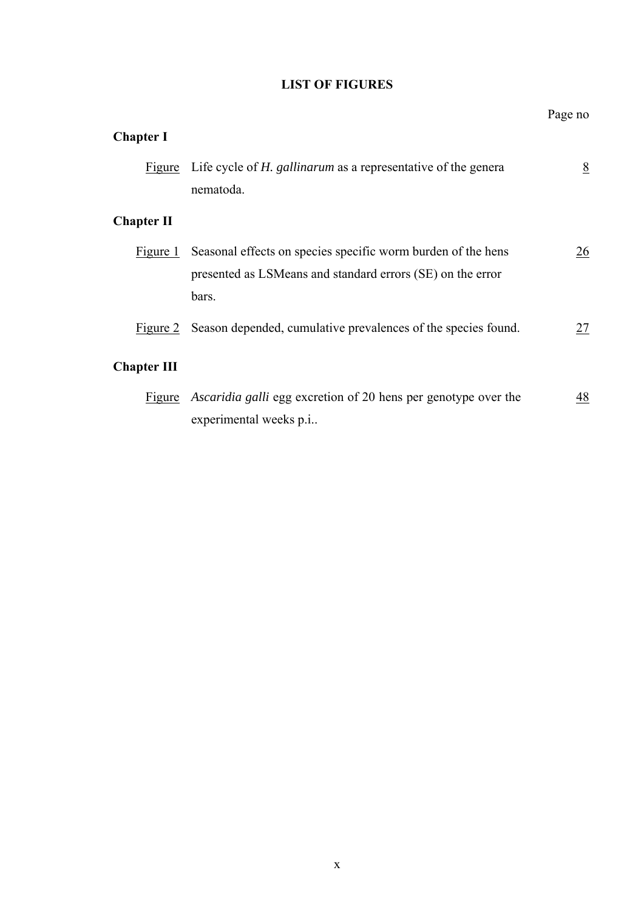# LIST OF FIGURES

Page no

**Chapter I**

| | | |
|---|---|---|
| Figure | Life cycle of *H. gallinarum* as a representative of the genera nematoda. | 8 |

**Chapter II**

| | | |
|---|---|---|
| Figure 1 | Seasonal effects on species specific worm burden of the hens presented as LSMeans and standard errors (SE) on the error bars. | 26 |
| Figure 2 | Season depended, cumulative prevalences of the species found. | 27 |

**Chapter III**

| | | |
|---|---|---|
| Figure | *Ascaridia galli* egg excretion of 20 hens per genotype over the experimental weeks p.i.. | 48 |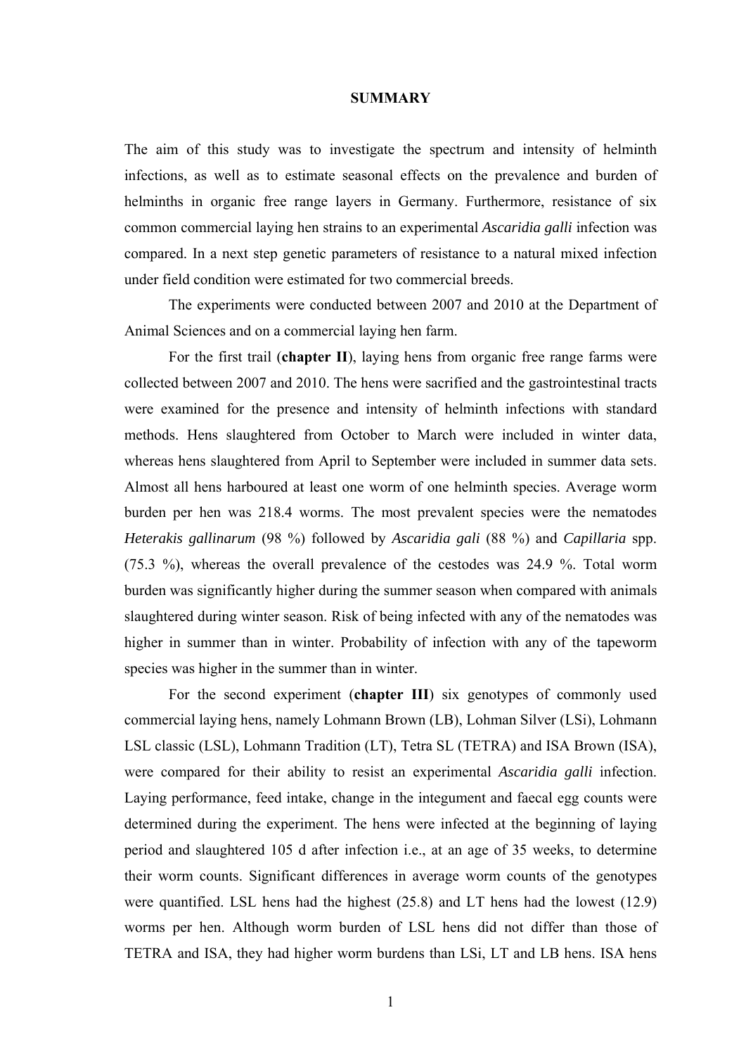# SUMMARY

The aim of this study was to investigate the spectrum and intensity of helminth infections, as well as to estimate seasonal effects on the prevalence and burden of helminths in organic free range layers in Germany. Furthermore, resistance of six common commercial laying hen strains to an experimental *Ascaridia galli* infection was compared. In a next step genetic parameters of resistance to a natural mixed infection under field condition were estimated for two commercial breeds.

The experiments were conducted between 2007 and 2010 at the Department of Animal Sciences and on a commercial laying hen farm.

For the first trail (**chapter II**), laying hens from organic free range farms were collected between 2007 and 2010. The hens were sacrified and the gastrointestinal tracts were examined for the presence and intensity of helminth infections with standard methods. Hens slaughtered from October to March were included in winter data, whereas hens slaughtered from April to September were included in summer data sets. Almost all hens harboured at least one worm of one helminth species. Average worm burden per hen was 218.4 worms. The most prevalent species were the nematodes *Heterakis gallinarum* (98 %) followed by *Ascaridia gali* (88 %) and *Capillaria* spp. (75.3 %), whereas the overall prevalence of the cestodes was 24.9 %. Total worm burden was significantly higher during the summer season when compared with animals slaughtered during winter season. Risk of being infected with any of the nematodes was higher in summer than in winter. Probability of infection with any of the tapeworm species was higher in the summer than in winter.

For the second experiment (**chapter III**) six genotypes of commonly used commercial laying hens, namely Lohmann Brown (LB), Lohman Silver (LSi), Lohmann LSL classic (LSL), Lohmann Tradition (LT), Tetra SL (TETRA) and ISA Brown (ISA), were compared for their ability to resist an experimental *Ascaridia galli* infection. Laying performance, feed intake, change in the integument and faecal egg counts were determined during the experiment. The hens were infected at the beginning of laying period and slaughtered 105 d after infection i.e., at an age of 35 weeks, to determine their worm counts. Significant differences in average worm counts of the genotypes were quantified. LSL hens had the highest (25.8) and LT hens had the lowest (12.9) worms per hen. Although worm burden of LSL hens did not differ than those of TETRA and ISA, they had higher worm burdens than LSi, LT and LB hens. ISA hens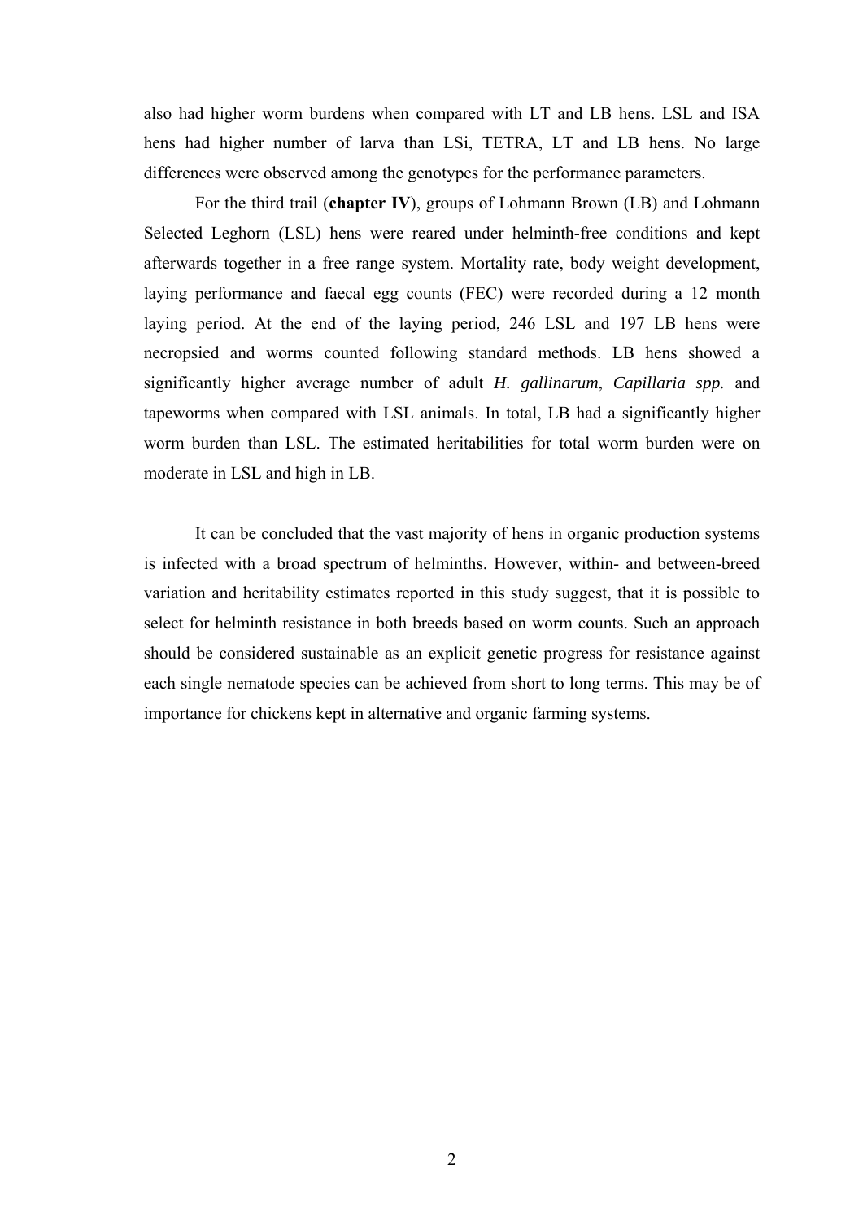also had higher worm burdens when compared with LT and LB hens. LSL and ISA hens had higher number of larva than LSi, TETRA, LT and LB hens. No large differences were observed among the genotypes for the performance parameters.

For the third trail (**chapter IV**), groups of Lohmann Brown (LB) and Lohmann Selected Leghorn (LSL) hens were reared under helminth-free conditions and kept afterwards together in a free range system. Mortality rate, body weight development, laying performance and faecal egg counts (FEC) were recorded during a 12 month laying period. At the end of the laying period, 246 LSL and 197 LB hens were necropsied and worms counted following standard methods. LB hens showed a significantly higher average number of adult *H. gallinarum*, *Capillaria spp.* and tapeworms when compared with LSL animals. In total, LB had a significantly higher worm burden than LSL. The estimated heritabilities for total worm burden were on moderate in LSL and high in LB.

It can be concluded that the vast majority of hens in organic production systems is infected with a broad spectrum of helminths. However, within- and between-breed variation and heritability estimates reported in this study suggest, that it is possible to select for helminth resistance in both breeds based on worm counts. Such an approach should be considered sustainable as an explicit genetic progress for resistance against each single nematode species can be achieved from short to long terms. This may be of importance for chickens kept in alternative and organic farming systems.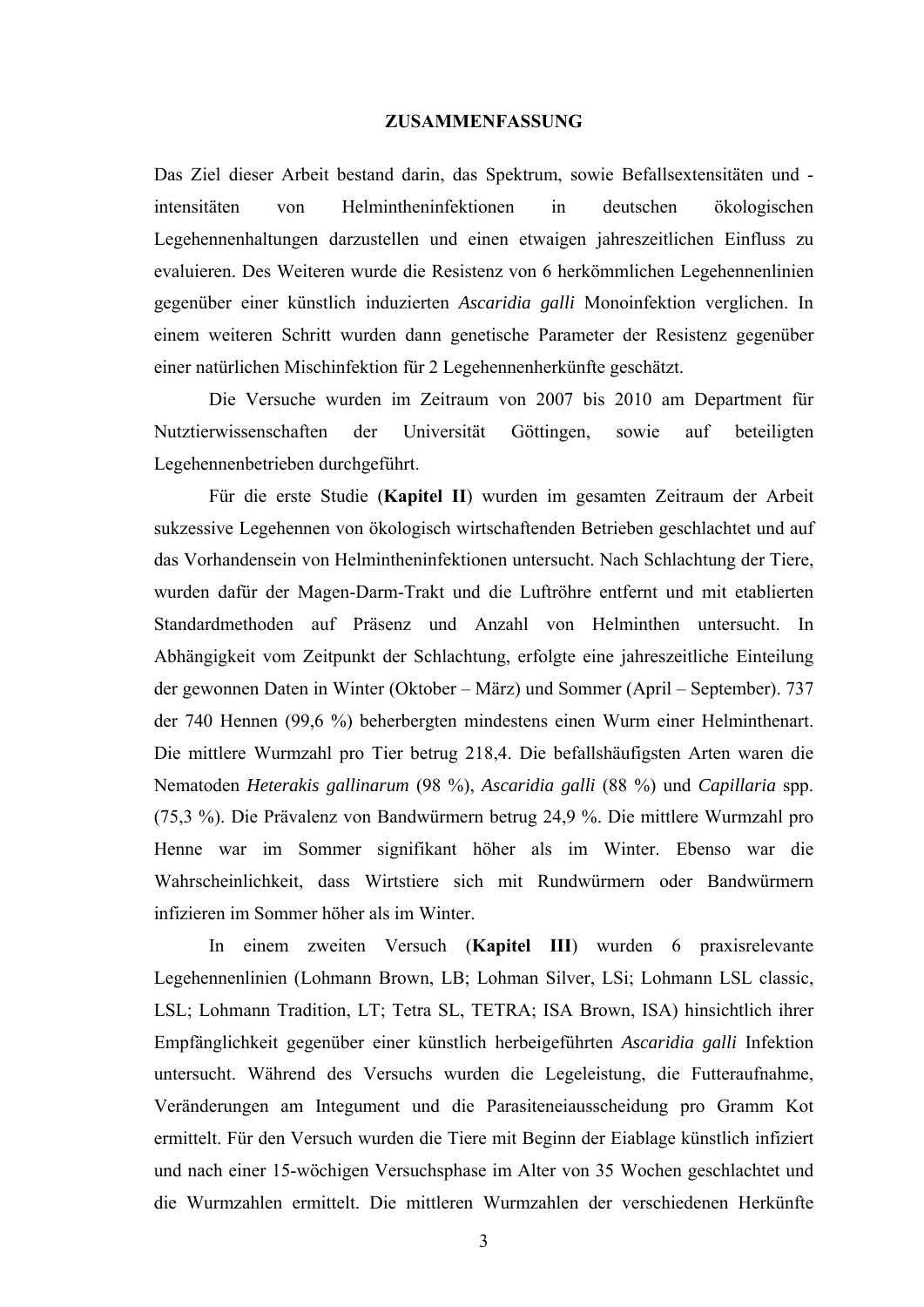# ZUSAMMENFASSUNG

Das Ziel dieser Arbeit bestand darin, das Spektrum, sowie Befallsextensitäten und -intensitäten von Helmintheninfektionen in deutschen ökologischen Legehennenhaltungen darzustellen und einen etwaigen jahreszeitlichen Einfluss zu evaluieren. Des Weiteren wurde die Resistenz von 6 herkömmlichen Legehennenlinien gegenüber einer künstlich induzierten *Ascaridia galli* Monoinfektion verglichen. In einem weiteren Schritt wurden dann genetische Parameter der Resistenz gegenüber einer natürlichen Mischinfektion für 2 Legehennenherkünfte geschätzt.

Die Versuche wurden im Zeitraum von 2007 bis 2010 am Department für Nutztierwissenschaften der Universität Göttingen, sowie auf beteiligten Legehennenbetrieben durchgeführt.

Für die erste Studie (**Kapitel II**) wurden im gesamten Zeitraum der Arbeit sukzessive Legehennen von ökologisch wirtschaftenden Betrieben geschlachtet und auf das Vorhandensein von Helmintheninfektionen untersucht. Nach Schlachtung der Tiere, wurden dafür der Magen-Darm-Trakt und die Luftröhre entfernt und mit etablierten Standardmethoden auf Präsenz und Anzahl von Helminthen untersucht. In Abhängigkeit vom Zeitpunkt der Schlachtung, erfolgte eine jahreszeitliche Einteilung der gewonnen Daten in Winter (Oktober – März) und Sommer (April – September). 737 der 740 Hennen (99,6 %) beherbergten mindestens einen Wurm einer Helminthenart. Die mittlere Wurmzahl pro Tier betrug 218,4. Die befallshäufigsten Arten waren die Nematoden *Heterakis gallinarum* (98 %), *Ascaridia galli* (88 %) und *Capillaria* spp. (75,3 %). Die Prävalenz von Bandwürmern betrug 24,9 %. Die mittlere Wurmzahl pro Henne war im Sommer signifikant höher als im Winter. Ebenso war die Wahrscheinlichkeit, dass Wirtstiere sich mit Rundwürmern oder Bandwürmern infizieren im Sommer höher als im Winter.

In einem zweiten Versuch (**Kapitel III**) wurden 6 praxisrelevante Legehennenlinien (Lohmann Brown, LB; Lohman Silver, LSi; Lohmann LSL classic, LSL; Lohmann Tradition, LT; Tetra SL, TETRA; ISA Brown, ISA) hinsichtlich ihrer Empfänglichkeit gegenüber einer künstlich herbeigeführten *Ascaridia galli* Infektion untersucht. Während des Versuchs wurden die Legeleistung, die Futteraufnahme, Veränderungen am Integument und die Parasiteneiausscheidung pro Gramm Kot ermittelt. Für den Versuch wurden die Tiere mit Beginn der Eiablage künstlich infiziert und nach einer 15-wöchigen Versuchsphase im Alter von 35 Wochen geschlachtet und die Wurmzahlen ermittelt. Die mittleren Wurmzahlen der verschiedenen Herkünfte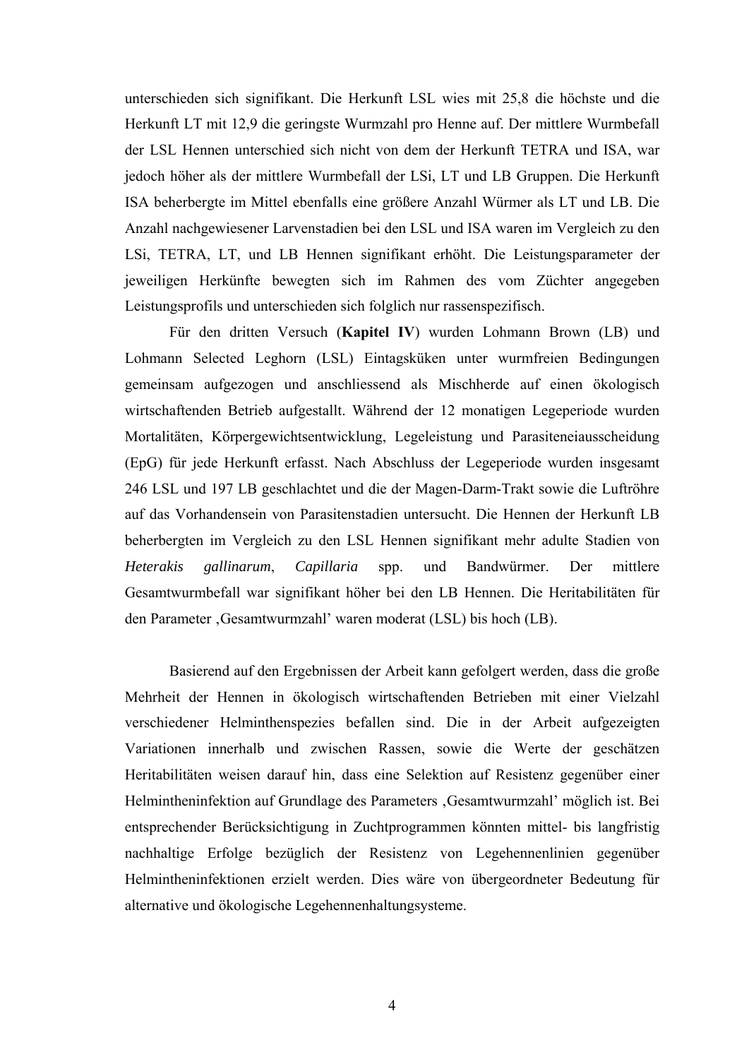unterschieden sich signifikant. Die Herkunft LSL wies mit 25,8 die höchste und die Herkunft LT mit 12,9 die geringste Wurmzahl pro Henne auf. Der mittlere Wurmbefall der LSL Hennen unterschied sich nicht von dem der Herkunft TETRA und ISA, war jedoch höher als der mittlere Wurmbefall der LSi, LT und LB Gruppen. Die Herkunft ISA beherbergte im Mittel ebenfalls eine größere Anzahl Würmer als LT und LB. Die Anzahl nachgewiesener Larvenstadien bei den LSL und ISA waren im Vergleich zu den LSi, TETRA, LT, und LB Hennen signifikant erhöht. Die Leistungsparameter der jeweiligen Herkünfte bewegten sich im Rahmen des vom Züchter angegeben Leistungsprofils und unterschieden sich folglich nur rassenspezifisch.

Für den dritten Versuch (**Kapitel IV**) wurden Lohmann Brown (LB) und Lohmann Selected Leghorn (LSL) Eintagsküken unter wurmfreien Bedingungen gemeinsam aufgezogen und anschliessend als Mischherde auf einen ökologisch wirtschaftenden Betrieb aufgestallt. Während der 12 monatigen Legeperiode wurden Mortalitäten, Körpergewichtsentwicklung, Legeleistung und Parasiteneiausscheidung (EpG) für jede Herkunft erfasst. Nach Abschluss der Legeperiode wurden insgesamt 246 LSL und 197 LB geschlachtet und die der Magen-Darm-Trakt sowie die Luftröhre auf das Vorhandensein von Parasitenstadien untersucht. Die Hennen der Herkunft LB beherbergten im Vergleich zu den LSL Hennen signifikant mehr adulte Stadien von *Heterakis gallinarum*, *Capillaria* spp. und Bandwürmer. Der mittlere Gesamtwurmbefall war signifikant höher bei den LB Hennen. Die Heritabilitäten für den Parameter ‚Gesamtwurmzahl' waren moderat (LSL) bis hoch (LB).

Basierend auf den Ergebnissen der Arbeit kann gefolgert werden, dass die große Mehrheit der Hennen in ökologisch wirtschaftenden Betrieben mit einer Vielzahl verschiedener Helminthenspezies befallen sind. Die in der Arbeit aufgezeigten Variationen innerhalb und zwischen Rassen, sowie die Werte der geschätzen Heritabilitäten weisen darauf hin, dass eine Selektion auf Resistenz gegenüber einer Helmintheninfektion auf Grundlage des Parameters ‚Gesamtwurmzahl' möglich ist. Bei entsprechender Berücksichtigung in Zuchtprogrammen könnten mittel- bis langfristig nachhaltige Erfolge bezüglich der Resistenz von Legehennenlinien gegenüber Helmintheninfektionen erzielt werden. Dies wäre von übergeordneter Bedeutung für alternative und ökologische Legehennenhaltungsysteme.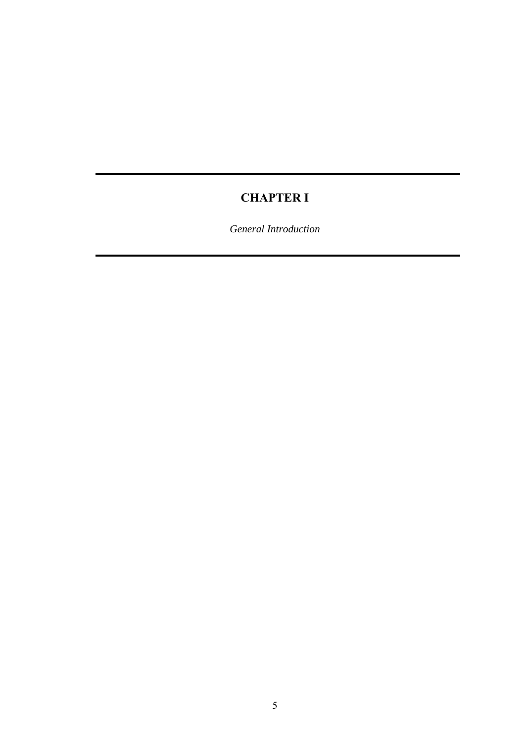# CHAPTER I

*General Introduction*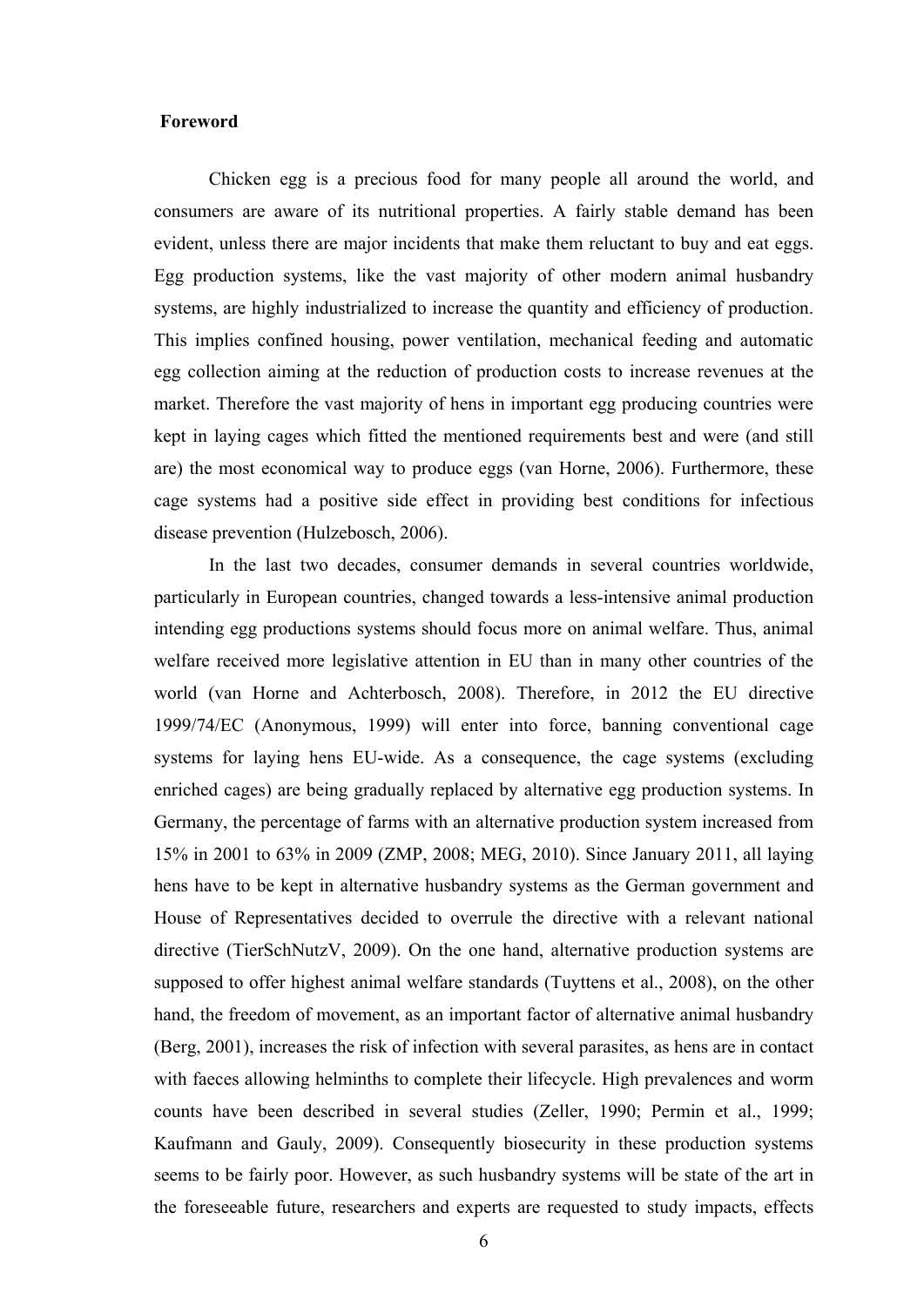## Foreword

Chicken egg is a precious food for many people all around the world, and consumers are aware of its nutritional properties. A fairly stable demand has been evident, unless there are major incidents that make them reluctant to buy and eat eggs. Egg production systems, like the vast majority of other modern animal husbandry systems, are highly industrialized to increase the quantity and efficiency of production. This implies confined housing, power ventilation, mechanical feeding and automatic egg collection aiming at the reduction of production costs to increase revenues at the market. Therefore the vast majority of hens in important egg producing countries were kept in laying cages which fitted the mentioned requirements best and were (and still are) the most economical way to produce eggs (van Horne, 2006). Furthermore, these cage systems had a positive side effect in providing best conditions for infectious disease prevention (Hulzebosch, 2006).

In the last two decades, consumer demands in several countries worldwide, particularly in European countries, changed towards a less-intensive animal production intending egg productions systems should focus more on animal welfare. Thus, animal welfare received more legislative attention in EU than in many other countries of the world (van Horne and Achterbosch, 2008). Therefore, in 2012 the EU directive 1999/74/EC (Anonymous, 1999) will enter into force, banning conventional cage systems for laying hens EU-wide. As a consequence, the cage systems (excluding enriched cages) are being gradually replaced by alternative egg production systems. In Germany, the percentage of farms with an alternative production system increased from 15% in 2001 to 63% in 2009 (ZMP, 2008; MEG, 2010). Since January 2011, all laying hens have to be kept in alternative husbandry systems as the German government and House of Representatives decided to overrule the directive with a relevant national directive (TierSchNutzV, 2009). On the one hand, alternative production systems are supposed to offer highest animal welfare standards (Tuyttens et al., 2008), on the other hand, the freedom of movement, as an important factor of alternative animal husbandry (Berg, 2001), increases the risk of infection with several parasites, as hens are in contact with faeces allowing helminths to complete their lifecycle. High prevalences and worm counts have been described in several studies (Zeller, 1990; Permin et al., 1999; Kaufmann and Gauly, 2009). Consequently biosecurity in these production systems seems to be fairly poor. However, as such husbandry systems will be state of the art in the foreseeable future, researchers and experts are requested to study impacts, effects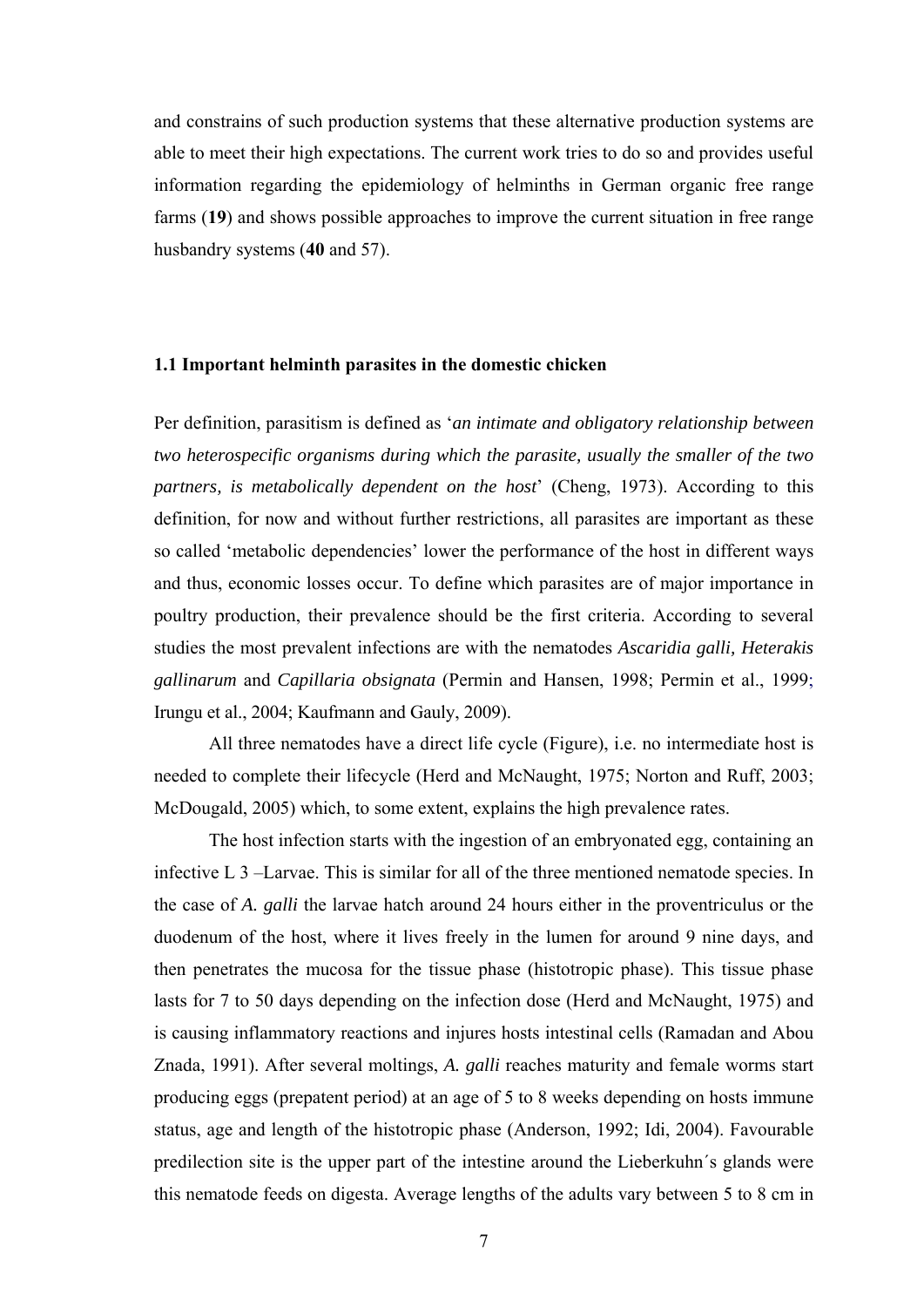and constrains of such production systems that these alternative production systems are able to meet their high expectations. The current work tries to do so and provides useful information regarding the epidemiology of helminths in German organic free range farms (**19**) and shows possible approaches to improve the current situation in free range husbandry systems (**40** and 57).

### 1.1 Important helminth parasites in the domestic chicken

Per definition, parasitism is defined as '*an intimate and obligatory relationship between two heterospecific organisms during which the parasite, usually the smaller of the two partners, is metabolically dependent on the host*' (Cheng, 1973). According to this definition, for now and without further restrictions, all parasites are important as these so called 'metabolic dependencies' lower the performance of the host in different ways and thus, economic losses occur. To define which parasites are of major importance in poultry production, their prevalence should be the first criteria. According to several studies the most prevalent infections are with the nematodes *Ascaridia galli, Heterakis gallinarum* and *Capillaria obsignata* (Permin and Hansen, 1998; Permin et al., 1999; Irungu et al., 2004; Kaufmann and Gauly, 2009).

All three nematodes have a direct life cycle (Figure), i.e. no intermediate host is needed to complete their lifecycle (Herd and McNaught, 1975; Norton and Ruff, 2003; McDougald, 2005) which, to some extent, explains the high prevalence rates.

The host infection starts with the ingestion of an embryonated egg, containing an infective L 3 –Larvae. This is similar for all of the three mentioned nematode species. In the case of *A. galli* the larvae hatch around 24 hours either in the proventriculus or the duodenum of the host, where it lives freely in the lumen for around 9 nine days, and then penetrates the mucosa for the tissue phase (histotropic phase). This tissue phase lasts for 7 to 50 days depending on the infection dose (Herd and McNaught, 1975) and is causing inflammatory reactions and injures hosts intestinal cells (Ramadan and Abou Znada, 1991). After several moltings, *A. galli* reaches maturity and female worms start producing eggs (prepatent period) at an age of 5 to 8 weeks depending on hosts immune status, age and length of the histotropic phase (Anderson, 1992; Idi, 2004). Favourable predilection site is the upper part of the intestine around the Lieberkuhn´s glands were this nematode feeds on digesta. Average lengths of the adults vary between 5 to 8 cm in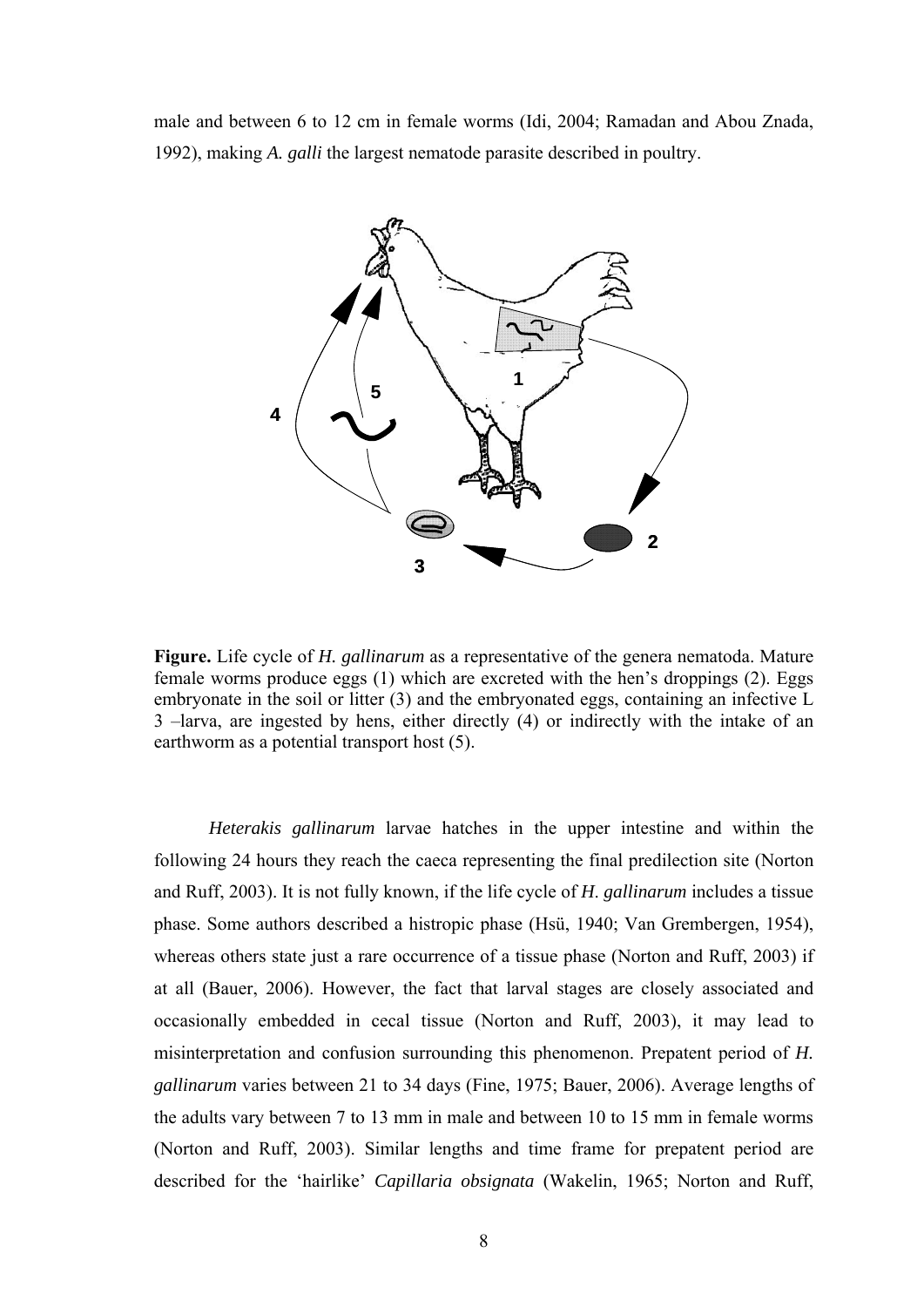male and between 6 to 12 cm in female worms (Idi, 2004; Ramadan and Abou Znada, 1992), making *A. galli* the largest nematode parasite described in poultry.

**Figure.** Life cycle of *H. gallinarum* as a representative of the genera nematoda. Mature female worms produce eggs (1) which are excreted with the hen's droppings (2). Eggs embryonate in the soil or litter (3) and the embryonated eggs, containing an infective L 3 –larva, are ingested by hens, either directly (4) or indirectly with the intake of an earthworm as a potential transport host (5).

*Heterakis gallinarum* larvae hatches in the upper intestine and within the following 24 hours they reach the caeca representing the final predilection site (Norton and Ruff, 2003). It is not fully known, if the life cycle of *H. gallinarum* includes a tissue phase. Some authors described a histropic phase (Hsü, 1940; Van Grembergen, 1954), whereas others state just a rare occurrence of a tissue phase (Norton and Ruff, 2003) if at all (Bauer, 2006). However, the fact that larval stages are closely associated and occasionally embedded in cecal tissue (Norton and Ruff, 2003), it may lead to misinterpretation and confusion surrounding this phenomenon. Prepatent period of *H. gallinarum* varies between 21 to 34 days (Fine, 1975; Bauer, 2006). Average lengths of the adults vary between 7 to 13 mm in male and between 10 to 15 mm in female worms (Norton and Ruff, 2003). Similar lengths and time frame for prepatent period are described for the 'hairlike' *Capillaria obsignata* (Wakelin, 1965; Norton and Ruff,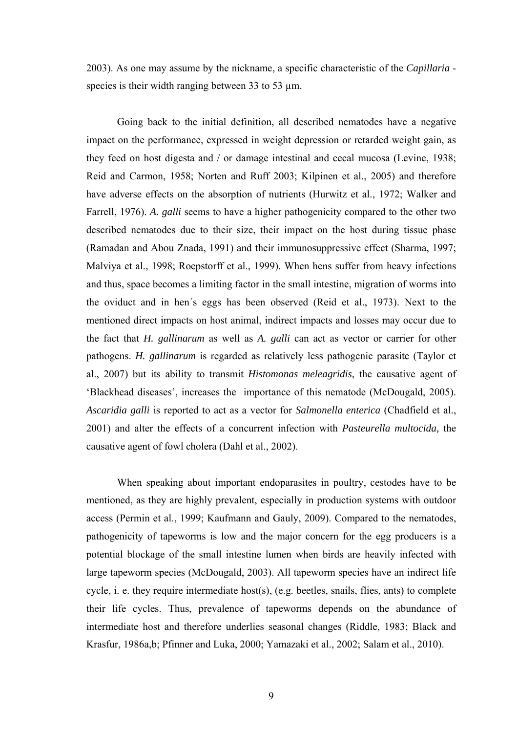2003). As one may assume by the nickname, a specific characteristic of the *Capillaria* - species is their width ranging between 33 to 53 µm.

Going back to the initial definition, all described nematodes have a negative impact on the performance, expressed in weight depression or retarded weight gain, as they feed on host digesta and / or damage intestinal and cecal mucosa (Levine, 1938; Reid and Carmon, 1958; Norten and Ruff 2003; Kilpinen et al., 2005) and therefore have adverse effects on the absorption of nutrients (Hurwitz et al., 1972; Walker and Farrell, 1976). *A. galli* seems to have a higher pathogenicity compared to the other two described nematodes due to their size, their impact on the host during tissue phase (Ramadan and Abou Znada, 1991) and their immunosuppressive effect (Sharma, 1997; Malviya et al., 1998; Roepstorff et al., 1999). When hens suffer from heavy infections and thus, space becomes a limiting factor in the small intestine, migration of worms into the oviduct and in hen´s eggs has been observed (Reid et al., 1973). Next to the mentioned direct impacts on host animal, indirect impacts and losses may occur due to the fact that *H. gallinarum* as well as *A. galli* can act as vector or carrier for other pathogens. *H. gallinarum* is regarded as relatively less pathogenic parasite (Taylor et al., 2007) but its ability to transmit *Histomonas meleagridis*, the causative agent of 'Blackhead diseases', increases the importance of this nematode (McDougald, 2005). *Ascaridia galli* is reported to act as a vector for *Salmonella enterica* (Chadfield et al., 2001) and alter the effects of a concurrent infection with *Pasteurella multocida,* the causative agent of fowl cholera (Dahl et al., 2002).

When speaking about important endoparasites in poultry, cestodes have to be mentioned, as they are highly prevalent, especially in production systems with outdoor access (Permin et al., 1999; Kaufmann and Gauly, 2009). Compared to the nematodes, pathogenicity of tapeworms is low and the major concern for the egg producers is a potential blockage of the small intestine lumen when birds are heavily infected with large tapeworm species (McDougald, 2003). All tapeworm species have an indirect life cycle, i. e. they require intermediate host(s), (e.g. beetles, snails, flies, ants) to complete their life cycles. Thus, prevalence of tapeworms depends on the abundance of intermediate host and therefore underlies seasonal changes (Riddle, 1983; Black and Krasfur, 1986a,b; Pfinner and Luka, 2000; Yamazaki et al., 2002; Salam et al., 2010).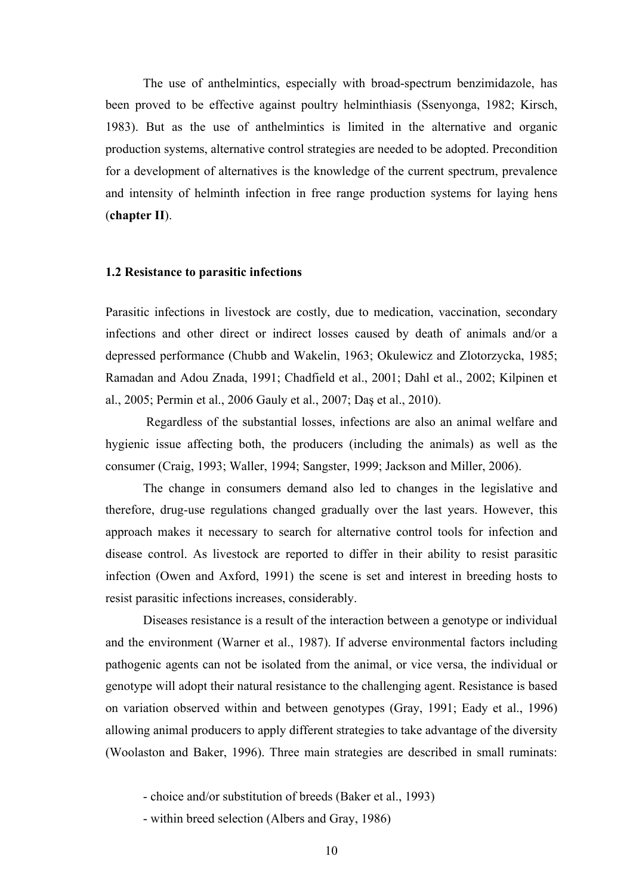The use of anthelmintics, especially with broad-spectrum benzimidazole, has been proved to be effective against poultry helminthiasis (Ssenyonga, 1982; Kirsch, 1983). But as the use of anthelmintics is limited in the alternative and organic production systems, alternative control strategies are needed to be adopted. Precondition for a development of alternatives is the knowledge of the current spectrum, prevalence and intensity of helminth infection in free range production systems for laying hens (**chapter II**).

### 1.2 Resistance to parasitic infections

Parasitic infections in livestock are costly, due to medication, vaccination, secondary infections and other direct or indirect losses caused by death of animals and/or a depressed performance (Chubb and Wakelin, 1963; Okulewicz and Zlotorzycka, 1985; Ramadan and Adou Znada, 1991; Chadfield et al., 2001; Dahl et al., 2002; Kilpinen et al., 2005; Permin et al., 2006 Gauly et al., 2007; Daş et al., 2010).

Regardless of the substantial losses, infections are also an animal welfare and hygienic issue affecting both, the producers (including the animals) as well as the consumer (Craig, 1993; Waller, 1994; Sangster, 1999; Jackson and Miller, 2006).

The change in consumers demand also led to changes in the legislative and therefore, drug-use regulations changed gradually over the last years. However, this approach makes it necessary to search for alternative control tools for infection and disease control. As livestock are reported to differ in their ability to resist parasitic infection (Owen and Axford, 1991) the scene is set and interest in breeding hosts to resist parasitic infections increases, considerably.

Diseases resistance is a result of the interaction between a genotype or individual and the environment (Warner et al., 1987). If adverse environmental factors including pathogenic agents can not be isolated from the animal, or vice versa, the individual or genotype will adopt their natural resistance to the challenging agent. Resistance is based on variation observed within and between genotypes (Gray, 1991; Eady et al., 1996) allowing animal producers to apply different strategies to take advantage of the diversity (Woolaston and Baker, 1996). Three main strategies are described in small ruminats:

- choice and/or substitution of breeds (Baker et al., 1993)
- within breed selection (Albers and Gray, 1986)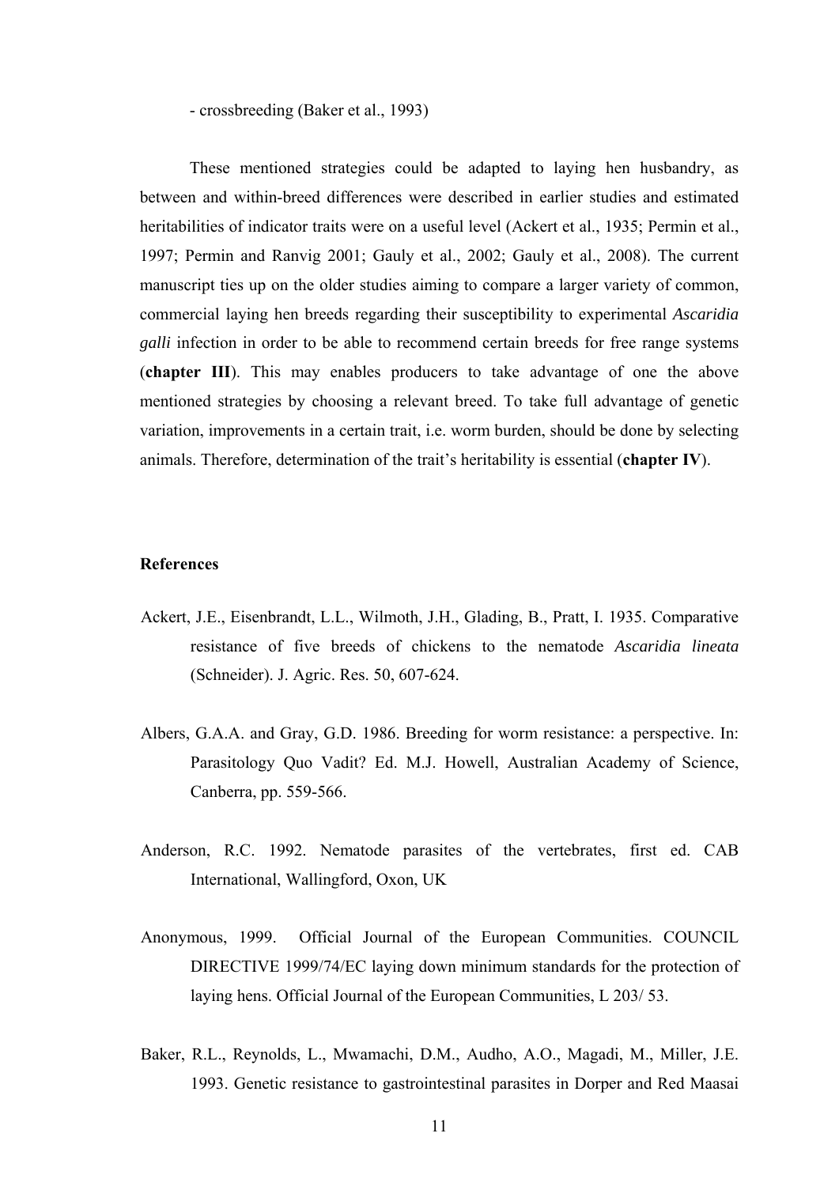- crossbreeding (Baker et al., 1993)

These mentioned strategies could be adapted to laying hen husbandry, as between and within-breed differences were described in earlier studies and estimated heritabilities of indicator traits were on a useful level (Ackert et al., 1935; Permin et al., 1997; Permin and Ranvig 2001; Gauly et al., 2002; Gauly et al., 2008). The current manuscript ties up on the older studies aiming to compare a larger variety of common, commercial laying hen breeds regarding their susceptibility to experimental *Ascaridia galli* infection in order to be able to recommend certain breeds for free range systems (**chapter III**). This may enables producers to take advantage of one the above mentioned strategies by choosing a relevant breed. To take full advantage of genetic variation, improvements in a certain trait, i.e. worm burden, should be done by selecting animals. Therefore, determination of the trait's heritability is essential (**chapter IV**).

**References**

Ackert, J.E., Eisenbrandt, L.L., Wilmoth, J.H., Glading, B., Pratt, I. 1935. Comparative resistance of five breeds of chickens to the nematode *Ascaridia lineata* (Schneider). J. Agric. Res. 50, 607-624.

Albers, G.A.A. and Gray, G.D. 1986. Breeding for worm resistance: a perspective. In: Parasitology Quo Vadit? Ed. M.J. Howell, Australian Academy of Science, Canberra, pp. 559-566.

Anderson, R.C. 1992. Nematode parasites of the vertebrates, first ed. CAB International, Wallingford, Oxon, UK

Anonymous, 1999. Official Journal of the European Communities. COUNCIL DIRECTIVE 1999/74/EC laying down minimum standards for the protection of laying hens. Official Journal of the European Communities, L 203/ 53.

Baker, R.L., Reynolds, L., Mwamachi, D.M., Audho, A.O., Magadi, M., Miller, J.E. 1993. Genetic resistance to gastrointestinal parasites in Dorper and Red Maasai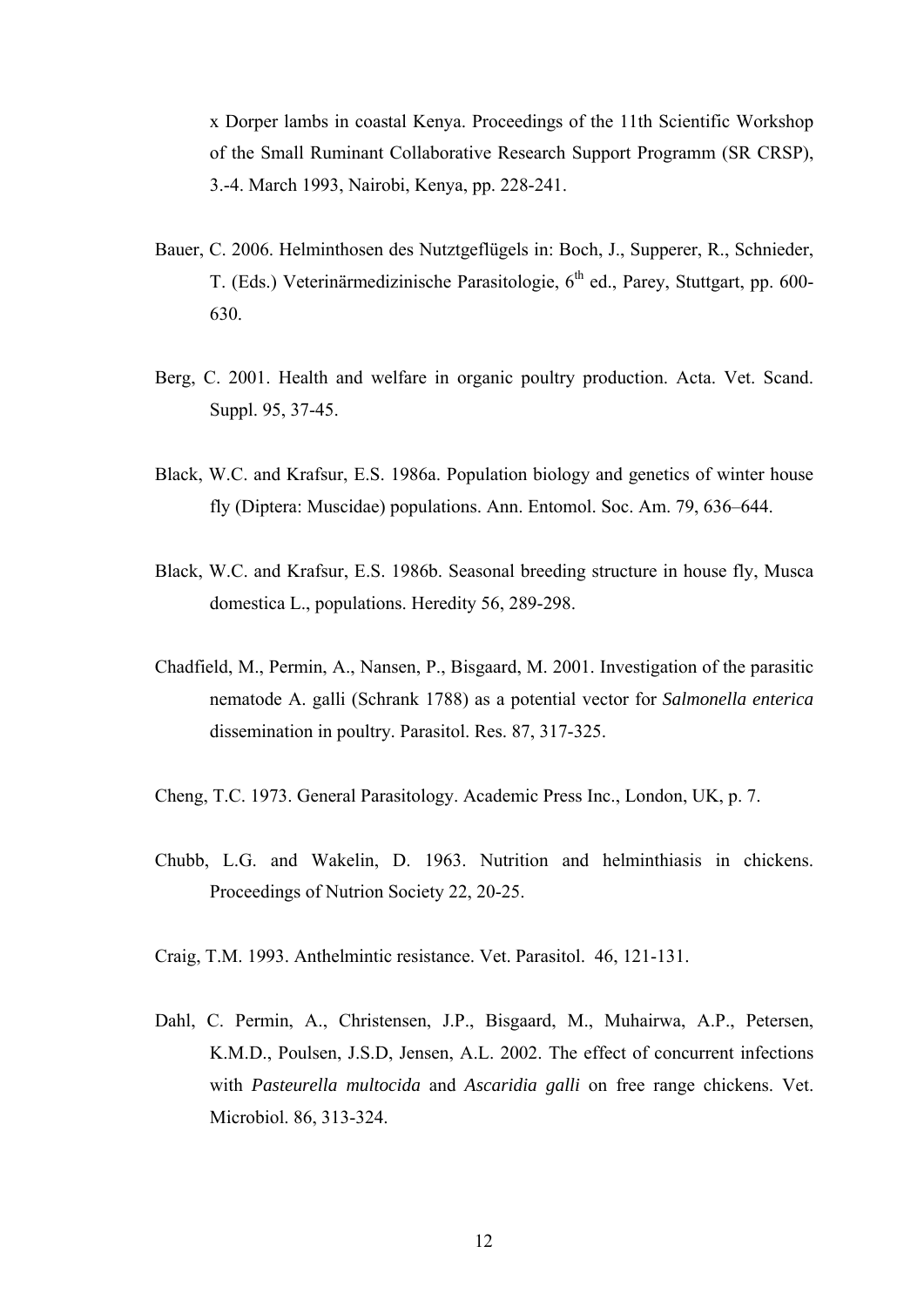x Dorper lambs in coastal Kenya. Proceedings of the 11th Scientific Workshop of the Small Ruminant Collaborative Research Support Programm (SR CRSP), 3.-4. March 1993, Nairobi, Kenya, pp. 228-241.

Bauer, C. 2006. Helminthosen des Nutztgeflügels in: Boch, J., Supperer, R., Schnieder, T. (Eds.) Veterinärmedizinische Parasitologie, 6th ed., Parey, Stuttgart, pp. 600-630.

Berg, C. 2001. Health and welfare in organic poultry production. Acta. Vet. Scand. Suppl. 95, 37-45.

Black, W.C. and Krafsur, E.S. 1986a. Population biology and genetics of winter house fly (Diptera: Muscidae) populations. Ann. Entomol. Soc. Am. 79, 636–644.

Black, W.C. and Krafsur, E.S. 1986b. Seasonal breeding structure in house fly, Musca domestica L., populations. Heredity 56, 289-298.

Chadfield, M., Permin, A., Nansen, P., Bisgaard, M. 2001. Investigation of the parasitic nematode A. galli (Schrank 1788) as a potential vector for *Salmonella enterica* dissemination in poultry. Parasitol. Res. 87, 317-325.

Cheng, T.C. 1973. General Parasitology. Academic Press Inc., London, UK, p. 7.

Chubb, L.G. and Wakelin, D. 1963. Nutrition and helminthiasis in chickens. Proceedings of Nutrion Society 22, 20-25.

Craig, T.M. 1993. Anthelmintic resistance. Vet. Parasitol. 46, 121-131.

Dahl, C. Permin, A., Christensen, J.P., Bisgaard, M., Muhairwa, A.P., Petersen, K.M.D., Poulsen, J.S.D, Jensen, A.L. 2002. The effect of concurrent infections with *Pasteurella multocida* and *Ascaridia galli* on free range chickens. Vet. Microbiol. 86, 313-324.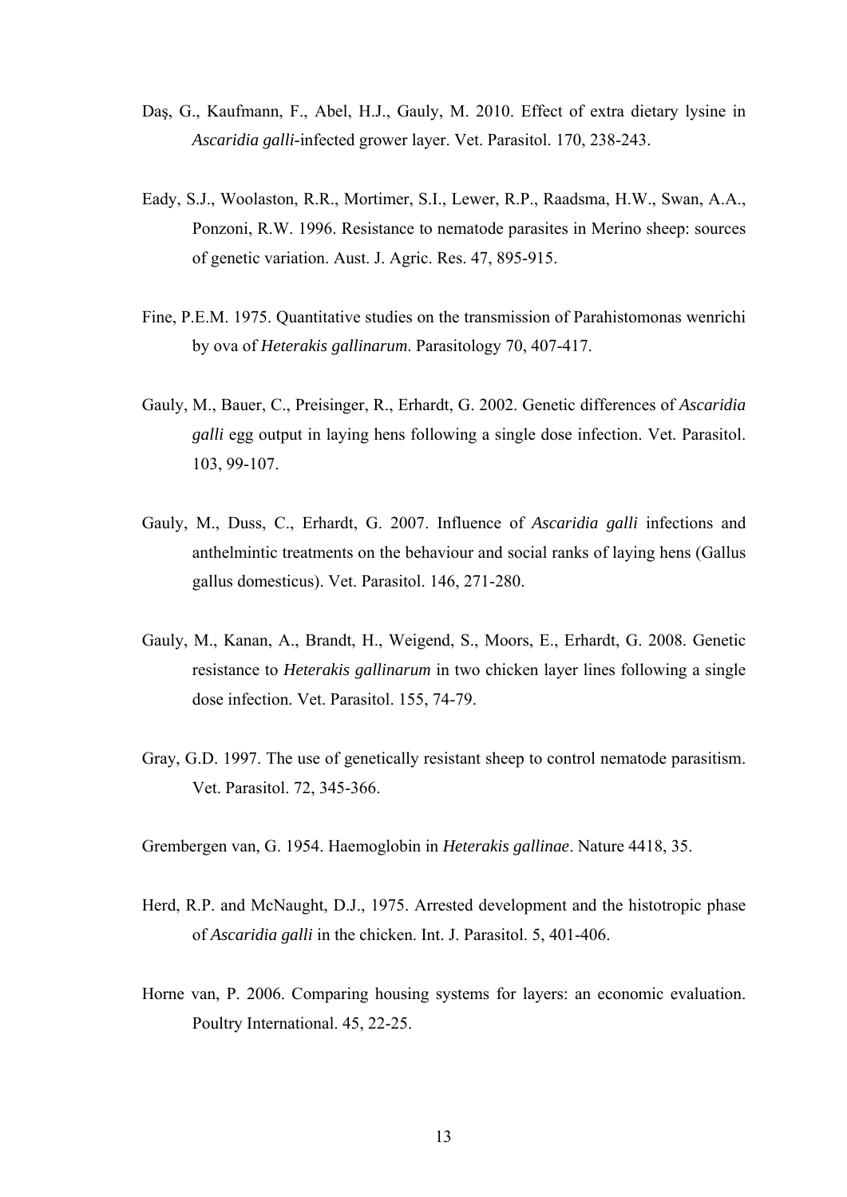Daş, G., Kaufmann, F., Abel, H.J., Gauly, M. 2010. Effect of extra dietary lysine in *Ascaridia galli*-infected grower layer. Vet. Parasitol. 170, 238-243.

Eady, S.J., Woolaston, R.R., Mortimer, S.I., Lewer, R.P., Raadsma, H.W., Swan, A.A., Ponzoni, R.W. 1996. Resistance to nematode parasites in Merino sheep: sources of genetic variation. Aust. J. Agric. Res. 47, 895-915.

Fine, P.E.M. 1975. Quantitative studies on the transmission of Parahistomonas wenrichi by ova of *Heterakis gallinarum*. Parasitology 70, 407-417.

Gauly, M., Bauer, C., Preisinger, R., Erhardt, G. 2002. Genetic differences of *Ascaridia galli* egg output in laying hens following a single dose infection. Vet. Parasitol. 103, 99-107.

Gauly, M., Duss, C., Erhardt, G. 2007. Influence of *Ascaridia galli* infections and anthelmintic treatments on the behaviour and social ranks of laying hens (Gallus gallus domesticus). Vet. Parasitol. 146, 271-280.

Gauly, M., Kanan, A., Brandt, H., Weigend, S., Moors, E., Erhardt, G. 2008. Genetic resistance to *Heterakis gallinarum* in two chicken layer lines following a single dose infection. Vet. Parasitol. 155, 74-79.

Gray, G.D. 1997. The use of genetically resistant sheep to control nematode parasitism. Vet. Parasitol. 72, 345-366.

Grembergen van, G. 1954. Haemoglobin in *Heterakis gallinae*. Nature 4418, 35.

Herd, R.P. and McNaught, D.J., 1975. Arrested development and the histotropic phase of *Ascaridia galli* in the chicken. Int. J. Parasitol. 5, 401-406.

Horne van, P. 2006. Comparing housing systems for layers: an economic evaluation. Poultry International. 45, 22-25.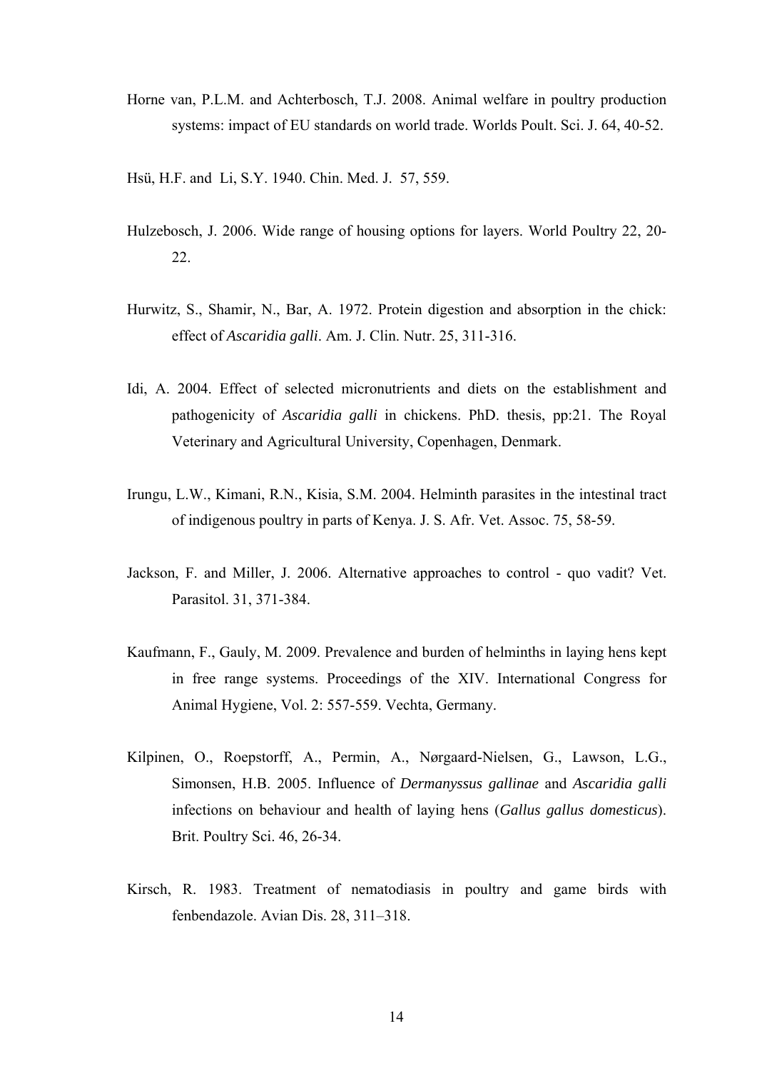Horne van, P.L.M. and Achterbosch, T.J. 2008. Animal welfare in poultry production systems: impact of EU standards on world trade. Worlds Poult. Sci. J. 64, 40-52.

Hsü, H.F. and Li, S.Y. 1940. Chin. Med. J. 57, 559.

Hulzebosch, J. 2006. Wide range of housing options for layers. World Poultry 22, 20-22.

Hurwitz, S., Shamir, N., Bar, A. 1972. Protein digestion and absorption in the chick: effect of *Ascaridia galli*. Am. J. Clin. Nutr. 25, 311-316.

Idi, A. 2004. Effect of selected micronutrients and diets on the establishment and pathogenicity of *Ascaridia galli* in chickens. PhD. thesis, pp:21. The Royal Veterinary and Agricultural University, Copenhagen, Denmark.

Irungu, L.W., Kimani, R.N., Kisia, S.M. 2004. Helminth parasites in the intestinal tract of indigenous poultry in parts of Kenya. J. S. Afr. Vet. Assoc. 75, 58-59.

Jackson, F. and Miller, J. 2006. Alternative approaches to control - quo vadit? Vet. Parasitol. 31, 371-384.

Kaufmann, F., Gauly, M. 2009. Prevalence and burden of helminths in laying hens kept in free range systems. Proceedings of the XIV. International Congress for Animal Hygiene, Vol. 2: 557-559. Vechta, Germany.

Kilpinen, O., Roepstorff, A., Permin, A., Nørgaard-Nielsen, G., Lawson, L.G., Simonsen, H.B. 2005. Influence of *Dermanyssus gallinae* and *Ascaridia galli* infections on behaviour and health of laying hens (*Gallus gallus domesticus*). Brit. Poultry Sci. 46, 26-34.

Kirsch, R. 1983. Treatment of nematodiasis in poultry and game birds with fenbendazole. Avian Dis. 28, 311–318.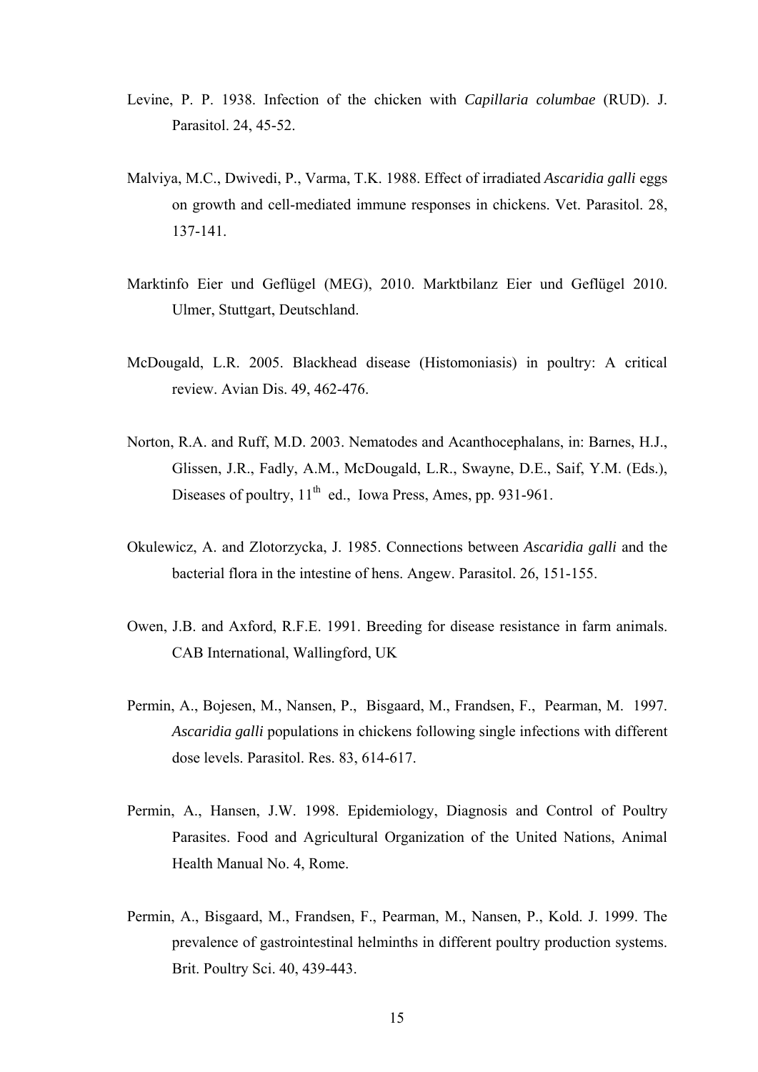Levine, P. P. 1938. Infection of the chicken with *Capillaria columbae* (RUD). J. Parasitol. 24, 45-52.

Malviya, M.C., Dwivedi, P., Varma, T.K. 1988. Effect of irradiated *Ascaridia galli* eggs on growth and cell-mediated immune responses in chickens. Vet. Parasitol. 28, 137-141.

Marktinfo Eier und Geflügel (MEG), 2010. Marktbilanz Eier und Geflügel 2010. Ulmer, Stuttgart, Deutschland.

McDougald, L.R. 2005. Blackhead disease (Histomoniasis) in poultry: A critical review. Avian Dis. 49, 462-476.

Norton, R.A. and Ruff, M.D. 2003. Nematodes and Acanthocephalans, in: Barnes, H.J., Glissen, J.R., Fadly, A.M., McDougald, L.R., Swayne, D.E., Saif, Y.M. (Eds.), Diseases of poultry, 11th ed., Iowa Press, Ames, pp. 931-961.

Okulewicz, A. and Zlotorzycka, J. 1985. Connections between *Ascaridia galli* and the bacterial flora in the intestine of hens. Angew. Parasitol. 26, 151-155.

Owen, J.B. and Axford, R.F.E. 1991. Breeding for disease resistance in farm animals. CAB International, Wallingford, UK

Permin, A., Bojesen, M., Nansen, P., Bisgaard, M., Frandsen, F., Pearman, M. 1997. *Ascaridia galli* populations in chickens following single infections with different dose levels. Parasitol. Res. 83, 614-617.

Permin, A., Hansen, J.W. 1998. Epidemiology, Diagnosis and Control of Poultry Parasites. Food and Agricultural Organization of the United Nations, Animal Health Manual No. 4, Rome.

Permin, A., Bisgaard, M., Frandsen, F., Pearman, M., Nansen, P., Kold. J. 1999. The prevalence of gastrointestinal helminths in different poultry production systems. Brit. Poultry Sci. 40, 439-443.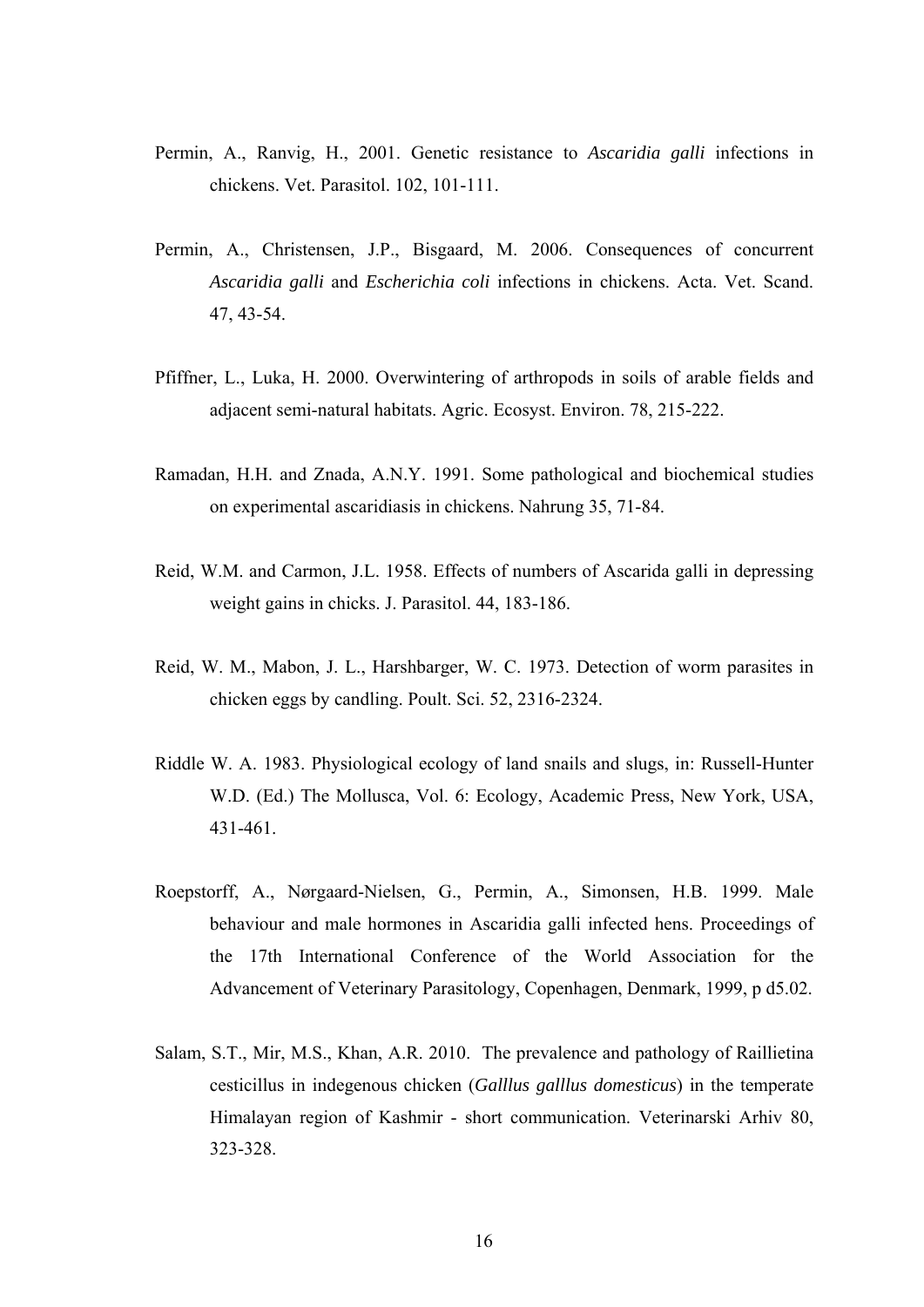Permin, A., Ranvig, H., 2001. Genetic resistance to *Ascaridia galli* infections in chickens. Vet. Parasitol. 102, 101-111.

Permin, A., Christensen, J.P., Bisgaard, M. 2006. Consequences of concurrent *Ascaridia galli* and *Escherichia coli* infections in chickens. Acta. Vet. Scand. 47, 43-54.

Pfiffner, L., Luka, H. 2000. Overwintering of arthropods in soils of arable fields and adjacent semi-natural habitats. Agric. Ecosyst. Environ. 78, 215-222.

Ramadan, H.H. and Znada, A.N.Y. 1991. Some pathological and biochemical studies on experimental ascaridiasis in chickens. Nahrung 35, 71-84.

Reid, W.M. and Carmon, J.L. 1958. Effects of numbers of Ascarida galli in depressing weight gains in chicks. J. Parasitol. 44, 183-186.

Reid, W. M., Mabon, J. L., Harshbarger, W. C. 1973. Detection of worm parasites in chicken eggs by candling. Poult. Sci. 52, 2316-2324.

Riddle W. A. 1983. Physiological ecology of land snails and slugs, in: Russell-Hunter W.D. (Ed.) The Mollusca, Vol. 6: Ecology, Academic Press, New York, USA, 431-461.

Roepstorff, A., Nørgaard-Nielsen, G., Permin, A., Simonsen, H.B. 1999. Male behaviour and male hormones in Ascaridia galli infected hens. Proceedings of the 17th International Conference of the World Association for the Advancement of Veterinary Parasitology, Copenhagen, Denmark, 1999, p d5.02.

Salam, S.T., Mir, M.S., Khan, A.R. 2010. The prevalence and pathology of Raillietina cesticillus in indegenous chicken (*Galllus galllus domesticus*) in the temperate Himalayan region of Kashmir - short communication. Veterinarski Arhiv 80, 323-328.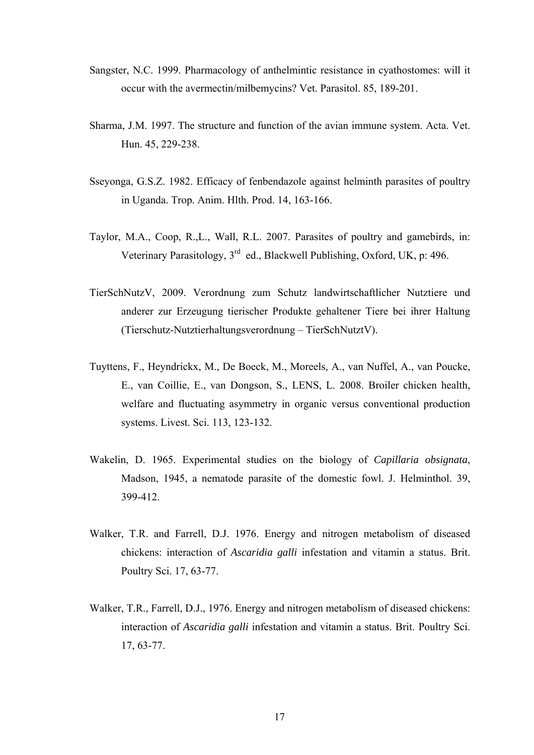Sangster, N.C. 1999. Pharmacology of anthelmintic resistance in cyathostomes: will it occur with the avermectin/milbemycins? Vet. Parasitol. 85, 189-201.

Sharma, J.M. 1997. The structure and function of the avian immune system. Acta. Vet. Hun. 45, 229-238.

Sseyonga, G.S.Z. 1982. Efficacy of fenbendazole against helminth parasites of poultry in Uganda. Trop. Anim. Hlth. Prod. 14, 163-166.

Taylor, M.A., Coop, R.,L., Wall, R.L. 2007. Parasites of poultry and gamebirds, in: Veterinary Parasitology, 3rd ed., Blackwell Publishing, Oxford, UK, p: 496.

TierSchNutzV, 2009. Verordnung zum Schutz landwirtschaftlicher Nutztiere und anderer zur Erzeugung tierischer Produkte gehaltener Tiere bei ihrer Haltung (Tierschutz-Nutztierhaltungsverordnung – TierSchNutztV).

Tuyttens, F., Heyndrickx, M., De Boeck, M., Moreels, A., van Nuffel, A., van Poucke, E., van Coillie, E., van Dongson, S., LENS, L. 2008. Broiler chicken health, welfare and fluctuating asymmetry in organic versus conventional production systems. Livest. Sci. 113, 123-132.

Wakelin, D. 1965. Experimental studies on the biology of *Capillaria obsignata*, Madson, 1945, a nematode parasite of the domestic fowl. J. Helminthol. 39, 399-412.

Walker, T.R. and Farrell, D.J. 1976. Energy and nitrogen metabolism of diseased chickens: interaction of *Ascaridia galli* infestation and vitamin a status. Brit. Poultry Sci. 17, 63-77.

Walker, T.R., Farrell, D.J., 1976. Energy and nitrogen metabolism of diseased chickens: interaction of *Ascaridia galli* infestation and vitamin a status. Brit. Poultry Sci. 17, 63-77.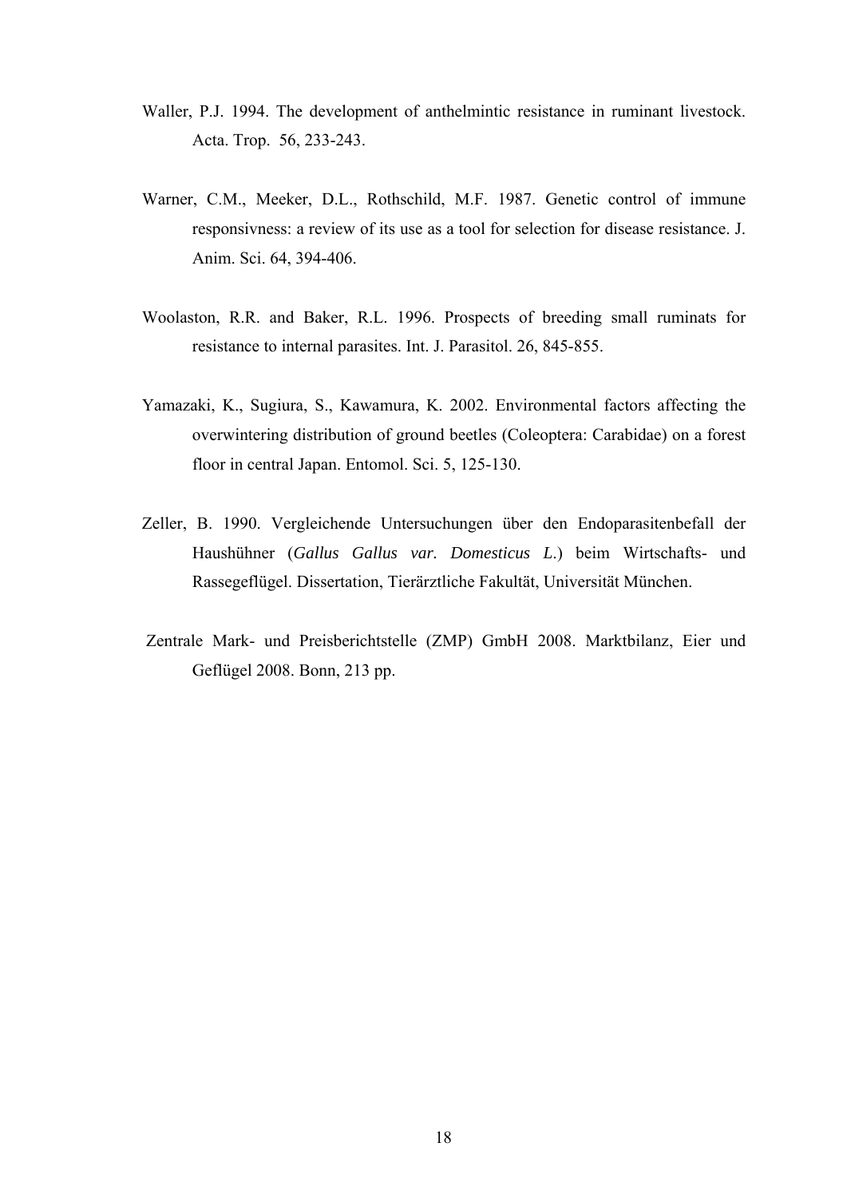Waller, P.J. 1994. The development of anthelmintic resistance in ruminant livestock. Acta. Trop. 56, 233-243.

Warner, C.M., Meeker, D.L., Rothschild, M.F. 1987. Genetic control of immune responsivness: a review of its use as a tool for selection for disease resistance. J. Anim. Sci. 64, 394-406.

Woolaston, R.R. and Baker, R.L. 1996. Prospects of breeding small ruminats for resistance to internal parasites. Int. J. Parasitol. 26, 845-855.

Yamazaki, K., Sugiura, S., Kawamura, K. 2002. Environmental factors affecting the overwintering distribution of ground beetles (Coleoptera: Carabidae) on a forest floor in central Japan. Entomol. Sci. 5, 125-130.

Zeller, B. 1990. Vergleichende Untersuchungen über den Endoparasitenbefall der Haushühner (*Gallus Gallus var. Domesticus L.*) beim Wirtschafts- und Rassegeflügel. Dissertation, Tierärztliche Fakultät, Universität München.

Zentrale Mark- und Preisberichtstelle (ZMP) GmbH 2008. Marktbilanz, Eier und Geflügel 2008. Bonn, 213 pp.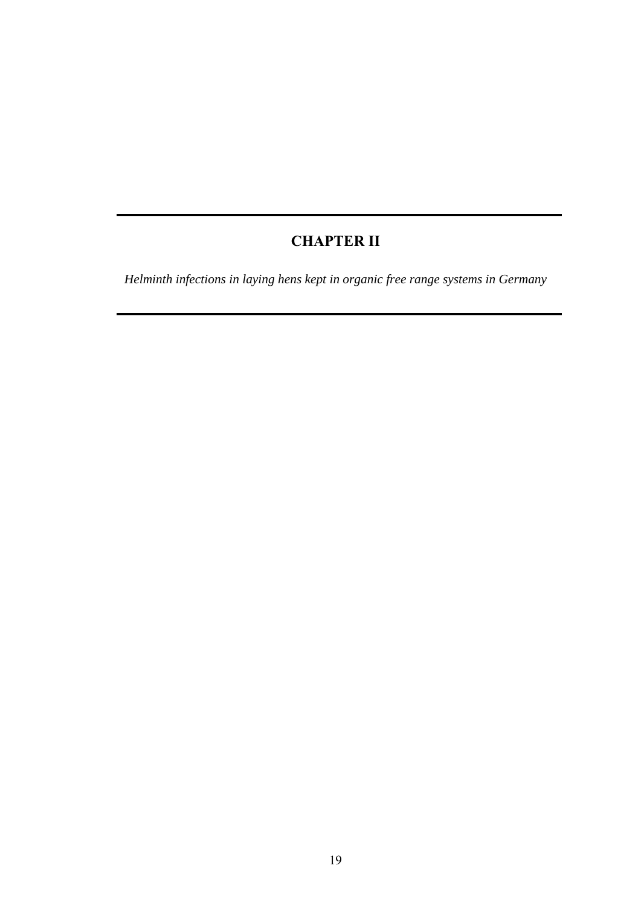# CHAPTER II

*Helminth infections in laying hens kept in organic free range systems in Germany*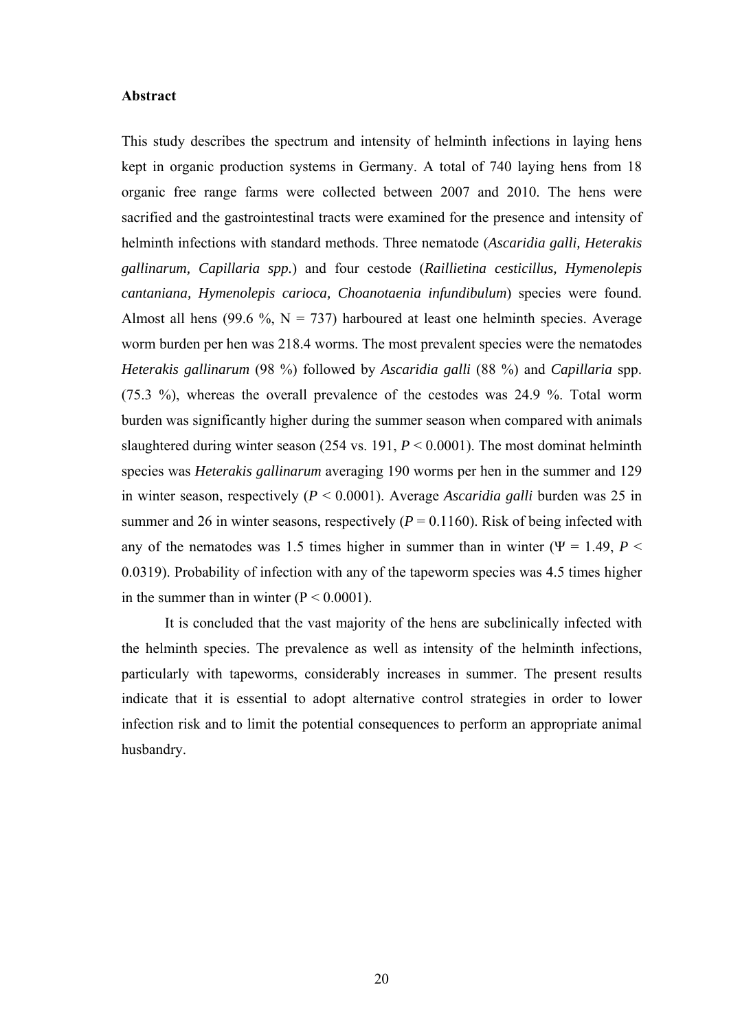**Abstract**

This study describes the spectrum and intensity of helminth infections in laying hens kept in organic production systems in Germany. A total of 740 laying hens from 18 organic free range farms were collected between 2007 and 2010. The hens were sacrified and the gastrointestinal tracts were examined for the presence and intensity of helminth infections with standard methods. Three nematode (*Ascaridia galli, Heterakis gallinarum, Capillaria spp.*) and four cestode (*Raillietina cesticillus, Hymenolepis cantaniana, Hymenolepis carioca, Choanotaenia infundibulum*) species were found. Almost all hens (99.6 %, N = 737) harboured at least one helminth species. Average worm burden per hen was 218.4 worms. The most prevalent species were the nematodes *Heterakis gallinarum* (98 %) followed by *Ascaridia galli* (88 %) and *Capillaria* spp. (75.3 %), whereas the overall prevalence of the cestodes was 24.9 %. Total worm burden was significantly higher during the summer season when compared with animals slaughtered during winter season (254 vs. 191, $P < 0.0001$). The most dominat helminth species was *Heterakis gallinarum* averaging 190 worms per hen in the summer and 129 in winter season, respectively ($P < 0.0001$). Average *Ascaridia galli* burden was 25 in summer and 26 in winter seasons, respectively ($P = 0.1160$). Risk of being infected with any of the nematodes was 1.5 times higher in summer than in winter ($\Psi = 1.49$, $P < 0.0319$). Probability of infection with any of the tapeworm species was 4.5 times higher in the summer than in winter ($P < 0.0001$).

It is concluded that the vast majority of the hens are subclinically infected with the helminth species. The prevalence as well as intensity of the helminth infections, particularly with tapeworms, considerably increases in summer. The present results indicate that it is essential to adopt alternative control strategies in order to lower infection risk and to limit the potential consequences to perform an appropriate animal husbandry.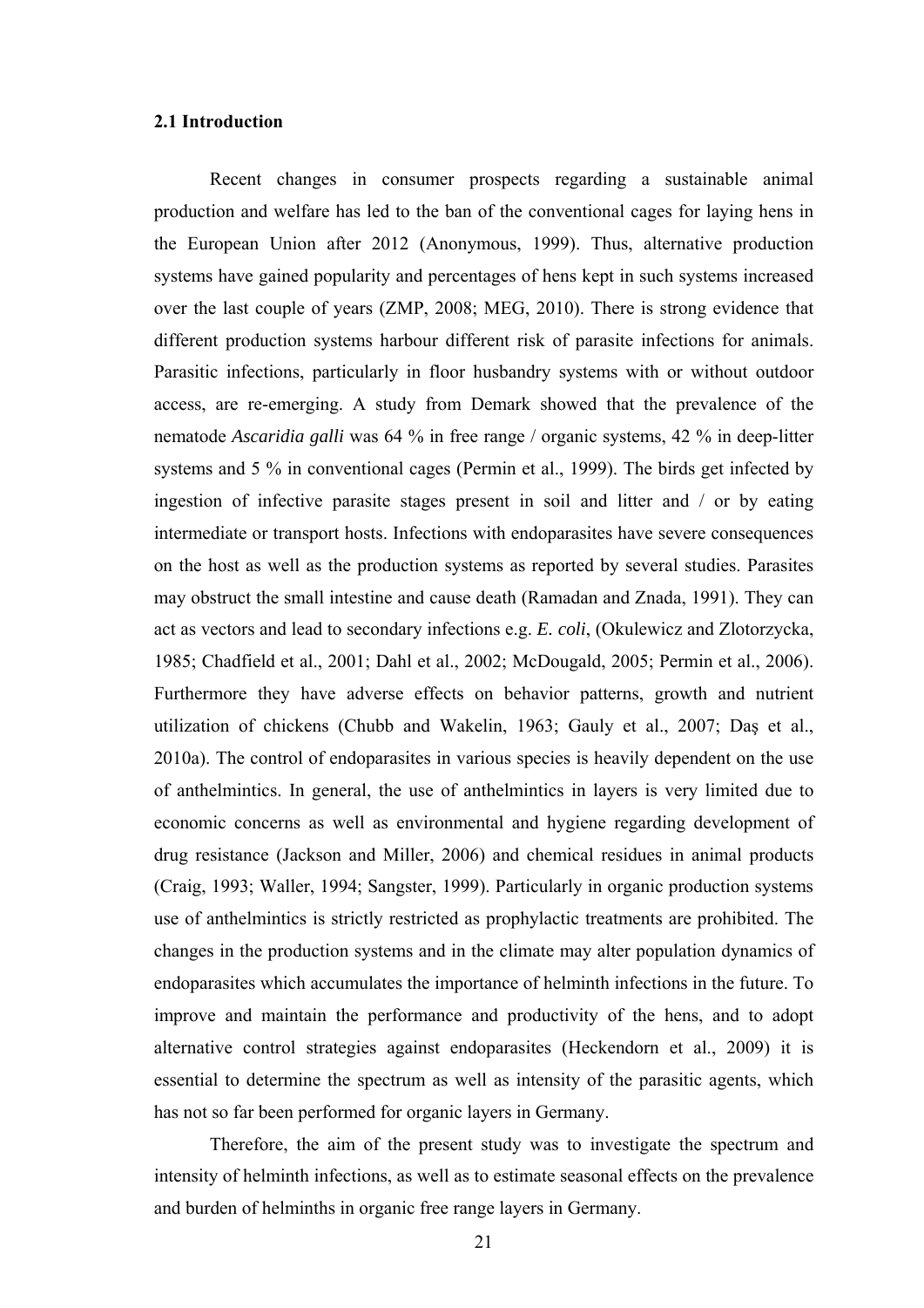## 2.1 Introduction

Recent changes in consumer prospects regarding a sustainable animal production and welfare has led to the ban of the conventional cages for laying hens in the European Union after 2012 (Anonymous, 1999). Thus, alternative production systems have gained popularity and percentages of hens kept in such systems increased over the last couple of years (ZMP, 2008; MEG, 2010). There is strong evidence that different production systems harbour different risk of parasite infections for animals. Parasitic infections, particularly in floor husbandry systems with or without outdoor access, are re-emerging. A study from Demark showed that the prevalence of the nematode *Ascaridia galli* was 64 % in free range / organic systems, 42 % in deep-litter systems and 5 % in conventional cages (Permin et al., 1999). The birds get infected by ingestion of infective parasite stages present in soil and litter and / or by eating intermediate or transport hosts. Infections with endoparasites have severe consequences on the host as well as the production systems as reported by several studies. Parasites may obstruct the small intestine and cause death (Ramadan and Znada, 1991). They can act as vectors and lead to secondary infections e.g. *E. coli*, (Okulewicz and Zlotorzycka, 1985; Chadfield et al., 2001; Dahl et al., 2002; McDougald, 2005; Permin et al., 2006). Furthermore they have adverse effects on behavior patterns, growth and nutrient utilization of chickens (Chubb and Wakelin, 1963; Gauly et al., 2007; Daş et al., 2010a). The control of endoparasites in various species is heavily dependent on the use of anthelmintics. In general, the use of anthelmintics in layers is very limited due to economic concerns as well as environmental and hygiene regarding development of drug resistance (Jackson and Miller, 2006) and chemical residues in animal products (Craig, 1993; Waller, 1994; Sangster, 1999). Particularly in organic production systems use of anthelmintics is strictly restricted as prophylactic treatments are prohibited. The changes in the production systems and in the climate may alter population dynamics of endoparasites which accumulates the importance of helminth infections in the future. To improve and maintain the performance and productivity of the hens, and to adopt alternative control strategies against endoparasites (Heckendorn et al., 2009) it is essential to determine the spectrum as well as intensity of the parasitic agents, which has not so far been performed for organic layers in Germany.

Therefore, the aim of the present study was to investigate the spectrum and intensity of helminth infections, as well as to estimate seasonal effects on the prevalence and burden of helminths in organic free range layers in Germany.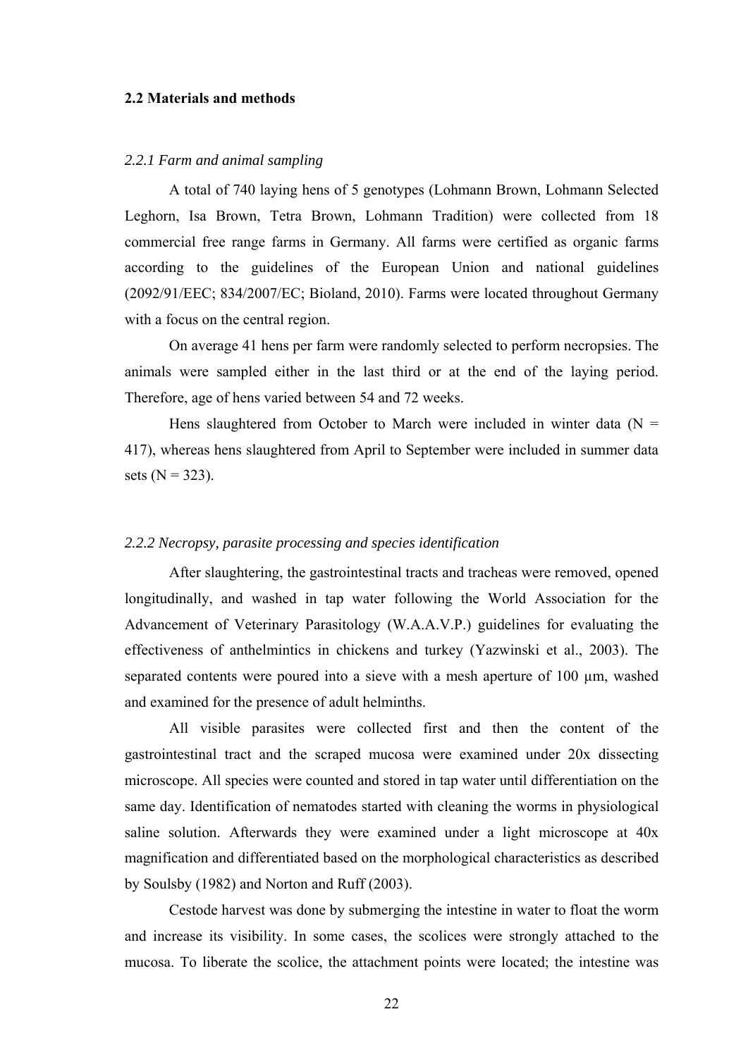## 2.2 Materials and methods

### *2.2.1 Farm and animal sampling*

A total of 740 laying hens of 5 genotypes (Lohmann Brown, Lohmann Selected Leghorn, Isa Brown, Tetra Brown, Lohmann Tradition) were collected from 18 commercial free range farms in Germany. All farms were certified as organic farms according to the guidelines of the European Union and national guidelines (2092/91/EEC; 834/2007/EC; Bioland, 2010). Farms were located throughout Germany with a focus on the central region.

On average 41 hens per farm were randomly selected to perform necropsies. The animals were sampled either in the last third or at the end of the laying period. Therefore, age of hens varied between 54 and 72 weeks.

Hens slaughtered from October to March were included in winter data (N = 417), whereas hens slaughtered from April to September were included in summer data sets (N = 323).

### *2.2.2 Necropsy, parasite processing and species identification*

After slaughtering, the gastrointestinal tracts and tracheas were removed, opened longitudinally, and washed in tap water following the World Association for the Advancement of Veterinary Parasitology (W.A.A.V.P.) guidelines for evaluating the effectiveness of anthelmintics in chickens and turkey (Yazwinski et al., 2003). The separated contents were poured into a sieve with a mesh aperture of 100 µm, washed and examined for the presence of adult helminths.

All visible parasites were collected first and then the content of the gastrointestinal tract and the scraped mucosa were examined under 20x dissecting microscope. All species were counted and stored in tap water until differentiation on the same day. Identification of nematodes started with cleaning the worms in physiological saline solution. Afterwards they were examined under a light microscope at 40x magnification and differentiated based on the morphological characteristics as described by Soulsby (1982) and Norton and Ruff (2003).

Cestode harvest was done by submerging the intestine in water to float the worm and increase its visibility. In some cases, the scolices were strongly attached to the mucosa. To liberate the scolice, the attachment points were located; the intestine was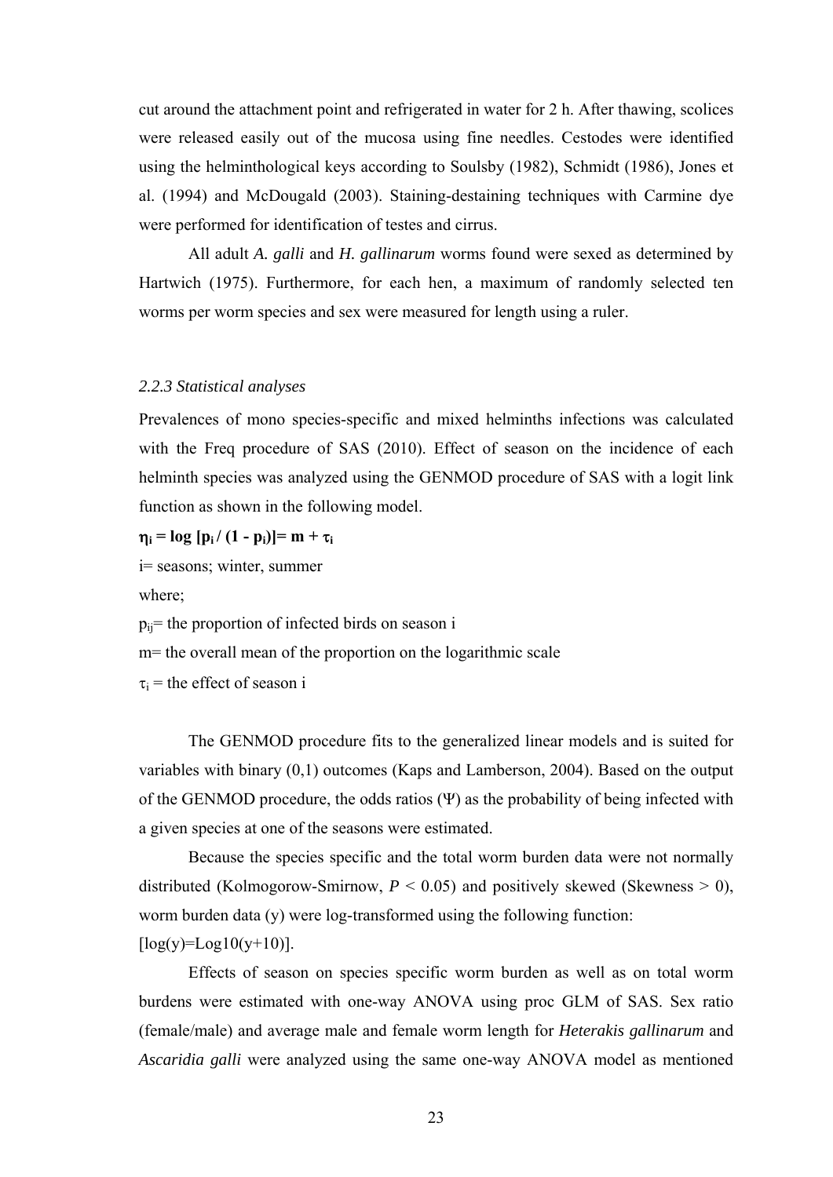cut around the attachment point and refrigerated in water for 2 h. After thawing, scolices were released easily out of the mucosa using fine needles. Cestodes were identified using the helminthological keys according to Soulsby (1982), Schmidt (1986), Jones et al. (1994) and McDougald (2003). Staining-destaining techniques with Carmine dye were performed for identification of testes and cirrus.

All adult *A. galli* and *H. gallinarum* worms found were sexed as determined by Hartwich (1975). Furthermore, for each hen, a maximum of randomly selected ten worms per worm species and sex were measured for length using a ruler.

### *2.2.3 Statistical analyses*

Prevalences of mono species-specific and mixed helminths infections was calculated with the Freq procedure of SAS (2010). Effect of season on the incidence of each helminth species was analyzed using the GENMOD procedure of SAS with a logit link function as shown in the following model.

$$\boldsymbol{\eta_i = \log [p_i / (1 - p_i)] = m + \tau_i}$$

i= seasons; winter, summer

where;

$p_{ij}$= the proportion of infected birds on season i

m= the overall mean of the proportion on the logarithmic scale

$\tau_i$ = the effect of season i

The GENMOD procedure fits to the generalized linear models and is suited for variables with binary (0,1) outcomes (Kaps and Lamberson, 2004). Based on the output of the GENMOD procedure, the odds ratios ($\Psi$) as the probability of being infected with a given species at one of the seasons were estimated.

Because the species specific and the total worm burden data were not normally distributed (Kolmogorow-Smirnow, $P < 0.05$) and positively skewed (Skewness > 0), worm burden data (y) were log-transformed using the following function: $[\log(y)=\text{Log}10(y+10)]$.

Effects of season on species specific worm burden as well as on total worm burdens were estimated with one-way ANOVA using proc GLM of SAS. Sex ratio (female/male) and average male and female worm length for *Heterakis gallinarum* and *Ascaridia galli* were analyzed using the same one-way ANOVA model as mentioned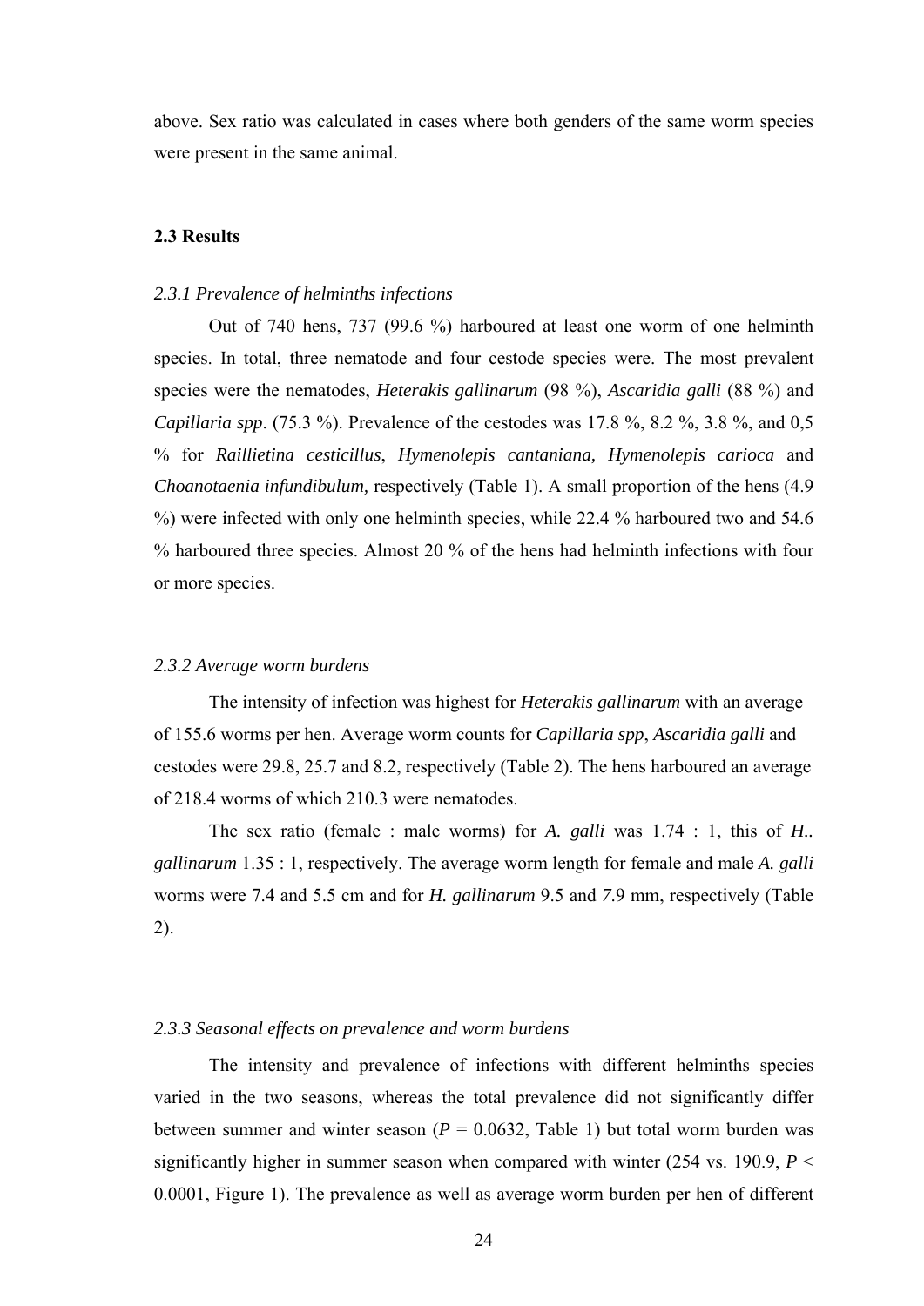above. Sex ratio was calculated in cases where both genders of the same worm species were present in the same animal.

### 2.3 Results

#### *2.3.1 Prevalence of helminths infections*

Out of 740 hens, 737 (99.6 %) harboured at least one worm of one helminth species. In total, three nematode and four cestode species were. The most prevalent species were the nematodes, ***Heterakis gallinarum*** (98 %), ***Ascaridia galli*** (88 %) and ***Capillaria spp***. (75.3 %). Prevalence of the cestodes was 17.8 %, 8.2 %, 3.8 %, and 0,5 % for ***Raillietina cesticillus***, ***Hymenolepis cantaniana, Hymenolepis carioca*** and ***Choanotaenia infundibulum,*** respectively (Table 1). A small proportion of the hens (4.9 %) were infected with only one helminth species, while 22.4 % harboured two and 54.6 % harboured three species. Almost 20 % of the hens had helminth infections with four or more species.

#### *2.3.2 Average worm burdens*

The intensity of infection was highest for ***Heterakis gallinarum*** with an average of 155.6 worms per hen. Average worm counts for ***Capillaria spp***, ***Ascaridia galli*** and cestodes were 29.8, 25.7 and 8.2, respectively (Table 2). The hens harboured an average of 218.4 worms of which 210.3 were nematodes.

The sex ratio (female : male worms) for ***A. galli*** was 1.74 : 1, this of ***H.. gallinarum*** 1.35 : 1, respectively. The average worm length for female and male ***A. galli*** worms were 7.4 and 5.5 cm and for ***H. gallinarum*** 9.5 and 7.9 mm, respectively (Table 2).

#### *2.3.3 Seasonal effects on prevalence and worm burdens*

The intensity and prevalence of infections with different helminths species varied in the two seasons, whereas the total prevalence did not significantly differ between summer and winter season ($P$ = 0.0632, Table 1) but total worm burden was significantly higher in summer season when compared with winter (254 vs. 190.9, $P$ < 0.0001, Figure 1). The prevalence as well as average worm burden per hen of different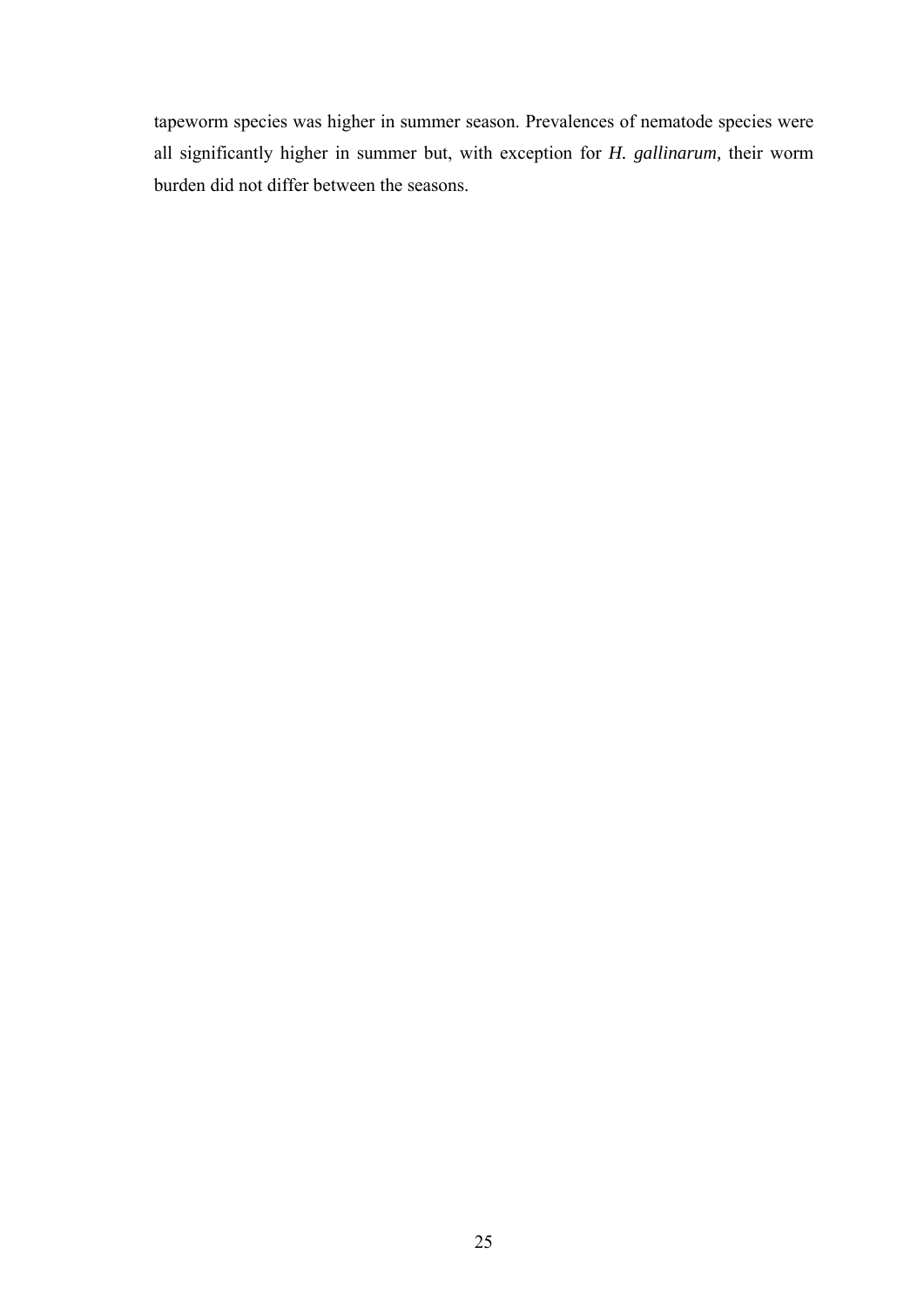tapeworm species was higher in summer season. Prevalences of nematode species were all significantly higher in summer but, with exception for *H. gallinarum,* their worm burden did not differ between the seasons.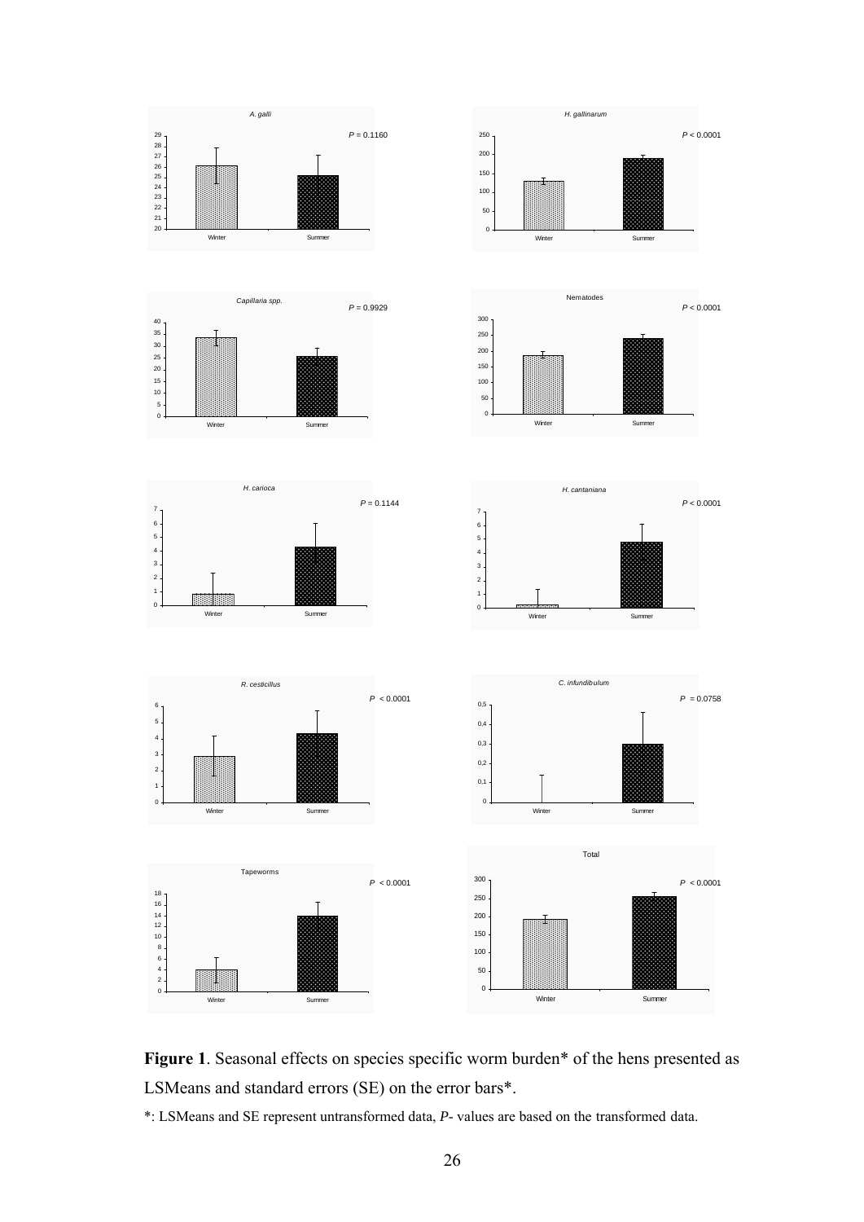**Figure 1**. Seasonal effects on species specific worm burden* of the hens presented as LSMeans and standard errors (SE) on the error bars*.

*: LSMeans and SE represent untransformed data, *P*- values are based on the transformed data.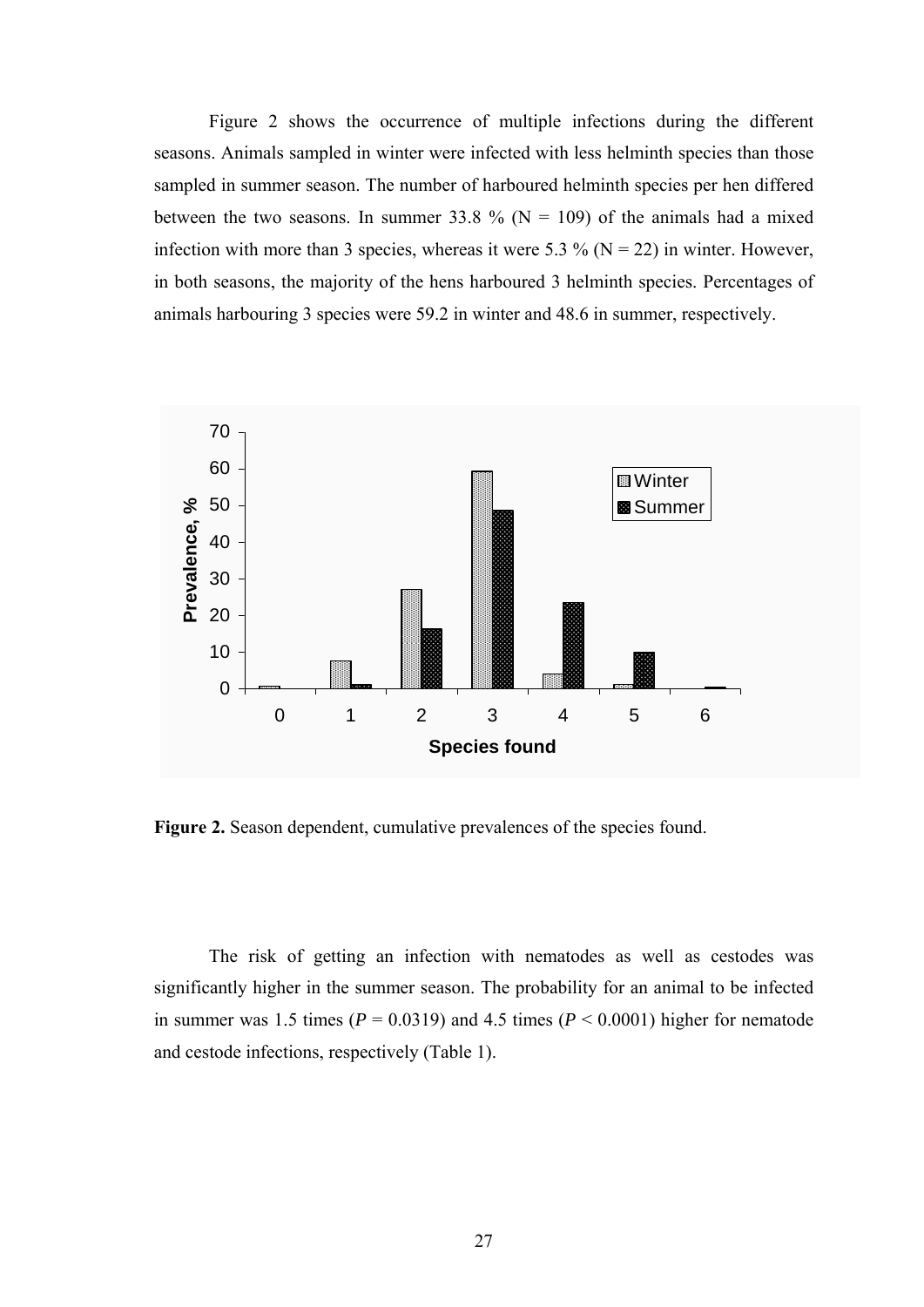Figure 2 shows the occurrence of multiple infections during the different seasons. Animals sampled in winter were infected with less helminth species than those sampled in summer season. The number of harboured helminth species per hen differed between the two seasons. In summer 33.8 % (N = 109) of the animals had a mixed infection with more than 3 species, whereas it were 5.3 % (N = 22) in winter. However, in both seasons, the majority of the hens harboured 3 helminth species. Percentages of animals harbouring 3 species were 59.2 in winter and 48.6 in summer, respectively.

**Figure 2.** Season dependent, cumulative prevalences of the species found.

The risk of getting an infection with nematodes as well as cestodes was significantly higher in the summer season. The probability for an animal to be infected in summer was 1.5 times ($P = 0.0319$) and 4.5 times ($P < 0.0001$) higher for nematode and cestode infections, respectively (Table 1).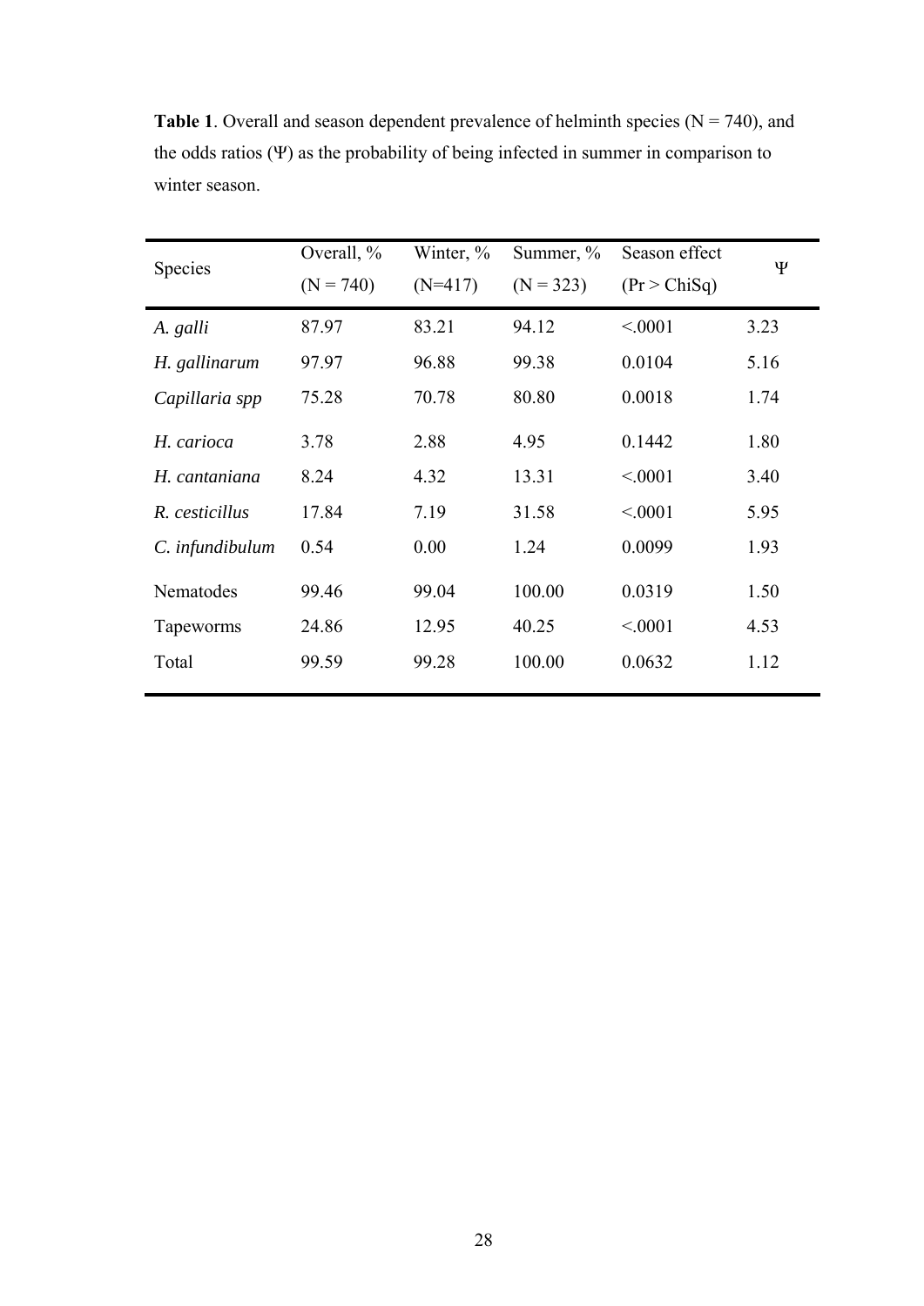**Table 1**. Overall and season dependent prevalence of helminth species (N = 740), and the odds ratios (Ψ) as the probability of being infected in summer in comparison to winter season.

| Species | Overall, % (N = 740) | Winter, % (N=417) | Summer, % (N = 323) | Season effect (Pr > ChiSq) | Ψ |
|---|---|---|---|---|---|
| *A. galli* | 87.97 | 83.21 | 94.12 | <.0001 | 3.23 |
| *H. gallinarum* | 97.97 | 96.88 | 99.38 | 0.0104 | 5.16 |
| *Capillaria spp* | 75.28 | 70.78 | 80.80 | 0.0018 | 1.74 |
| *H. carioca* | 3.78 | 2.88 | 4.95 | 0.1442 | 1.80 |
| *H. cantaniana* | 8.24 | 4.32 | 13.31 | <.0001 | 3.40 |
| *R. cesticillus* | 17.84 | 7.19 | 31.58 | <.0001 | 5.95 |
| *C. infundibulum* | 0.54 | 0.00 | 1.24 | 0.0099 | 1.93 |
| Nematodes | 99.46 | 99.04 | 100.00 | 0.0319 | 1.50 |
| Tapeworms | 24.86 | 12.95 | 40.25 | <.0001 | 4.53 |
| Total | 99.59 | 99.28 | 100.00 | 0.0632 | 1.12 |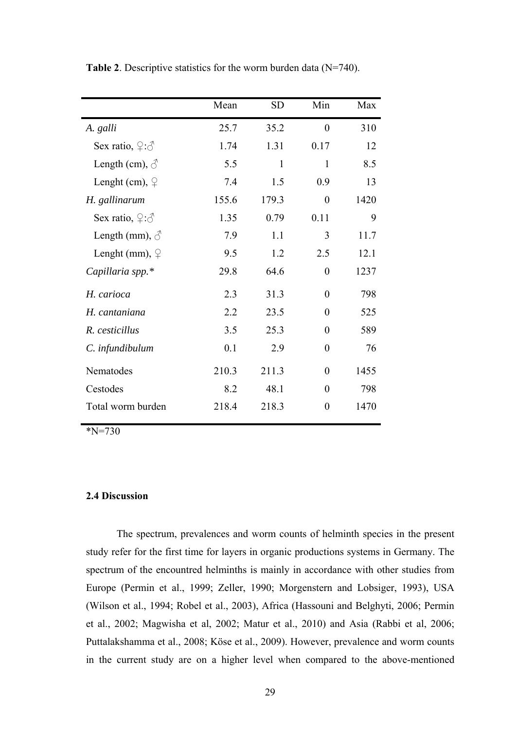**Table 2**. Descriptive statistics for the worm burden data (N=740).

| | Mean | SD | Min | Max |
|---|---|---|---|---|
| *A. galli* | 25.7 | 35.2 | 0 | 310 |
| Sex ratio, ♀:♂ | 1.74 | 1.31 | 0.17 | 12 |
| Length (cm), ♂ | 5.5 | 1 | 1 | 8.5 |
| Lenght (cm), ♀ | 7.4 | 1.5 | 0.9 | 13 |
| *H. gallinarum* | 155.6 | 179.3 | 0 | 1420 |
| Sex ratio, ♀:♂ | 1.35 | 0.79 | 0.11 | 9 |
| Length (mm), ♂ | 7.9 | 1.1 | 3 | 11.7 |
| Lenght (mm), ♀ | 9.5 | 1.2 | 2.5 | 12.1 |
| *Capillaria spp.** | 29.8 | 64.6 | 0 | 1237 |
| *H. carioca* | 2.3 | 31.3 | 0 | 798 |
| *H. cantaniana* | 2.2 | 23.5 | 0 | 525 |
| *R. cesticillus* | 3.5 | 25.3 | 0 | 589 |
| *C. infundibulum* | 0.1 | 2.9 | 0 | 76 |
| Nematodes | 210.3 | 211.3 | 0 | 1455 |
| Cestodes | 8.2 | 48.1 | 0 | 798 |
| Total worm burden | 218.4 | 218.3 | 0 | 1470 |

*N=730

### 2.4 Discussion

The spectrum, prevalences and worm counts of helminth species in the present study refer for the first time for layers in organic productions systems in Germany. The spectrum of the encountred helminths is mainly in accordance with other studies from Europe (Permin et al., 1999; Zeller, 1990; Morgenstern and Lobsiger, 1993), USA (Wilson et al., 1994; Robel et al., 2003), Africa (Hassouni and Belghyti, 2006; Permin et al., 2002; Magwisha et al, 2002; Matur et al., 2010) and Asia (Rabbi et al, 2006; Puttalakshamma et al., 2008; Köse et al., 2009). However, prevalence and worm counts in the current study are on a higher level when compared to the above-mentioned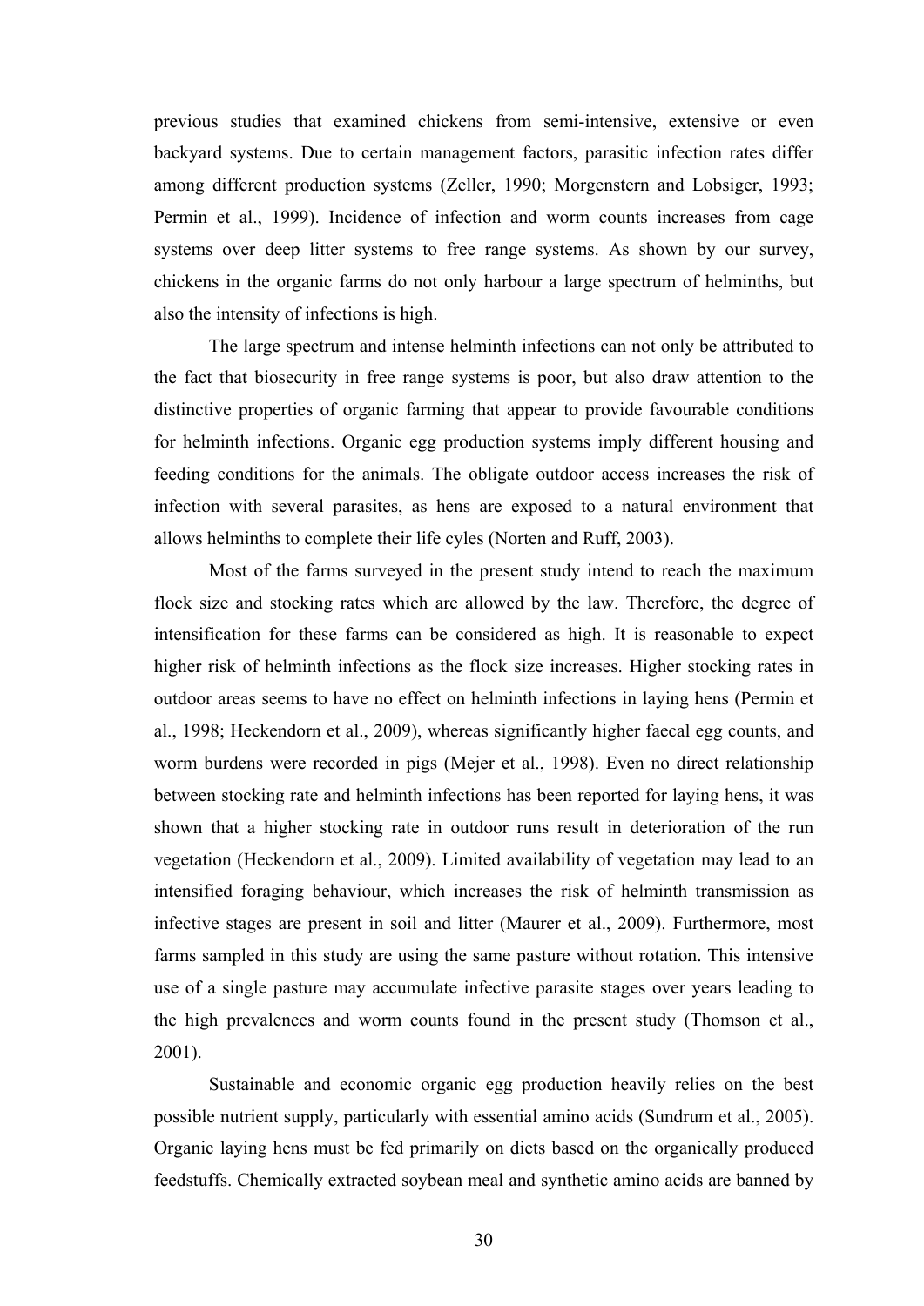previous studies that examined chickens from semi-intensive, extensive or even backyard systems. Due to certain management factors, parasitic infection rates differ among different production systems (Zeller, 1990; Morgenstern and Lobsiger, 1993; Permin et al., 1999). Incidence of infection and worm counts increases from cage systems over deep litter systems to free range systems. As shown by our survey, chickens in the organic farms do not only harbour a large spectrum of helminths, but also the intensity of infections is high.

The large spectrum and intense helminth infections can not only be attributed to the fact that biosecurity in free range systems is poor, but also draw attention to the distinctive properties of organic farming that appear to provide favourable conditions for helminth infections. Organic egg production systems imply different housing and feeding conditions for the animals. The obligate outdoor access increases the risk of infection with several parasites, as hens are exposed to a natural environment that allows helminths to complete their life cyles (Norten and Ruff, 2003).

Most of the farms surveyed in the present study intend to reach the maximum flock size and stocking rates which are allowed by the law. Therefore, the degree of intensification for these farms can be considered as high. It is reasonable to expect higher risk of helminth infections as the flock size increases. Higher stocking rates in outdoor areas seems to have no effect on helminth infections in laying hens (Permin et al., 1998; Heckendorn et al., 2009), whereas significantly higher faecal egg counts, and worm burdens were recorded in pigs (Mejer et al., 1998). Even no direct relationship between stocking rate and helminth infections has been reported for laying hens, it was shown that a higher stocking rate in outdoor runs result in deterioration of the run vegetation (Heckendorn et al., 2009). Limited availability of vegetation may lead to an intensified foraging behaviour, which increases the risk of helminth transmission as infective stages are present in soil and litter (Maurer et al., 2009). Furthermore, most farms sampled in this study are using the same pasture without rotation. This intensive use of a single pasture may accumulate infective parasite stages over years leading to the high prevalences and worm counts found in the present study (Thomson et al., 2001).

Sustainable and economic organic egg production heavily relies on the best possible nutrient supply, particularly with essential amino acids (Sundrum et al., 2005). Organic laying hens must be fed primarily on diets based on the organically produced feedstuffs. Chemically extracted soybean meal and synthetic amino acids are banned by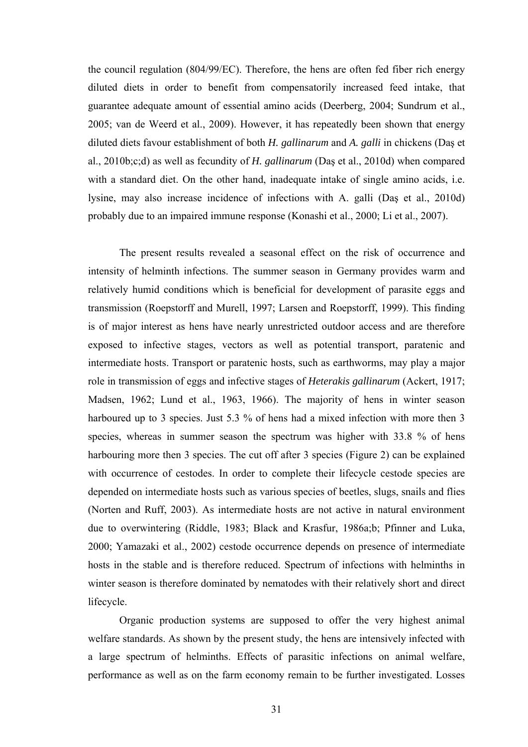the council regulation (804/99/EC). Therefore, the hens are often fed fiber rich energy diluted diets in order to benefit from compensatorily increased feed intake, that guarantee adequate amount of essential amino acids (Deerberg, 2004; Sundrum et al., 2005; van de Weerd et al., 2009). However, it has repeatedly been shown that energy diluted diets favour establishment of both *H. gallinarum* and *A. galli* in chickens (Daş et al., 2010b;c;d) as well as fecundity of *H. gallinarum* (Daş et al., 2010d) when compared with a standard diet. On the other hand, inadequate intake of single amino acids, i.e. lysine, may also increase incidence of infections with A. galli (Daş et al., 2010d) probably due to an impaired immune response (Konashi et al., 2000; Li et al., 2007).

The present results revealed a seasonal effect on the risk of occurrence and intensity of helminth infections. The summer season in Germany provides warm and relatively humid conditions which is beneficial for development of parasite eggs and transmission (Roepstorff and Murell, 1997; Larsen and Roepstorff, 1999). This finding is of major interest as hens have nearly unrestricted outdoor access and are therefore exposed to infective stages, vectors as well as potential transport, paratenic and intermediate hosts. Transport or paratenic hosts, such as earthworms, may play a major role in transmission of eggs and infective stages of *Heterakis gallinarum* (Ackert, 1917; Madsen, 1962; Lund et al., 1963, 1966). The majority of hens in winter season harboured up to 3 species. Just 5.3 % of hens had a mixed infection with more then 3 species, whereas in summer season the spectrum was higher with 33.8 % of hens harbouring more then 3 species. The cut off after 3 species (Figure 2) can be explained with occurrence of cestodes. In order to complete their lifecycle cestode species are depended on intermediate hosts such as various species of beetles, slugs, snails and flies (Norten and Ruff, 2003). As intermediate hosts are not active in natural environment due to overwintering (Riddle, 1983; Black and Krasfur, 1986a;b; Pfinner and Luka, 2000; Yamazaki et al., 2002) cestode occurrence depends on presence of intermediate hosts in the stable and is therefore reduced. Spectrum of infections with helminths in winter season is therefore dominated by nematodes with their relatively short and direct lifecycle.

Organic production systems are supposed to offer the very highest animal welfare standards. As shown by the present study, the hens are intensively infected with a large spectrum of helminths. Effects of parasitic infections on animal welfare, performance as well as on the farm economy remain to be further investigated. Losses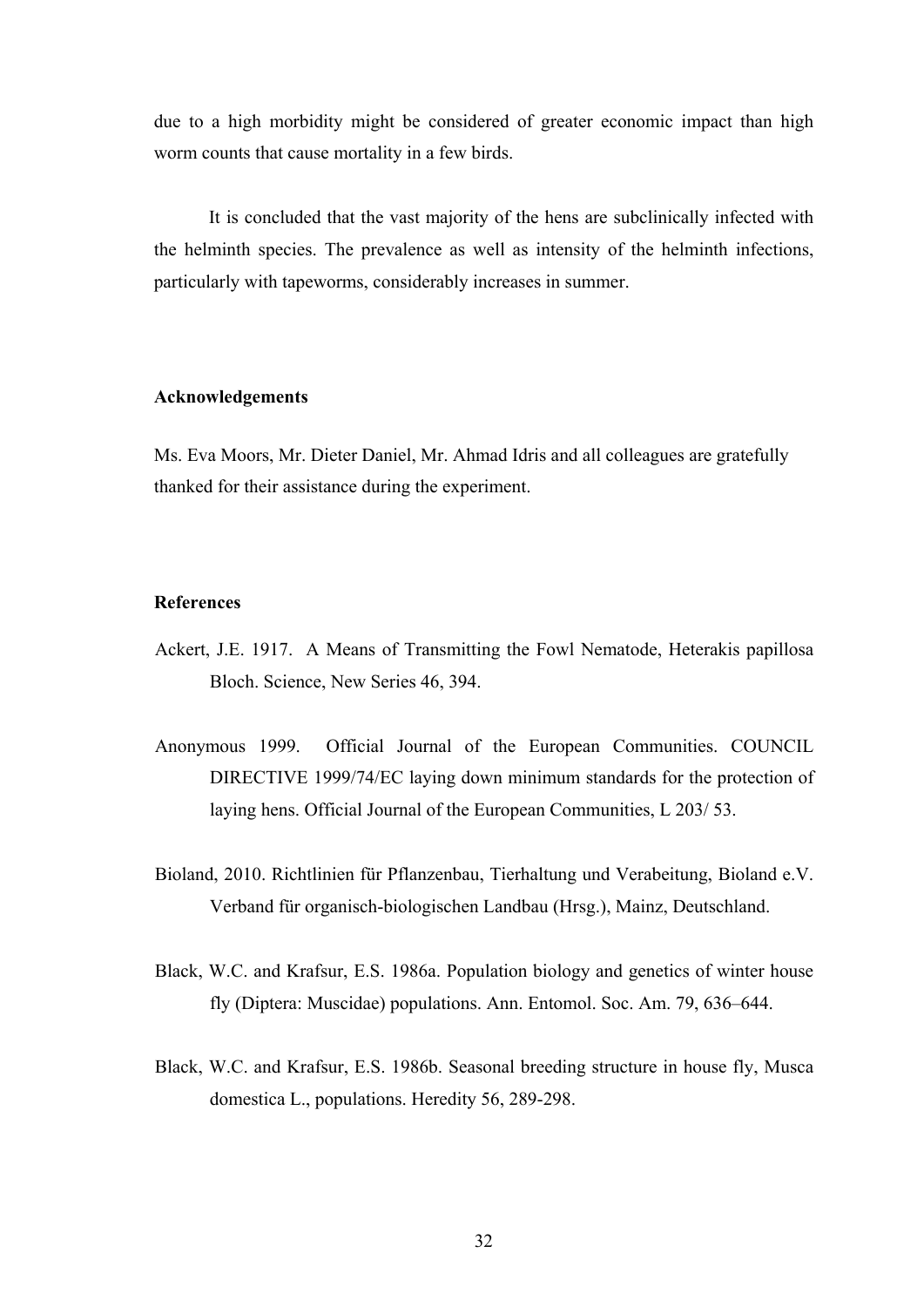due to a high morbidity might be considered of greater economic impact than high worm counts that cause mortality in a few birds.

It is concluded that the vast majority of the hens are subclinically infected with the helminth species. The prevalence as well as intensity of the helminth infections, particularly with tapeworms, considerably increases in summer.

### Acknowledgements

Ms. Eva Moors, Mr. Dieter Daniel, Mr. Ahmad Idris and all colleagues are gratefully thanked for their assistance during the experiment.

### References

Ackert, J.E. 1917. A Means of Transmitting the Fowl Nematode, Heterakis papillosa Bloch. Science, New Series 46, 394.

Anonymous 1999. Official Journal of the European Communities. COUNCIL DIRECTIVE 1999/74/EC laying down minimum standards for the protection of laying hens. Official Journal of the European Communities, L 203/ 53.

Bioland, 2010. Richtlinien für Pflanzenbau, Tierhaltung und Verabeitung, Bioland e.V. Verband für organisch-biologischen Landbau (Hrsg.), Mainz, Deutschland.

Black, W.C. and Krafsur, E.S. 1986a. Population biology and genetics of winter house fly (Diptera: Muscidae) populations. Ann. Entomol. Soc. Am. 79, 636–644.

Black, W.C. and Krafsur, E.S. 1986b. Seasonal breeding structure in house fly, Musca domestica L., populations. Heredity 56, 289-298.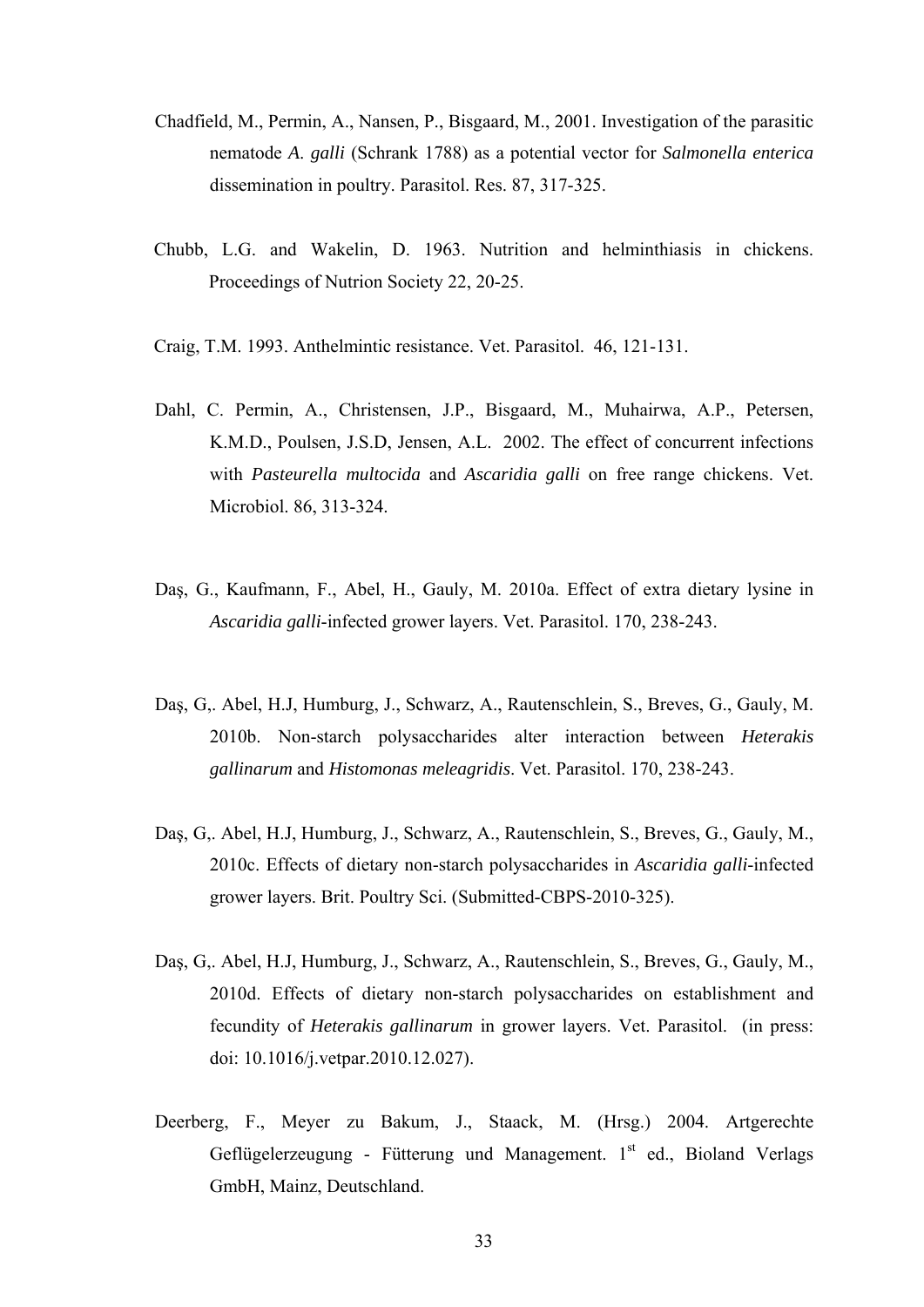Chadfield, M., Permin, A., Nansen, P., Bisgaard, M., 2001. Investigation of the parasitic nematode *A. galli* (Schrank 1788) as a potential vector for *Salmonella enterica* dissemination in poultry. Parasitol. Res. 87, 317-325.

Chubb, L.G. and Wakelin, D. 1963. Nutrition and helminthiasis in chickens. Proceedings of Nutrion Society 22, 20-25.

Craig, T.M. 1993. Anthelmintic resistance. Vet. Parasitol. 46, 121-131.

Dahl, C. Permin, A., Christensen, J.P., Bisgaard, M., Muhairwa, A.P., Petersen, K.M.D., Poulsen, J.S.D, Jensen, A.L. 2002. The effect of concurrent infections with *Pasteurella multocida* and *Ascaridia galli* on free range chickens. Vet. Microbiol. 86, 313-324.

Daş, G., Kaufmann, F., Abel, H., Gauly, M. 2010a. Effect of extra dietary lysine in *Ascaridia galli*-infected grower layers. Vet. Parasitol. 170, 238-243.

Daş, G,. Abel, H.J, Humburg, J., Schwarz, A., Rautenschlein, S., Breves, G., Gauly, M. 2010b. Non-starch polysaccharides alter interaction between *Heterakis gallinarum* and *Histomonas meleagridis*. Vet. Parasitol. 170, 238-243.

Daş, G,. Abel, H.J, Humburg, J., Schwarz, A., Rautenschlein, S., Breves, G., Gauly, M., 2010c. Effects of dietary non-starch polysaccharides in *Ascaridia galli*-infected grower layers. Brit. Poultry Sci. (Submitted-CBPS-2010-325).

Daş, G,. Abel, H.J, Humburg, J., Schwarz, A., Rautenschlein, S., Breves, G., Gauly, M., 2010d. Effects of dietary non-starch polysaccharides on establishment and fecundity of *Heterakis gallinarum* in grower layers. Vet. Parasitol. (in press: doi: 10.1016/j.vetpar.2010.12.027).

Deerberg, F., Meyer zu Bakum, J., Staack, M. (Hrsg.) 2004. Artgerechte Geflügelerzeugung - Fütterung und Management. 1st ed., Bioland Verlags GmbH, Mainz, Deutschland.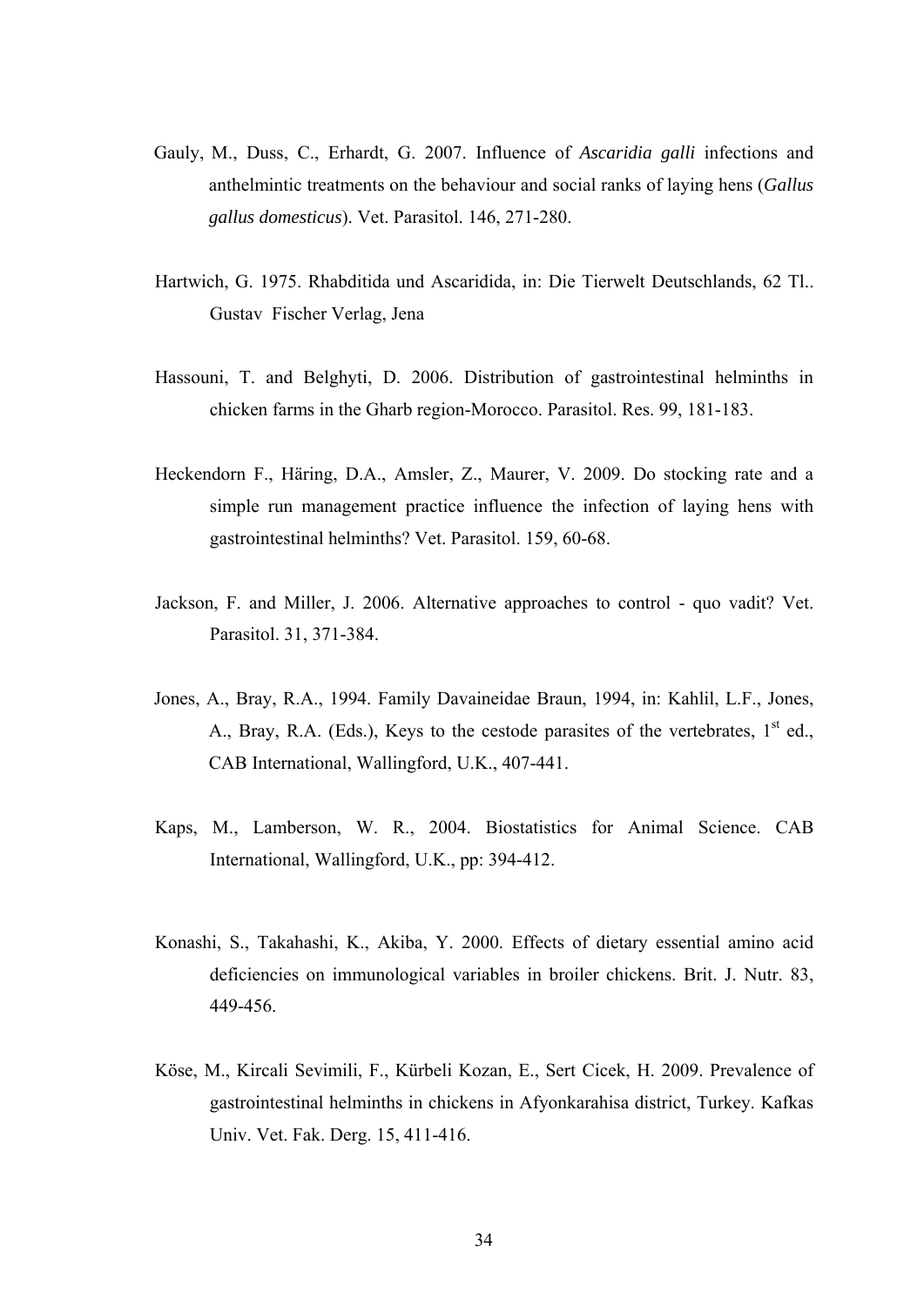Gauly, M., Duss, C., Erhardt, G. 2007. Influence of *Ascaridia galli* infections and anthelmintic treatments on the behaviour and social ranks of laying hens (*Gallus gallus domesticus*). Vet. Parasitol. 146, 271-280.

Hartwich, G. 1975. Rhabditida und Ascaridida, in: Die Tierwelt Deutschlands, 62 Tl.. Gustav Fischer Verlag, Jena

Hassouni, T. and Belghyti, D. 2006. Distribution of gastrointestinal helminths in chicken farms in the Gharb region-Morocco. Parasitol. Res. 99, 181-183.

Heckendorn F., Häring, D.A., Amsler, Z., Maurer, V. 2009. Do stocking rate and a simple run management practice influence the infection of laying hens with gastrointestinal helminths? Vet. Parasitol. 159, 60-68.

Jackson, F. and Miller, J. 2006. Alternative approaches to control - quo vadit? Vet. Parasitol. 31, 371-384.

Jones, A., Bray, R.A., 1994. Family Davaineidae Braun, 1994, in: Kahlil, L.F., Jones, A., Bray, R.A. (Eds.), Keys to the cestode parasites of the vertebrates, 1st ed., CAB International, Wallingford, U.K., 407-441.

Kaps, M., Lamberson, W. R., 2004. Biostatistics for Animal Science. CAB International, Wallingford, U.K., pp: 394-412.

Konashi, S., Takahashi, K., Akiba, Y. 2000. Effects of dietary essential amino acid deficiencies on immunological variables in broiler chickens. Brit. J. Nutr. 83, 449-456.

Köse, M., Kircali Sevimili, F., Kürbeli Kozan, E., Sert Cicek, H. 2009. Prevalence of gastrointestinal helminths in chickens in Afyonkarahisa district, Turkey. Kafkas Univ. Vet. Fak. Derg. 15, 411-416.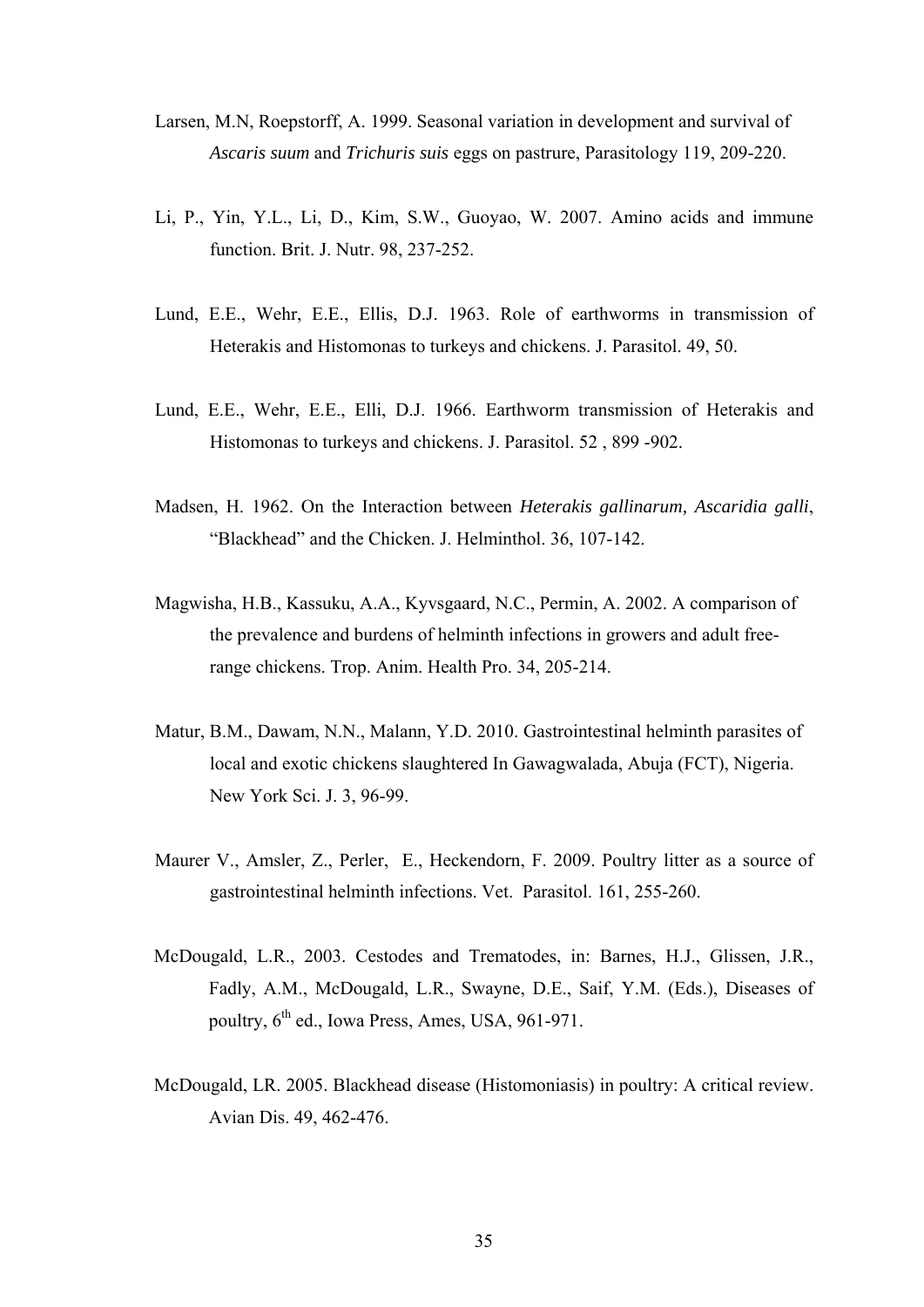Larsen, M.N, Roepstorff, A. 1999. Seasonal variation in development and survival of *Ascaris suum* and *Trichuris suis* eggs on pastrure, Parasitology 119, 209-220.

Li, P., Yin, Y.L., Li, D., Kim, S.W., Guoyao, W. 2007. Amino acids and immune function. Brit. J. Nutr. 98, 237-252.

Lund, E.E., Wehr, E.E., Ellis, D.J. 1963. Role of earthworms in transmission of Heterakis and Histomonas to turkeys and chickens. J. Parasitol. 49, 50.

Lund, E.E., Wehr, E.E., Elli, D.J. 1966. Earthworm transmission of Heterakis and Histomonas to turkeys and chickens. J. Parasitol. 52 , 899 -902.

Madsen, H. 1962. On the Interaction between *Heterakis gallinarum, Ascaridia galli*, "Blackhead" and the Chicken. J. Helminthol. 36, 107-142.

Magwisha, H.B., Kassuku, A.A., Kyvsgaard, N.C., Permin, A. 2002. A comparison of the prevalence and burdens of helminth infections in growers and adult free-range chickens. Trop. Anim. Health Pro. 34, 205-214.

Matur, B.M., Dawam, N.N., Malann, Y.D. 2010. Gastrointestinal helminth parasites of local and exotic chickens slaughtered In Gawagwalada, Abuja (FCT), Nigeria. New York Sci. J. 3, 96-99.

Maurer V., Amsler, Z., Perler, E., Heckendorn, F. 2009. Poultry litter as a source of gastrointestinal helminth infections. Vet. Parasitol. 161, 255-260.

McDougald, L.R., 2003. Cestodes and Trematodes, in: Barnes, H.J., Glissen, J.R., Fadly, A.M., McDougald, L.R., Swayne, D.E., Saif, Y.M. (Eds.), Diseases of poultry, 6$^{th}$ ed., Iowa Press, Ames, USA, 961-971.

McDougald, LR. 2005. Blackhead disease (Histomoniasis) in poultry: A critical review. Avian Dis. 49, 462-476.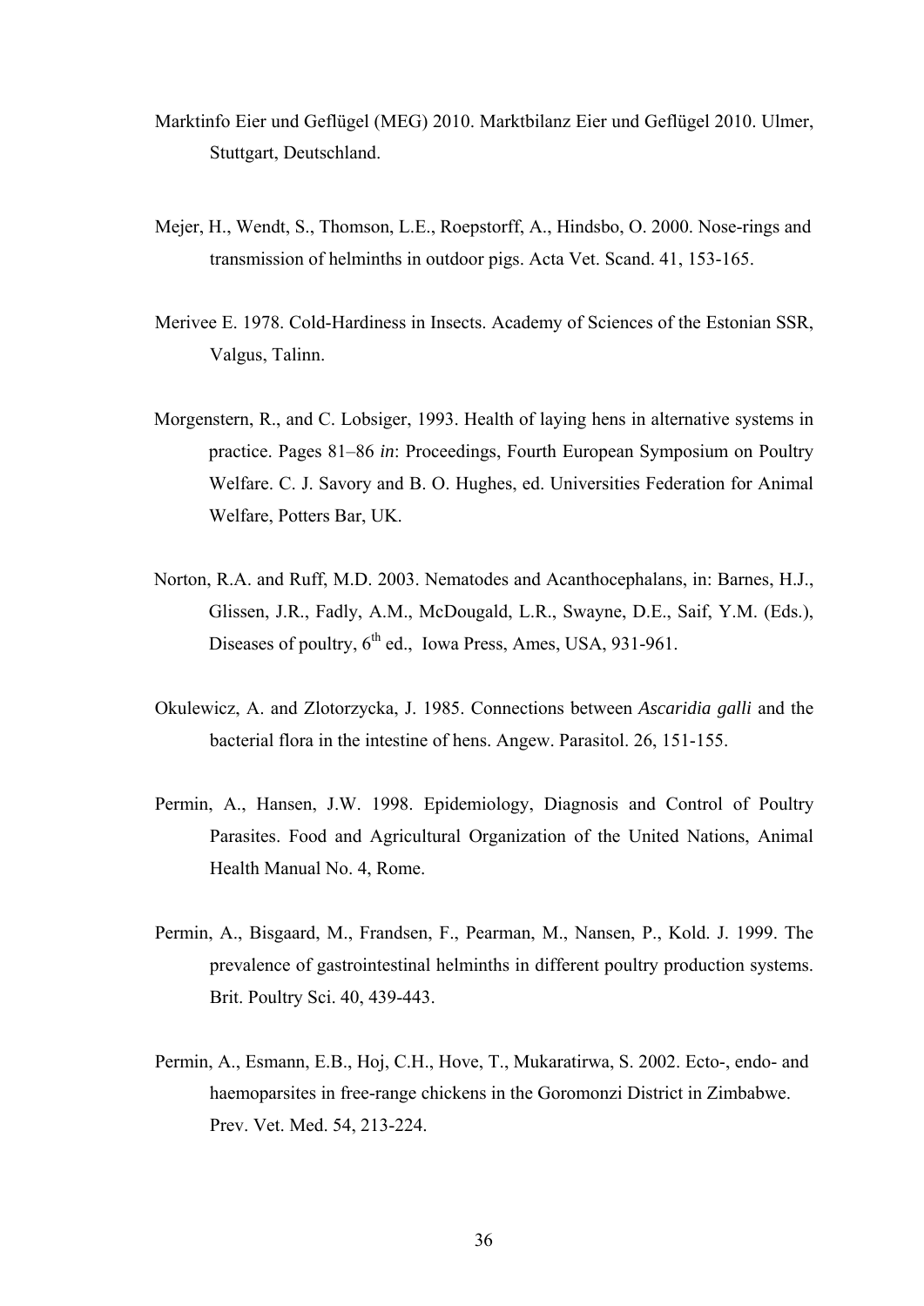Marktinfo Eier und Geflügel (MEG) 2010. Marktbilanz Eier und Geflügel 2010. Ulmer, Stuttgart, Deutschland.

Mejer, H., Wendt, S., Thomson, L.E., Roepstorff, A., Hindsbo, O. 2000. Nose-rings and transmission of helminths in outdoor pigs. Acta Vet. Scand. 41, 153-165.

Merivee E. 1978. Cold-Hardiness in Insects. Academy of Sciences of the Estonian SSR, Valgus, Talinn.

Morgenstern, R., and C. Lobsiger, 1993. Health of laying hens in alternative systems in practice. Pages 81–86 *in*: Proceedings, Fourth European Symposium on Poultry Welfare. C. J. Savory and B. O. Hughes, ed. Universities Federation for Animal Welfare, Potters Bar, UK.

Norton, R.A. and Ruff, M.D. 2003. Nematodes and Acanthocephalans, in: Barnes, H.J., Glissen, J.R., Fadly, A.M., McDougald, L.R., Swayne, D.E., Saif, Y.M. (Eds.), Diseases of poultry, 6$^{th}$ ed., Iowa Press, Ames, USA, 931-961.

Okulewicz, A. and Zlotorzycka, J. 1985. Connections between *Ascaridia galli* and the bacterial flora in the intestine of hens. Angew. Parasitol. 26, 151-155.

Permin, A., Hansen, J.W. 1998. Epidemiology, Diagnosis and Control of Poultry Parasites. Food and Agricultural Organization of the United Nations, Animal Health Manual No. 4, Rome.

Permin, A., Bisgaard, M., Frandsen, F., Pearman, M., Nansen, P., Kold. J. 1999. The prevalence of gastrointestinal helminths in different poultry production systems. Brit. Poultry Sci. 40, 439-443.

Permin, A., Esmann, E.B., Hoj, C.H., Hove, T., Mukaratirwa, S. 2002. Ecto-, endo- and haemoparsites in free-range chickens in the Goromonzi District in Zimbabwe. Prev. Vet. Med. 54, 213-224.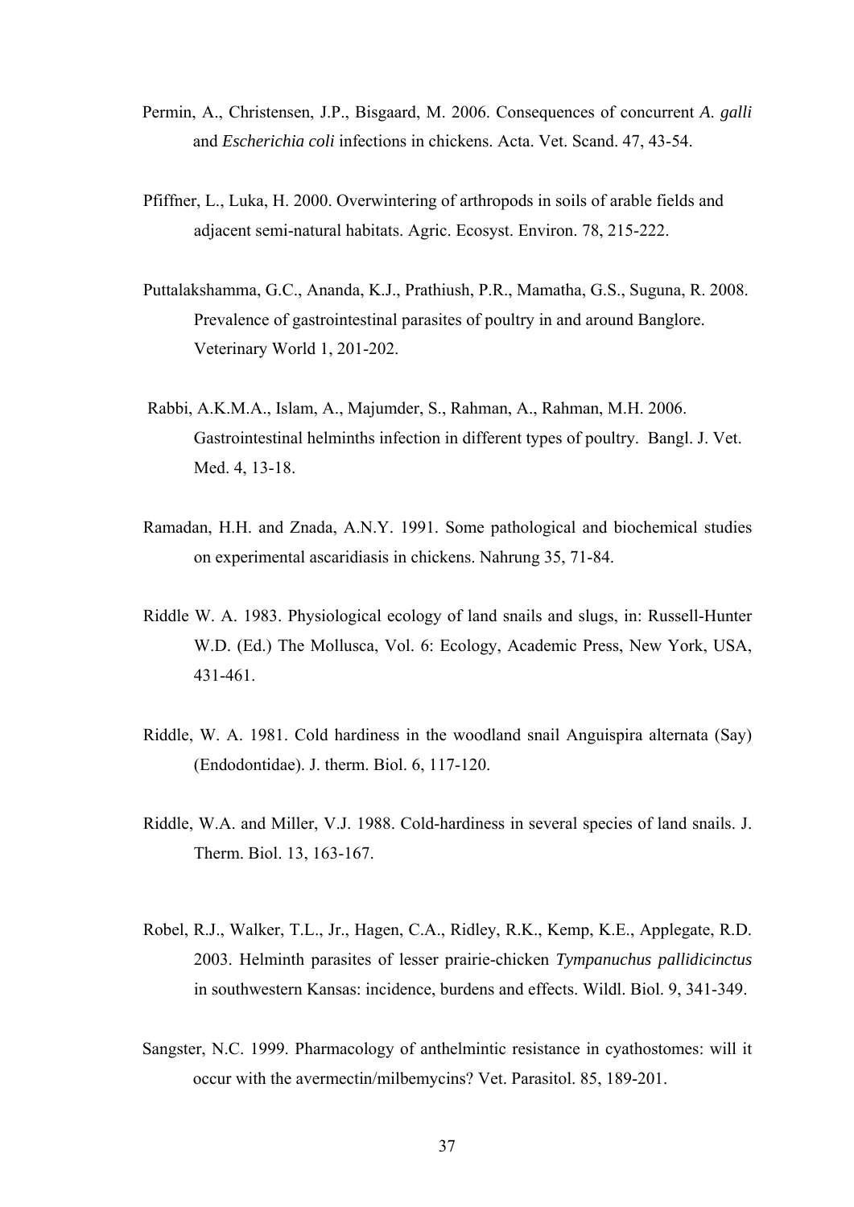Permin, A., Christensen, J.P., Bisgaard, M. 2006. Consequences of concurrent *A. galli* and *Escherichia coli* infections in chickens. Acta. Vet. Scand. 47, 43-54.

Pfiffner, L., Luka, H. 2000. Overwintering of arthropods in soils of arable fields and adjacent semi-natural habitats. Agric. Ecosyst. Environ. 78, 215-222.

Puttalakshamma, G.C., Ananda, K.J., Prathiush, P.R., Mamatha, G.S., Suguna, R. 2008. Prevalence of gastrointestinal parasites of poultry in and around Banglore. Veterinary World 1, 201-202.

Rabbi, A.K.M.A., Islam, A., Majumder, S., Rahman, A., Rahman, M.H. 2006. Gastrointestinal helminths infection in different types of poultry. Bangl. J. Vet. Med. 4, 13-18.

Ramadan, H.H. and Znada, A.N.Y. 1991. Some pathological and biochemical studies on experimental ascaridiasis in chickens. Nahrung 35, 71-84.

Riddle W. A. 1983. Physiological ecology of land snails and slugs, in: Russell-Hunter W.D. (Ed.) The Mollusca, Vol. 6: Ecology, Academic Press, New York, USA, 431-461.

Riddle, W. A. 1981. Cold hardiness in the woodland snail Anguispira alternata (Say) (Endodontidae). J. therm. Biol. 6, 117-120.

Riddle, W.A. and Miller, V.J. 1988. Cold-hardiness in several species of land snails. J. Therm. Biol. 13, 163-167.

Robel, R.J., Walker, T.L., Jr., Hagen, C.A., Ridley, R.K., Kemp, K.E., Applegate, R.D. 2003. Helminth parasites of lesser prairie-chicken *Tympanuchus pallidicinctus* in southwestern Kansas: incidence, burdens and effects. Wildl. Biol. 9, 341-349.

Sangster, N.C. 1999. Pharmacology of anthelmintic resistance in cyathostomes: will it occur with the avermectin/milbemycins? Vet. Parasitol. 85, 189-201.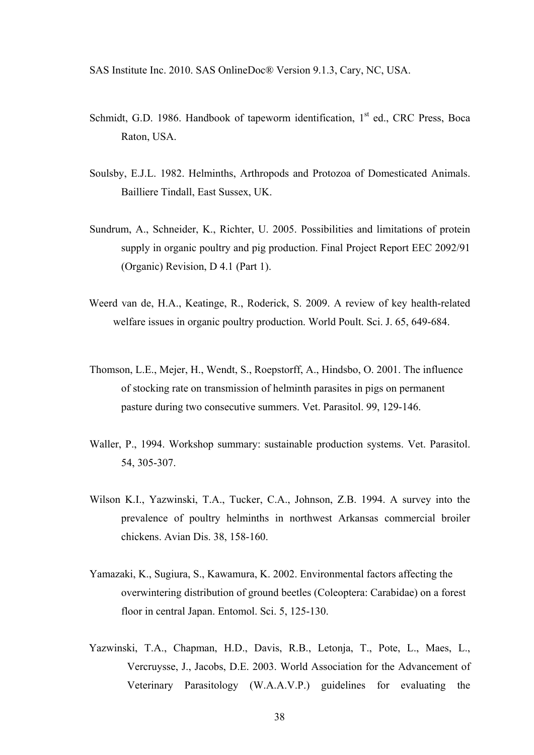SAS Institute Inc. 2010. SAS OnlineDoc® Version 9.1.3, Cary, NC, USA.

Schmidt, G.D. 1986. Handbook of tapeworm identification, 1st ed., CRC Press, Boca Raton, USA.

Soulsby, E.J.L. 1982. Helminths, Arthropods and Protozoa of Domesticated Animals. Bailliere Tindall, East Sussex, UK.

Sundrum, A., Schneider, K., Richter, U. 2005. Possibilities and limitations of protein supply in organic poultry and pig production. Final Project Report EEC 2092/91 (Organic) Revision, D 4.1 (Part 1).

Weerd van de, H.A., Keatinge, R., Roderick, S. 2009. A review of key health-related welfare issues in organic poultry production. World Poult. Sci. J. 65, 649-684.

Thomson, L.E., Mejer, H., Wendt, S., Roepstorff, A., Hindsbo, O. 2001. The influence of stocking rate on transmission of helminth parasites in pigs on permanent pasture during two consecutive summers. Vet. Parasitol. 99, 129-146.

Waller, P., 1994. Workshop summary: sustainable production systems. Vet. Parasitol. 54, 305-307.

Wilson K.I., Yazwinski, T.A., Tucker, C.A., Johnson, Z.B. 1994. A survey into the prevalence of poultry helminths in northwest Arkansas commercial broiler chickens. Avian Dis. 38, 158-160.

Yamazaki, K., Sugiura, S., Kawamura, K. 2002. Environmental factors affecting the overwintering distribution of ground beetles (Coleoptera: Carabidae) on a forest floor in central Japan. Entomol. Sci. 5, 125-130.

Yazwinski, T.A., Chapman, H.D., Davis, R.B., Letonja, T., Pote, L., Maes, L., Vercruysse, J., Jacobs, D.E. 2003. World Association for the Advancement of Veterinary Parasitology (W.A.A.V.P.) guidelines for evaluating the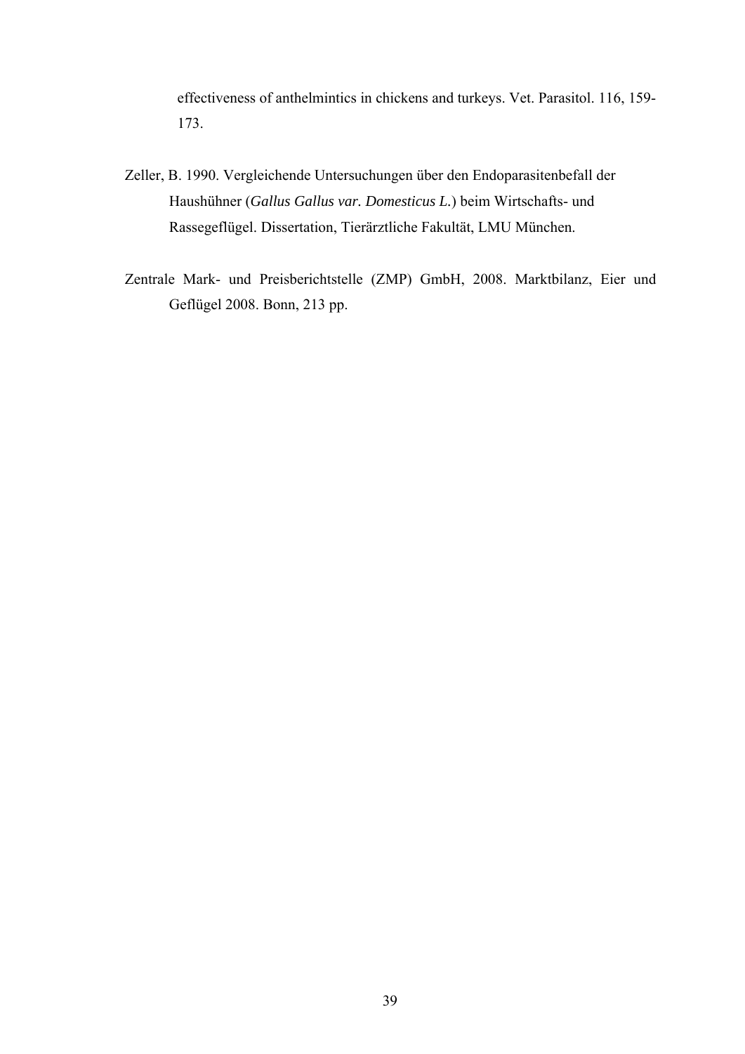effectiveness of anthelmintics in chickens and turkeys. Vet. Parasitol. 116, 159-173.

Zeller, B. 1990. Vergleichende Untersuchungen über den Endoparasitenbefall der Haushühner (*Gallus Gallus var. Domesticus L.*) beim Wirtschafts- und Rassegeflügel. Dissertation, Tierärztliche Fakultät, LMU München.

Zentrale Mark- und Preisberichtstelle (ZMP) GmbH, 2008. Marktbilanz, Eier und Geflügel 2008. Bonn, 213 pp.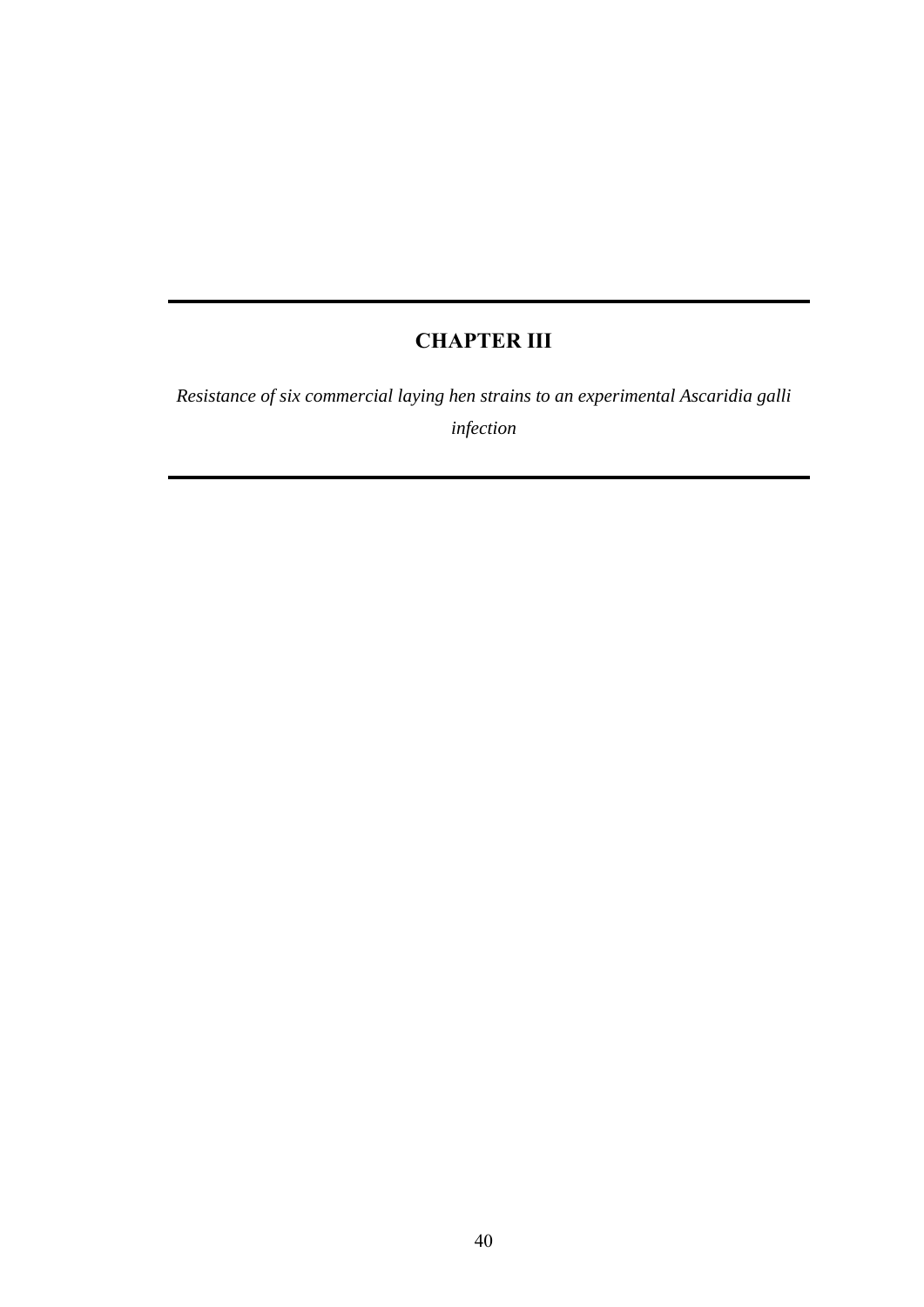# CHAPTER III

*Resistance of six commercial laying hen strains to an experimental Ascaridia galli infection*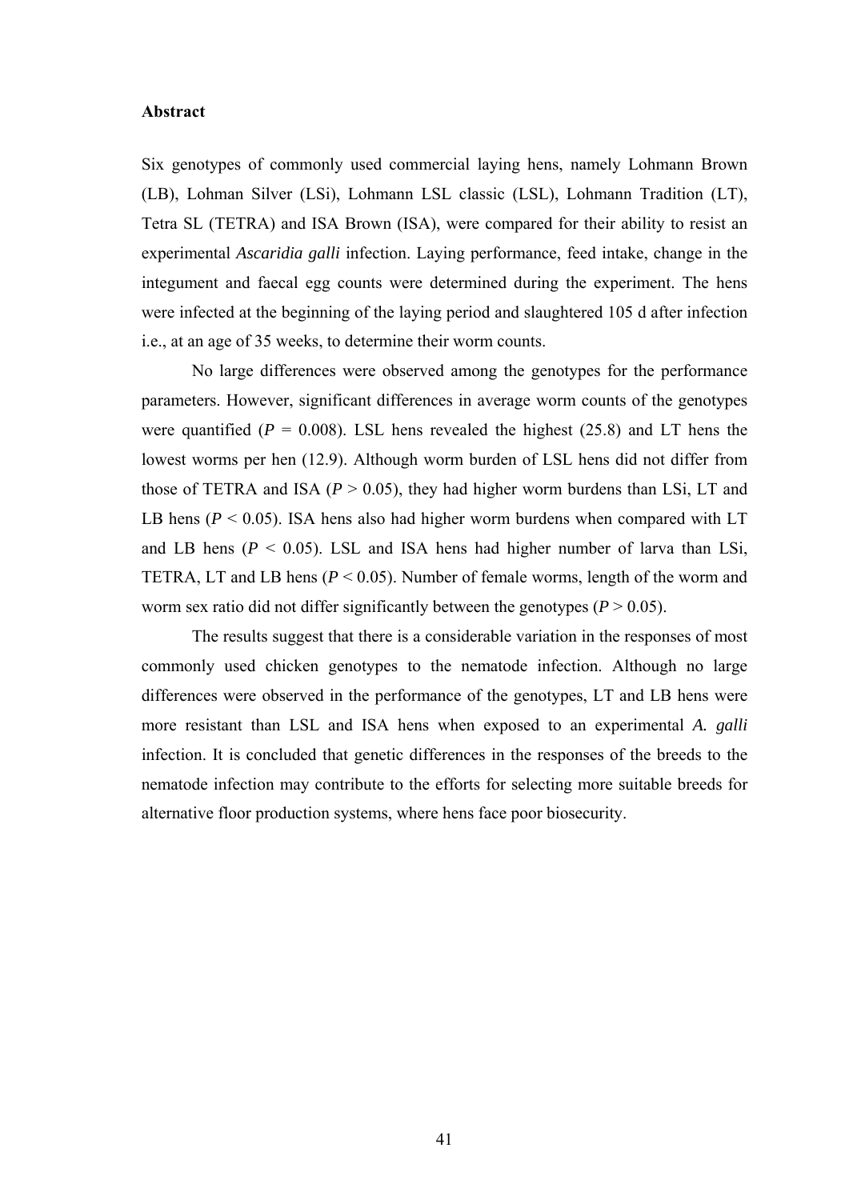**Abstract**

Six genotypes of commonly used commercial laying hens, namely Lohmann Brown (LB), Lohman Silver (LSi), Lohmann LSL classic (LSL), Lohmann Tradition (LT), Tetra SL (TETRA) and ISA Brown (ISA), were compared for their ability to resist an experimental *Ascaridia galli* infection. Laying performance, feed intake, change in the integument and faecal egg counts were determined during the experiment. The hens were infected at the beginning of the laying period and slaughtered 105 d after infection i.e., at an age of 35 weeks, to determine their worm counts.

No large differences were observed among the genotypes for the performance parameters. However, significant differences in average worm counts of the genotypes were quantified ($P$ = 0.008). LSL hens revealed the highest (25.8) and LT hens the lowest worms per hen (12.9). Although worm burden of LSL hens did not differ from those of TETRA and ISA ($P$ > 0.05), they had higher worm burdens than LSi, LT and LB hens ($P$ < 0.05). ISA hens also had higher worm burdens when compared with LT and LB hens ($P$ < 0.05). LSL and ISA hens had higher number of larva than LSi, TETRA, LT and LB hens ($P$ < 0.05). Number of female worms, length of the worm and worm sex ratio did not differ significantly between the genotypes ($P$ > 0.05).

The results suggest that there is a considerable variation in the responses of most commonly used chicken genotypes to the nematode infection. Although no large differences were observed in the performance of the genotypes, LT and LB hens were more resistant than LSL and ISA hens when exposed to an experimental *A. galli* infection. It is concluded that genetic differences in the responses of the breeds to the nematode infection may contribute to the efforts for selecting more suitable breeds for alternative floor production systems, where hens face poor biosecurity.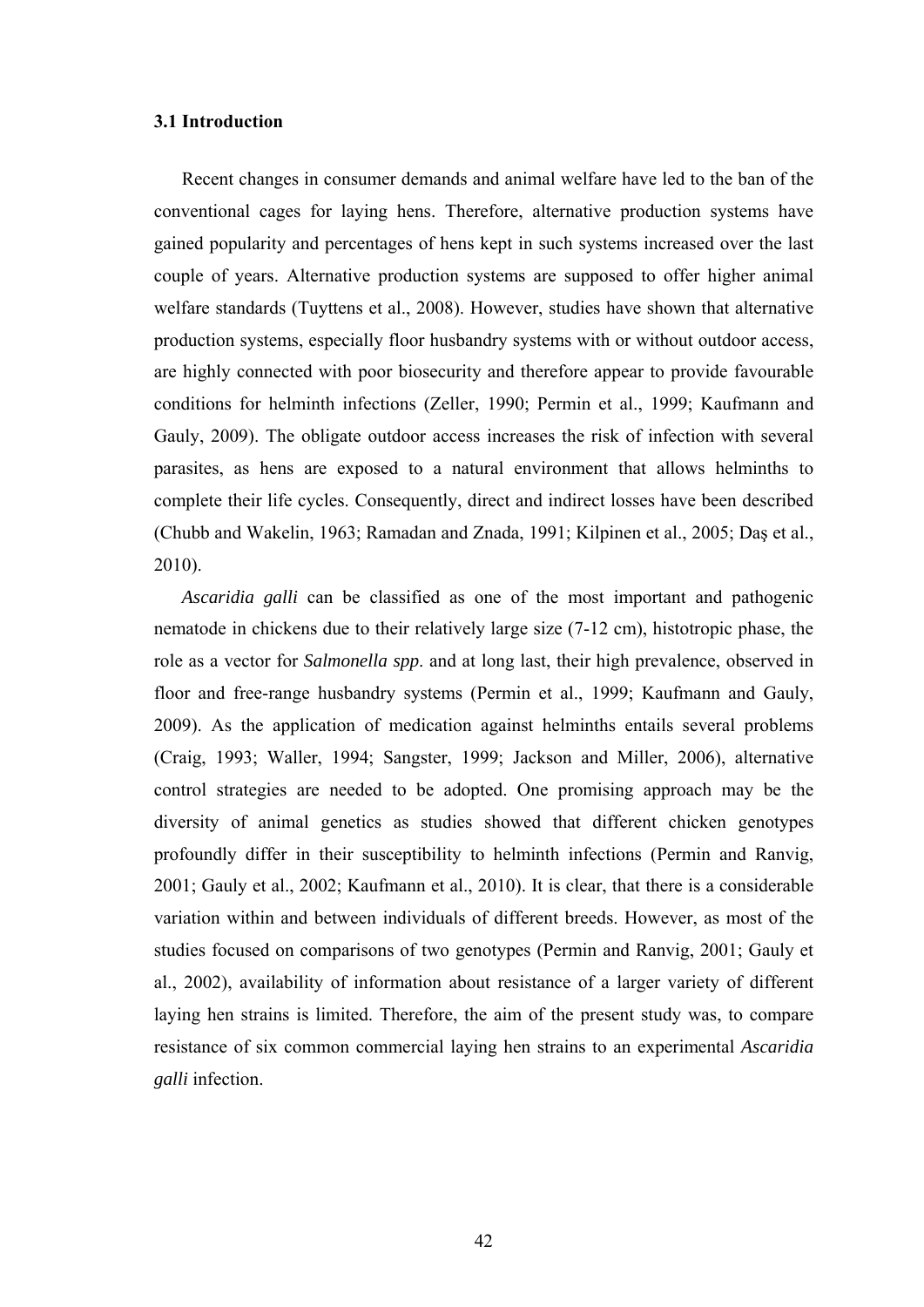### 3.1 Introduction

Recent changes in consumer demands and animal welfare have led to the ban of the conventional cages for laying hens. Therefore, alternative production systems have gained popularity and percentages of hens kept in such systems increased over the last couple of years. Alternative production systems are supposed to offer higher animal welfare standards (Tuyttens et al., 2008). However, studies have shown that alternative production systems, especially floor husbandry systems with or without outdoor access, are highly connected with poor biosecurity and therefore appear to provide favourable conditions for helminth infections (Zeller, 1990; Permin et al., 1999; Kaufmann and Gauly, 2009). The obligate outdoor access increases the risk of infection with several parasites, as hens are exposed to a natural environment that allows helminths to complete their life cycles. Consequently, direct and indirect losses have been described (Chubb and Wakelin, 1963; Ramadan and Znada, 1991; Kilpinen et al., 2005; Daş et al., 2010).

*Ascaridia galli* can be classified as one of the most important and pathogenic nematode in chickens due to their relatively large size (7-12 cm), histotropic phase, the role as a vector for *Salmonella spp*. and at long last, their high prevalence, observed in floor and free-range husbandry systems (Permin et al., 1999; Kaufmann and Gauly, 2009). As the application of medication against helminths entails several problems (Craig, 1993; Waller, 1994; Sangster, 1999; Jackson and Miller, 2006), alternative control strategies are needed to be adopted. One promising approach may be the diversity of animal genetics as studies showed that different chicken genotypes profoundly differ in their susceptibility to helminth infections (Permin and Ranvig, 2001; Gauly et al., 2002; Kaufmann et al., 2010). It is clear, that there is a considerable variation within and between individuals of different breeds. However, as most of the studies focused on comparisons of two genotypes (Permin and Ranvig, 2001; Gauly et al., 2002), availability of information about resistance of a larger variety of different laying hen strains is limited. Therefore, the aim of the present study was, to compare resistance of six common commercial laying hen strains to an experimental *Ascaridia galli* infection.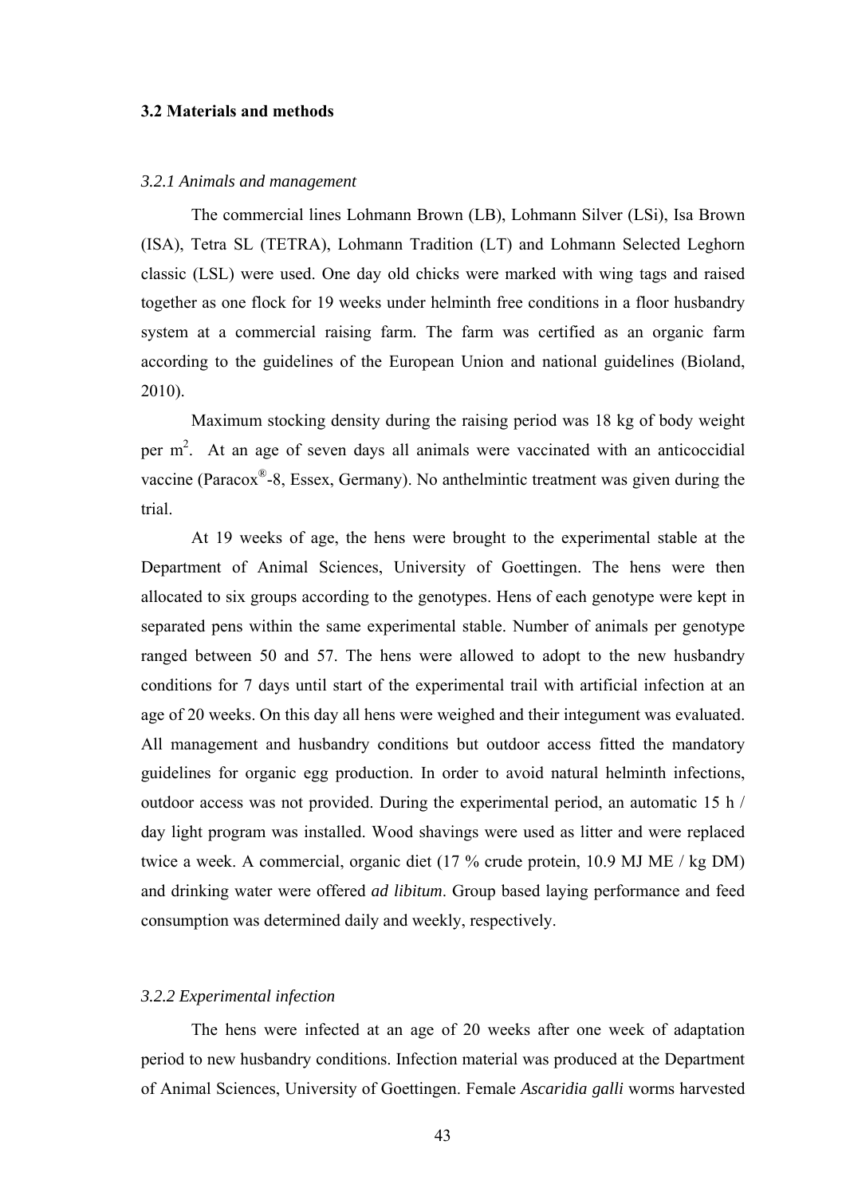### 3.2 Materials and methods

#### *3.2.1 Animals and management*

The commercial lines Lohmann Brown (LB), Lohmann Silver (LSi), Isa Brown (ISA), Tetra SL (TETRA), Lohmann Tradition (LT) and Lohmann Selected Leghorn classic (LSL) were used. One day old chicks were marked with wing tags and raised together as one flock for 19 weeks under helminth free conditions in a floor husbandry system at a commercial raising farm. The farm was certified as an organic farm according to the guidelines of the European Union and national guidelines (Bioland, 2010).

Maximum stocking density during the raising period was 18 kg of body weight per $m^2$. At an age of seven days all animals were vaccinated with an anticoccidial vaccine (Paracox®-8, Essex, Germany). No anthelmintic treatment was given during the trial.

At 19 weeks of age, the hens were brought to the experimental stable at the Department of Animal Sciences, University of Goettingen. The hens were then allocated to six groups according to the genotypes. Hens of each genotype were kept in separated pens within the same experimental stable. Number of animals per genotype ranged between 50 and 57. The hens were allowed to adopt to the new husbandry conditions for 7 days until start of the experimental trail with artificial infection at an age of 20 weeks. On this day all hens were weighed and their integument was evaluated. All management and husbandry conditions but outdoor access fitted the mandatory guidelines for organic egg production. In order to avoid natural helminth infections, outdoor access was not provided. During the experimental period, an automatic 15 h / day light program was installed. Wood shavings were used as litter and were replaced twice a week. A commercial, organic diet (17 % crude protein, 10.9 MJ ME / kg DM) and drinking water were offered *ad libitum*. Group based laying performance and feed consumption was determined daily and weekly, respectively.

#### *3.2.2 Experimental infection*

The hens were infected at an age of 20 weeks after one week of adaptation period to new husbandry conditions. Infection material was produced at the Department of Animal Sciences, University of Goettingen. Female *Ascaridia galli* worms harvested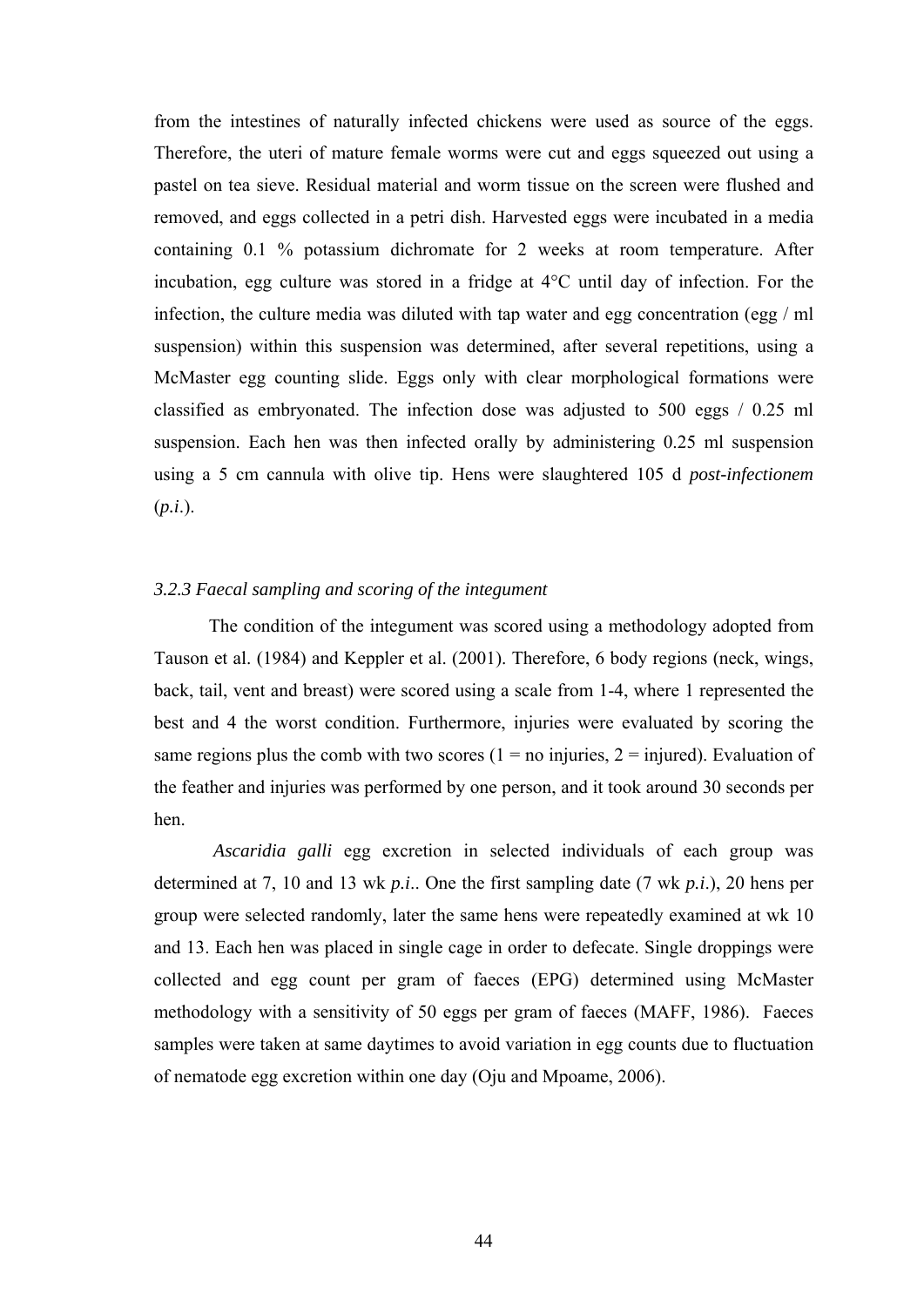from the intestines of naturally infected chickens were used as source of the eggs. Therefore, the uteri of mature female worms were cut and eggs squeezed out using a pastel on tea sieve. Residual material and worm tissue on the screen were flushed and removed, and eggs collected in a petri dish. Harvested eggs were incubated in a media containing 0.1 % potassium dichromate for 2 weeks at room temperature. After incubation, egg culture was stored in a fridge at 4°C until day of infection. For the infection, the culture media was diluted with tap water and egg concentration (egg / ml suspension) within this suspension was determined, after several repetitions, using a McMaster egg counting slide. Eggs only with clear morphological formations were classified as embryonated. The infection dose was adjusted to 500 eggs / 0.25 ml suspension. Each hen was then infected orally by administering 0.25 ml suspension using a 5 cm cannula with olive tip. Hens were slaughtered 105 d *post-infectionem* (*p.i.*).

### *3.2.3 Faecal sampling and scoring of the integument*

The condition of the integument was scored using a methodology adopted from Tauson et al. (1984) and Keppler et al. (2001). Therefore, 6 body regions (neck, wings, back, tail, vent and breast) were scored using a scale from 1-4, where 1 represented the best and 4 the worst condition. Furthermore, injuries were evaluated by scoring the same regions plus the comb with two scores (1 = no injuries, 2 = injured). Evaluation of the feather and injuries was performed by one person, and it took around 30 seconds per hen.

*Ascaridia galli* egg excretion in selected individuals of each group was determined at 7, 10 and 13 wk *p.i.*. One the first sampling date (7 wk *p.i.*), 20 hens per group were selected randomly, later the same hens were repeatedly examined at wk 10 and 13. Each hen was placed in single cage in order to defecate. Single droppings were collected and egg count per gram of faeces (EPG) determined using McMaster methodology with a sensitivity of 50 eggs per gram of faeces (MAFF, 1986). Faeces samples were taken at same daytimes to avoid variation in egg counts due to fluctuation of nematode egg excretion within one day (Oju and Mpoame, 2006).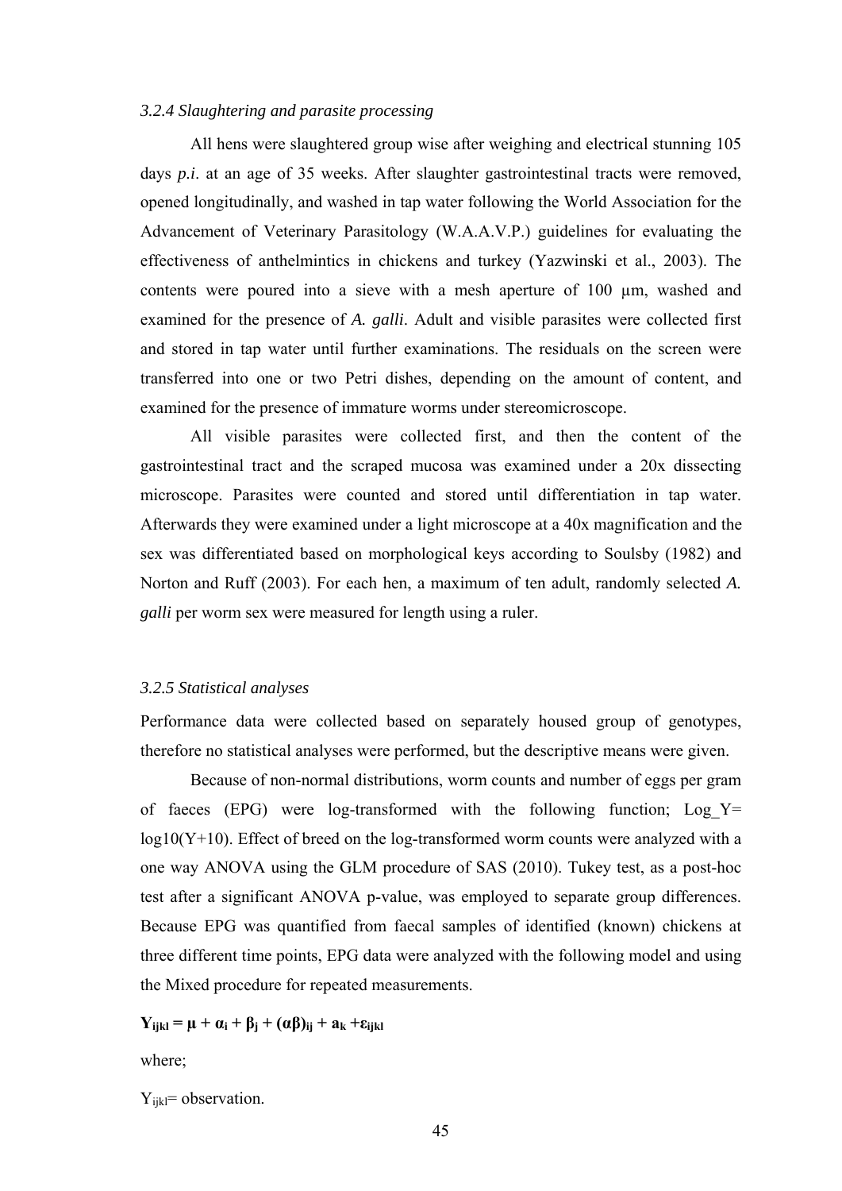### *3.2.4 Slaughtering and parasite processing*

All hens were slaughtered group wise after weighing and electrical stunning 105 days *p.i*. at an age of 35 weeks. After slaughter gastrointestinal tracts were removed, opened longitudinally, and washed in tap water following the World Association for the Advancement of Veterinary Parasitology (W.A.A.V.P.) guidelines for evaluating the effectiveness of anthelmintics in chickens and turkey (Yazwinski et al., 2003). The contents were poured into a sieve with a mesh aperture of 100 µm, washed and examined for the presence of *A. galli*. Adult and visible parasites were collected first and stored in tap water until further examinations. The residuals on the screen were transferred into one or two Petri dishes, depending on the amount of content, and examined for the presence of immature worms under stereomicroscope.

All visible parasites were collected first, and then the content of the gastrointestinal tract and the scraped mucosa was examined under a 20x dissecting microscope. Parasites were counted and stored until differentiation in tap water. Afterwards they were examined under a light microscope at a 40x magnification and the sex was differentiated based on morphological keys according to Soulsby (1982) and Norton and Ruff (2003). For each hen, a maximum of ten adult, randomly selected *A. galli* per worm sex were measured for length using a ruler.

### *3.2.5 Statistical analyses*

Performance data were collected based on separately housed group of genotypes, therefore no statistical analyses were performed, but the descriptive means were given.

Because of non-normal distributions, worm counts and number of eggs per gram of faeces (EPG) were log-transformed with the following function; Log_Y= log10(Y+10). Effect of breed on the log-transformed worm counts were analyzed with a one way ANOVA using the GLM procedure of SAS (2010). Tukey test, as a post-hoc test after a significant ANOVA p-value, was employed to separate group differences. Because EPG was quantified from faecal samples of identified (known) chickens at three different time points, EPG data were analyzed with the following model and using the Mixed procedure for repeated measurements.

$$\mathbf{Y_{ijkl} = \mu + \alpha_i + \beta_j + (\alpha\beta)_{ij} + a_k + \varepsilon_{ijkl}}$$

where;

$Y_{ijkl}$= observation.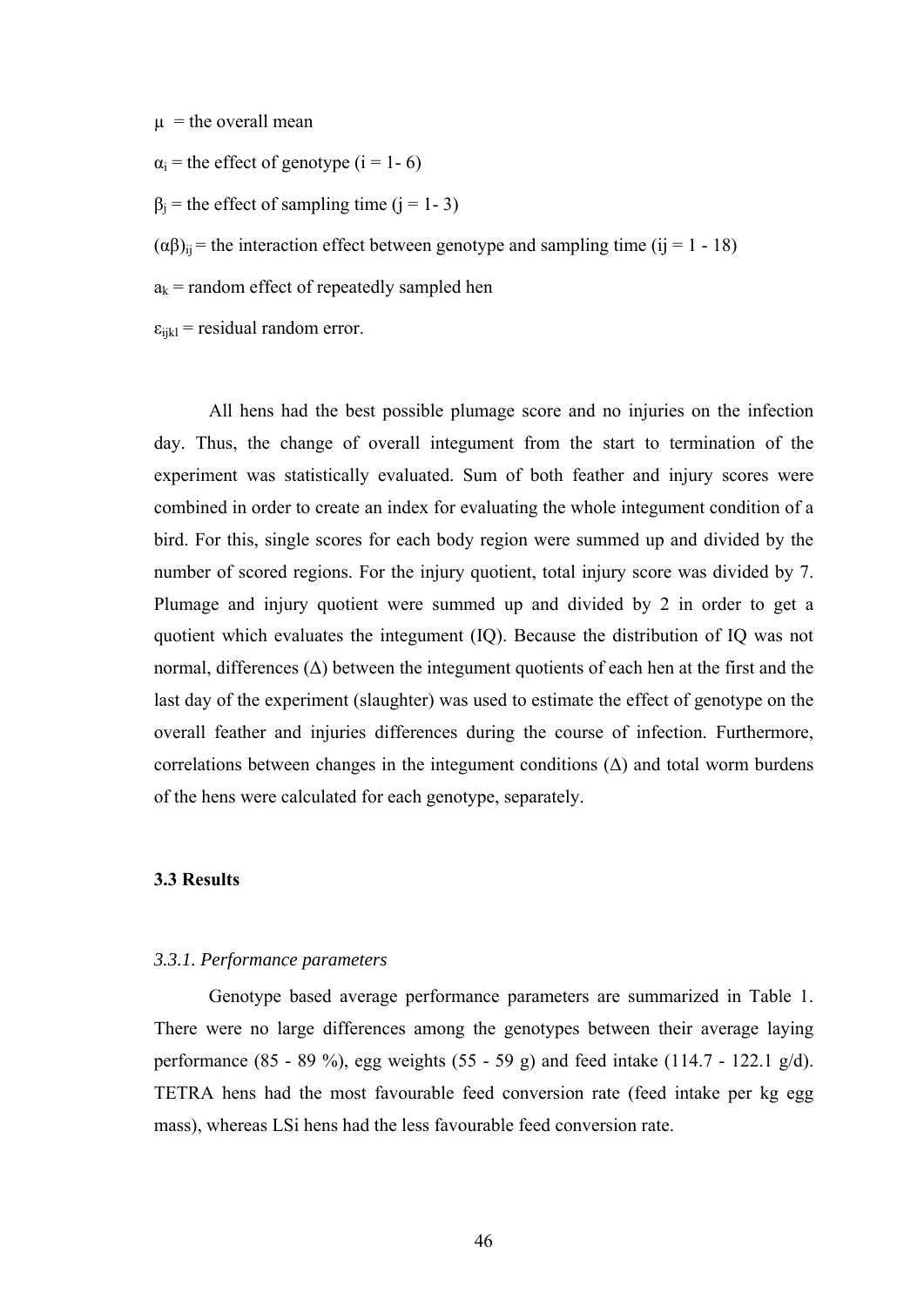$\mu$ = the overall mean

$\alpha_i$ = the effect of genotype (i = 1- 6)

$\beta_j$ = the effect of sampling time (j = 1- 3)

$(\alpha\beta)_{ij}$ = the interaction effect between genotype and sampling time (ij = 1 - 18)

$a_k$ = random effect of repeatedly sampled hen

$\varepsilon_{ijkl}$ = residual random error.

All hens had the best possible plumage score and no injuries on the infection day. Thus, the change of overall integument from the start to termination of the experiment was statistically evaluated. Sum of both feather and injury scores were combined in order to create an index for evaluating the whole integument condition of a bird. For this, single scores for each body region were summed up and divided by the number of scored regions. For the injury quotient, total injury score was divided by 7. Plumage and injury quotient were summed up and divided by 2 in order to get a quotient which evaluates the integument (IQ). Because the distribution of IQ was not normal, differences ($\Delta$) between the integument quotients of each hen at the first and the last day of the experiment (slaughter) was used to estimate the effect of genotype on the overall feather and injuries differences during the course of infection. Furthermore, correlations between changes in the integument conditions ($\Delta$) and total worm burdens of the hens were calculated for each genotype, separately.

### 3.3 Results

#### *3.3.1. Performance parameters*

Genotype based average performance parameters are summarized in Table 1. There were no large differences among the genotypes between their average laying performance (85 - 89 %), egg weights (55 - 59 g) and feed intake (114.7 - 122.1 g/d). TETRA hens had the most favourable feed conversion rate (feed intake per kg egg mass), whereas LSi hens had the less favourable feed conversion rate.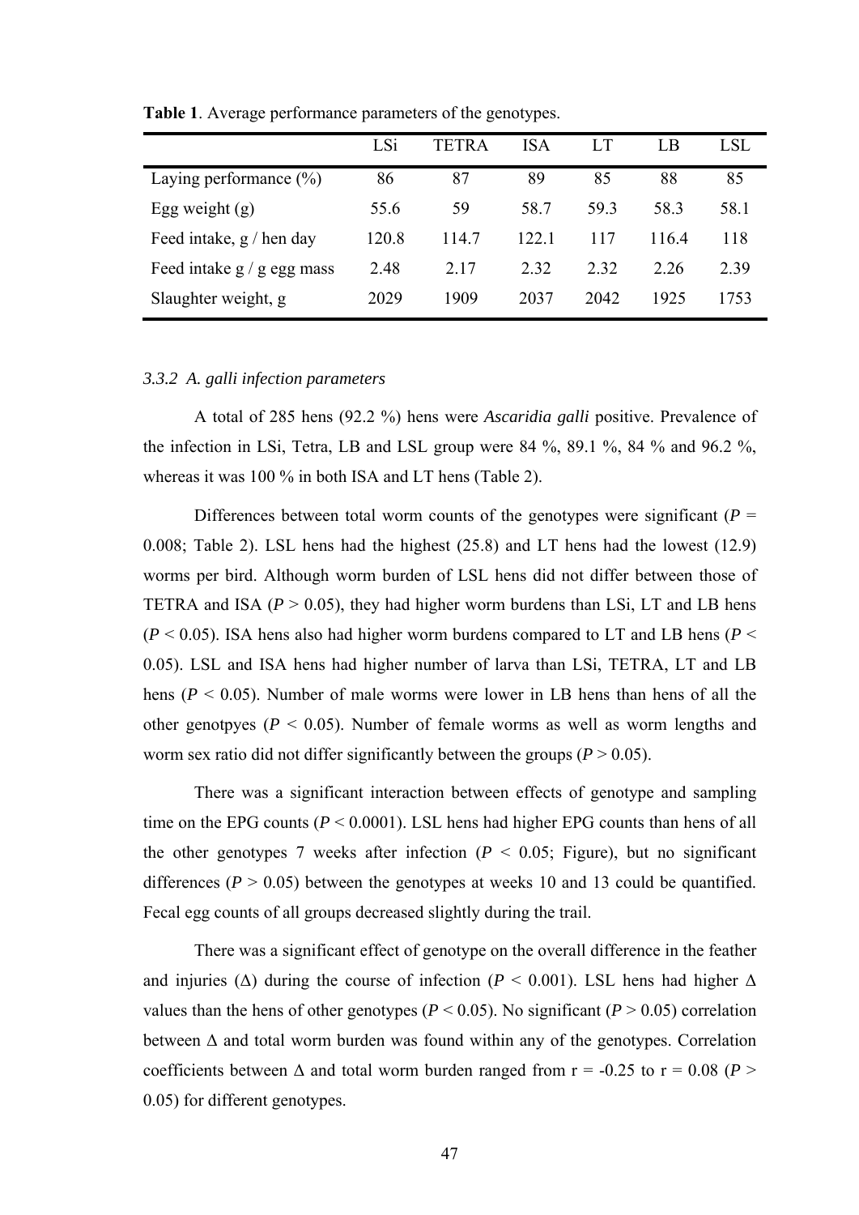**Table 1**. Average performance parameters of the genotypes.

| | LSi | TETRA | ISA | LT | LB | LSL |
|---|---|---|---|---|---|---|
| Laying performance (%) | 86 | 87 | 89 | 85 | 88 | 85 |
| Egg weight (g) | 55.6 | 59 | 58.7 | 59.3 | 58.3 | 58.1 |
| Feed intake, g / hen day | 120.8 | 114.7 | 122.1 | 117 | 116.4 | 118 |
| Feed intake g / g egg mass | 2.48 | 2.17 | 2.32 | 2.32 | 2.26 | 2.39 |
| Slaughter weight, g | 2029 | 1909 | 2037 | 2042 | 1925 | 1753 |

### *3.3.2 A. galli infection parameters*

A total of 285 hens (92.2 %) hens were *Ascaridia galli* positive. Prevalence of the infection in LSi, Tetra, LB and LSL group were 84 %, 89.1 %, 84 % and 96.2 %, whereas it was 100 % in both ISA and LT hens (Table 2).

Differences between total worm counts of the genotypes were significant ($P$ = 0.008; Table 2). LSL hens had the highest (25.8) and LT hens had the lowest (12.9) worms per bird. Although worm burden of LSL hens did not differ between those of TETRA and ISA ($P > 0.05$), they had higher worm burdens than LSi, LT and LB hens ($P < 0.05$). ISA hens also had higher worm burdens compared to LT and LB hens ($P < 0.05$). LSL and ISA hens had higher number of larva than LSi, TETRA, LT and LB hens ($P < 0.05$). Number of male worms were lower in LB hens than hens of all the other genotpyes ($P < 0.05$). Number of female worms as well as worm lengths and worm sex ratio did not differ significantly between the groups ($P > 0.05$).

There was a significant interaction between effects of genotype and sampling time on the EPG counts ($P < 0.0001$). LSL hens had higher EPG counts than hens of all the other genotypes 7 weeks after infection ($P < 0.05$; Figure), but no significant differences ($P > 0.05$) between the genotypes at weeks 10 and 13 could be quantified. Fecal egg counts of all groups decreased slightly during the trail.

There was a significant effect of genotype on the overall difference in the feather and injuries ($\Delta$) during the course of infection ($P < 0.001$). LSL hens had higher $\Delta$ values than the hens of other genotypes ($P < 0.05$). No significant ($P > 0.05$) correlation between $\Delta$ and total worm burden was found within any of the genotypes. Correlation coefficients between $\Delta$ and total worm burden ranged from r = -0.25 to r = 0.08 ($P > 0.05$) for different genotypes.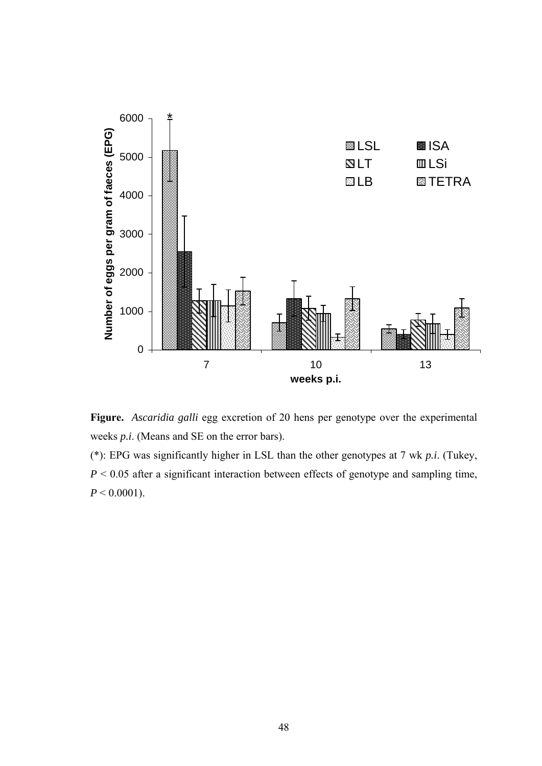**Figure.** *Ascaridia galli* egg excretion of 20 hens per genotype over the experimental weeks *p.i*. (Means and SE on the error bars).

(*): EPG was significantly higher in LSL than the other genotypes at 7 wk *p.i*. (Tukey, $P < 0.05$ after a significant interaction between effects of genotype and sampling time, $P < 0.0001$).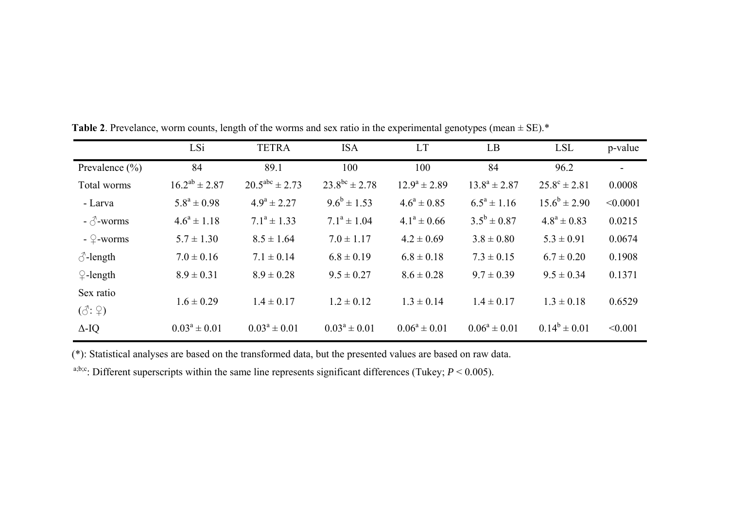**Table 2**. Prevelance, worm counts, length of the worms and sex ratio in the experimental genotypes (mean ± SE).*

| | LSi | TETRA | ISA | LT | LB | LSL | p-value |
|---|---|---|---|---|---|---|---|
| Prevalence (%) | 84 | 89.1 | 100 | 100 | 84 | 96.2 | - |
| Total worms | $16.2^{ab} \pm 2.87$ | $20.5^{abc} \pm 2.73$ | $23.8^{bc} \pm 2.78$ | $12.9^{a} \pm 2.89$ | $13.8^{a} \pm 2.87$ | $25.8^{c} \pm 2.81$ | 0.0008 |
| - Larva | $5.8^{a} \pm 0.98$ | $4.9^{a} \pm 2.27$ | $9.6^{b} \pm 1.53$ | $4.6^{a} \pm 0.85$ | $6.5^{a} \pm 1.16$ | $15.6^{b} \pm 2.90$ | <0.0001 |
| - ♂-worms | $4.6^{a} \pm 1.18$ | $7.1^{a} \pm 1.33$ | $7.1^{a} \pm 1.04$ | $4.1^{a} \pm 0.66$ | $3.5^{b} \pm 0.87$ | $4.8^{a} \pm 0.83$ | 0.0215 |
| - ♀-worms | 5.7 ± 1.30 | 8.5 ± 1.64 | 7.0 ± 1.17 | 4.2 ± 0.69 | 3.8 ± 0.80 | 5.3 ± 0.91 | 0.0674 |
| ♂-length | 7.0 ± 0.16 | 7.1 ± 0.14 | 6.8 ± 0.19 | 6.8 ± 0.18 | 7.3 ± 0.15 | 6.7 ± 0.20 | 0.1908 |
| ♀-length | 8.9 ± 0.31 | 8.9 ± 0.28 | 9.5 ± 0.27 | 8.6 ± 0.28 | 9.7 ± 0.39 | 9.5 ± 0.34 | 0.1371 |
| Sex ratio (♂: ♀) | 1.6 ± 0.29 | 1.4 ± 0.17 | 1.2 ± 0.12 | 1.3 ± 0.14 | 1.4 ± 0.17 | 1.3 ± 0.18 | 0.6529 |
| Δ-IQ | $0.03^{a} \pm 0.01$ | $0.03^{a} \pm 0.01$ | $0.03^{a} \pm 0.01$ | $0.06^{a} \pm 0.01$ | $0.06^{a} \pm 0.01$ | $0.14^{b} \pm 0.01$ | <0.001 |

(*): Statistical analyses are based on the transformed data, but the presented values are based on raw data.

a;b;c: Different superscripts within the same line represents significant differences (Tukey; $P < 0.005$).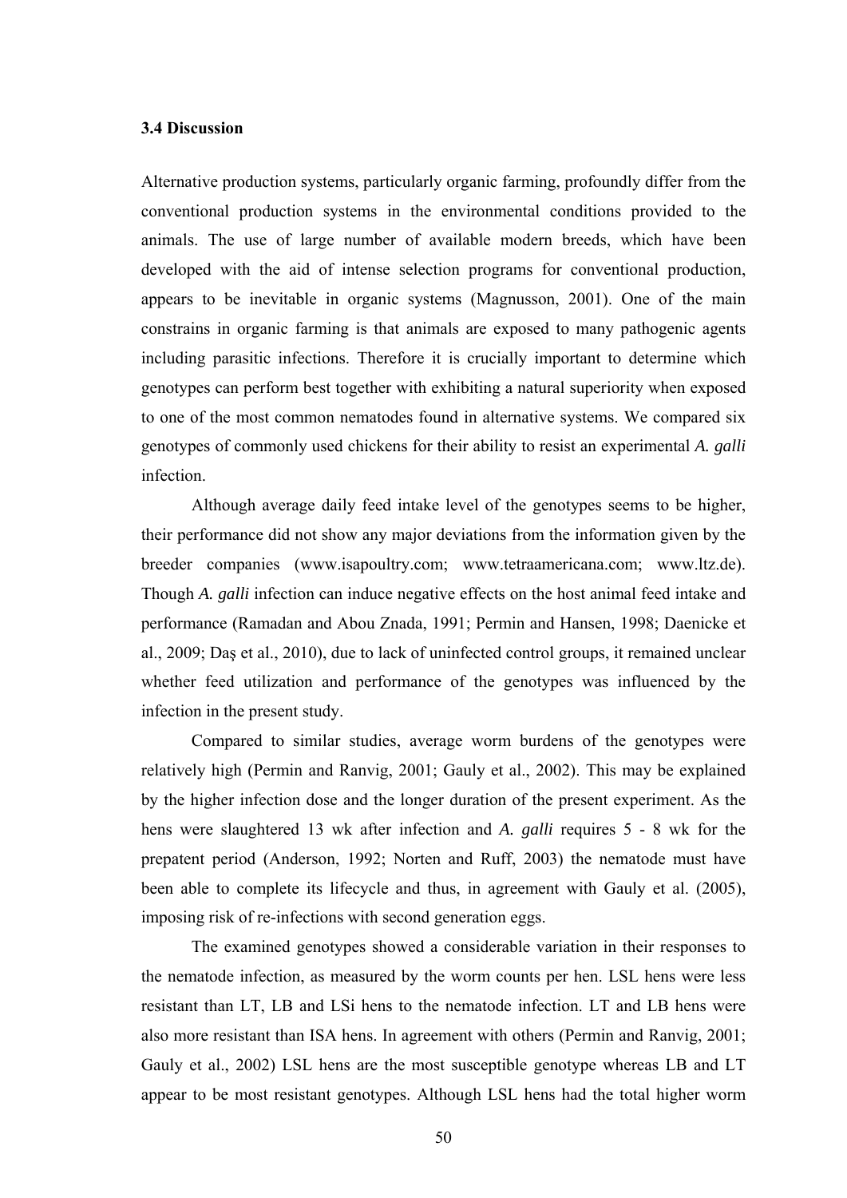### 3.4 Discussion

Alternative production systems, particularly organic farming, profoundly differ from the conventional production systems in the environmental conditions provided to the animals. The use of large number of available modern breeds, which have been developed with the aid of intense selection programs for conventional production, appears to be inevitable in organic systems (Magnusson, 2001). One of the main constrains in organic farming is that animals are exposed to many pathogenic agents including parasitic infections. Therefore it is crucially important to determine which genotypes can perform best together with exhibiting a natural superiority when exposed to one of the most common nematodes found in alternative systems. We compared six genotypes of commonly used chickens for their ability to resist an experimental *A. galli* infection.

Although average daily feed intake level of the genotypes seems to be higher, their performance did not show any major deviations from the information given by the breeder companies (www.isapoultry.com; www.tetraamericana.com; www.ltz.de). Though *A. galli* infection can induce negative effects on the host animal feed intake and performance (Ramadan and Abou Znada, 1991; Permin and Hansen, 1998; Daenicke et al., 2009; Daş et al., 2010), due to lack of uninfected control groups, it remained unclear whether feed utilization and performance of the genotypes was influenced by the infection in the present study.

Compared to similar studies, average worm burdens of the genotypes were relatively high (Permin and Ranvig, 2001; Gauly et al., 2002). This may be explained by the higher infection dose and the longer duration of the present experiment. As the hens were slaughtered 13 wk after infection and *A. galli* requires 5 - 8 wk for the prepatent period (Anderson, 1992; Norten and Ruff, 2003) the nematode must have been able to complete its lifecycle and thus, in agreement with Gauly et al. (2005), imposing risk of re-infections with second generation eggs.

The examined genotypes showed a considerable variation in their responses to the nematode infection, as measured by the worm counts per hen. LSL hens were less resistant than LT, LB and LSi hens to the nematode infection. LT and LB hens were also more resistant than ISA hens. In agreement with others (Permin and Ranvig, 2001; Gauly et al., 2002) LSL hens are the most susceptible genotype whereas LB and LT appear to be most resistant genotypes. Although LSL hens had the total higher worm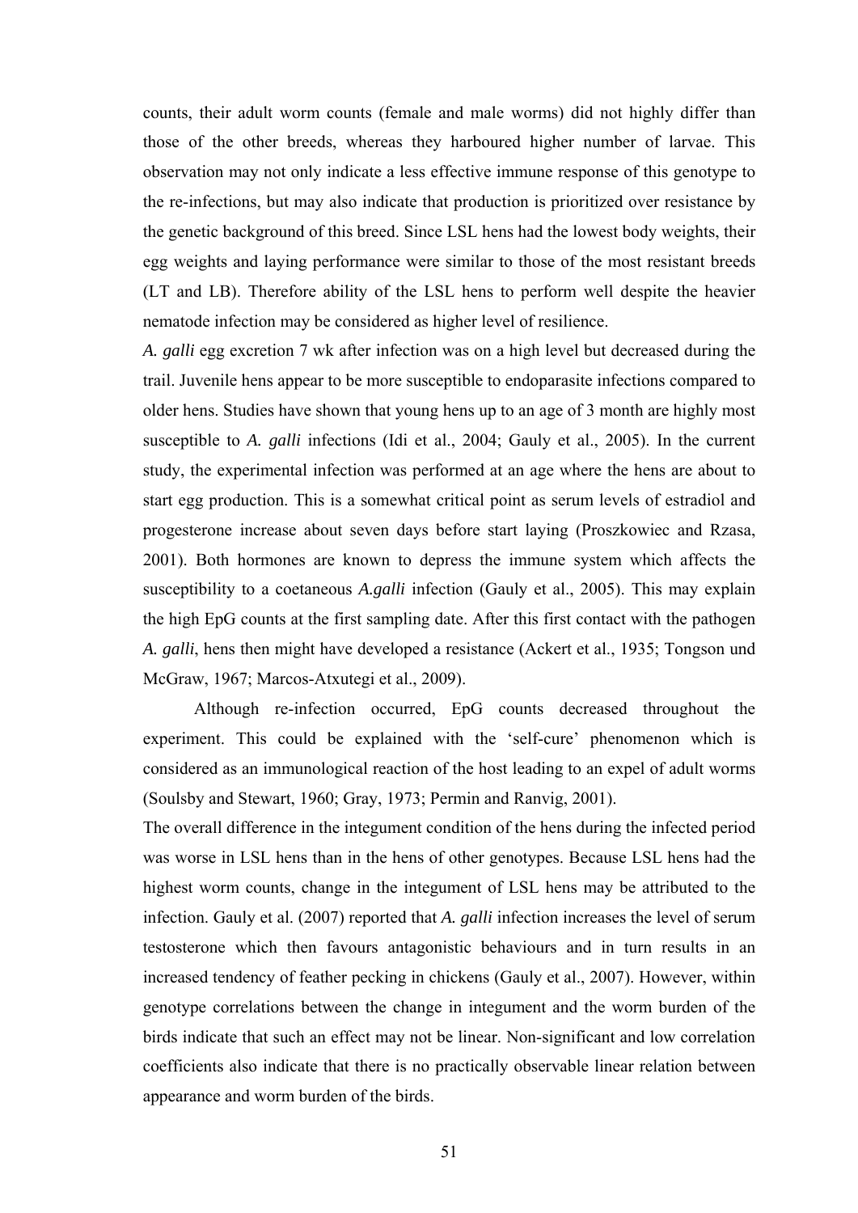counts, their adult worm counts (female and male worms) did not highly differ than those of the other breeds, whereas they harboured higher number of larvae. This observation may not only indicate a less effective immune response of this genotype to the re-infections, but may also indicate that production is prioritized over resistance by the genetic background of this breed. Since LSL hens had the lowest body weights, their egg weights and laying performance were similar to those of the most resistant breeds (LT and LB). Therefore ability of the LSL hens to perform well despite the heavier nematode infection may be considered as higher level of resilience.

*A. galli* egg excretion 7 wk after infection was on a high level but decreased during the trail. Juvenile hens appear to be more susceptible to endoparasite infections compared to older hens. Studies have shown that young hens up to an age of 3 month are highly most susceptible to *A. galli* infections (Idi et al., 2004; Gauly et al., 2005). In the current study, the experimental infection was performed at an age where the hens are about to start egg production. This is a somewhat critical point as serum levels of estradiol and progesterone increase about seven days before start laying (Proszkowiec and Rzasa, 2001). Both hormones are known to depress the immune system which affects the susceptibility to a coetaneous *A.galli* infection (Gauly et al., 2005). This may explain the high EpG counts at the first sampling date. After this first contact with the pathogen *A. galli*, hens then might have developed a resistance (Ackert et al., 1935; Tongson und McGraw, 1967; Marcos-Atxutegi et al., 2009).

Although re-infection occurred, EpG counts decreased throughout the experiment. This could be explained with the 'self-cure' phenomenon which is considered as an immunological reaction of the host leading to an expel of adult worms (Soulsby and Stewart, 1960; Gray, 1973; Permin and Ranvig, 2001).

The overall difference in the integument condition of the hens during the infected period was worse in LSL hens than in the hens of other genotypes. Because LSL hens had the highest worm counts, change in the integument of LSL hens may be attributed to the infection. Gauly et al. (2007) reported that *A. galli* infection increases the level of serum testosterone which then favours antagonistic behaviours and in turn results in an increased tendency of feather pecking in chickens (Gauly et al., 2007). However, within genotype correlations between the change in integument and the worm burden of the birds indicate that such an effect may not be linear. Non-significant and low correlation coefficients also indicate that there is no practically observable linear relation between appearance and worm burden of the birds.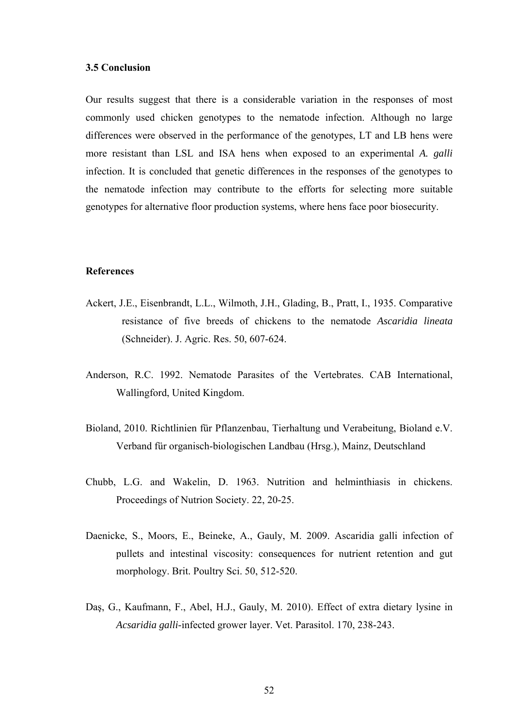### 3.5 Conclusion

Our results suggest that there is a considerable variation in the responses of most commonly used chicken genotypes to the nematode infection. Although no large differences were observed in the performance of the genotypes, LT and LB hens were more resistant than LSL and ISA hens when exposed to an experimental *A. galli* infection. It is concluded that genetic differences in the responses of the genotypes to the nematode infection may contribute to the efforts for selecting more suitable genotypes for alternative floor production systems, where hens face poor biosecurity.

### References

Ackert, J.E., Eisenbrandt, L.L., Wilmoth, J.H., Glading, B., Pratt, I., 1935. Comparative resistance of five breeds of chickens to the nematode *Ascaridia lineata* (Schneider). J. Agric. Res. 50, 607-624.

Anderson, R.C. 1992. Nematode Parasites of the Vertebrates. CAB International, Wallingford, United Kingdom.

Bioland, 2010. Richtlinien für Pflanzenbau, Tierhaltung und Verabeitung, Bioland e.V. Verband für organisch-biologischen Landbau (Hrsg.), Mainz, Deutschland

Chubb, L.G. and Wakelin, D. 1963. Nutrition and helminthiasis in chickens. Proceedings of Nutrion Society. 22, 20-25.

Daenicke, S., Moors, E., Beineke, A., Gauly, M. 2009. Ascaridia galli infection of pullets and intestinal viscosity: consequences for nutrient retention and gut morphology. Brit. Poultry Sci. 50, 512-520.

Daş, G., Kaufmann, F., Abel, H.J., Gauly, M. 2010). Effect of extra dietary lysine in *Acsaridia galli*-infected grower layer. Vet. Parasitol. 170, 238-243.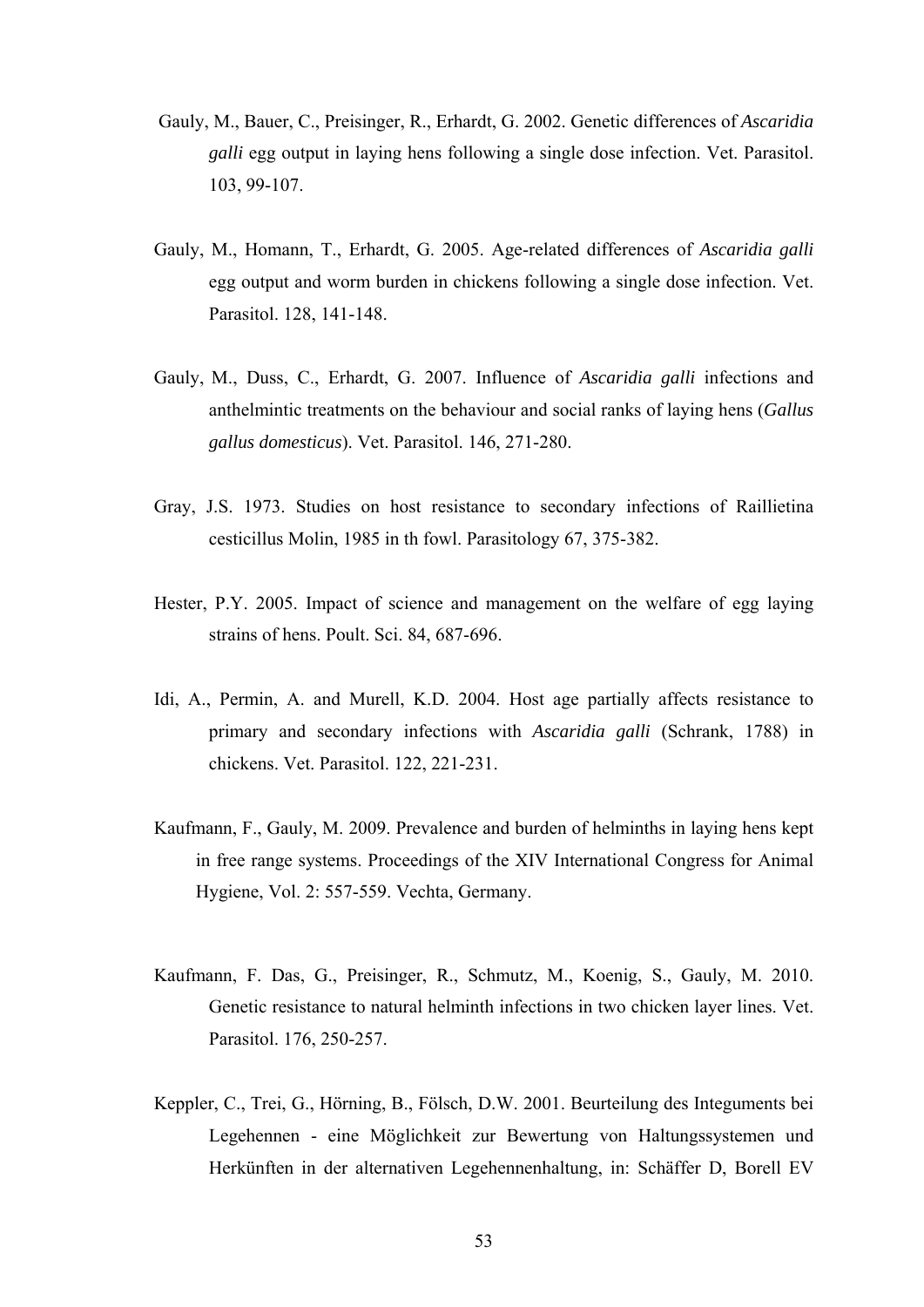Gauly, M., Bauer, C., Preisinger, R., Erhardt, G. 2002. Genetic differences of *Ascaridia galli* egg output in laying hens following a single dose infection. Vet. Parasitol. 103, 99-107.

Gauly, M., Homann, T., Erhardt, G. 2005. Age-related differences of *Ascaridia galli* egg output and worm burden in chickens following a single dose infection. Vet. Parasitol. 128, 141-148.

Gauly, M., Duss, C., Erhardt, G. 2007. Influence of *Ascaridia galli* infections and anthelmintic treatments on the behaviour and social ranks of laying hens (*Gallus gallus domesticus*). Vet. Parasitol. 146, 271-280.

Gray, J.S. 1973. Studies on host resistance to secondary infections of Raillietina cesticillus Molin, 1985 in th fowl. Parasitology 67, 375-382.

Hester, P.Y. 2005. Impact of science and management on the welfare of egg laying strains of hens. Poult. Sci. 84, 687-696.

Idi, A., Permin, A. and Murell, K.D. 2004. Host age partially affects resistance to primary and secondary infections with *Ascaridia galli* (Schrank, 1788) in chickens. Vet. Parasitol. 122, 221-231.

Kaufmann, F., Gauly, M. 2009. Prevalence and burden of helminths in laying hens kept in free range systems. Proceedings of the XIV International Congress for Animal Hygiene, Vol. 2: 557-559. Vechta, Germany.

Kaufmann, F. Das, G., Preisinger, R., Schmutz, M., Koenig, S., Gauly, M. 2010. Genetic resistance to natural helminth infections in two chicken layer lines. Vet. Parasitol. 176, 250-257.

Keppler, C., Trei, G., Hörning, B., Fölsch, D.W. 2001. Beurteilung des Integuments bei Legehennen - eine Möglichkeit zur Bewertung von Haltungssystemen und Herkünften in der alternativen Legehennenhaltung, in: Schäffer D, Borell EV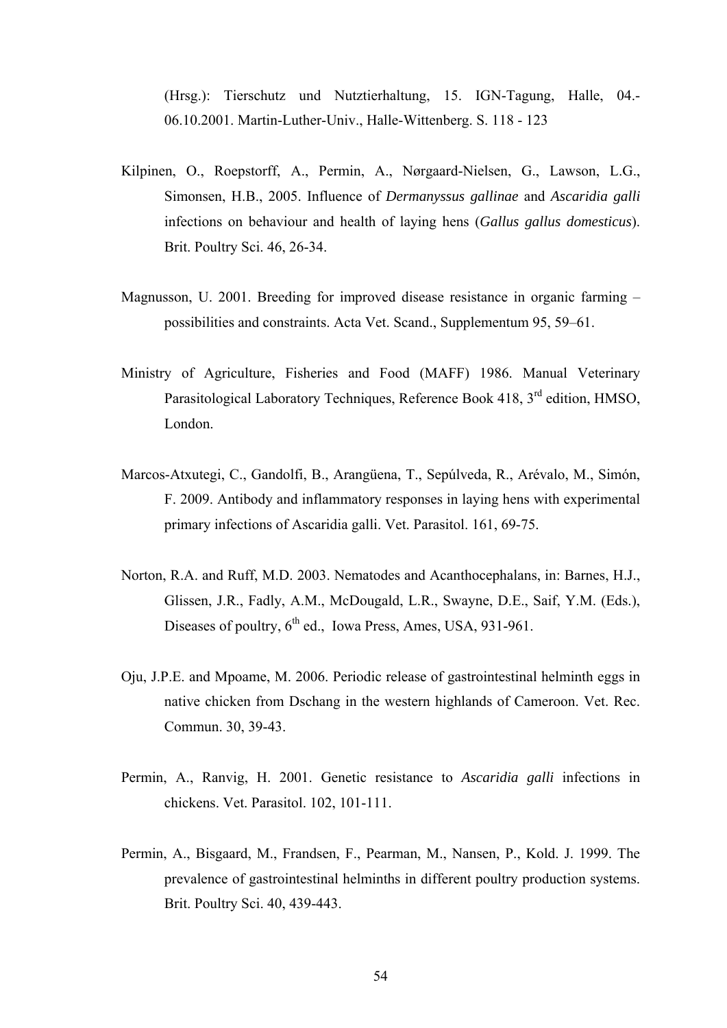(Hrsg.): Tierschutz und Nutztierhaltung, 15. IGN-Tagung, Halle, 04.-06.10.2001. Martin-Luther-Univ., Halle-Wittenberg. S. 118 - 123

Kilpinen, O., Roepstorff, A., Permin, A., Nørgaard-Nielsen, G., Lawson, L.G., Simonsen, H.B., 2005. Influence of *Dermanyssus gallinae* and *Ascaridia galli* infections on behaviour and health of laying hens (*Gallus gallus domesticus*). Brit. Poultry Sci. 46, 26-34.

Magnusson, U. 2001. Breeding for improved disease resistance in organic farming – possibilities and constraints. Acta Vet. Scand., Supplementum 95, 59–61.

Ministry of Agriculture, Fisheries and Food (MAFF) 1986. Manual Veterinary Parasitological Laboratory Techniques, Reference Book 418, 3rd edition, HMSO, London.

Marcos-Atxutegi, C., Gandolfi, B., Arangüena, T., Sepúlveda, R., Arévalo, M., Simón, F. 2009. Antibody and inflammatory responses in laying hens with experimental primary infections of Ascaridia galli. Vet. Parasitol. 161, 69-75.

Norton, R.A. and Ruff, M.D. 2003. Nematodes and Acanthocephalans, in: Barnes, H.J., Glissen, J.R., Fadly, A.M., McDougald, L.R., Swayne, D.E., Saif, Y.M. (Eds.), Diseases of poultry, 6th ed., Iowa Press, Ames, USA, 931-961.

Oju, J.P.E. and Mpoame, M. 2006. Periodic release of gastrointestinal helminth eggs in native chicken from Dschang in the western highlands of Cameroon. Vet. Rec. Commun. 30, 39-43.

Permin, A., Ranvig, H. 2001. Genetic resistance to *Ascaridia galli* infections in chickens. Vet. Parasitol. 102, 101-111.

Permin, A., Bisgaard, M., Frandsen, F., Pearman, M., Nansen, P., Kold. J. 1999. The prevalence of gastrointestinal helminths in different poultry production systems. Brit. Poultry Sci. 40, 439-443.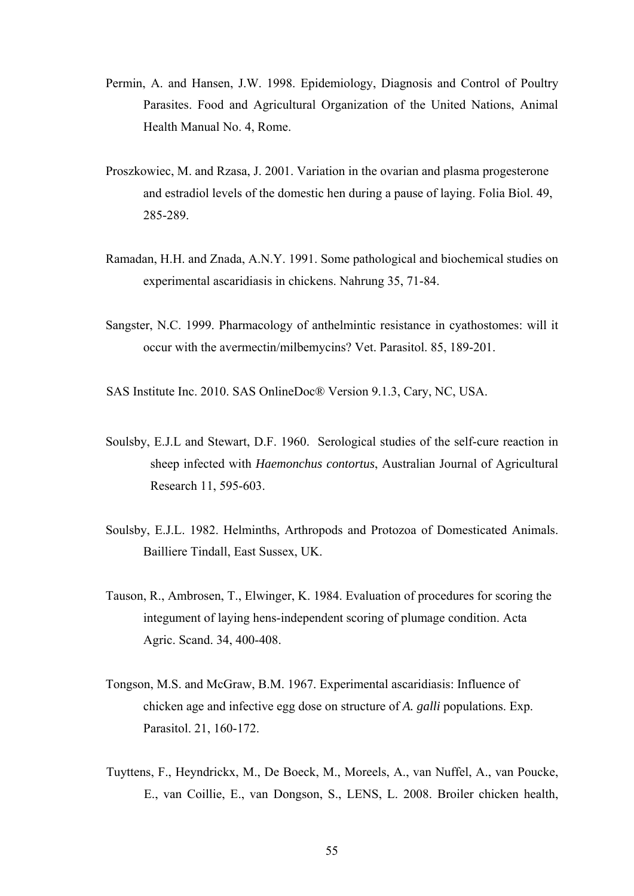Permin, A. and Hansen, J.W. 1998. Epidemiology, Diagnosis and Control of Poultry Parasites. Food and Agricultural Organization of the United Nations, Animal Health Manual No. 4, Rome.

Proszkowiec, M. and Rzasa, J. 2001. Variation in the ovarian and plasma progesterone and estradiol levels of the domestic hen during a pause of laying. Folia Biol. 49, 285-289.

Ramadan, H.H. and Znada, A.N.Y. 1991. Some pathological and biochemical studies on experimental ascaridiasis in chickens. Nahrung 35, 71-84.

Sangster, N.C. 1999. Pharmacology of anthelmintic resistance in cyathostomes: will it occur with the avermectin/milbemycins? Vet. Parasitol. 85, 189-201.

SAS Institute Inc. 2010. SAS OnlineDoc® Version 9.1.3, Cary, NC, USA.

Soulsby, E.J.L and Stewart, D.F. 1960. Serological studies of the self-cure reaction in sheep infected with *Haemonchus contortus*, Australian Journal of Agricultural Research 11, 595-603.

Soulsby, E.J.L. 1982. Helminths, Arthropods and Protozoa of Domesticated Animals. Bailliere Tindall, East Sussex, UK.

Tauson, R., Ambrosen, T., Elwinger, K. 1984. Evaluation of procedures for scoring the integument of laying hens-independent scoring of plumage condition. Acta Agric. Scand. 34, 400-408.

Tongson, M.S. and McGraw, B.M. 1967. Experimental ascaridiasis: Influence of chicken age and infective egg dose on structure of *A. galli* populations. Exp. Parasitol. 21, 160-172.

Tuyttens, F., Heyndrickx, M., De Boeck, M., Moreels, A., van Nuffel, A., van Poucke, E., van Coillie, E., van Dongson, S., LENS, L. 2008. Broiler chicken health,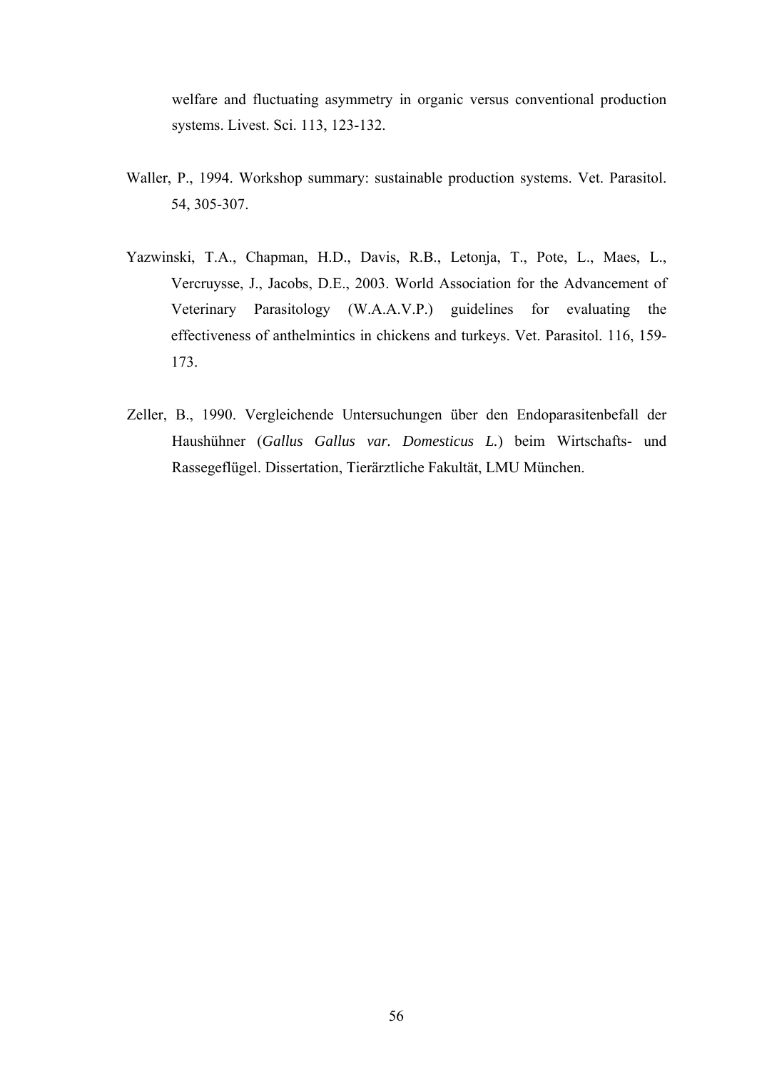welfare and fluctuating asymmetry in organic versus conventional production systems. Livest. Sci. 113, 123-132.

Waller, P., 1994. Workshop summary: sustainable production systems. Vet. Parasitol. 54, 305-307.

Yazwinski, T.A., Chapman, H.D., Davis, R.B., Letonja, T., Pote, L., Maes, L., Vercruysse, J., Jacobs, D.E., 2003. World Association for the Advancement of Veterinary Parasitology (W.A.A.V.P.) guidelines for evaluating the effectiveness of anthelmintics in chickens and turkeys. Vet. Parasitol. 116, 159-173.

Zeller, B., 1990. Vergleichende Untersuchungen über den Endoparasitenbefall der Haushühner (*Gallus Gallus var. Domesticus L.*) beim Wirtschafts- und Rassegeflügel. Dissertation, Tierärztliche Fakultät, LMU München.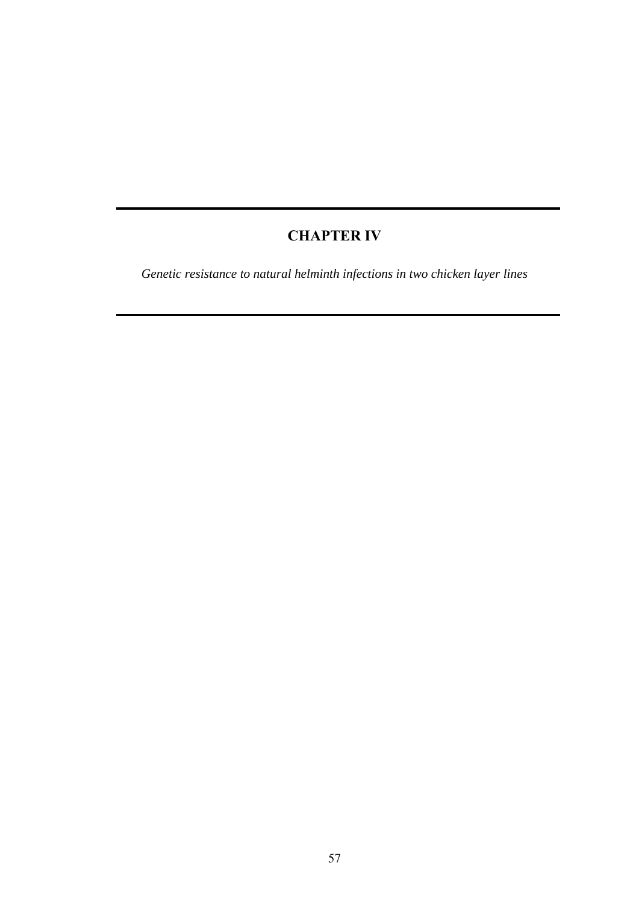# CHAPTER IV

*Genetic resistance to natural helminth infections in two chicken layer lines*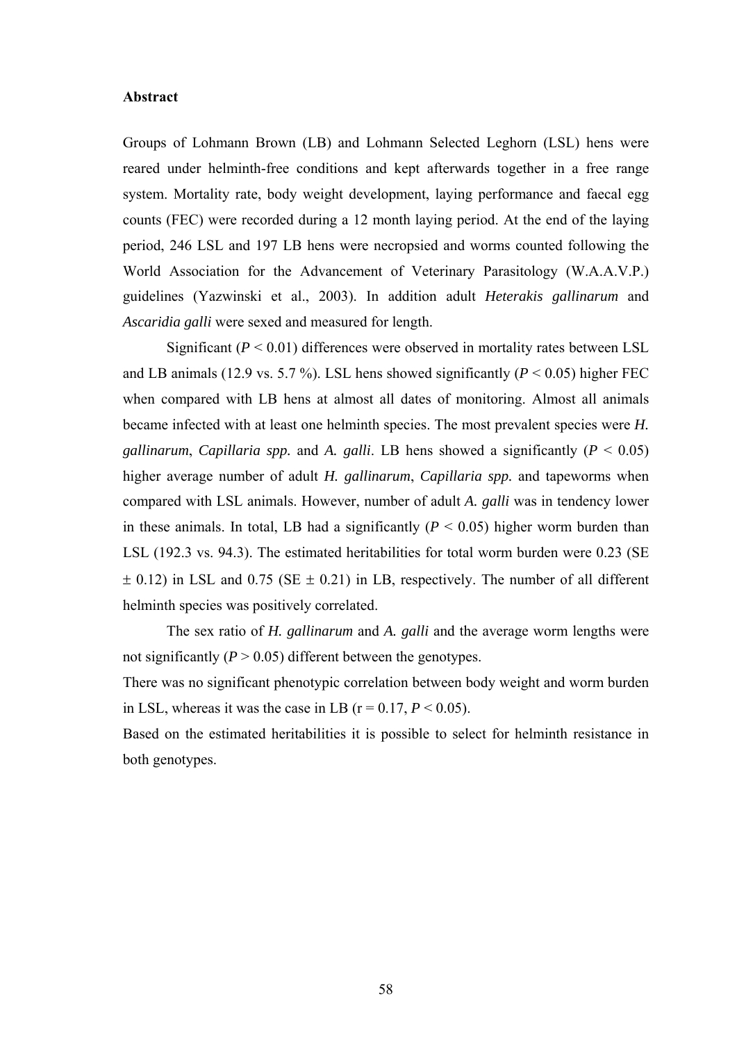## Abstract

Groups of Lohmann Brown (LB) and Lohmann Selected Leghorn (LSL) hens were reared under helminth-free conditions and kept afterwards together in a free range system. Mortality rate, body weight development, laying performance and faecal egg counts (FEC) were recorded during a 12 month laying period. At the end of the laying period, 246 LSL and 197 LB hens were necropsied and worms counted following the World Association for the Advancement of Veterinary Parasitology (W.A.A.V.P.) guidelines (Yazwinski et al., 2003). In addition adult *Heterakis gallinarum* and *Ascaridia galli* were sexed and measured for length.

Significant ($P < 0.01$) differences were observed in mortality rates between LSL and LB animals (12.9 vs. 5.7 %). LSL hens showed significantly ($P < 0.05$) higher FEC when compared with LB hens at almost all dates of monitoring. Almost all animals became infected with at least one helminth species. The most prevalent species were *H. gallinarum*, *Capillaria spp.* and *A. galli*. LB hens showed a significantly ($P < 0.05$) higher average number of adult *H. gallinarum*, *Capillaria spp.* and tapeworms when compared with LSL animals. However, number of adult *A. galli* was in tendency lower in these animals. In total, LB had a significantly ($P < 0.05$) higher worm burden than LSL (192.3 vs. 94.3). The estimated heritabilities for total worm burden were 0.23 (SE ± 0.12) in LSL and 0.75 (SE ± 0.21) in LB, respectively. The number of all different helminth species was positively correlated.

The sex ratio of *H. gallinarum* and *A. galli* and the average worm lengths were not significantly ($P > 0.05$) different between the genotypes.

There was no significant phenotypic correlation between body weight and worm burden in LSL, whereas it was the case in LB ($r = 0.17$, $P < 0.05$).

Based on the estimated heritabilities it is possible to select for helminth resistance in both genotypes.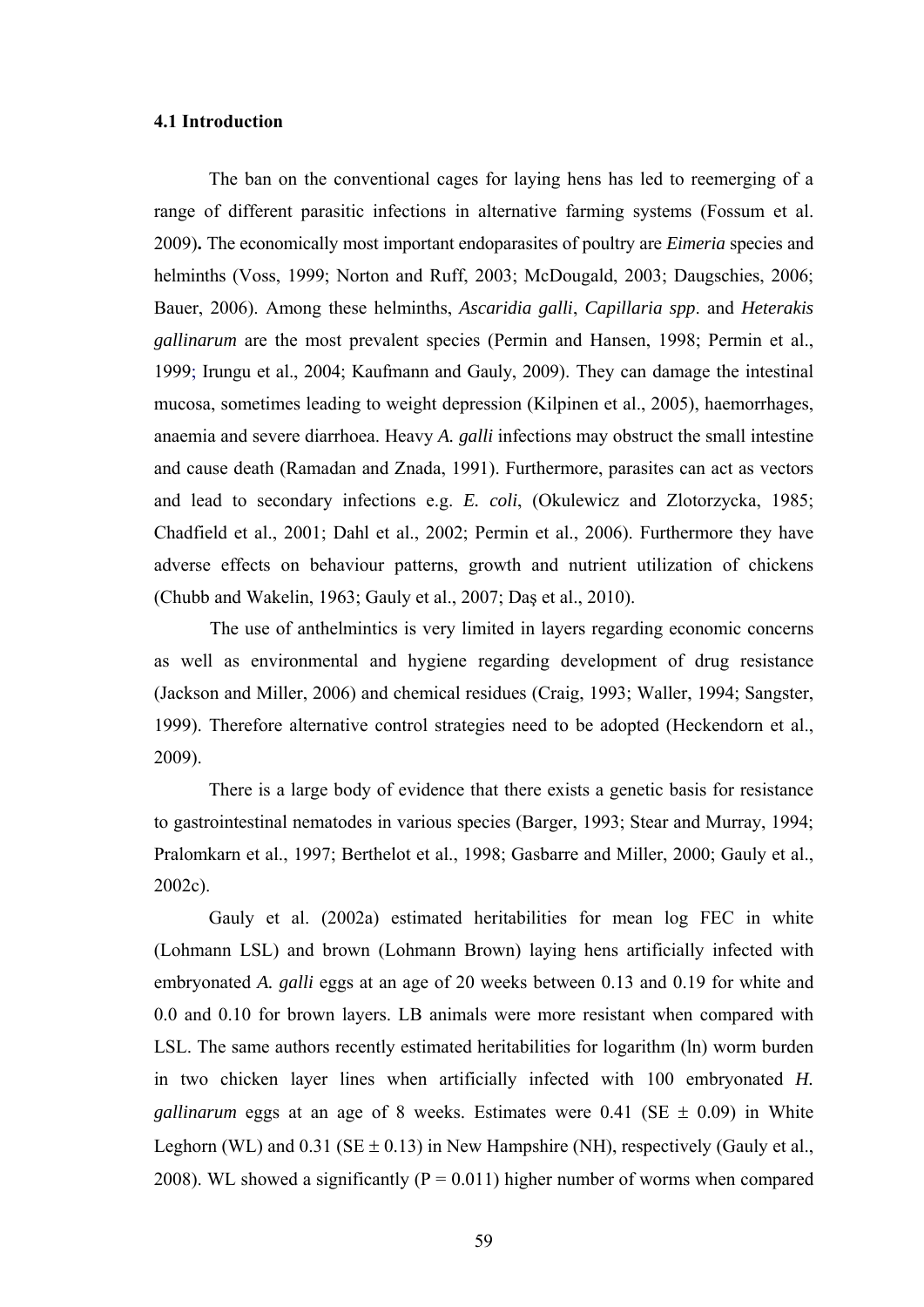### 4.1 Introduction

The ban on the conventional cages for laying hens has led to reemerging of a range of different parasitic infections in alternative farming systems (Fossum et al. 2009)**.** The economically most important endoparasites of poultry are *Eimeria* species and helminths (Voss, 1999; Norton and Ruff, 2003; McDougald, 2003; Daugschies, 2006; Bauer, 2006). Among these helminths, *Ascaridia galli*, *Capillaria spp*. and *Heterakis gallinarum* are the most prevalent species (Permin and Hansen, 1998; Permin et al., 1999; Irungu et al., 2004; Kaufmann and Gauly, 2009). They can damage the intestinal mucosa, sometimes leading to weight depression (Kilpinen et al., 2005), haemorrhages, anaemia and severe diarrhoea. Heavy *A. galli* infections may obstruct the small intestine and cause death (Ramadan and Znada, 1991). Furthermore, parasites can act as vectors and lead to secondary infections e.g. *E. coli*, (Okulewicz and Zlotorzycka, 1985; Chadfield et al., 2001; Dahl et al., 2002; Permin et al., 2006). Furthermore they have adverse effects on behaviour patterns, growth and nutrient utilization of chickens (Chubb and Wakelin, 1963; Gauly et al., 2007; Daş et al., 2010).

The use of anthelmintics is very limited in layers regarding economic concerns as well as environmental and hygiene regarding development of drug resistance (Jackson and Miller, 2006) and chemical residues (Craig, 1993; Waller, 1994; Sangster, 1999). Therefore alternative control strategies need to be adopted (Heckendorn et al., 2009).

There is a large body of evidence that there exists a genetic basis for resistance to gastrointestinal nematodes in various species (Barger, 1993; Stear and Murray, 1994; Pralomkarn et al., 1997; Berthelot et al., 1998; Gasbarre and Miller, 2000; Gauly et al., 2002c).

Gauly et al. (2002a) estimated heritabilities for mean log FEC in white (Lohmann LSL) and brown (Lohmann Brown) laying hens artificially infected with embryonated *A. galli* eggs at an age of 20 weeks between 0.13 and 0.19 for white and 0.0 and 0.10 for brown layers. LB animals were more resistant when compared with LSL. The same authors recently estimated heritabilities for logarithm (ln) worm burden in two chicken layer lines when artificially infected with 100 embryonated *H. gallinarum* eggs at an age of 8 weeks. Estimates were 0.41 (SE $\pm$ 0.09) in White Leghorn (WL) and 0.31 (SE $\pm$ 0.13) in New Hampshire (NH), respectively (Gauly et al., 2008). WL showed a significantly ($P = 0.011$) higher number of worms when compared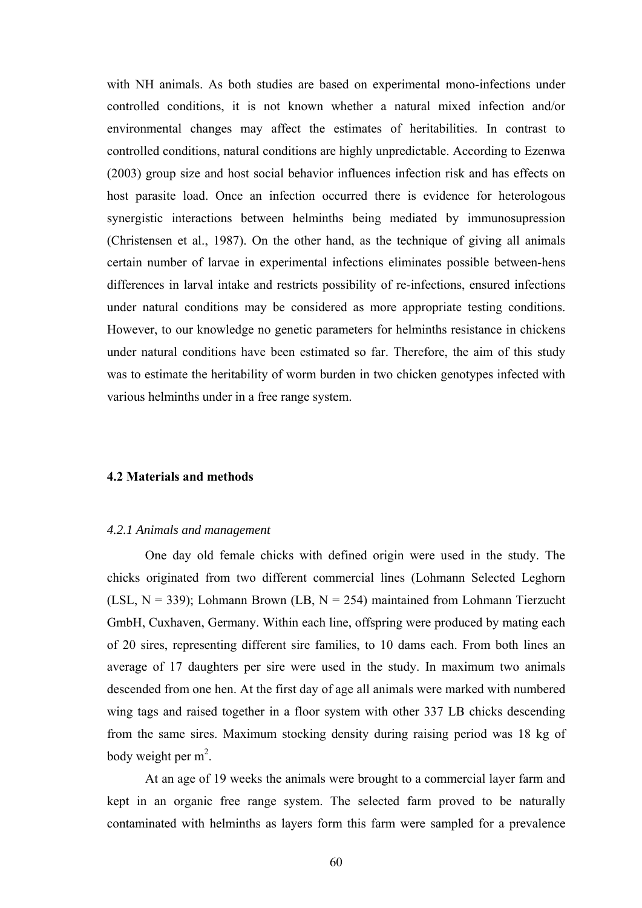with NH animals. As both studies are based on experimental mono-infections under controlled conditions, it is not known whether a natural mixed infection and/or environmental changes may affect the estimates of heritabilities. In contrast to controlled conditions, natural conditions are highly unpredictable. According to Ezenwa (2003) group size and host social behavior influences infection risk and has effects on host parasite load. Once an infection occurred there is evidence for heterologous synergistic interactions between helminths being mediated by immunosupression (Christensen et al., 1987). On the other hand, as the technique of giving all animals certain number of larvae in experimental infections eliminates possible between-hens differences in larval intake and restricts possibility of re-infections, ensured infections under natural conditions may be considered as more appropriate testing conditions. However, to our knowledge no genetic parameters for helminths resistance in chickens under natural conditions have been estimated so far. Therefore, the aim of this study was to estimate the heritability of worm burden in two chicken genotypes infected with various helminths under in a free range system.

### 4.2 Materials and methods

#### *4.2.1 Animals and management*

One day old female chicks with defined origin were used in the study. The chicks originated from two different commercial lines (Lohmann Selected Leghorn (LSL, N = 339); Lohmann Brown (LB, N = 254) maintained from Lohmann Tierzucht GmbH, Cuxhaven, Germany. Within each line, offspring were produced by mating each of 20 sires, representing different sire families, to 10 dams each. From both lines an average of 17 daughters per sire were used in the study. In maximum two animals descended from one hen. At the first day of age all animals were marked with numbered wing tags and raised together in a floor system with other 337 LB chicks descending from the same sires. Maximum stocking density during raising period was 18 kg of body weight per m$^2$.

At an age of 19 weeks the animals were brought to a commercial layer farm and kept in an organic free range system. The selected farm proved to be naturally contaminated with helminths as layers form this farm were sampled for a prevalence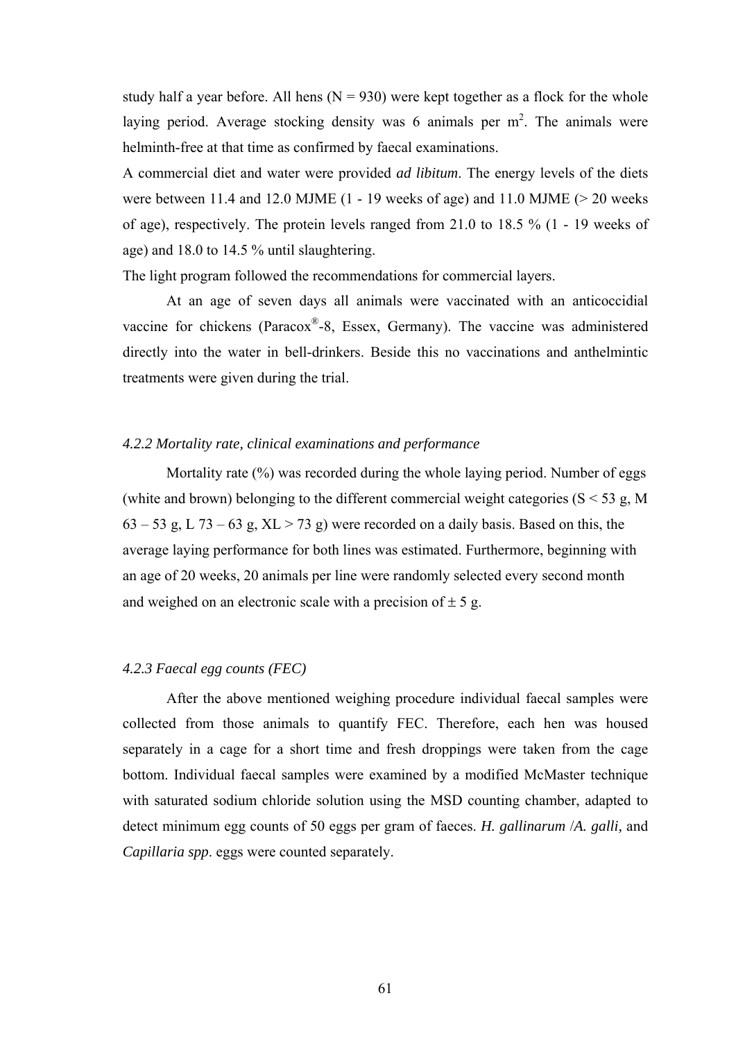study half a year before. All hens (N = 930) were kept together as a flock for the whole laying period. Average stocking density was 6 animals per $m^2$. The animals were helminth-free at that time as confirmed by faecal examinations.

A commercial diet and water were provided *ad libitum*. The energy levels of the diets were between 11.4 and 12.0 MJME (1 - 19 weeks of age) and 11.0 MJME (> 20 weeks of age), respectively. The protein levels ranged from 21.0 to 18.5 % (1 - 19 weeks of age) and 18.0 to 14.5 % until slaughtering.

The light program followed the recommendations for commercial layers.

At an age of seven days all animals were vaccinated with an anticoccidial vaccine for chickens (Paracox®-8, Essex, Germany). The vaccine was administered directly into the water in bell-drinkers. Beside this no vaccinations and anthelmintic treatments were given during the trial.

#### *4.2.2 Mortality rate, clinical examinations and performance*

Mortality rate (%) was recorded during the whole laying period. Number of eggs (white and brown) belonging to the different commercial weight categories (S < 53 g, M 63 – 53 g, L 73 – 63 g, XL > 73 g) were recorded on a daily basis. Based on this, the average laying performance for both lines was estimated. Furthermore, beginning with an age of 20 weeks, 20 animals per line were randomly selected every second month and weighed on an electronic scale with a precision of ± 5 g.

#### *4.2.3 Faecal egg counts (FEC)*

After the above mentioned weighing procedure individual faecal samples were collected from those animals to quantify FEC. Therefore, each hen was housed separately in a cage for a short time and fresh droppings were taken from the cage bottom. Individual faecal samples were examined by a modified McMaster technique with saturated sodium chloride solution using the MSD counting chamber, adapted to detect minimum egg counts of 50 eggs per gram of faeces. *H. gallinarum* /*A. galli,* and *Capillaria spp*. eggs were counted separately.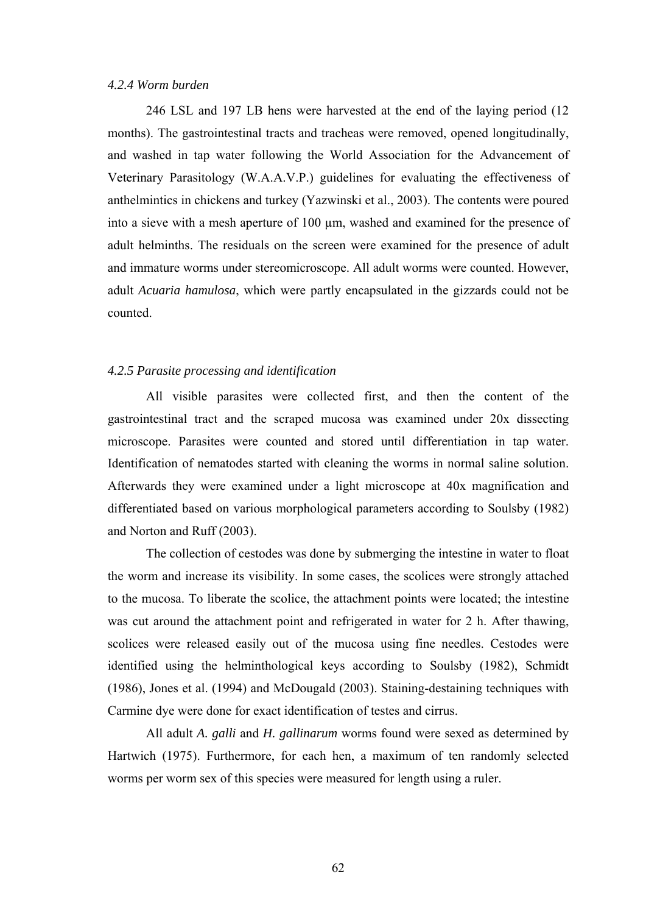*4.2.4 Worm burden*

246 LSL and 197 LB hens were harvested at the end of the laying period (12 months). The gastrointestinal tracts and tracheas were removed, opened longitudinally, and washed in tap water following the World Association for the Advancement of Veterinary Parasitology (W.A.A.V.P.) guidelines for evaluating the effectiveness of anthelmintics in chickens and turkey (Yazwinski et al., 2003). The contents were poured into a sieve with a mesh aperture of 100 µm, washed and examined for the presence of adult helminths. The residuals on the screen were examined for the presence of adult and immature worms under stereomicroscope. All adult worms were counted. However, adult *Acuaria hamulosa*, which were partly encapsulated in the gizzards could not be counted.

*4.2.5 Parasite processing and identification*

All visible parasites were collected first, and then the content of the gastrointestinal tract and the scraped mucosa was examined under 20x dissecting microscope. Parasites were counted and stored until differentiation in tap water. Identification of nematodes started with cleaning the worms in normal saline solution. Afterwards they were examined under a light microscope at 40x magnification and differentiated based on various morphological parameters according to Soulsby (1982) and Norton and Ruff (2003).

The collection of cestodes was done by submerging the intestine in water to float the worm and increase its visibility. In some cases, the scolices were strongly attached to the mucosa. To liberate the scolice, the attachment points were located; the intestine was cut around the attachment point and refrigerated in water for 2 h. After thawing, scolices were released easily out of the mucosa using fine needles. Cestodes were identified using the helminthological keys according to Soulsby (1982), Schmidt (1986), Jones et al. (1994) and McDougald (2003). Staining-destaining techniques with Carmine dye were done for exact identification of testes and cirrus.

All adult *A. galli* and *H. gallinarum* worms found were sexed as determined by Hartwich (1975). Furthermore, for each hen, a maximum of ten randomly selected worms per worm sex of this species were measured for length using a ruler.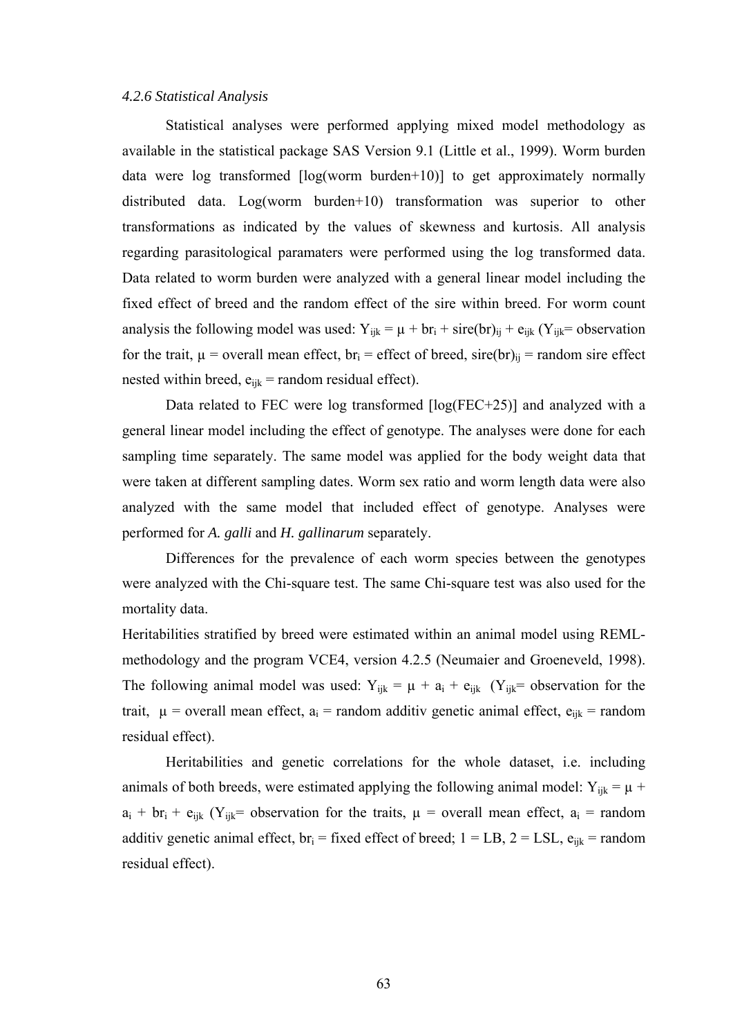### 4.2.6 Statistical Analysis

Statistical analyses were performed applying mixed model methodology as available in the statistical package SAS Version 9.1 (Little et al., 1999). Worm burden data were log transformed [log(worm burden+10)] to get approximately normally distributed data. Log(worm burden+10) transformation was superior to other transformations as indicated by the values of skewness and kurtosis. All analysis regarding parasitological paramaters were performed using the log transformed data. Data related to worm burden were analyzed with a general linear model including the fixed effect of breed and the random effect of the sire within breed. For worm count analysis the following model was used: $Y_{ijk} = \mu + br_i + sire(br)_{ij} + e_{ijk}$ ($Y_{ijk}$= observation for the trait, $\mu$ = overall mean effect, $br_i$ = effect of breed, $sire(br)_{ij}$ = random sire effect nested within breed, $e_{ijk}$ = random residual effect).

Data related to FEC were log transformed [log(FEC+25)] and analyzed with a general linear model including the effect of genotype. The analyses were done for each sampling time separately. The same model was applied for the body weight data that were taken at different sampling dates. Worm sex ratio and worm length data were also analyzed with the same model that included effect of genotype. Analyses were performed for *A. galli* and *H. gallinarum* separately.

Differences for the prevalence of each worm species between the genotypes were analyzed with the Chi-square test. The same Chi-square test was also used for the mortality data.

Heritabilities stratified by breed were estimated within an animal model using REML-methodology and the program VCE4, version 4.2.5 (Neumaier and Groeneveld, 1998). The following animal model was used: $Y_{ijk} = \mu + a_i + e_{ijk}$ ($Y_{ijk}$= observation for the trait, $\mu$ = overall mean effect, $a_i$ = random additiv genetic animal effect, $e_{ijk}$ = random residual effect).

Heritabilities and genetic correlations for the whole dataset, i.e. including animals of both breeds, were estimated applying the following animal model: $Y_{ijk} = \mu + a_i + br_i + e_{ijk}$ ($Y_{ijk}$= observation for the traits, $\mu$ = overall mean effect, $a_i$ = random additiv genetic animal effect, $br_i$ = fixed effect of breed; 1 = LB, 2 = LSL, $e_{ijk}$ = random residual effect).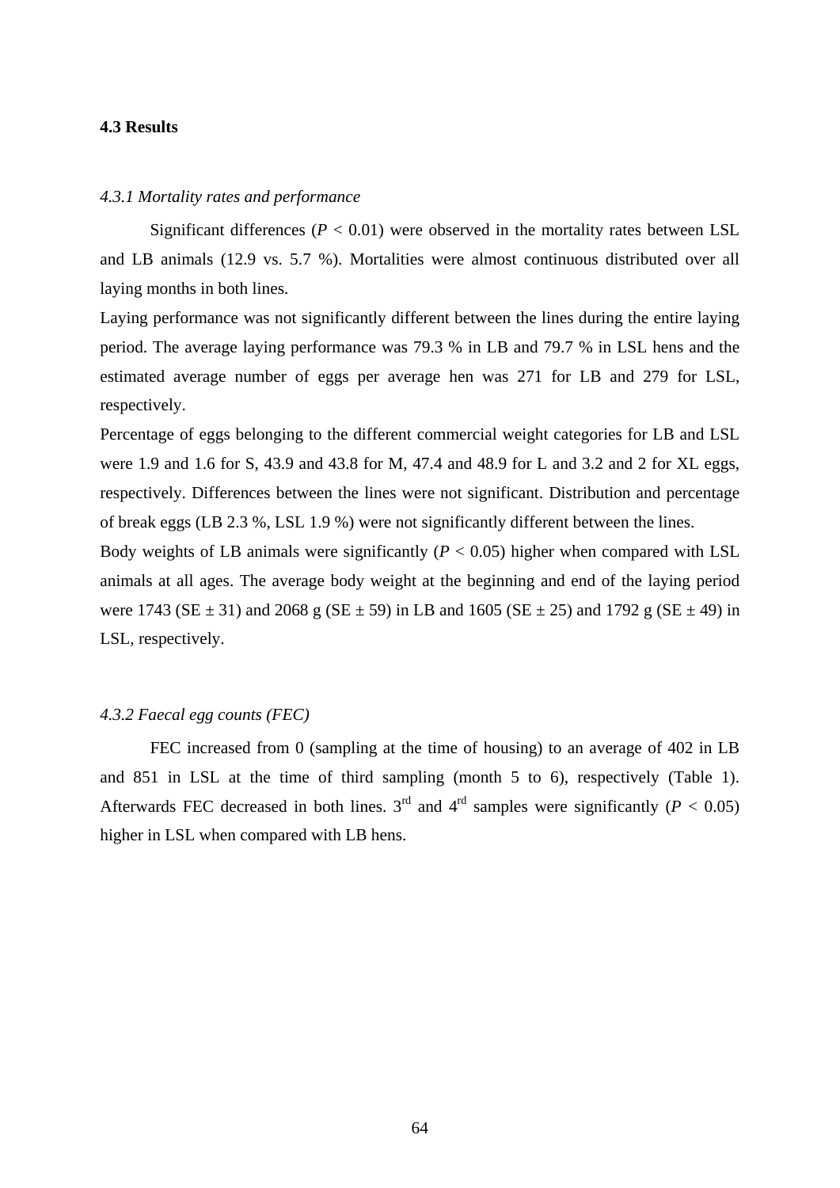### 4.3 Results

#### *4.3.1 Mortality rates and performance*

Significant differences ($P < 0.01$) were observed in the mortality rates between LSL and LB animals (12.9 vs. 5.7 %). Mortalities were almost continuous distributed over all laying months in both lines.

Laying performance was not significantly different between the lines during the entire laying period. The average laying performance was 79.3 % in LB and 79.7 % in LSL hens and the estimated average number of eggs per average hen was 271 for LB and 279 for LSL, respectively.

Percentage of eggs belonging to the different commercial weight categories for LB and LSL were 1.9 and 1.6 for S, 43.9 and 43.8 for M, 47.4 and 48.9 for L and 3.2 and 2 for XL eggs, respectively. Differences between the lines were not significant. Distribution and percentage of break eggs (LB 2.3 %, LSL 1.9 %) were not significantly different between the lines.

Body weights of LB animals were significantly ($P < 0.05$) higher when compared with LSL animals at all ages. The average body weight at the beginning and end of the laying period were 1743 (SE ± 31) and 2068 g (SE ± 59) in LB and 1605 (SE ± 25) and 1792 g (SE ± 49) in LSL, respectively.

#### *4.3.2 Faecal egg counts (FEC)*

FEC increased from 0 (sampling at the time of housing) to an average of 402 in LB and 851 in LSL at the time of third sampling (month 5 to 6), respectively (Table 1). Afterwards FEC decreased in both lines. 3rd and 4rd samples were significantly ($P < 0.05$) higher in LSL when compared with LB hens.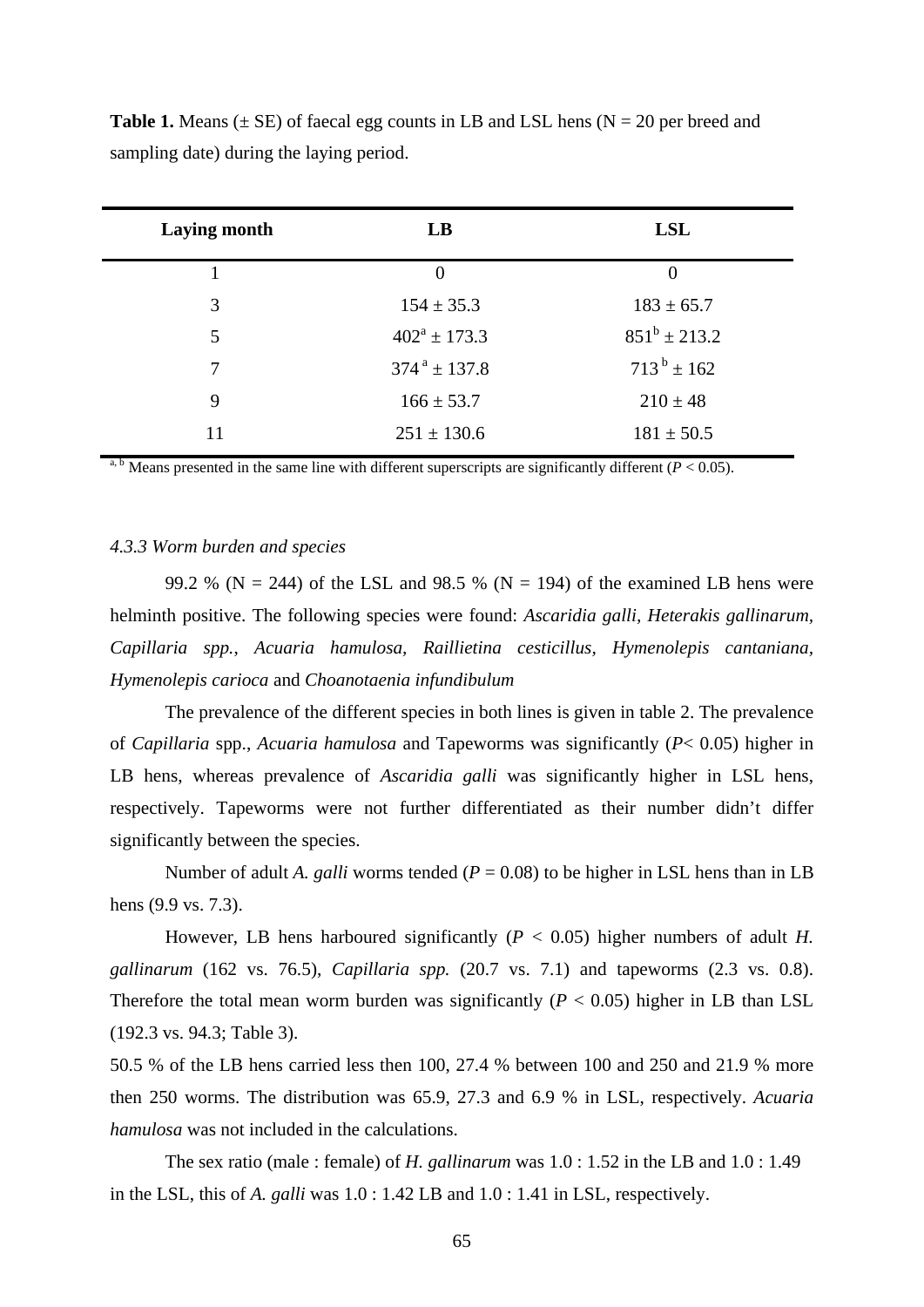**Table 1.** Means (± SE) of faecal egg counts in LB and LSL hens (N = 20 per breed and sampling date) during the laying period.

| Laying month | LB | LSL |
|---|---|---|
| 1 | 0 | 0 |
| 3 | 154 ± 35.3 | 183 ± 65.7 |
| 5 | $402^{a}$ ± 173.3 | $851^{b}$ ± 213.2 |
| 7 | $374^{a}$ ± 137.8 | $713^{b}$ ± 162 |
| 9 | 166 ± 53.7 | 210 ± 48 |
| 11 | 251 ± 130.6 | 181 ± 50.5 |

[a, b] Means presented in the same line with different superscripts are significantly different ($P < 0.05$).

*4.3.3 Worm burden and species*

99.2 % (N = 244) of the LSL and 98.5 % (N = 194) of the examined LB hens were helminth positive. The following species were found: *Ascaridia galli*, *Heterakis gallinarum*, *Capillaria spp.*, *Acuaria hamulosa*, *Raillietina cesticillus*, *Hymenolepis cantaniana*, *Hymenolepis carioca* and *Choanotaenia infundibulum*

The prevalence of the different species in both lines is given in table 2. The prevalence of *Capillaria* spp., *Acuaria hamulosa* and Tapeworms was significantly ($P$< 0.05) higher in LB hens, whereas prevalence of *Ascaridia galli* was significantly higher in LSL hens, respectively. Tapeworms were not further differentiated as their number didn't differ significantly between the species.

Number of adult *A. galli* worms tended ($P$ = 0.08) to be higher in LSL hens than in LB hens (9.9 vs. 7.3).

However, LB hens harboured significantly ($P$ < 0.05) higher numbers of adult *H. gallinarum* (162 vs. 76.5), *Capillaria spp.* (20.7 vs. 7.1) and tapeworms (2.3 vs. 0.8). Therefore the total mean worm burden was significantly ($P$ < 0.05) higher in LB than LSL (192.3 vs. 94.3; Table 3).

50.5 % of the LB hens carried less then 100, 27.4 % between 100 and 250 and 21.9 % more then 250 worms. The distribution was 65.9, 27.3 and 6.9 % in LSL, respectively. *Acuaria hamulosa* was not included in the calculations.

The sex ratio (male : female) of *H. gallinarum* was 1.0 : 1.52 in the LB and 1.0 : 1.49 in the LSL, this of *A. galli* was 1.0 : 1.42 LB and 1.0 : 1.41 in LSL, respectively.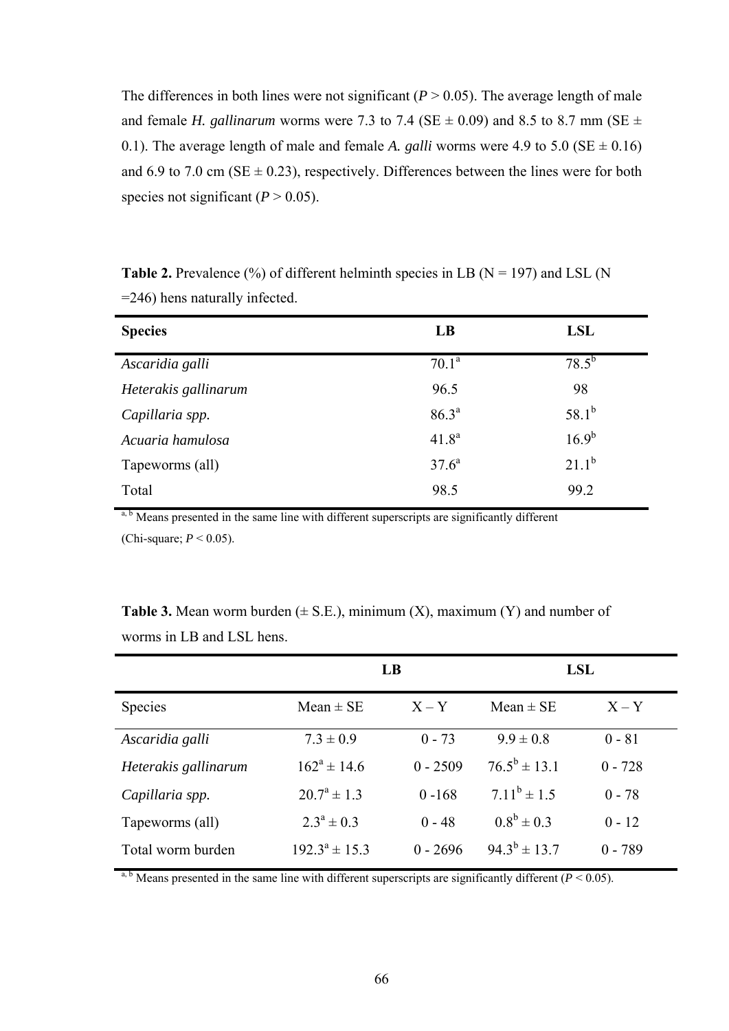The differences in both lines were not significant ($P > 0.05$). The average length of male and female *H. gallinarum* worms were 7.3 to 7.4 (SE ± 0.09) and 8.5 to 8.7 mm (SE ± 0.1). The average length of male and female *A. galli* worms were 4.9 to 5.0 (SE ± 0.16) and 6.9 to 7.0 cm (SE ± 0.23), respectively. Differences between the lines were for both species not significant ($P > 0.05$).

**Table 2.** Prevalence (%) of different helminth species in LB (N = 197) and LSL (N =246) hens naturally infected.

| **Species** | **LB** | **LSL** |
|---|---|---|
| *Ascaridia galli* | $70.1^a$ | $78.5^b$ |
| *Heterakis gallinarum* | 96.5 | 98 |
| *Capillaria spp.* | $86.3^a$ | $58.1^b$ |
| *Acuaria hamulosa* | $41.8^a$ | $16.9^b$ |
| Tapeworms (all) | $37.6^a$ | $21.1^b$ |
| Total | 98.5 | 99.2 |

[a, b] Means presented in the same line with different superscripts are significantly different (Chi-square; $P < 0.05$).

**Table 3.** Mean worm burden (± S.E.), minimum (X), maximum (Y) and number of worms in LB and LSL hens.

| | **LB** | | **LSL** | |
|---|---|---|---|---|
| Species | Mean ± SE | X – Y | Mean ± SE | X – Y |
| *Ascaridia galli* | 7.3 ± 0.9 | 0 - 73 | 9.9 ± 0.8 | 0 - 81 |
| *Heterakis gallinarum* | $162^a$ ± 14.6 | 0 - 2509 | $76.5^b$ ± 13.1 | 0 - 728 |
| *Capillaria spp.* | $20.7^a$ ± 1.3 | 0 -168 | $7.11^b$ ± 1.5 | 0 - 78 |
| Tapeworms (all) | $2.3^a$ ± 0.3 | 0 - 48 | $0.8^b$ ± 0.3 | 0 - 12 |
| Total worm burden | $192.3^a$ ± 15.3 | 0 - 2696 | $94.3^b$ ± 13.7 | 0 - 789 |

[a, b] Means presented in the same line with different superscripts are significantly different ($P < 0.05$).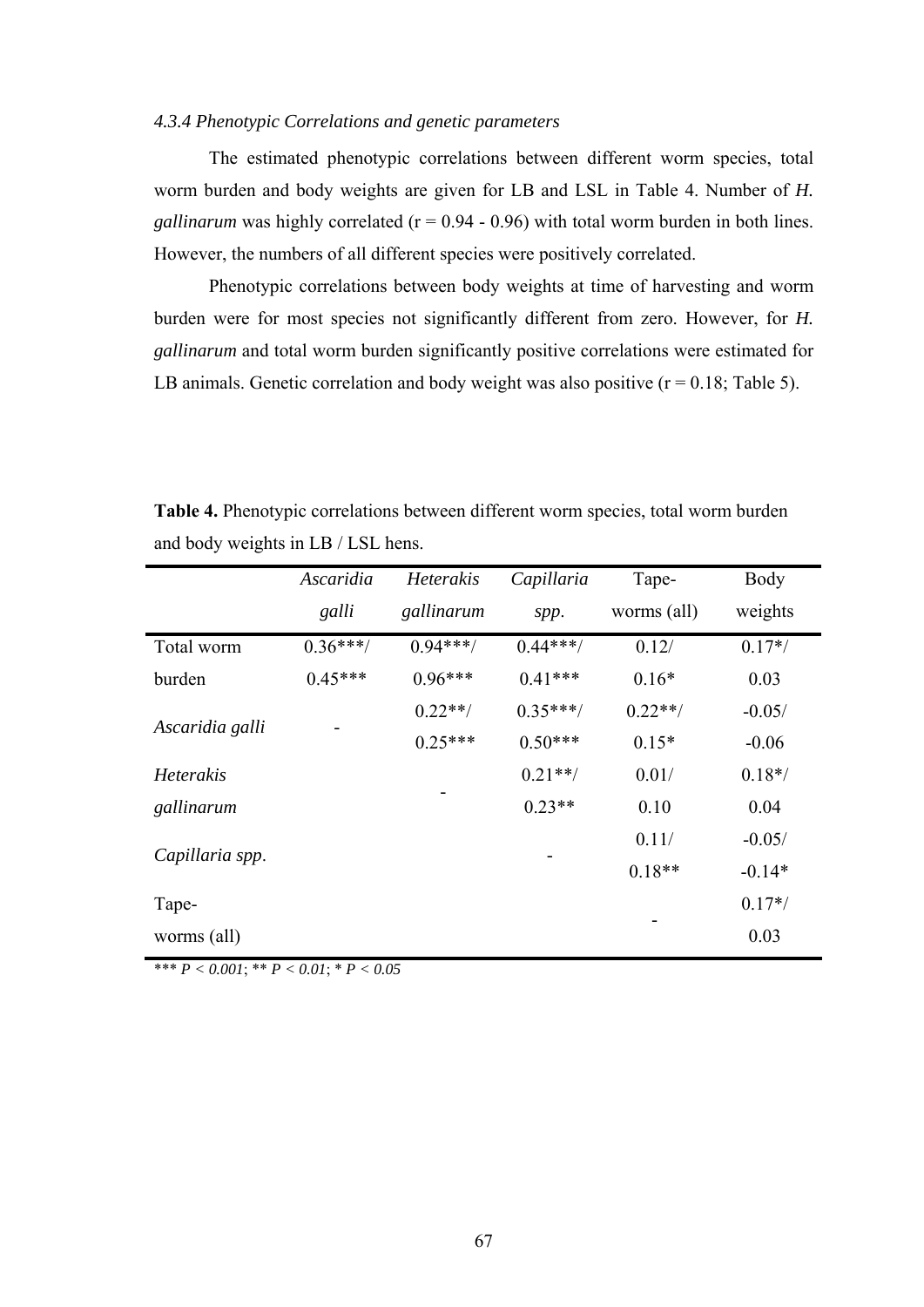### *4.3.4 Phenotypic Correlations and genetic parameters*

The estimated phenotypic correlations between different worm species, total worm burden and body weights are given for LB and LSL in Table 4. Number of *H. gallinarum* was highly correlated (r = 0.94 - 0.96) with total worm burden in both lines. However, the numbers of all different species were positively correlated.

Phenotypic correlations between body weights at time of harvesting and worm burden were for most species not significantly different from zero. However, for *H. gallinarum* and total worm burden significantly positive correlations were estimated for LB animals. Genetic correlation and body weight was also positive (r = 0.18; Table 5).

**Table 4.** Phenotypic correlations between different worm species, total worm burden and body weights in LB / LSL hens.

| | *Ascaridia galli* | *Heterakis gallinarum* | *Capillaria spp.* | Tape-worms (all) | Body weights |
|---|---|---|---|---|---|
| Total worm burden | 0.36***/ 0.45*** | 0.94***/ 0.96*** | 0.44***/ 0.41*** | 0.12/ 0.16* | 0.17*/ 0.03 |
| *Ascaridia galli* | - | 0.22**/ 0.25*** | 0.35***/ 0.50*** | 0.22**/ 0.15* | -0.05/ -0.06 |
| *Heterakis gallinarum* | | - | 0.21**/ 0.23** | 0.01/ 0.10 | 0.18*/ 0.04 |
| *Capillaria spp.* | | | - | 0.11/ 0.18** | -0.05/ -0.14* |
| Tape-worms (all) | | | | - | 0.17*/ 0.03 |

*\*\*\* P < 0.001*; *\*\* P < 0.01*; *\* P < 0.05*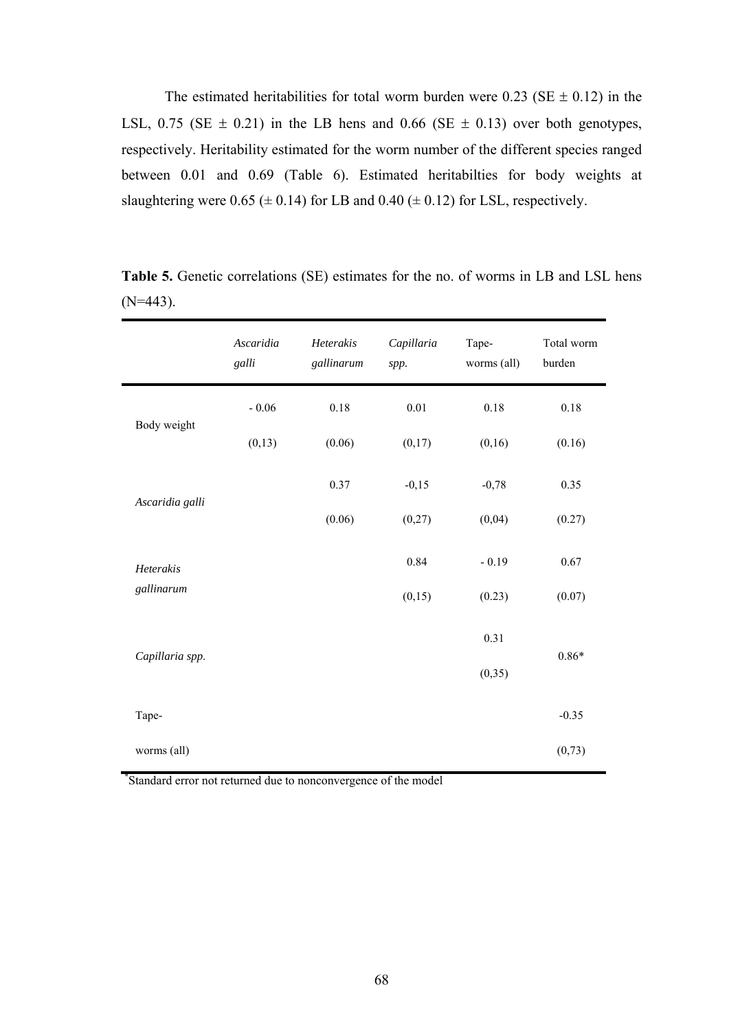The estimated heritabilities for total worm burden were 0.23 (SE ± 0.12) in the LSL, 0.75 (SE ± 0.21) in the LB hens and 0.66 (SE ± 0.13) over both genotypes, respectively. Heritability estimated for the worm number of the different species ranged between 0.01 and 0.69 (Table 6). Estimated heritabilties for body weights at slaughtering were 0.65 (± 0.14) for LB and 0.40 (± 0.12) for LSL, respectively.

**Table 5.** Genetic correlations (SE) estimates for the no. of worms in LB and LSL hens (N=443).

| | *Ascaridia galli* | *Heterakis gallinarum* | *Capillaria spp.* | Tape-worms (all) | Total worm burden |
|---|---|---|---|---|---|
| Body weight | - 0.06<br>(0,13) | 0.18<br>(0.06) | 0.01<br>(0,17) | 0.18<br>(0,16) | 0.18<br>(0.16) |
| *Ascaridia galli* | | 0.37<br>(0.06) | -0,15<br>(0,27) | -0,78<br>(0,04) | 0.35<br>(0.27) |
| *Heterakis gallinarum* | | | 0.84<br>(0,15) | - 0.19<br>(0.23) | 0.67<br>(0.07) |
| *Capillaria spp.* | | | | 0.31<br>(0,35) | 0.86* |
| Tape-worms (all) | | | | | -0.35<br>(0,73) |

*Standard error not returned due to nonconvergence of the model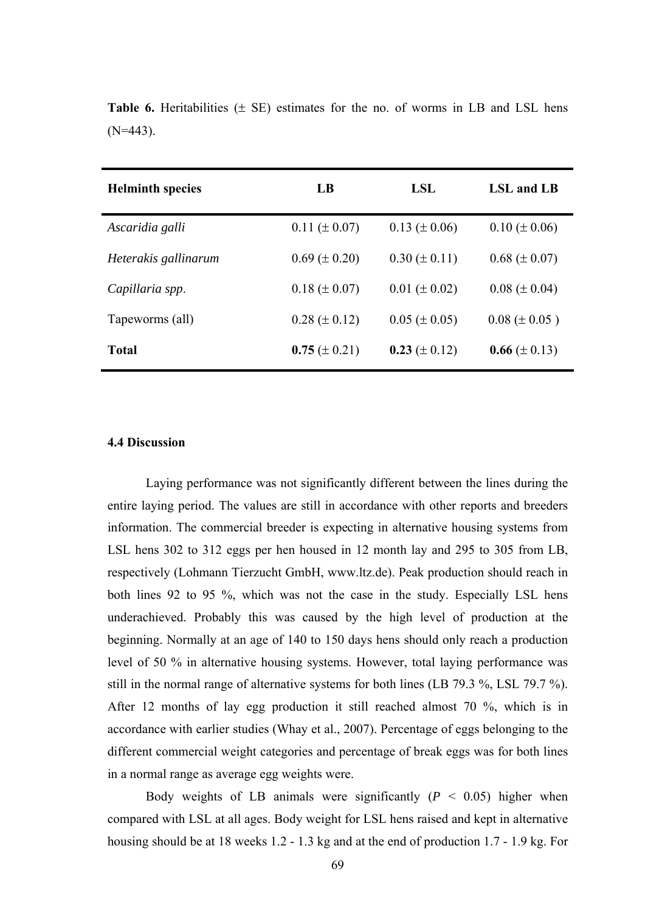**Table 6.** Heritabilities (± SE) estimates for the no. of worms in LB and LSL hens (N=443).

| Helminth species | LB | LSL | LSL and LB |
|---|---|---|---|
| *Ascaridia galli* | 0.11 (± 0.07) | 0.13 (± 0.06) | 0.10 (± 0.06) |
| *Heterakis gallinarum* | 0.69 (± 0.20) | 0.30 (± 0.11) | 0.68 (± 0.07) |
| *Capillaria spp*. | 0.18 (± 0.07) | 0.01 (± 0.02) | 0.08 (± 0.04) |
| Tapeworms (all) | 0.28 (± 0.12) | 0.05 (± 0.05) | 0.08 (± 0.05 ) |
| **Total** | **0.75** (± 0.21) | **0.23** (± 0.12) | **0.66** (± 0.13) |

### 4.4 Discussion

Laying performance was not significantly different between the lines during the entire laying period. The values are still in accordance with other reports and breeders information. The commercial breeder is expecting in alternative housing systems from LSL hens 302 to 312 eggs per hen housed in 12 month lay and 295 to 305 from LB, respectively (Lohmann Tierzucht GmbH, www.ltz.de). Peak production should reach in both lines 92 to 95 %, which was not the case in the study. Especially LSL hens underachieved. Probably this was caused by the high level of production at the beginning. Normally at an age of 140 to 150 days hens should only reach a production level of 50 % in alternative housing systems. However, total laying performance was still in the normal range of alternative systems for both lines (LB 79.3 %, LSL 79.7 %). After 12 months of lay egg production it still reached almost 70 %, which is in accordance with earlier studies (Whay et al., 2007). Percentage of eggs belonging to the different commercial weight categories and percentage of break eggs was for both lines in a normal range as average egg weights were.

Body weights of LB animals were significantly ($P < 0.05$) higher when compared with LSL at all ages. Body weight for LSL hens raised and kept in alternative housing should be at 18 weeks 1.2 - 1.3 kg and at the end of production 1.7 - 1.9 kg. For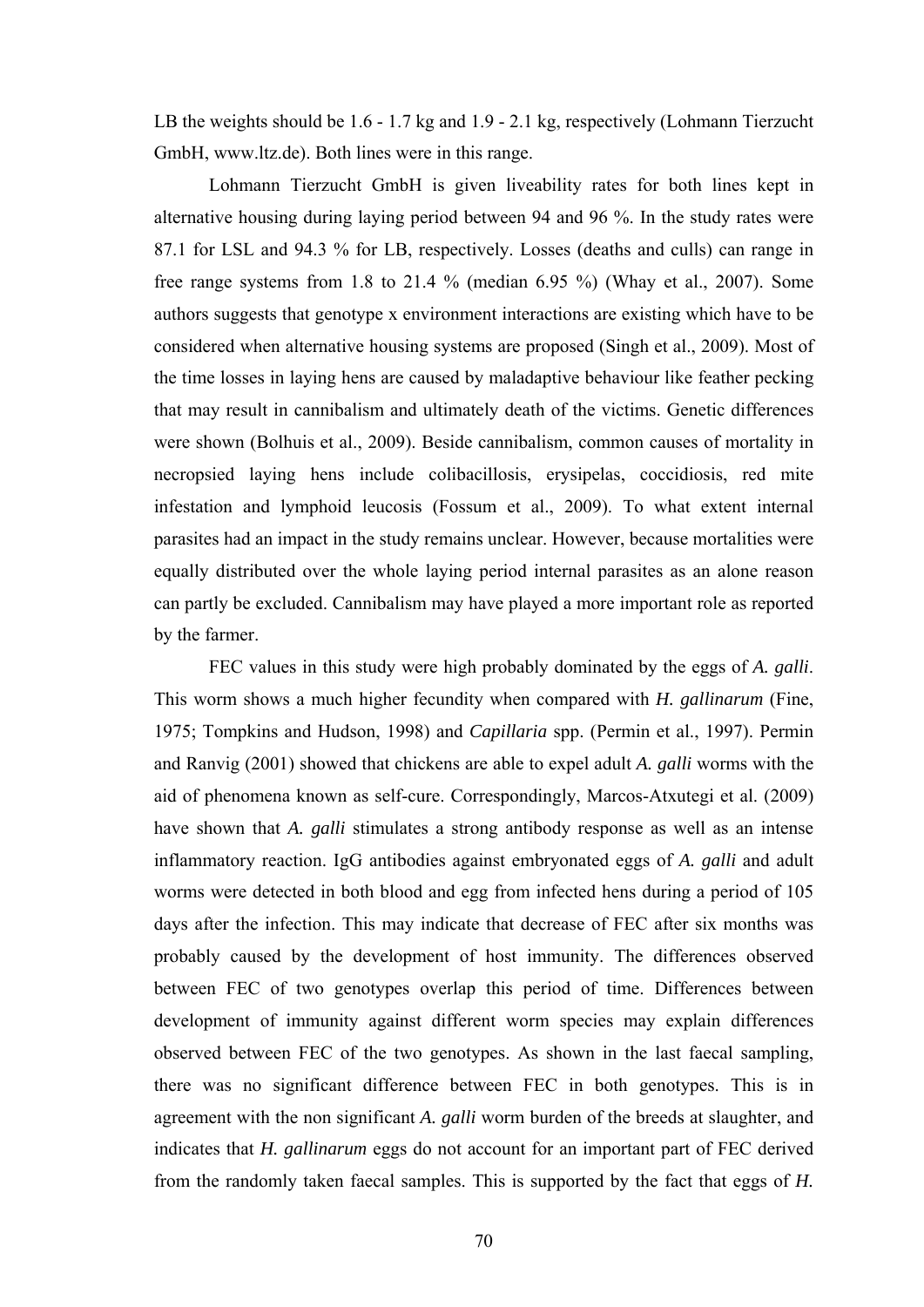LB the weights should be 1.6 - 1.7 kg and 1.9 - 2.1 kg, respectively (Lohmann Tierzucht GmbH, www.ltz.de). Both lines were in this range.

Lohmann Tierzucht GmbH is given liveability rates for both lines kept in alternative housing during laying period between 94 and 96 %. In the study rates were 87.1 for LSL and 94.3 % for LB, respectively. Losses (deaths and culls) can range in free range systems from 1.8 to 21.4 % (median 6.95 %) (Whay et al., 2007). Some authors suggests that genotype x environment interactions are existing which have to be considered when alternative housing systems are proposed (Singh et al., 2009). Most of the time losses in laying hens are caused by maladaptive behaviour like feather pecking that may result in cannibalism and ultimately death of the victims. Genetic differences were shown (Bolhuis et al., 2009). Beside cannibalism, common causes of mortality in necropsied laying hens include colibacillosis, erysipelas, coccidiosis, red mite infestation and lymphoid leucosis (Fossum et al., 2009). To what extent internal parasites had an impact in the study remains unclear. However, because mortalities were equally distributed over the whole laying period internal parasites as an alone reason can partly be excluded. Cannibalism may have played a more important role as reported by the farmer.

FEC values in this study were high probably dominated by the eggs of *A. galli*. This worm shows a much higher fecundity when compared with *H. gallinarum* (Fine, 1975; Tompkins and Hudson, 1998) and *Capillaria* spp. (Permin et al., 1997). Permin and Ranvig (2001) showed that chickens are able to expel adult *A. galli* worms with the aid of phenomena known as self-cure. Correspondingly, Marcos-Atxutegi et al. (2009) have shown that *A. galli* stimulates a strong antibody response as well as an intense inflammatory reaction. IgG antibodies against embryonated eggs of *A. galli* and adult worms were detected in both blood and egg from infected hens during a period of 105 days after the infection. This may indicate that decrease of FEC after six months was probably caused by the development of host immunity. The differences observed between FEC of two genotypes overlap this period of time. Differences between development of immunity against different worm species may explain differences observed between FEC of the two genotypes. As shown in the last faecal sampling, there was no significant difference between FEC in both genotypes. This is in agreement with the non significant *A. galli* worm burden of the breeds at slaughter, and indicates that *H. gallinarum* eggs do not account for an important part of FEC derived from the randomly taken faecal samples. This is supported by the fact that eggs of *H.*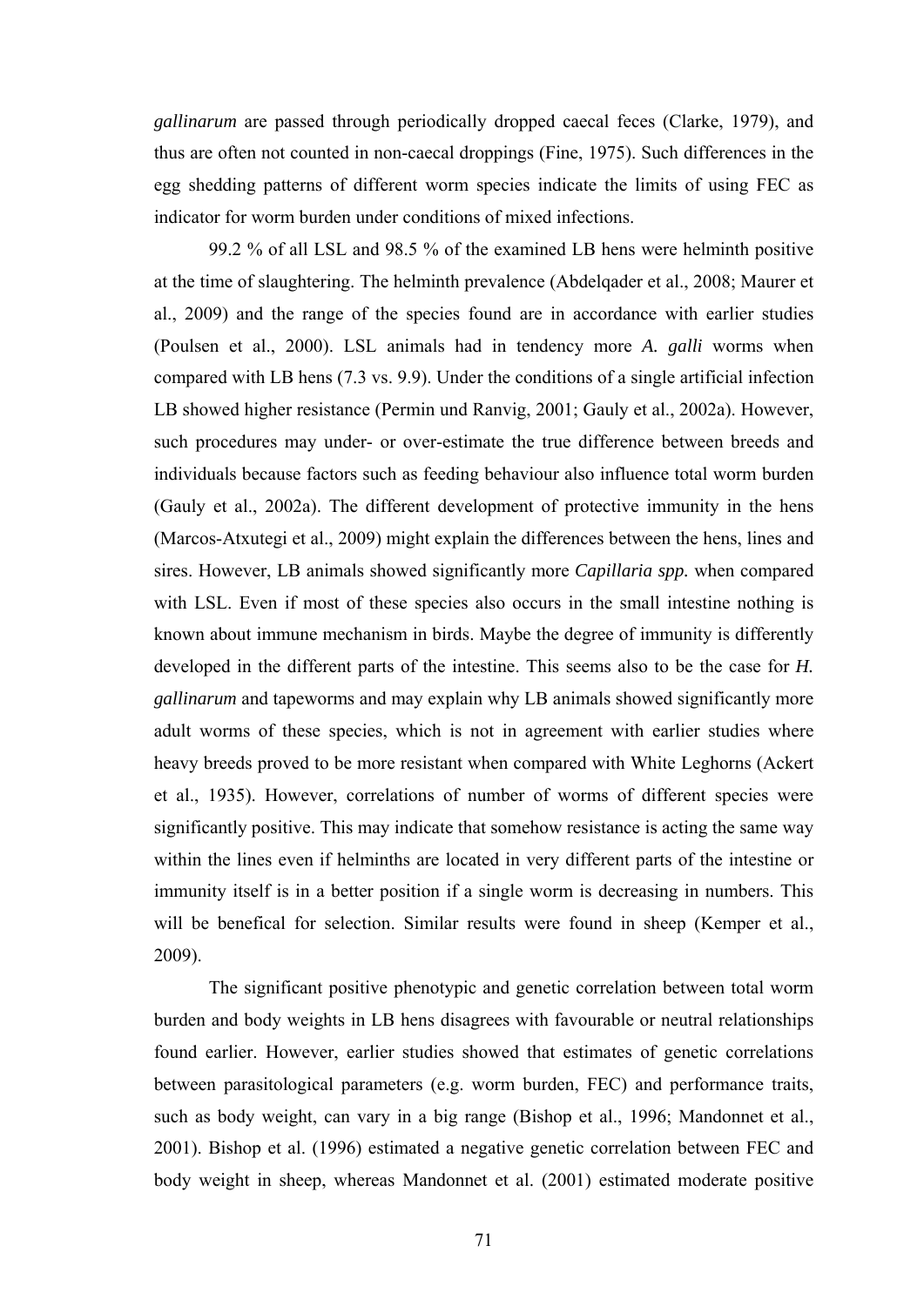*gallinarum* are passed through periodically dropped caecal feces (Clarke, 1979), and thus are often not counted in non-caecal droppings (Fine, 1975). Such differences in the egg shedding patterns of different worm species indicate the limits of using FEC as indicator for worm burden under conditions of mixed infections.

99.2 % of all LSL and 98.5 % of the examined LB hens were helminth positive at the time of slaughtering. The helminth prevalence (Abdelqader et al., 2008; Maurer et al., 2009) and the range of the species found are in accordance with earlier studies (Poulsen et al., 2000). LSL animals had in tendency more *A. galli* worms when compared with LB hens (7.3 vs. 9.9). Under the conditions of a single artificial infection LB showed higher resistance (Permin und Ranvig, 2001; Gauly et al., 2002a). However, such procedures may under- or over-estimate the true difference between breeds and individuals because factors such as feeding behaviour also influence total worm burden (Gauly et al., 2002a). The different development of protective immunity in the hens (Marcos-Atxutegi et al., 2009) might explain the differences between the hens, lines and sires. However, LB animals showed significantly more *Capillaria spp.* when compared with LSL. Even if most of these species also occurs in the small intestine nothing is known about immune mechanism in birds. Maybe the degree of immunity is differently developed in the different parts of the intestine. This seems also to be the case for *H. gallinarum* and tapeworms and may explain why LB animals showed significantly more adult worms of these species, which is not in agreement with earlier studies where heavy breeds proved to be more resistant when compared with White Leghorns (Ackert et al., 1935). However, correlations of number of worms of different species were significantly positive. This may indicate that somehow resistance is acting the same way within the lines even if helminths are located in very different parts of the intestine or immunity itself is in a better position if a single worm is decreasing in numbers. This will be benefical for selection. Similar results were found in sheep (Kemper et al., 2009).

The significant positive phenotypic and genetic correlation between total worm burden and body weights in LB hens disagrees with favourable or neutral relationships found earlier. However, earlier studies showed that estimates of genetic correlations between parasitological parameters (e.g. worm burden, FEC) and performance traits, such as body weight, can vary in a big range (Bishop et al., 1996; Mandonnet et al., 2001). Bishop et al. (1996) estimated a negative genetic correlation between FEC and body weight in sheep, whereas Mandonnet et al. (2001) estimated moderate positive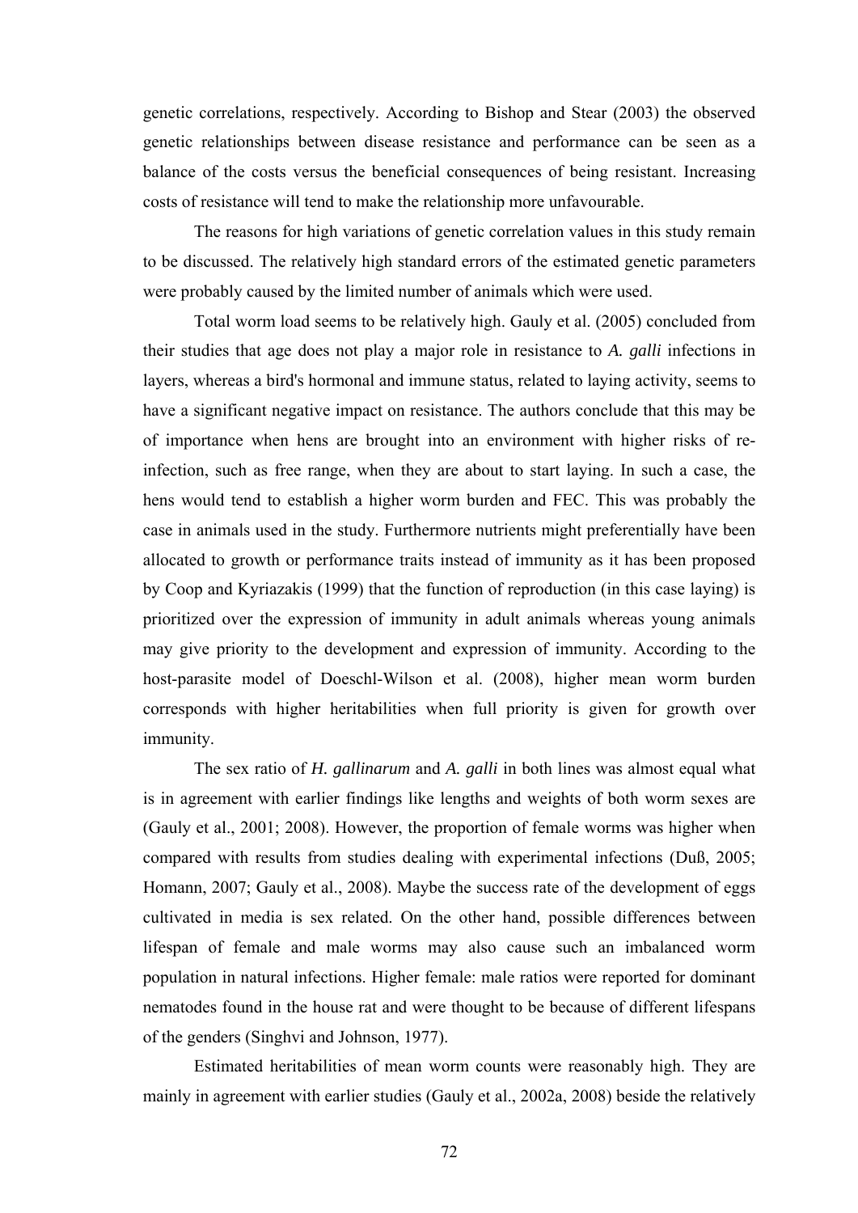genetic correlations, respectively. According to Bishop and Stear (2003) the observed genetic relationships between disease resistance and performance can be seen as a balance of the costs versus the beneficial consequences of being resistant. Increasing costs of resistance will tend to make the relationship more unfavourable.

The reasons for high variations of genetic correlation values in this study remain to be discussed. The relatively high standard errors of the estimated genetic parameters were probably caused by the limited number of animals which were used.

Total worm load seems to be relatively high. Gauly et al. (2005) concluded from their studies that age does not play a major role in resistance to *A. galli* infections in layers, whereas a bird's hormonal and immune status, related to laying activity, seems to have a significant negative impact on resistance. The authors conclude that this may be of importance when hens are brought into an environment with higher risks of re-infection, such as free range, when they are about to start laying. In such a case, the hens would tend to establish a higher worm burden and FEC. This was probably the case in animals used in the study. Furthermore nutrients might preferentially have been allocated to growth or performance traits instead of immunity as it has been proposed by Coop and Kyriazakis (1999) that the function of reproduction (in this case laying) is prioritized over the expression of immunity in adult animals whereas young animals may give priority to the development and expression of immunity. According to the host-parasite model of Doeschl-Wilson et al. (2008), higher mean worm burden corresponds with higher heritabilities when full priority is given for growth over immunity.

The sex ratio of *H. gallinarum* and *A. galli* in both lines was almost equal what is in agreement with earlier findings like lengths and weights of both worm sexes are (Gauly et al., 2001; 2008). However, the proportion of female worms was higher when compared with results from studies dealing with experimental infections (Duß, 2005; Homann, 2007; Gauly et al., 2008). Maybe the success rate of the development of eggs cultivated in media is sex related. On the other hand, possible differences between lifespan of female and male worms may also cause such an imbalanced worm population in natural infections. Higher female: male ratios were reported for dominant nematodes found in the house rat and were thought to be because of different lifespans of the genders (Singhvi and Johnson, 1977).

Estimated heritabilities of mean worm counts were reasonably high. They are mainly in agreement with earlier studies (Gauly et al., 2002a, 2008) beside the relatively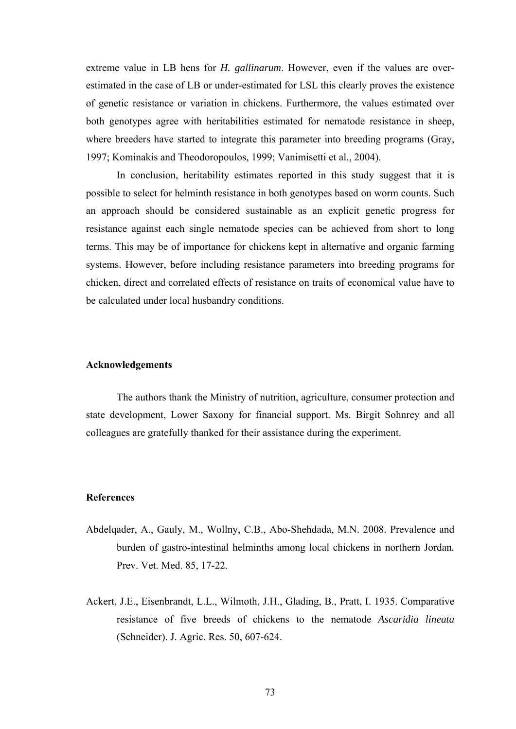extreme value in LB hens for *H. gallinarum*. However, even if the values are over-estimated in the case of LB or under-estimated for LSL this clearly proves the existence of genetic resistance or variation in chickens. Furthermore, the values estimated over both genotypes agree with heritabilities estimated for nematode resistance in sheep, where breeders have started to integrate this parameter into breeding programs (Gray, 1997; Kominakis and Theodoropoulos, 1999; Vanimisetti et al., 2004).

In conclusion, heritability estimates reported in this study suggest that it is possible to select for helminth resistance in both genotypes based on worm counts. Such an approach should be considered sustainable as an explicit genetic progress for resistance against each single nematode species can be achieved from short to long terms. This may be of importance for chickens kept in alternative and organic farming systems. However, before including resistance parameters into breeding programs for chicken, direct and correlated effects of resistance on traits of economical value have to be calculated under local husbandry conditions.

**Acknowledgements**

The authors thank the Ministry of nutrition, agriculture, consumer protection and state development, Lower Saxony for financial support. Ms. Birgit Sohnrey and all colleagues are gratefully thanked for their assistance during the experiment.

**References**

Abdelqader, A., Gauly, M., Wollny, C.B., Abo-Shehdada, M.N. 2008. Prevalence and burden of gastro-intestinal helminths among local chickens in northern Jordan. Prev. Vet. Med. 85, 17-22.

Ackert, J.E., Eisenbrandt, L.L., Wilmoth, J.H., Glading, B., Pratt, I. 1935. Comparative resistance of five breeds of chickens to the nematode *Ascaridia lineata* (Schneider). J. Agric. Res. 50, 607-624.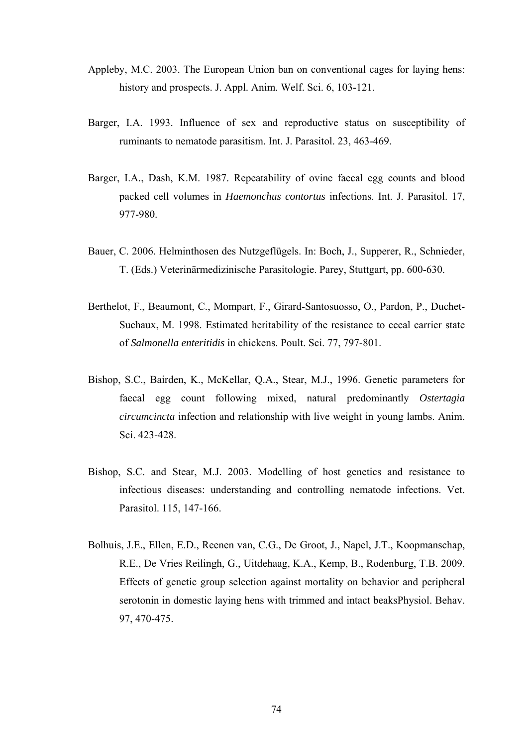Appleby, M.C. 2003. The European Union ban on conventional cages for laying hens: history and prospects. J. Appl. Anim. Welf. Sci. 6, 103-121.

Barger, I.A. 1993. Influence of sex and reproductive status on susceptibility of ruminants to nematode parasitism. Int. J. Parasitol. 23, 463-469.

Barger, I.A., Dash, K.M. 1987. Repeatability of ovine faecal egg counts and blood packed cell volumes in *Haemonchus contortus* infections. Int. J. Parasitol. 17, 977-980.

Bauer, C. 2006. Helminthosen des Nutzgeflügels. In: Boch, J., Supperer, R., Schnieder, T. (Eds.) Veterinärmedizinische Parasitologie. Parey, Stuttgart, pp. 600-630.

Berthelot, F., Beaumont, C., Mompart, F., Girard-Santosuosso, O., Pardon, P., Duchet-Suchaux, M. 1998. Estimated heritability of the resistance to cecal carrier state of *Salmonella enteritidis* in chickens. Poult. Sci. 77, 797-801.

Bishop, S.C., Bairden, K., McKellar, Q.A., Stear, M.J., 1996. Genetic parameters for faecal egg count following mixed, natural predominantly *Ostertagia circumcincta* infection and relationship with live weight in young lambs. Anim. Sci. 423-428.

Bishop, S.C. and Stear, M.J. 2003. Modelling of host genetics and resistance to infectious diseases: understanding and controlling nematode infections. Vet. Parasitol. 115, 147-166.

Bolhuis, J.E., Ellen, E.D., Reenen van, C.G., De Groot, J., Napel, J.T., Koopmanschap, R.E., De Vries Reilingh, G., Uitdehaag, K.A., Kemp, B., Rodenburg, T.B. 2009. Effects of genetic group selection against mortality on behavior and peripheral serotonin in domestic laying hens with trimmed and intact beaksPhysiol. Behav. 97, 470-475.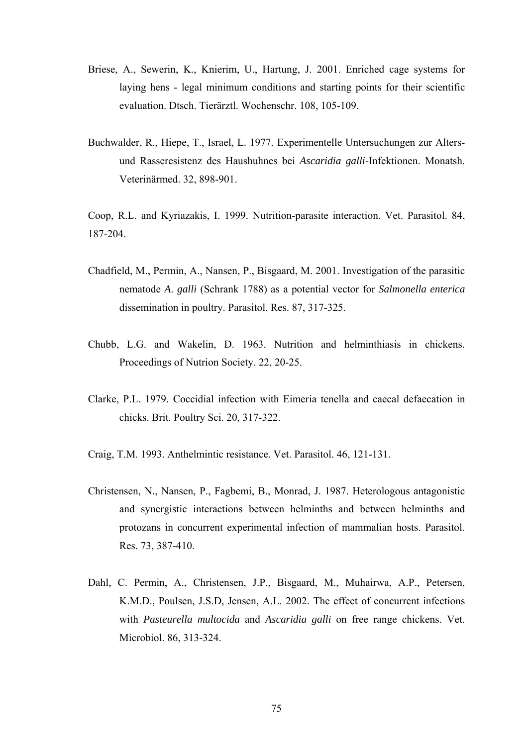Briese, A., Sewerin, K., Knierim, U., Hartung, J. 2001. Enriched cage systems for laying hens - legal minimum conditions and starting points for their scientific evaluation. Dtsch. Tierärztl. Wochenschr. 108, 105-109.

Buchwalder, R., Hiepe, T., Israel, L. 1977. Experimentelle Untersuchungen zur Alters- und Rasseresistenz des Haushuhnes bei *Ascaridia galli*-Infektionen. Monatsh. Veterinärmed. 32, 898-901.

Coop, R.L. and Kyriazakis, I. 1999. Nutrition-parasite interaction. Vet. Parasitol. 84, 187-204.

Chadfield, M., Permin, A., Nansen, P., Bisgaard, M. 2001. Investigation of the parasitic nematode *A. galli* (Schrank 1788) as a potential vector for *Salmonella enterica* dissemination in poultry. Parasitol. Res. 87, 317-325.

Chubb, L.G. and Wakelin, D. 1963. Nutrition and helminthiasis in chickens. Proceedings of Nutrion Society. 22, 20-25.

Clarke, P.L. 1979. Coccidial infection with Eimeria tenella and caecal defaecation in chicks. Brit. Poultry Sci. 20, 317-322.

Craig, T.M. 1993. Anthelmintic resistance. Vet. Parasitol. 46, 121-131.

Christensen, N., Nansen, P., Fagbemi, B., Monrad, J. 1987. Heterologous antagonistic and synergistic interactions between helminths and between helminths and protozans in concurrent experimental infection of mammalian hosts. Parasitol. Res. 73, 387-410.

Dahl, C. Permin, A., Christensen, J.P., Bisgaard, M., Muhairwa, A.P., Petersen, K.M.D., Poulsen, J.S.D, Jensen, A.L. 2002. The effect of concurrent infections with *Pasteurella multocida* and *Ascaridia galli* on free range chickens. Vet. Microbiol. 86, 313-324.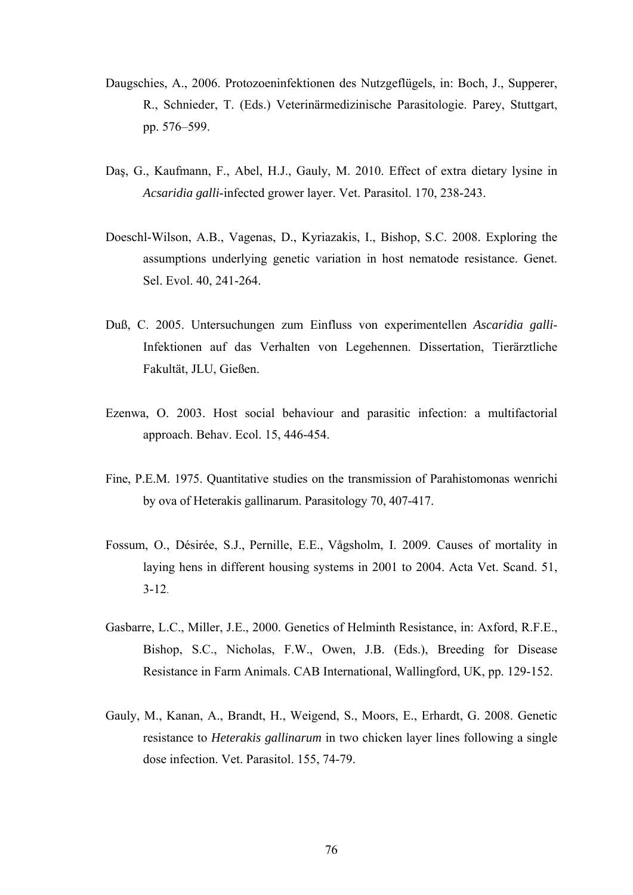Daugschies, A., 2006. Protozoeninfektionen des Nutzgeflügels, in: Boch, J., Supperer, R., Schnieder, T. (Eds.) Veterinärmedizinische Parasitologie. Parey, Stuttgart, pp. 576–599.

Daş, G., Kaufmann, F., Abel, H.J., Gauly, M. 2010. Effect of extra dietary lysine in *Acsaridia galli*-infected grower layer. Vet. Parasitol. 170, 238-243.

Doeschl-Wilson, A.B., Vagenas, D., Kyriazakis, I., Bishop, S.C. 2008. Exploring the assumptions underlying genetic variation in host nematode resistance. Genet. Sel. Evol. 40, 241-264.

Duß, C. 2005. Untersuchungen zum Einfluss von experimentellen *Ascaridia galli*-Infektionen auf das Verhalten von Legehennen. Dissertation, Tierärztliche Fakultät, JLU, Gießen.

Ezenwa, O. 2003. Host social behaviour and parasitic infection: a multifactorial approach. Behav. Ecol. 15, 446-454.

Fine, P.E.M. 1975. Quantitative studies on the transmission of Parahistomonas wenrichi by ova of Heterakis gallinarum. Parasitology 70, 407-417.

Fossum, O., Désirée, S.J., Pernille, E.E., Vågsholm, I. 2009. Causes of mortality in laying hens in different housing systems in 2001 to 2004. Acta Vet. Scand. 51, 3-12.

Gasbarre, L.C., Miller, J.E., 2000. Genetics of Helminth Resistance, in: Axford, R.F.E., Bishop, S.C., Nicholas, F.W., Owen, J.B. (Eds.), Breeding for Disease Resistance in Farm Animals. CAB International, Wallingford, UK, pp. 129-152.

Gauly, M., Kanan, A., Brandt, H., Weigend, S., Moors, E., Erhardt, G. 2008. Genetic resistance to *Heterakis gallinarum* in two chicken layer lines following a single dose infection. Vet. Parasitol. 155, 74-79.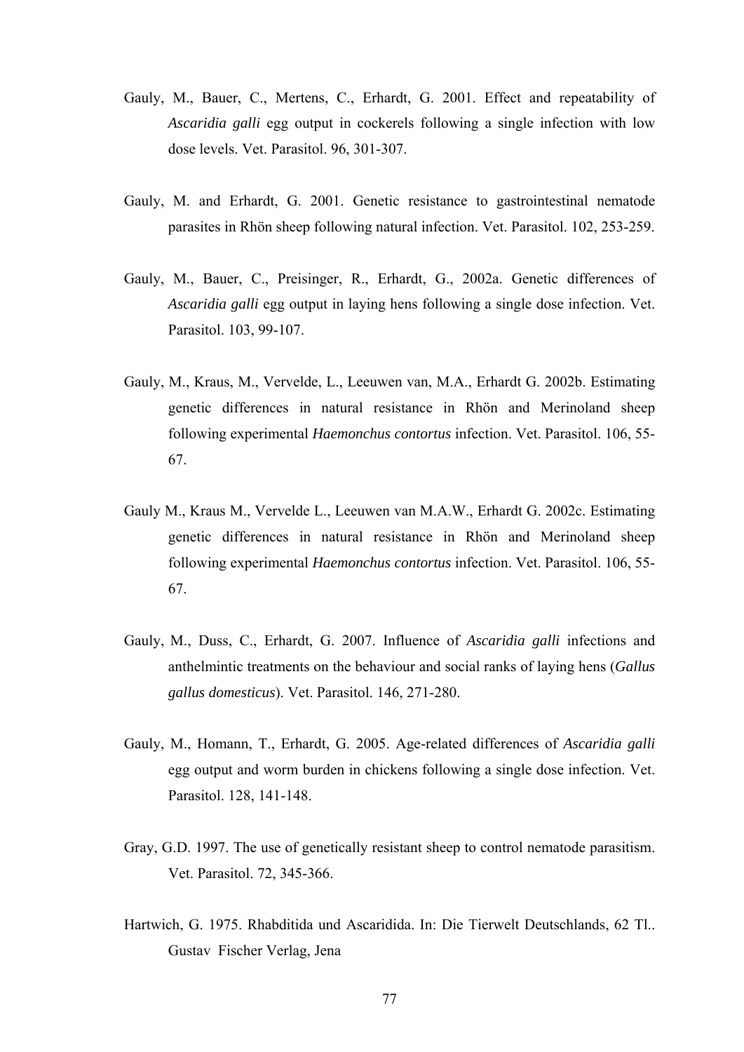Gauly, M., Bauer, C., Mertens, C., Erhardt, G. 2001. Effect and repeatability of *Ascaridia galli* egg output in cockerels following a single infection with low dose levels. Vet. Parasitol. 96, 301-307.

Gauly, M. and Erhardt, G. 2001. Genetic resistance to gastrointestinal nematode parasites in Rhön sheep following natural infection. Vet. Parasitol. 102, 253-259.

Gauly, M., Bauer, C., Preisinger, R., Erhardt, G., 2002a. Genetic differences of *Ascaridia galli* egg output in laying hens following a single dose infection. Vet. Parasitol. 103, 99-107.

Gauly, M., Kraus, M., Vervelde, L., Leeuwen van, M.A., Erhardt G. 2002b. Estimating genetic differences in natural resistance in Rhön and Merinoland sheep following experimental *Haemonchus contortus* infection. Vet. Parasitol. 106, 55-67.

Gauly M., Kraus M., Vervelde L., Leeuwen van M.A.W., Erhardt G. 2002c. Estimating genetic differences in natural resistance in Rhön and Merinoland sheep following experimental *Haemonchus contortus* infection. Vet. Parasitol. 106, 55-67.

Gauly, M., Duss, C., Erhardt, G. 2007. Influence of *Ascaridia galli* infections and anthelmintic treatments on the behaviour and social ranks of laying hens (*Gallus gallus domesticus*). Vet. Parasitol. 146, 271-280.

Gauly, M., Homann, T., Erhardt, G. 2005. Age-related differences of *Ascaridia galli* egg output and worm burden in chickens following a single dose infection. Vet. Parasitol. 128, 141-148.

Gray, G.D. 1997. The use of genetically resistant sheep to control nematode parasitism. Vet. Parasitol. 72, 345-366.

Hartwich, G. 1975. Rhabditida und Ascaridida. In: Die Tierwelt Deutschlands, 62 Tl.. Gustav Fischer Verlag, Jena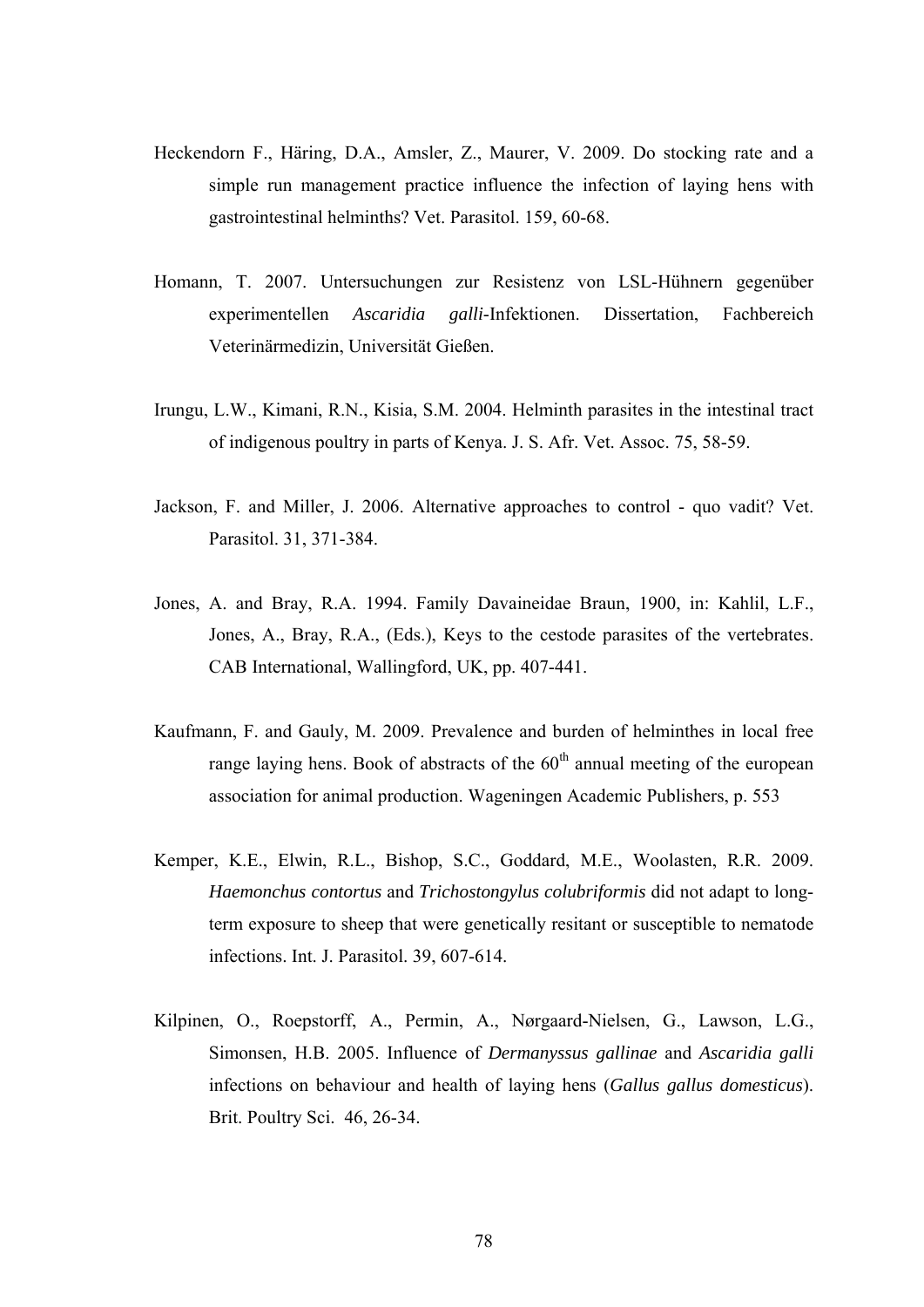Heckendorn F., Häring, D.A., Amsler, Z., Maurer, V. 2009. Do stocking rate and a simple run management practice influence the infection of laying hens with gastrointestinal helminths? Vet. Parasitol. 159, 60-68.

Homann, T. 2007. Untersuchungen zur Resistenz von LSL-Hühnern gegenüber experimentellen *Ascaridia galli*-Infektionen. Dissertation, Fachbereich Veterinärmedizin, Universität Gießen.

Irungu, L.W., Kimani, R.N., Kisia, S.M. 2004. Helminth parasites in the intestinal tract of indigenous poultry in parts of Kenya. J. S. Afr. Vet. Assoc. 75, 58-59.

Jackson, F. and Miller, J. 2006. Alternative approaches to control - quo vadit? Vet. Parasitol. 31, 371-384.

Jones, A. and Bray, R.A. 1994. Family Davaineidae Braun, 1900, in: Kahlil, L.F., Jones, A., Bray, R.A., (Eds.), Keys to the cestode parasites of the vertebrates. CAB International, Wallingford, UK, pp. 407-441.

Kaufmann, F. and Gauly, M. 2009. Prevalence and burden of helminthes in local free range laying hens. Book of abstracts of the 60th annual meeting of the european association for animal production. Wageningen Academic Publishers, p. 553

Kemper, K.E., Elwin, R.L., Bishop, S.C., Goddard, M.E., Woolasten, R.R. 2009. *Haemonchus contortus* and *Trichostongylus colubriformis* did not adapt to long-term exposure to sheep that were genetically resitant or susceptible to nematode infections. Int. J. Parasitol. 39, 607-614.

Kilpinen, O., Roepstorff, A., Permin, A., Nørgaard-Nielsen, G., Lawson, L.G., Simonsen, H.B. 2005. Influence of *Dermanyssus gallinae* and *Ascaridia galli* infections on behaviour and health of laying hens (*Gallus gallus domesticus*). Brit. Poultry Sci. 46, 26-34.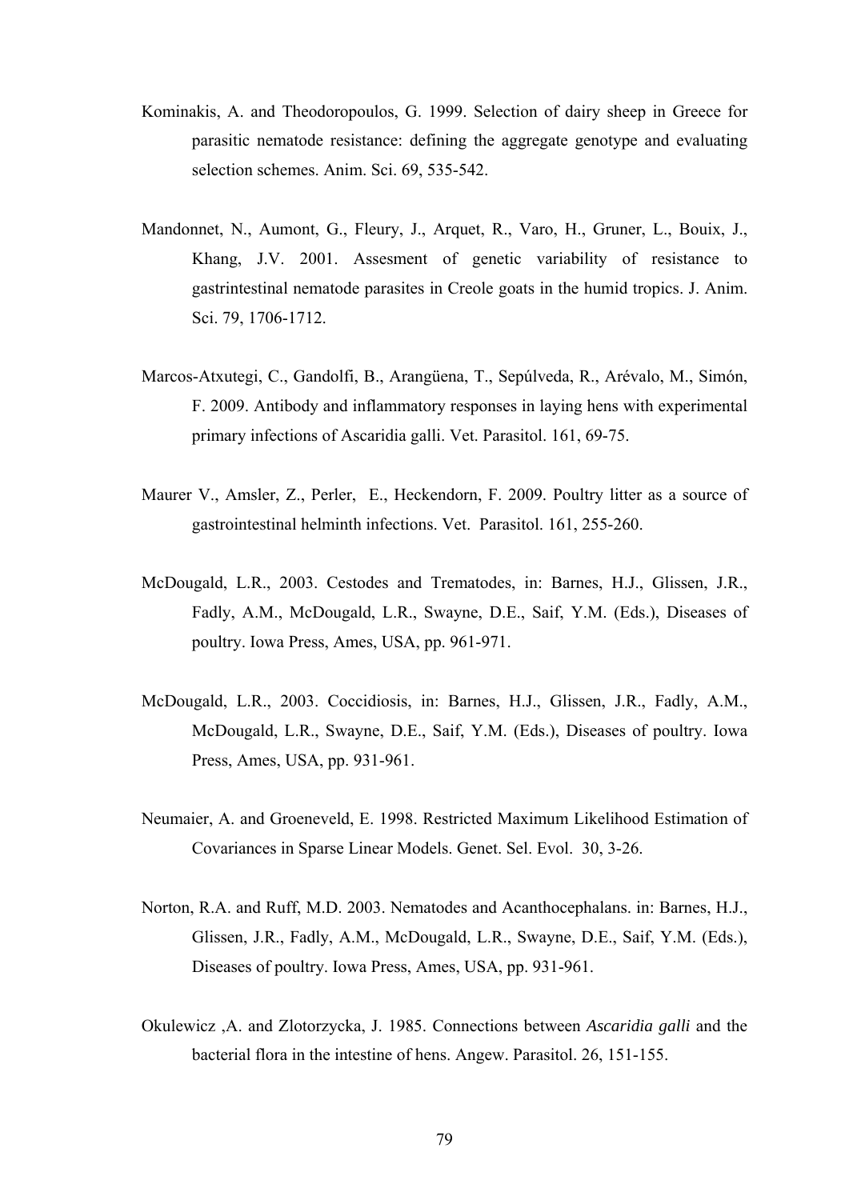Kominakis, A. and Theodoropoulos, G. 1999. Selection of dairy sheep in Greece for parasitic nematode resistance: defining the aggregate genotype and evaluating selection schemes. Anim. Sci. 69, 535-542.

Mandonnet, N., Aumont, G., Fleury, J., Arquet, R., Varo, H., Gruner, L., Bouix, J., Khang, J.V. 2001. Assesment of genetic variability of resistance to gastrintestinal nematode parasites in Creole goats in the humid tropics. J. Anim. Sci. 79, 1706-1712.

Marcos-Atxutegi, C., Gandolfi, B., Arangüena, T., Sepúlveda, R., Arévalo, M., Simón, F. 2009. Antibody and inflammatory responses in laying hens with experimental primary infections of Ascaridia galli. Vet. Parasitol. 161, 69-75.

Maurer V., Amsler, Z., Perler, E., Heckendorn, F. 2009. Poultry litter as a source of gastrointestinal helminth infections. Vet. Parasitol. 161, 255-260.

McDougald, L.R., 2003. Cestodes and Trematodes, in: Barnes, H.J., Glissen, J.R., Fadly, A.M., McDougald, L.R., Swayne, D.E., Saif, Y.M. (Eds.), Diseases of poultry. Iowa Press, Ames, USA, pp. 961-971.

McDougald, L.R., 2003. Coccidiosis, in: Barnes, H.J., Glissen, J.R., Fadly, A.M., McDougald, L.R., Swayne, D.E., Saif, Y.M. (Eds.), Diseases of poultry. Iowa Press, Ames, USA, pp. 931-961.

Neumaier, A. and Groeneveld, E. 1998. Restricted Maximum Likelihood Estimation of Covariances in Sparse Linear Models. Genet. Sel. Evol. 30, 3-26.

Norton, R.A. and Ruff, M.D. 2003. Nematodes and Acanthocephalans. in: Barnes, H.J., Glissen, J.R., Fadly, A.M., McDougald, L.R., Swayne, D.E., Saif, Y.M. (Eds.), Diseases of poultry. Iowa Press, Ames, USA, pp. 931-961.

Okulewicz ,A. and Zlotorzycka, J. 1985. Connections between *Ascaridia galli* and the bacterial flora in the intestine of hens. Angew. Parasitol. 26, 151-155.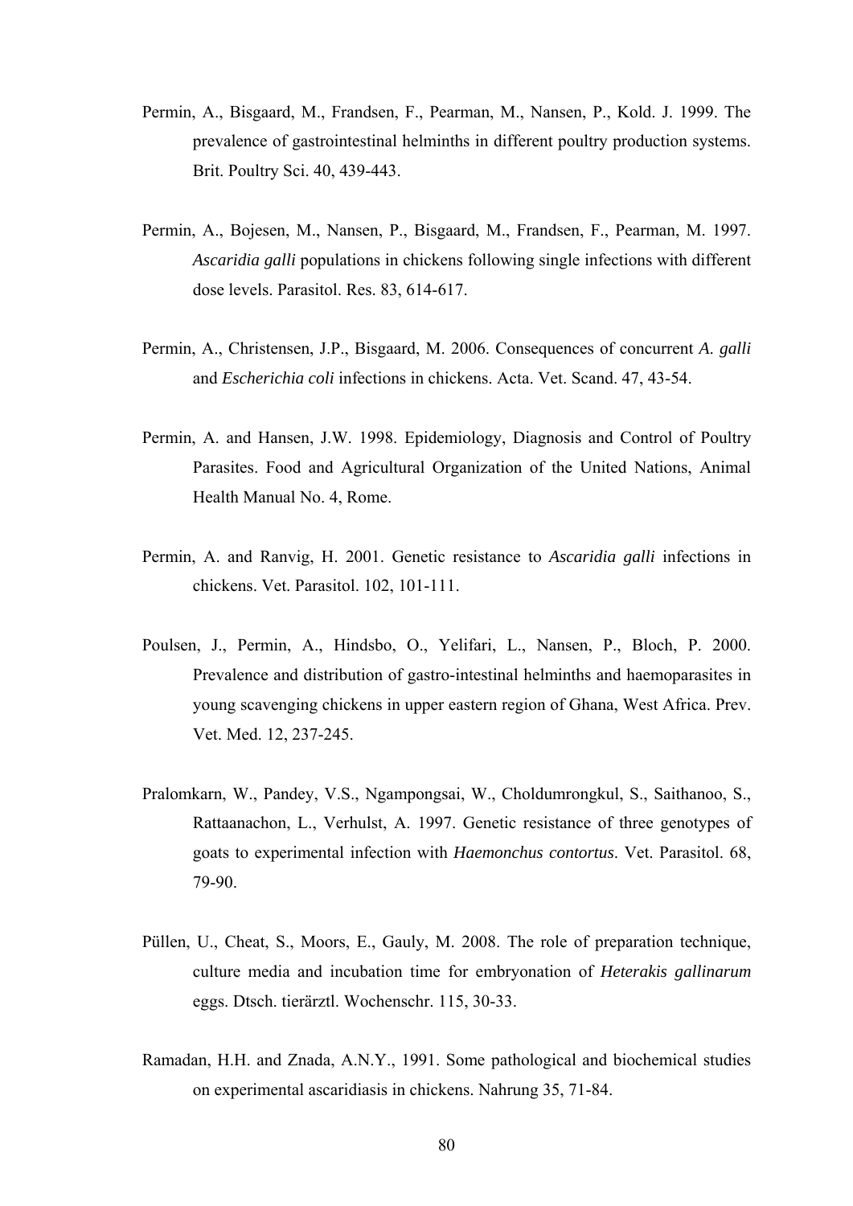Permin, A., Bisgaard, M., Frandsen, F., Pearman, M., Nansen, P., Kold. J. 1999. The prevalence of gastrointestinal helminths in different poultry production systems. Brit. Poultry Sci. 40, 439-443.

Permin, A., Bojesen, M., Nansen, P., Bisgaard, M., Frandsen, F., Pearman, M. 1997. *Ascaridia galli* populations in chickens following single infections with different dose levels. Parasitol. Res. 83, 614-617.

Permin, A., Christensen, J.P., Bisgaard, M. 2006. Consequences of concurrent *A. galli* and *Escherichia coli* infections in chickens. Acta. Vet. Scand. 47, 43-54.

Permin, A. and Hansen, J.W. 1998. Epidemiology, Diagnosis and Control of Poultry Parasites. Food and Agricultural Organization of the United Nations, Animal Health Manual No. 4, Rome.

Permin, A. and Ranvig, H. 2001. Genetic resistance to *Ascaridia galli* infections in chickens. Vet. Parasitol. 102, 101-111.

Poulsen, J., Permin, A., Hindsbo, O., Yelifari, L., Nansen, P., Bloch, P. 2000. Prevalence and distribution of gastro-intestinal helminths and haemoparasites in young scavenging chickens in upper eastern region of Ghana, West Africa. Prev. Vet. Med. 12, 237-245.

Pralomkarn, W., Pandey, V.S., Ngampongsai, W., Choldumrongkul, S., Saithanoo, S., Rattaanachon, L., Verhulst, A. 1997. Genetic resistance of three genotypes of goats to experimental infection with *Haemonchus contortus*. Vet. Parasitol. 68, 79-90.

Püllen, U., Cheat, S., Moors, E., Gauly, M. 2008. The role of preparation technique, culture media and incubation time for embryonation of *Heterakis gallinarum* eggs. Dtsch. tierärztl. Wochenschr. 115, 30-33.

Ramadan, H.H. and Znada, A.N.Y., 1991. Some pathological and biochemical studies on experimental ascaridiasis in chickens. Nahrung 35, 71-84.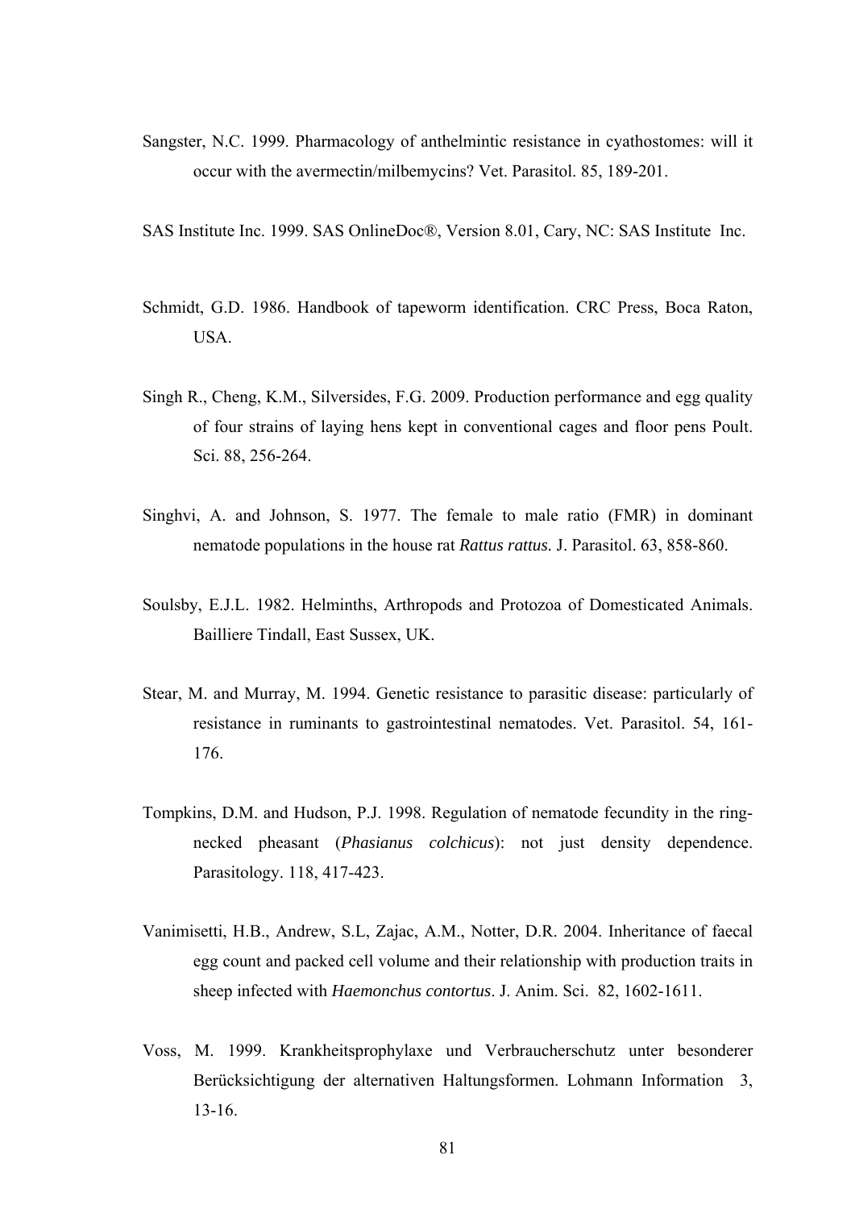Sangster, N.C. 1999. Pharmacology of anthelmintic resistance in cyathostomes: will it occur with the avermectin/milbemycins? Vet. Parasitol. 85, 189-201.

SAS Institute Inc. 1999. SAS OnlineDoc®, Version 8.01, Cary, NC: SAS Institute Inc.

Schmidt, G.D. 1986. Handbook of tapeworm identification. CRC Press, Boca Raton, USA.

Singh R., Cheng, K.M., Silversides, F.G. 2009. Production performance and egg quality of four strains of laying hens kept in conventional cages and floor pens Poult. Sci. 88, 256-264.

Singhvi, A. and Johnson, S. 1977. The female to male ratio (FMR) in dominant nematode populations in the house rat *Rattus rattus.* J. Parasitol. 63, 858-860.

Soulsby, E.J.L. 1982. Helminths, Arthropods and Protozoa of Domesticated Animals. Bailliere Tindall, East Sussex, UK.

Stear, M. and Murray, M. 1994. Genetic resistance to parasitic disease: particularly of resistance in ruminants to gastrointestinal nematodes. Vet. Parasitol. 54, 161-176.

Tompkins, D.M. and Hudson, P.J. 1998. Regulation of nematode fecundity in the ring-necked pheasant (*Phasianus colchicus*): not just density dependence. Parasitology. 118, 417-423.

Vanimisetti, H.B., Andrew, S.L, Zajac, A.M., Notter, D.R. 2004. Inheritance of faecal egg count and packed cell volume and their relationship with production traits in sheep infected with *Haemonchus contortus*. J. Anim. Sci. 82, 1602-1611.

Voss, M. 1999. Krankheitsprophylaxe und Verbraucherschutz unter besonderer Berücksichtigung der alternativen Haltungsformen. Lohmann Information 3, 13-16.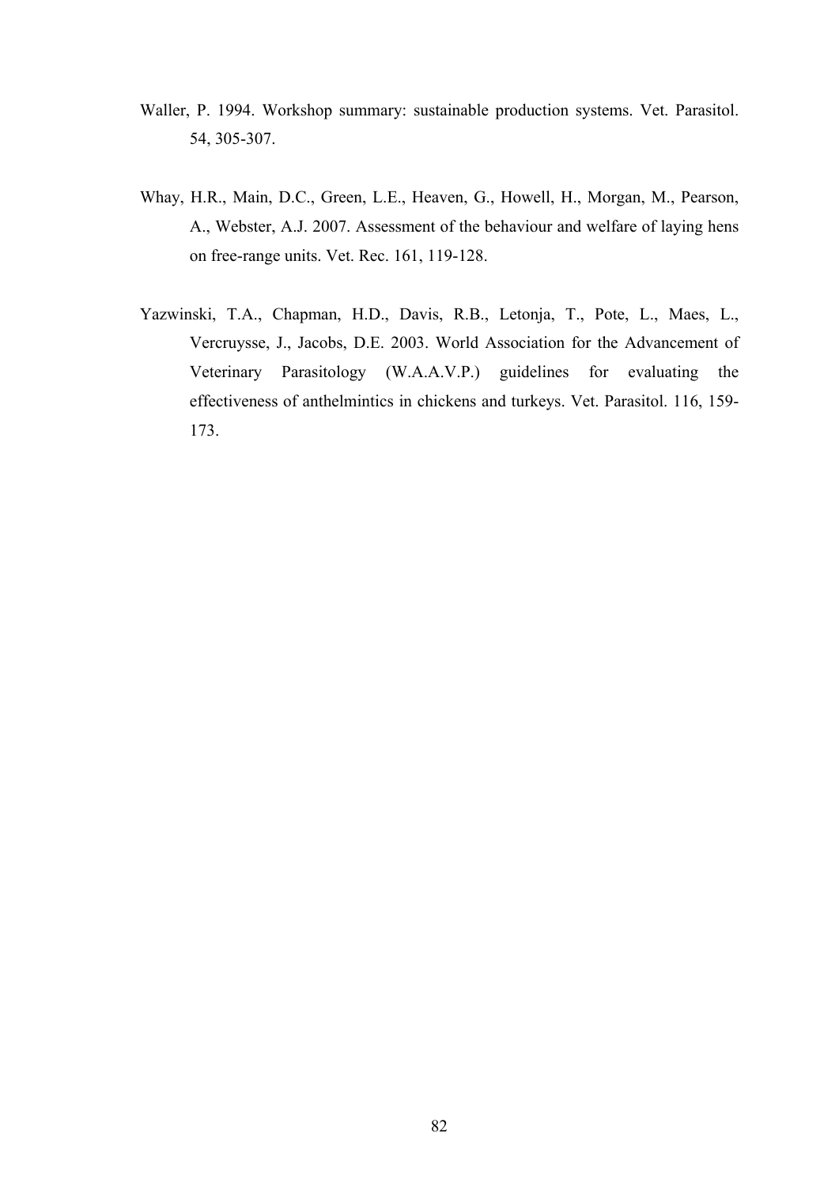Waller, P. 1994. Workshop summary: sustainable production systems. Vet. Parasitol. 54, 305-307.

Whay, H.R., Main, D.C., Green, L.E., Heaven, G., Howell, H., Morgan, M., Pearson, A., Webster, A.J. 2007. Assessment of the behaviour and welfare of laying hens on free-range units. Vet. Rec. 161, 119-128.

Yazwinski, T.A., Chapman, H.D., Davis, R.B., Letonja, T., Pote, L., Maes, L., Vercruysse, J., Jacobs, D.E. 2003. World Association for the Advancement of Veterinary Parasitology (W.A.A.V.P.) guidelines for evaluating the effectiveness of anthelmintics in chickens and turkeys. Vet. Parasitol. 116, 159-173.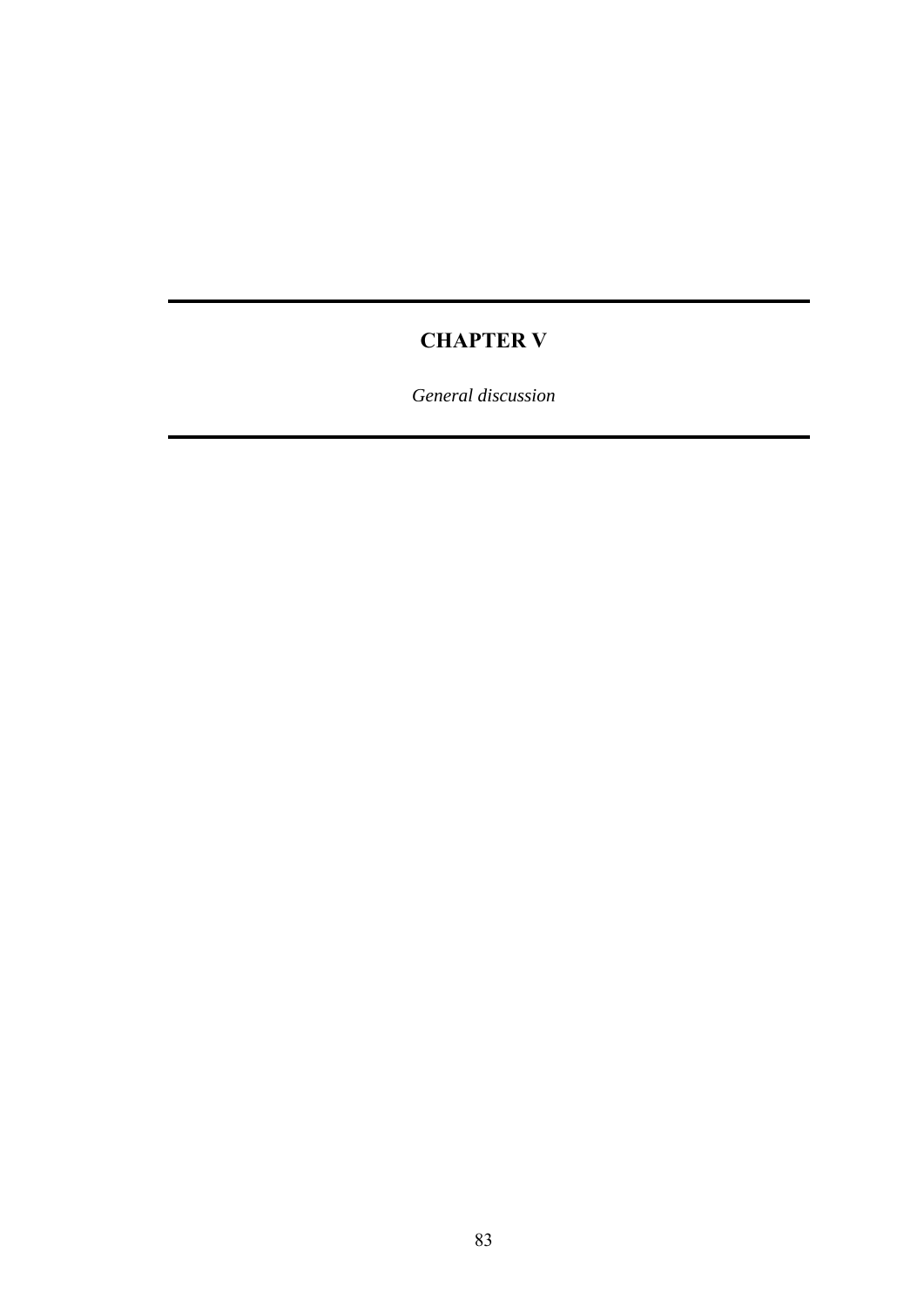# CHAPTER V

*General discussion*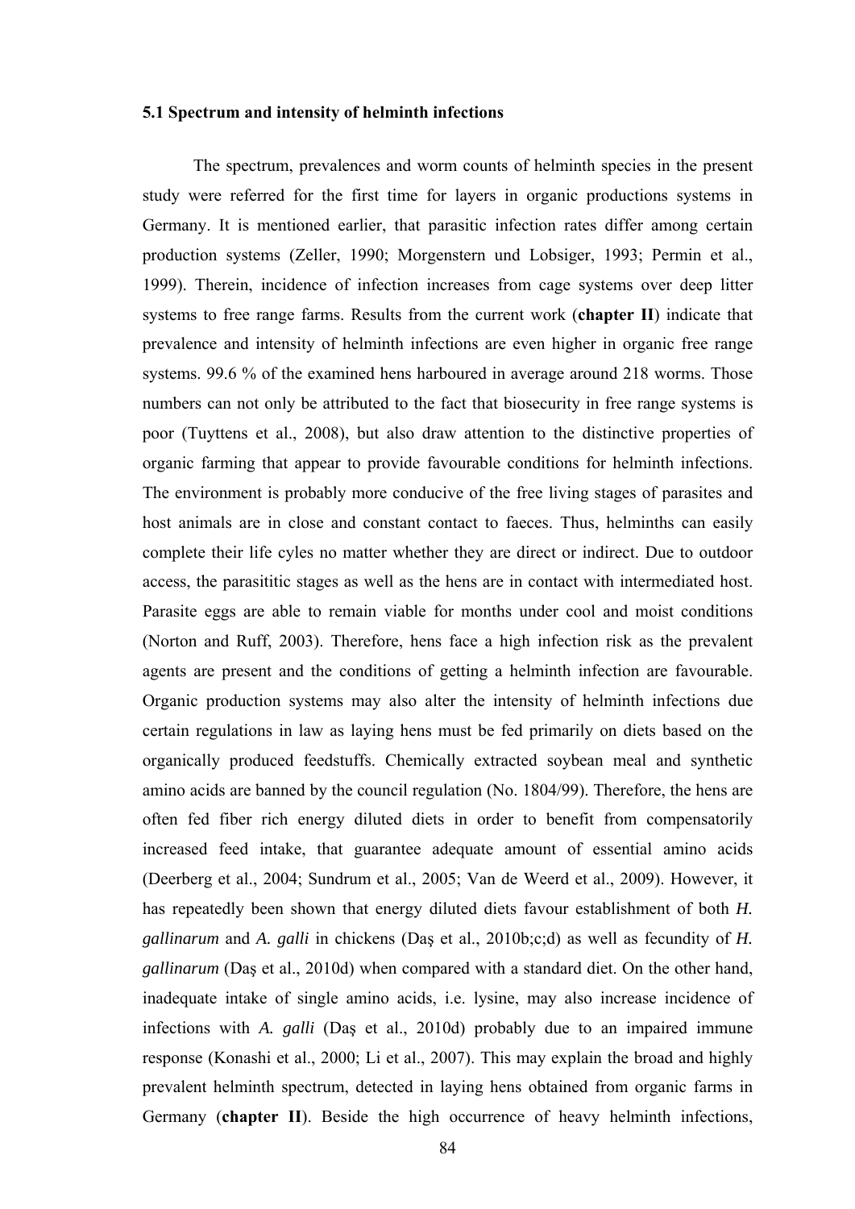### 5.1 Spectrum and intensity of helminth infections

The spectrum, prevalences and worm counts of helminth species in the present study were referred for the first time for layers in organic productions systems in Germany. It is mentioned earlier, that parasitic infection rates differ among certain production systems (Zeller, 1990; Morgenstern und Lobsiger, 1993; Permin et al., 1999). Therein, incidence of infection increases from cage systems over deep litter systems to free range farms. Results from the current work (**chapter II**) indicate that prevalence and intensity of helminth infections are even higher in organic free range systems. 99.6 % of the examined hens harboured in average around 218 worms. Those numbers can not only be attributed to the fact that biosecurity in free range systems is poor (Tuyttens et al., 2008), but also draw attention to the distinctive properties of organic farming that appear to provide favourable conditions for helminth infections. The environment is probably more conducive of the free living stages of parasites and host animals are in close and constant contact to faeces. Thus, helminths can easily complete their life cyles no matter whether they are direct or indirect. Due to outdoor access, the parasititic stages as well as the hens are in contact with intermediated host. Parasite eggs are able to remain viable for months under cool and moist conditions (Norton and Ruff, 2003). Therefore, hens face a high infection risk as the prevalent agents are present and the conditions of getting a helminth infection are favourable. Organic production systems may also alter the intensity of helminth infections due certain regulations in law as laying hens must be fed primarily on diets based on the organically produced feedstuffs. Chemically extracted soybean meal and synthetic amino acids are banned by the council regulation (No. 1804/99). Therefore, the hens are often fed fiber rich energy diluted diets in order to benefit from compensatorily increased feed intake, that guarantee adequate amount of essential amino acids (Deerberg et al., 2004; Sundrum et al., 2005; Van de Weerd et al., 2009). However, it has repeatedly been shown that energy diluted diets favour establishment of both *H. gallinarum* and *A. galli* in chickens (Daş et al., 2010b;c;d) as well as fecundity of *H. gallinarum* (Daş et al., 2010d) when compared with a standard diet. On the other hand, inadequate intake of single amino acids, i.e. lysine, may also increase incidence of infections with *A. galli* (Daş et al., 2010d) probably due to an impaired immune response (Konashi et al., 2000; Li et al., 2007). This may explain the broad and highly prevalent helminth spectrum, detected in laying hens obtained from organic farms in Germany (**chapter II**). Beside the high occurrence of heavy helminth infections,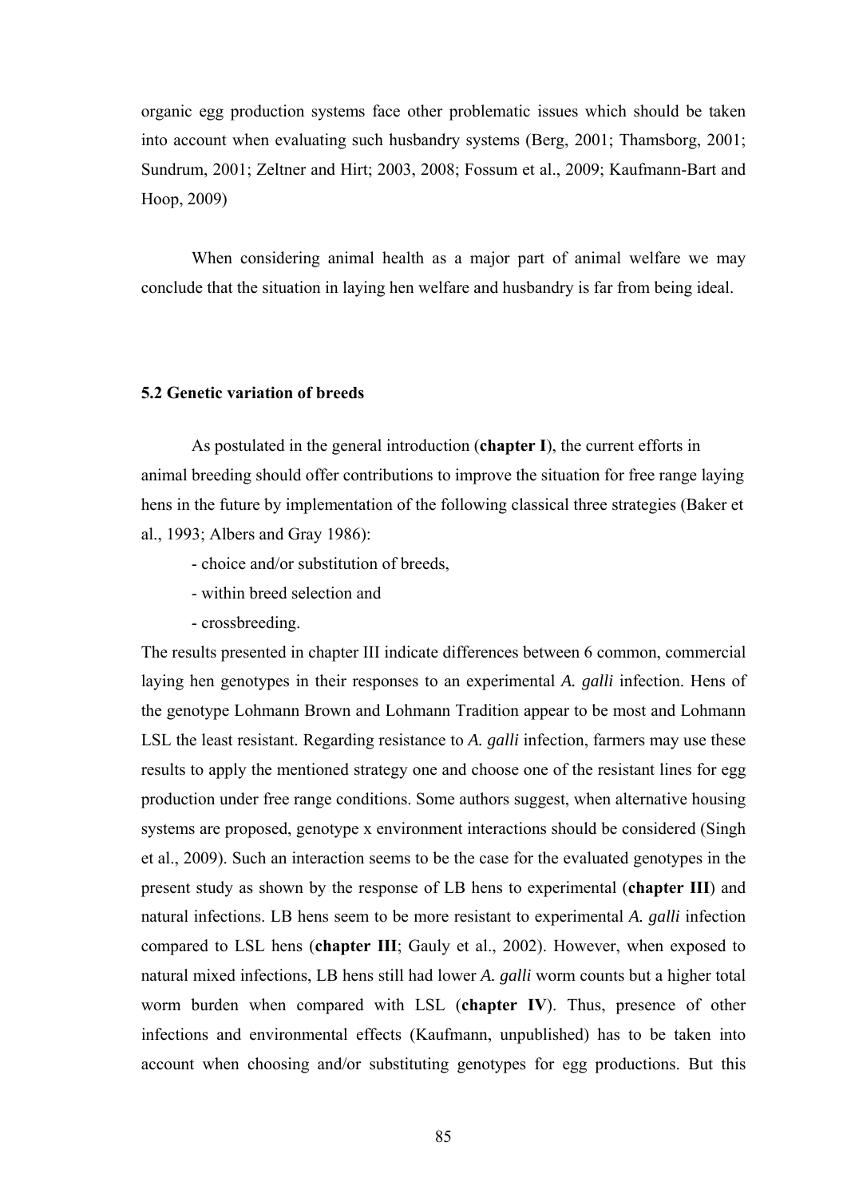organic egg production systems face other problematic issues which should be taken into account when evaluating such husbandry systems (Berg, 2001; Thamsborg, 2001; Sundrum, 2001; Zeltner and Hirt; 2003, 2008; Fossum et al., 2009; Kaufmann-Bart and Hoop, 2009)

When considering animal health as a major part of animal welfare we may conclude that the situation in laying hen welfare and husbandry is far from being ideal.

### 5.2 Genetic variation of breeds

As postulated in the general introduction (**chapter I**), the current efforts in animal breeding should offer contributions to improve the situation for free range laying hens in the future by implementation of the following classical three strategies (Baker et al., 1993; Albers and Gray 1986):

- choice and/or substitution of breeds,
- within breed selection and
- crossbreeding.

The results presented in chapter III indicate differences between 6 common, commercial laying hen genotypes in their responses to an experimental *A. galli* infection. Hens of the genotype Lohmann Brown and Lohmann Tradition appear to be most and Lohmann LSL the least resistant. Regarding resistance to *A. galli* infection, farmers may use these results to apply the mentioned strategy one and choose one of the resistant lines for egg production under free range conditions. Some authors suggest, when alternative housing systems are proposed, genotype x environment interactions should be considered (Singh et al., 2009). Such an interaction seems to be the case for the evaluated genotypes in the present study as shown by the response of LB hens to experimental (**chapter III**) and natural infections. LB hens seem to be more resistant to experimental *A. galli* infection compared to LSL hens (**chapter III**; Gauly et al., 2002). However, when exposed to natural mixed infections, LB hens still had lower *A. galli* worm counts but a higher total worm burden when compared with LSL (**chapter IV**). Thus, presence of other infections and environmental effects (Kaufmann, unpublished) has to be taken into account when choosing and/or substituting genotypes for egg productions. But this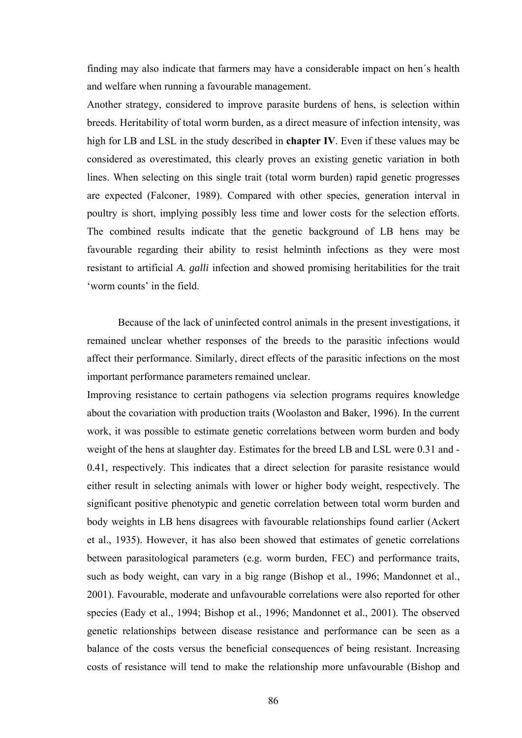finding may also indicate that farmers may have a considerable impact on hen´s health and welfare when running a favourable management.

Another strategy, considered to improve parasite burdens of hens, is selection within breeds. Heritability of total worm burden, as a direct measure of infection intensity, was high for LB and LSL in the study described in **chapter IV**. Even if these values may be considered as overestimated, this clearly proves an existing genetic variation in both lines. When selecting on this single trait (total worm burden) rapid genetic progresses are expected (Falconer, 1989). Compared with other species, generation interval in poultry is short, implying possibly less time and lower costs for the selection efforts. The combined results indicate that the genetic background of LB hens may be favourable regarding their ability to resist helminth infections as they were most resistant to artificial *A. galli* infection and showed promising heritabilities for the trait 'worm counts' in the field.

Because of the lack of uninfected control animals in the present investigations, it remained unclear whether responses of the breeds to the parasitic infections would affect their performance. Similarly, direct effects of the parasitic infections on the most important performance parameters remained unclear.

Improving resistance to certain pathogens via selection programs requires knowledge about the covariation with production traits (Woolaston and Baker, 1996). In the current work, it was possible to estimate genetic correlations between worm burden and body weight of the hens at slaughter day. Estimates for the breed LB and LSL were 0.31 and -0.41, respectively. This indicates that a direct selection for parasite resistance would either result in selecting animals with lower or higher body weight, respectively. The significant positive phenotypic and genetic correlation between total worm burden and body weights in LB hens disagrees with favourable relationships found earlier (Ackert et al., 1935). However, it has also been showed that estimates of genetic correlations between parasitological parameters (e.g. worm burden, FEC) and performance traits, such as body weight, can vary in a big range (Bishop et al., 1996; Mandonnet et al., 2001). Favourable, moderate and unfavourable correlations were also reported for other species (Eady et al., 1994; Bishop et al., 1996; Mandonnet et al., 2001). The observed genetic relationships between disease resistance and performance can be seen as a balance of the costs versus the beneficial consequences of being resistant. Increasing costs of resistance will tend to make the relationship more unfavourable (Bishop and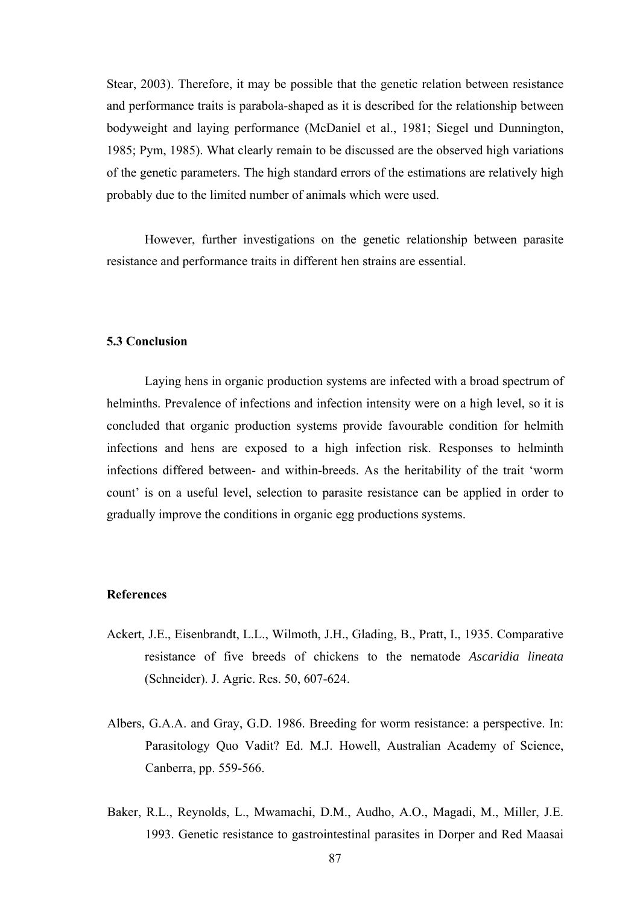Stear, 2003). Therefore, it may be possible that the genetic relation between resistance and performance traits is parabola-shaped as it is described for the relationship between bodyweight and laying performance (McDaniel et al., 1981; Siegel und Dunnington, 1985; Pym, 1985). What clearly remain to be discussed are the observed high variations of the genetic parameters. The high standard errors of the estimations are relatively high probably due to the limited number of animals which were used.

However, further investigations on the genetic relationship between parasite resistance and performance traits in different hen strains are essential.

### 5.3 Conclusion

Laying hens in organic production systems are infected with a broad spectrum of helminths. Prevalence of infections and infection intensity were on a high level, so it is concluded that organic production systems provide favourable condition for helmith infections and hens are exposed to a high infection risk. Responses to helminth infections differed between- and within-breeds. As the heritability of the trait 'worm count' is on a useful level, selection to parasite resistance can be applied in order to gradually improve the conditions in organic egg productions systems.

## References

Ackert, J.E., Eisenbrandt, L.L., Wilmoth, J.H., Glading, B., Pratt, I., 1935. Comparative resistance of five breeds of chickens to the nematode *Ascaridia lineata* (Schneider). J. Agric. Res. 50, 607-624.

Albers, G.A.A. and Gray, G.D. 1986. Breeding for worm resistance: a perspective. In: Parasitology Quo Vadit? Ed. M.J. Howell, Australian Academy of Science, Canberra, pp. 559-566.

Baker, R.L., Reynolds, L., Mwamachi, D.M., Audho, A.O., Magadi, M., Miller, J.E. 1993. Genetic resistance to gastrointestinal parasites in Dorper and Red Maasai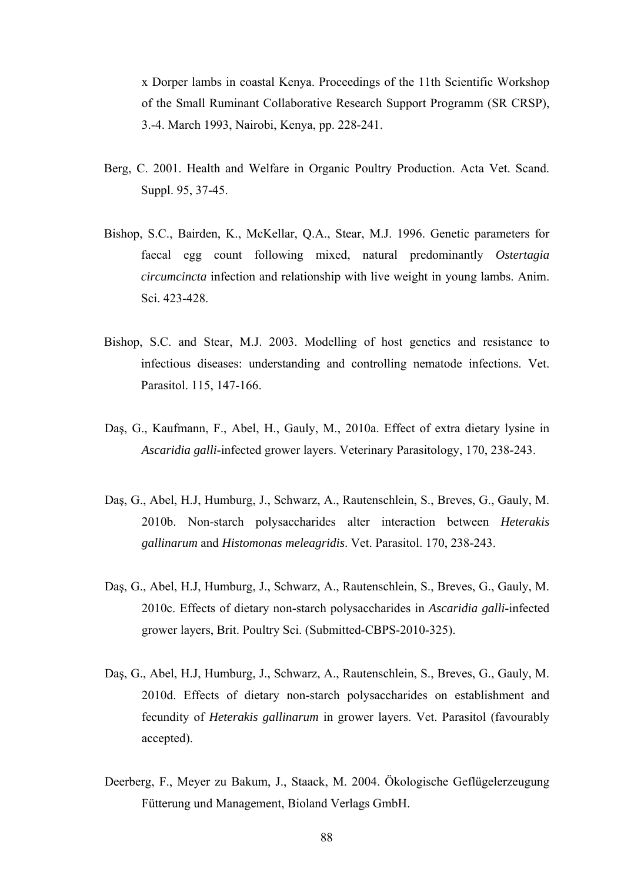x Dorper lambs in coastal Kenya. Proceedings of the 11th Scientific Workshop of the Small Ruminant Collaborative Research Support Programm (SR CRSP), 3.-4. March 1993, Nairobi, Kenya, pp. 228-241.

Berg, C. 2001. Health and Welfare in Organic Poultry Production. Acta Vet. Scand. Suppl. 95, 37-45.

Bishop, S.C., Bairden, K., McKellar, Q.A., Stear, M.J. 1996. Genetic parameters for faecal egg count following mixed, natural predominantly *Ostertagia circumcincta* infection and relationship with live weight in young lambs. Anim. Sci. 423-428.

Bishop, S.C. and Stear, M.J. 2003. Modelling of host genetics and resistance to infectious diseases: understanding and controlling nematode infections. Vet. Parasitol. 115, 147-166.

Daş, G., Kaufmann, F., Abel, H., Gauly, M., 2010a. Effect of extra dietary lysine in *Ascaridia galli*-infected grower layers. Veterinary Parasitology, 170, 238-243.

Daş, G., Abel, H.J, Humburg, J., Schwarz, A., Rautenschlein, S., Breves, G., Gauly, M. 2010b. Non-starch polysaccharides alter interaction between *Heterakis gallinarum* and *Histomonas meleagridis*. Vet. Parasitol. 170, 238-243.

Daş, G., Abel, H.J, Humburg, J., Schwarz, A., Rautenschlein, S., Breves, G., Gauly, M. 2010c. Effects of dietary non-starch polysaccharides in *Ascaridia galli*-infected grower layers, Brit. Poultry Sci. (Submitted-CBPS-2010-325).

Daş, G., Abel, H.J, Humburg, J., Schwarz, A., Rautenschlein, S., Breves, G., Gauly, M. 2010d. Effects of dietary non-starch polysaccharides on establishment and fecundity of *Heterakis gallinarum* in grower layers. Vet. Parasitol (favourably accepted).

Deerberg, F., Meyer zu Bakum, J., Staack, M. 2004. Ökologische Geflügelerzeugung Fütterung und Management, Bioland Verlags GmbH.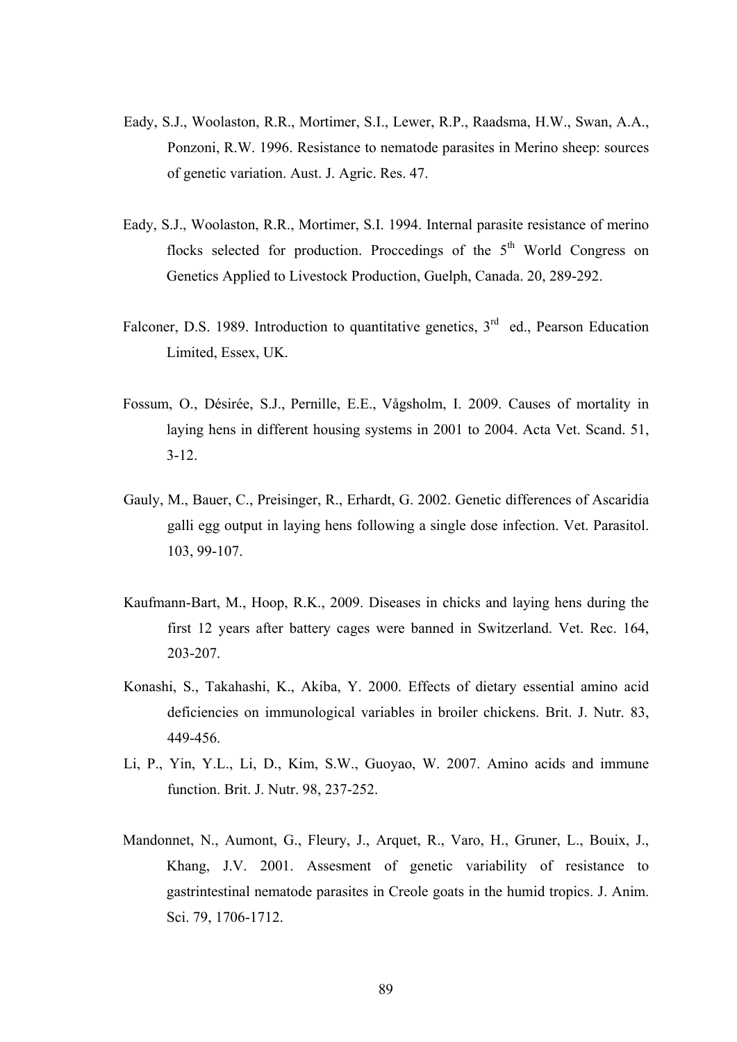Eady, S.J., Woolaston, R.R., Mortimer, S.I., Lewer, R.P., Raadsma, H.W., Swan, A.A., Ponzoni, R.W. 1996. Resistance to nematode parasites in Merino sheep: sources of genetic variation. Aust. J. Agric. Res. 47.

Eady, S.J., Woolaston, R.R., Mortimer, S.I. 1994. Internal parasite resistance of merino flocks selected for production. Proccedings of the 5th World Congress on Genetics Applied to Livestock Production, Guelph, Canada. 20, 289-292.

Falconer, D.S. 1989. Introduction to quantitative genetics, 3rd ed., Pearson Education Limited, Essex, UK.

Fossum, O., Désirée, S.J., Pernille, E.E., Vågsholm, I. 2009. Causes of mortality in laying hens in different housing systems in 2001 to 2004. Acta Vet. Scand. 51, 3-12.

Gauly, M., Bauer, C., Preisinger, R., Erhardt, G. 2002. Genetic differences of Ascaridia galli egg output in laying hens following a single dose infection. Vet. Parasitol. 103, 99-107.

Kaufmann-Bart, M., Hoop, R.K., 2009. Diseases in chicks and laying hens during the first 12 years after battery cages were banned in Switzerland. Vet. Rec. 164, 203-207.

Konashi, S., Takahashi, K., Akiba, Y. 2000. Effects of dietary essential amino acid deficiencies on immunological variables in broiler chickens. Brit. J. Nutr. 83, 449-456.

Li, P., Yin, Y.L., Li, D., Kim, S.W., Guoyao, W. 2007. Amino acids and immune function. Brit. J. Nutr. 98, 237-252.

Mandonnet, N., Aumont, G., Fleury, J., Arquet, R., Varo, H., Gruner, L., Bouix, J., Khang, J.V. 2001. Assesment of genetic variability of resistance to gastrintestinal nematode parasites in Creole goats in the humid tropics. J. Anim. Sci. 79, 1706-1712.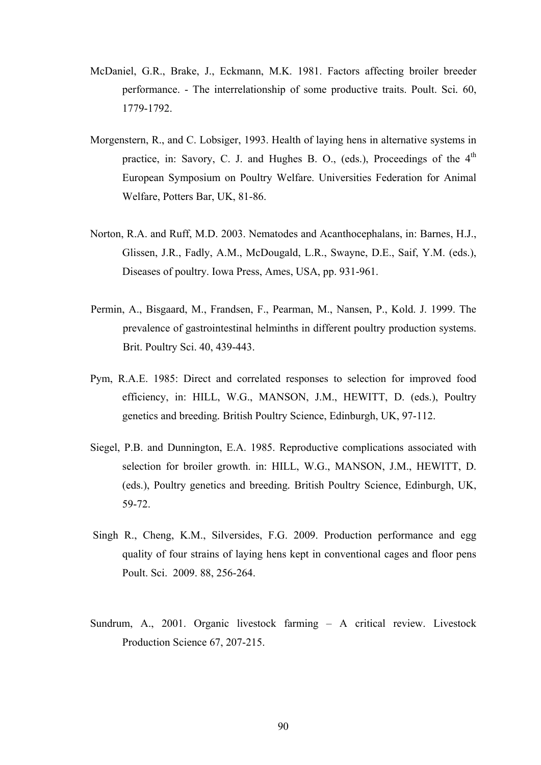McDaniel, G.R., Brake, J., Eckmann, M.K. 1981. Factors affecting broiler breeder performance. - The interrelationship of some productive traits. Poult. Sci. 60, 1779-1792.

Morgenstern, R., and C. Lobsiger, 1993. Health of laying hens in alternative systems in practice, in: Savory, C. J. and Hughes B. O., (eds.), Proceedings of the 4th European Symposium on Poultry Welfare. Universities Federation for Animal Welfare, Potters Bar, UK, 81-86.

Norton, R.A. and Ruff, M.D. 2003. Nematodes and Acanthocephalans, in: Barnes, H.J., Glissen, J.R., Fadly, A.M., McDougald, L.R., Swayne, D.E., Saif, Y.M. (eds.), Diseases of poultry. Iowa Press, Ames, USA, pp. 931-961.

Permin, A., Bisgaard, M., Frandsen, F., Pearman, M., Nansen, P., Kold. J. 1999. The prevalence of gastrointestinal helminths in different poultry production systems. Brit. Poultry Sci. 40, 439-443.

Pym, R.A.E. 1985: Direct and correlated responses to selection for improved food efficiency, in: HILL, W.G., MANSON, J.M., HEWITT, D. (eds.), Poultry genetics and breeding. British Poultry Science, Edinburgh, UK, 97-112.

Siegel, P.B. and Dunnington, E.A. 1985. Reproductive complications associated with selection for broiler growth. in: HILL, W.G., MANSON, J.M., HEWITT, D. (eds.), Poultry genetics and breeding. British Poultry Science, Edinburgh, UK, 59-72.

Singh R., Cheng, K.M., Silversides, F.G. 2009. Production performance and egg quality of four strains of laying hens kept in conventional cages and floor pens Poult. Sci. 2009. 88, 256-264.

Sundrum, A., 2001. Organic livestock farming – A critical review. Livestock Production Science 67, 207-215.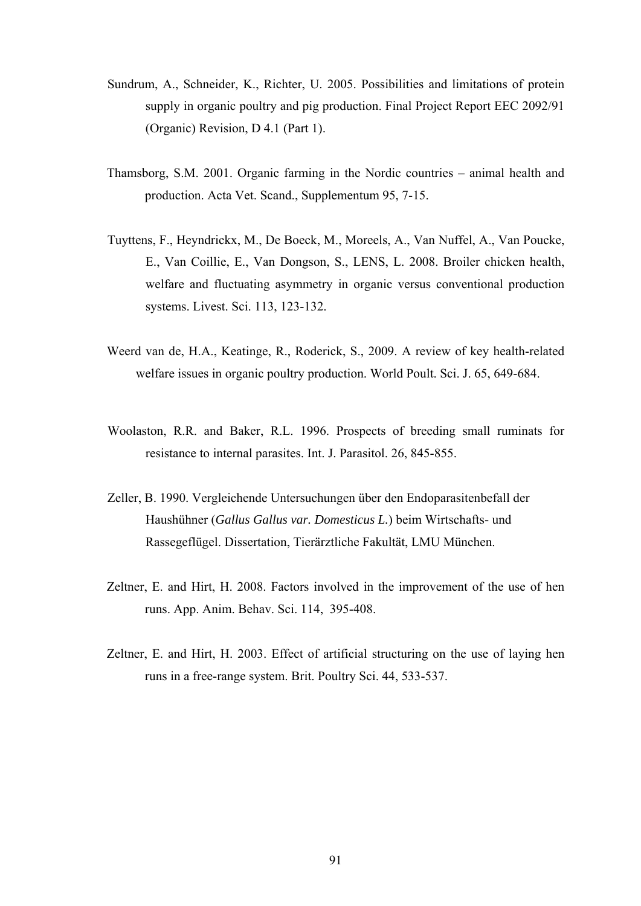Sundrum, A., Schneider, K., Richter, U. 2005. Possibilities and limitations of protein supply in organic poultry and pig production. Final Project Report EEC 2092/91 (Organic) Revision, D 4.1 (Part 1).

Thamsborg, S.M. 2001. Organic farming in the Nordic countries – animal health and production. Acta Vet. Scand., Supplementum 95, 7-15.

Tuyttens, F., Heyndrickx, M., De Boeck, M., Moreels, A., Van Nuffel, A., Van Poucke, E., Van Coillie, E., Van Dongson, S., LENS, L. 2008. Broiler chicken health, welfare and fluctuating asymmetry in organic versus conventional production systems. Livest. Sci. 113, 123-132.

Weerd van de, H.A., Keatinge, R., Roderick, S., 2009. A review of key health-related welfare issues in organic poultry production. World Poult. Sci. J. 65, 649-684.

Woolaston, R.R. and Baker, R.L. 1996. Prospects of breeding small ruminats for resistance to internal parasites. Int. J. Parasitol. 26, 845-855.

Zeller, B. 1990. Vergleichende Untersuchungen über den Endoparasitenbefall der Haushühner (*Gallus Gallus var. Domesticus L.*) beim Wirtschafts- und Rassegeflügel. Dissertation, Tierärztliche Fakultät, LMU München.

Zeltner, E. and Hirt, H. 2008. Factors involved in the improvement of the use of hen runs. App. Anim. Behav. Sci. 114, 395-408.

Zeltner, E. and Hirt, H. 2003. Effect of artificial structuring on the use of laying hen runs in a free-range system. Brit. Poultry Sci. 44, 533-537.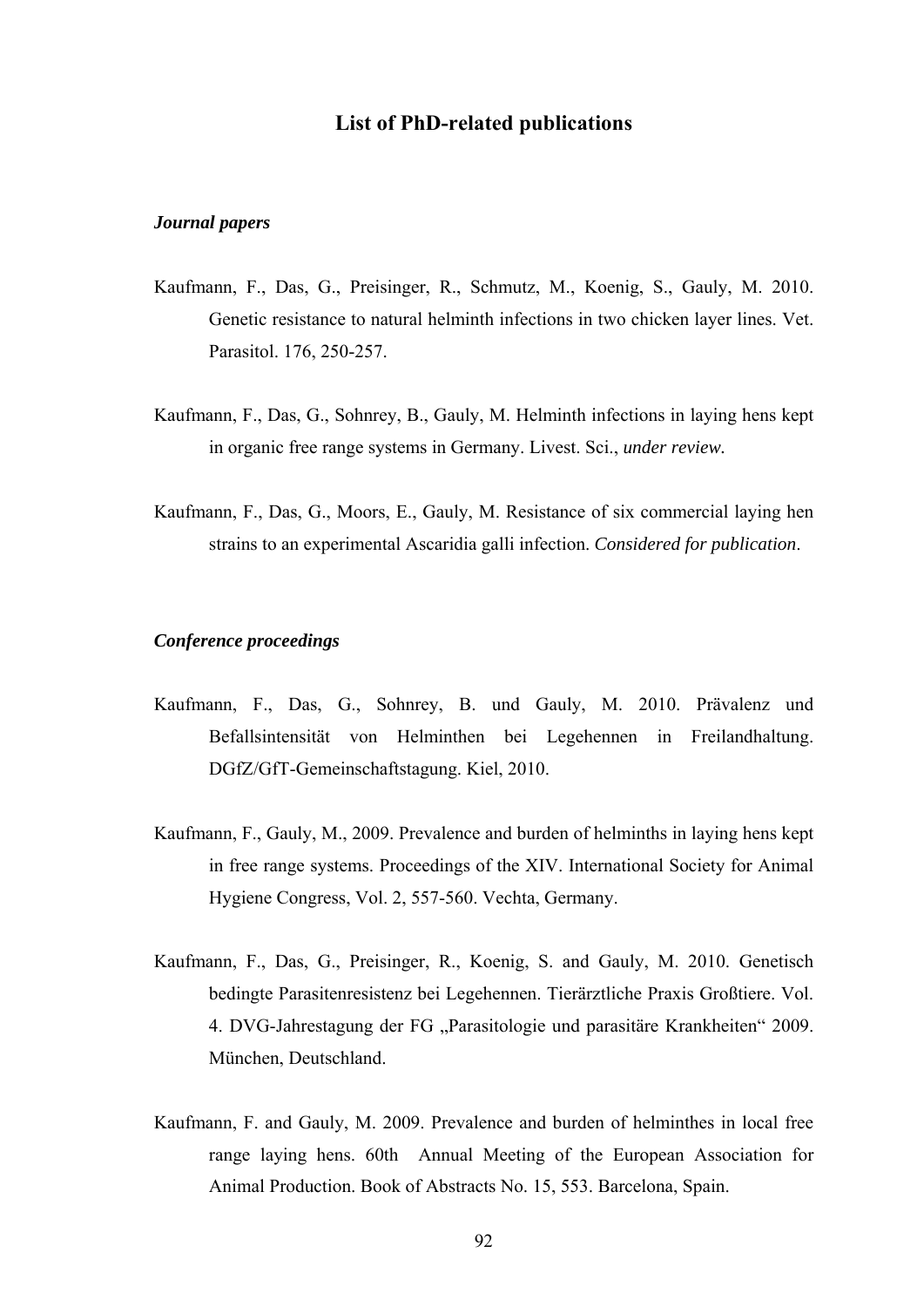## List of PhD-related publications

### *Journal papers*

Kaufmann, F., Das, G., Preisinger, R., Schmutz, M., Koenig, S., Gauly, M. 2010. Genetic resistance to natural helminth infections in two chicken layer lines. Vet. Parasitol. 176, 250-257.

Kaufmann, F., Das, G., Sohnrey, B., Gauly, M. Helminth infections in laying hens kept in organic free range systems in Germany. Livest. Sci., *under review.*

Kaufmann, F., Das, G., Moors, E., Gauly, M. Resistance of six commercial laying hen strains to an experimental Ascaridia galli infection. *Considered for publication*.

### *Conference proceedings*

Kaufmann, F., Das, G., Sohnrey, B. und Gauly, M. 2010. Prävalenz und Befallsintensität von Helminthen bei Legehennen in Freilandhaltung. DGfZ/GfT-Gemeinschaftstagung. Kiel, 2010.

Kaufmann, F., Gauly, M., 2009. Prevalence and burden of helminths in laying hens kept in free range systems. Proceedings of the XIV. International Society for Animal Hygiene Congress, Vol. 2, 557-560. Vechta, Germany.

Kaufmann, F., Das, G., Preisinger, R., Koenig, S. and Gauly, M. 2010. Genetisch bedingte Parasitenresistenz bei Legehennen. Tierärztliche Praxis Großtiere. Vol. 4. DVG-Jahrestagung der FG „Parasitologie und parasitäre Krankheiten" 2009. München, Deutschland.

Kaufmann, F. and Gauly, M. 2009. Prevalence and burden of helminthes in local free range laying hens. 60th Annual Meeting of the European Association for Animal Production. Book of Abstracts No. 15, 553. Barcelona, Spain.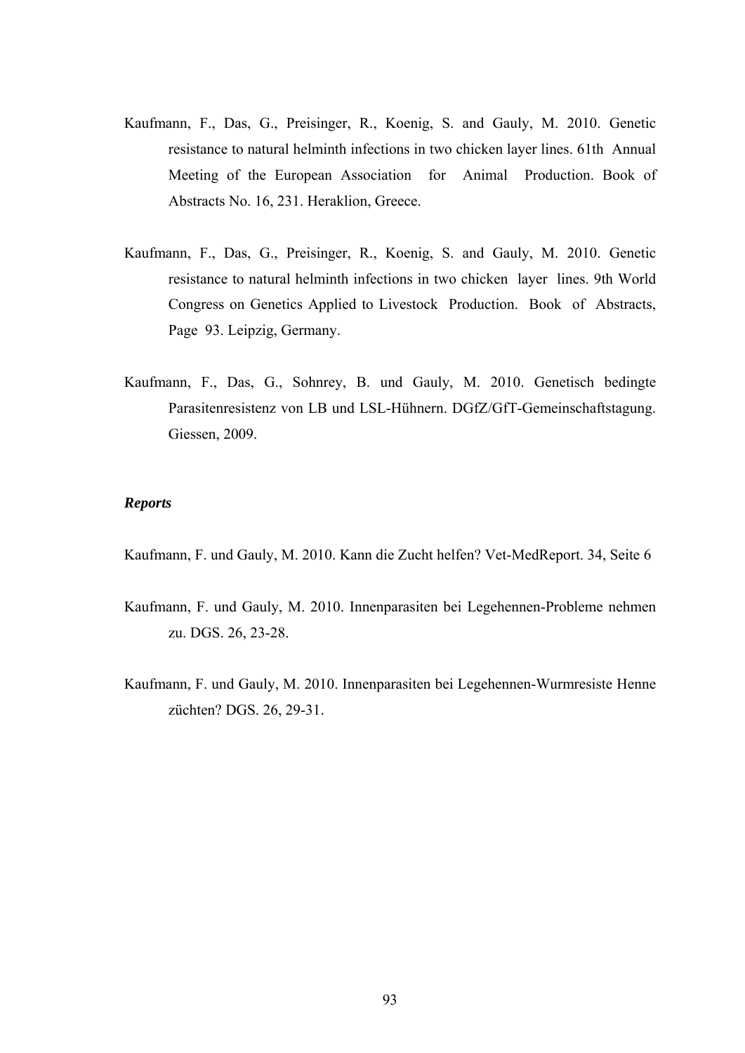Kaufmann, F., Das, G., Preisinger, R., Koenig, S. and Gauly, M. 2010. Genetic resistance to natural helminth infections in two chicken layer lines. 61th Annual Meeting of the European Association for Animal Production. Book of Abstracts No. 16, 231. Heraklion, Greece.

Kaufmann, F., Das, G., Preisinger, R., Koenig, S. and Gauly, M. 2010. Genetic resistance to natural helminth infections in two chicken layer lines. 9th World Congress on Genetics Applied to Livestock Production. Book of Abstracts, Page 93. Leipzig, Germany.

Kaufmann, F., Das, G., Sohnrey, B. und Gauly, M. 2010. Genetisch bedingte Parasitenresistenz von LB und LSL-Hühnern. DGfZ/GfT-Gemeinschaftstagung. Giessen, 2009.

***Reports***

Kaufmann, F. und Gauly, M. 2010. Kann die Zucht helfen? Vet-MedReport. 34, Seite 6

Kaufmann, F. und Gauly, M. 2010. Innenparasiten bei Legehennen-Probleme nehmen zu. DGS. 26, 23-28.

Kaufmann, F. und Gauly, M. 2010. Innenparasiten bei Legehennen-Wurmresiste Henne züchten? DGS. 26, 29-31.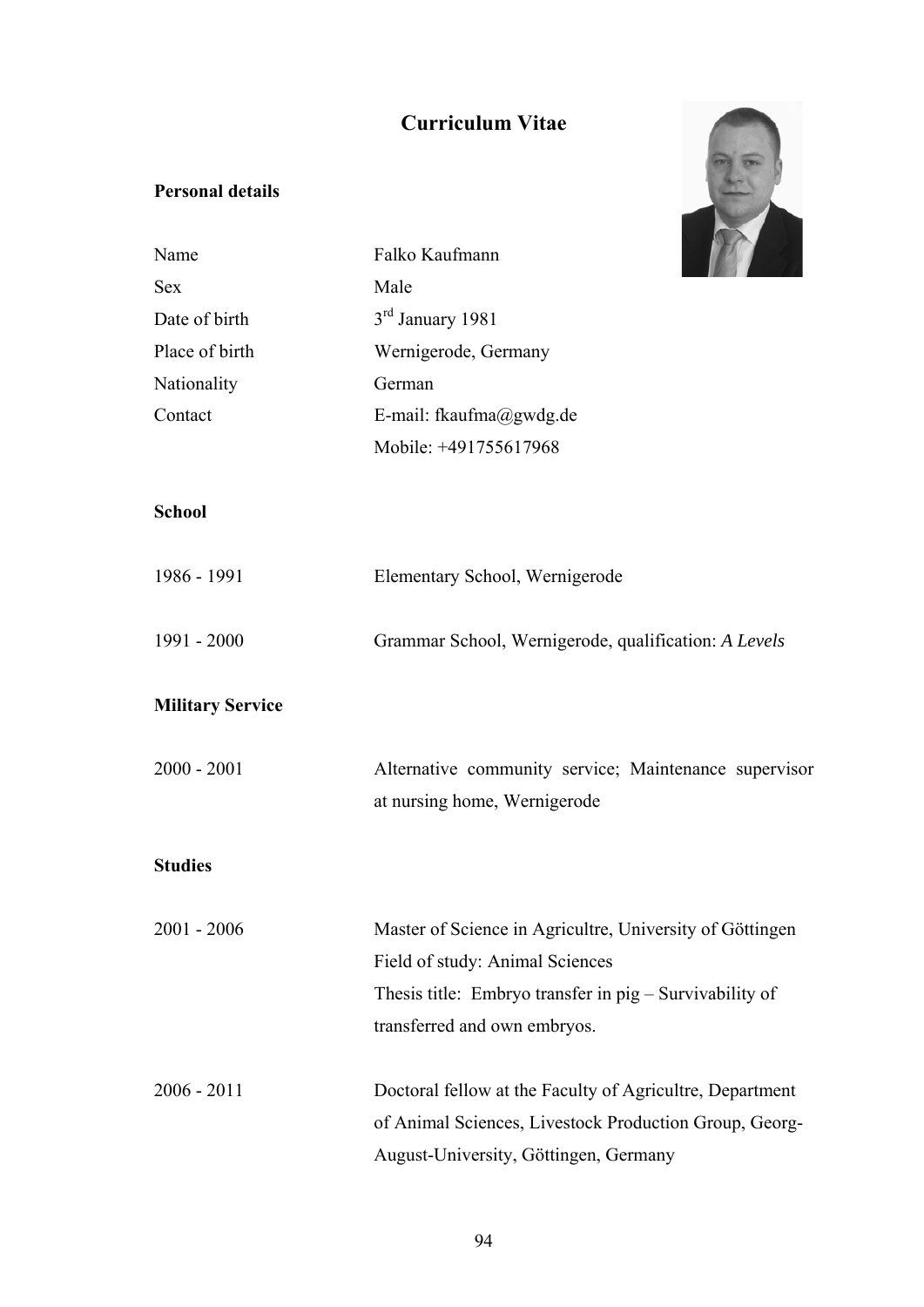# Curriculum Vitae

## Personal details

| | |
|---|---|
| Name | Falko Kaufmann |
| Sex | Male |
| Date of birth | 3rd January 1981 |
| Place of birth | Wernigerode, Germany |
| Nationality | German |
| Contact | E-mail: fkaufma@gwdg.de |
| | Mobile: +491755617968 |

## School

| | |
|---|---|
| 1986 - 1991 | Elementary School, Wernigerode |
| 1991 - 2000 | Grammar School, Wernigerode, qualification: *A Levels* |

## Military Service

| | |
|---|---|
| 2000 - 2001 | Alternative community service; Maintenance supervisor at nursing home, Wernigerode |

## Studies

| | |
|---|---|
| 2001 - 2006 | Master of Science in Agricultre, University of Göttingen<br>Field of study: Animal Sciences<br>Thesis title: Embryo transfer in pig – Survivability of transferred and own embryos. |
| 2006 - 2011 | Doctoral fellow at the Faculty of Agricultre, Department of Animal Sciences, Livestock Production Group, Georg-August-University, Göttingen, Germany |